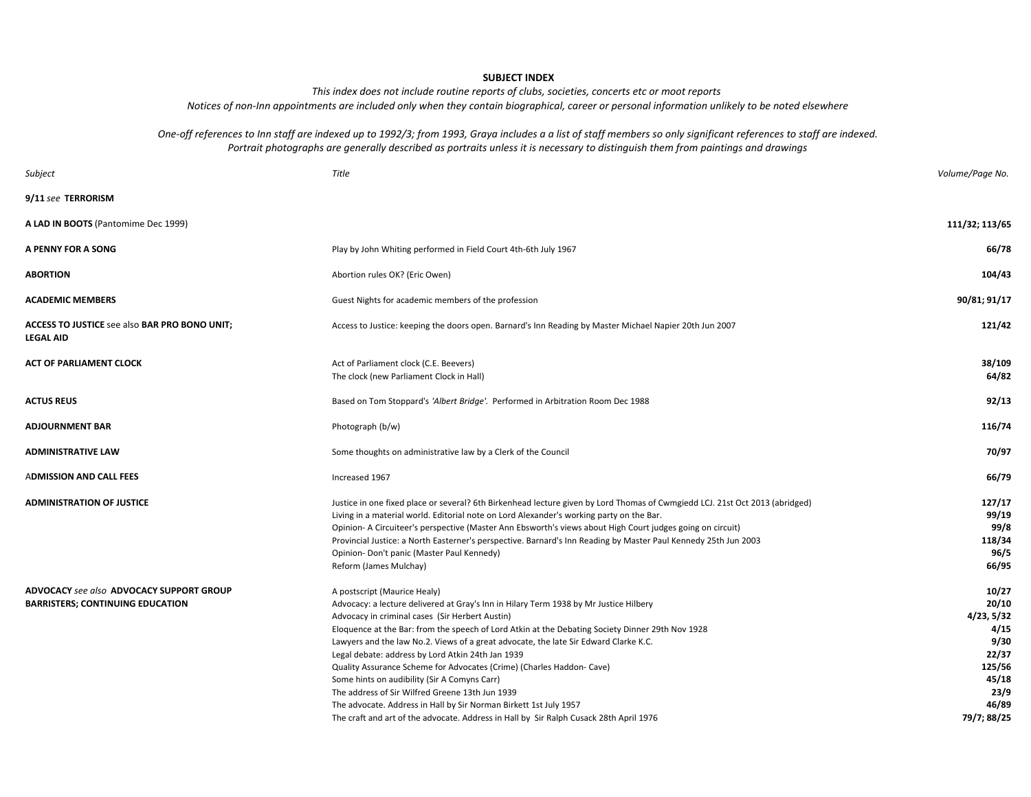**SUBJECT INDEX**

*This index does not include routine reports of clubs, societies, concerts etc or moot reports*

*Notices of non-Inn appointments are included only when they contain biographical, career or personal information unlikely to be noted elsewhere*

*One-off references to Inn staff are indexed up to 1992/3; from 1993, Graya includes a a list of staff members so only significant references to staff are indexed.*

*Portrait photographs are generally described as portraits unless it is necessary to distinguish them from paintings and drawings*

| *Subject* | *Title* | *Volume/Page No.* |
|---|---|---|
| **9/11** *see* **TERRORISM** | | |
| **A LAD IN BOOTS** (Pantomime Dec 1999) | | **111/32; 113/65** |
| **A PENNY FOR A SONG** | Play by John Whiting performed in Field Court 4th-6th July 1967 | **66/78** |
| **ABORTION** | Abortion rules OK? (Eric Owen) | **104/43** |
| **ACADEMIC MEMBERS** | Guest Nights for academic members of the profession | **90/81; 91/17** |
| **ACCESS TO JUSTICE** see also **BAR PRO BONO UNIT; LEGAL AID** | Access to Justice: keeping the doors open. Barnard's Inn Reading by Master Michael Napier 20th Jun 2007 | **121/42** |
| **ACT OF PARLIAMENT CLOCK** | Act of Parliament clock (C.E. Beevers) | **38/109** |
| | The clock (new Parliament Clock in Hall) | **64/82** |
| **ACTUS REUS** | Based on Tom Stoppard's *'Albert Bridge'.* Performed in Arbitration Room Dec 1988 | **92/13** |
| **ADJOURNMENT BAR** | Photograph (b/w) | **116/74** |
| **ADMINISTRATIVE LAW** | Some thoughts on administrative law by a Clerk of the Council | **70/97** |
| A**DMISSION AND CALL FEES** | Increased 1967 | **66/79** |
| **ADMINISTRATION OF JUSTICE** | Justice in one fixed place or several? 6th Birkenhead lecture given by Lord Thomas of Cwmgiedd LCJ. 21st Oct 2013 (abridged) | **127/17** |
| | Living in a material world. Editorial note on Lord Alexander's working party on the Bar. | **99/19** |
| | Opinion- A Circuiteer's perspective (Master Ann Ebsworth's views about High Court judges going on circuit) | **99/8** |
| | Provincial Justice: a North Easterner's perspective. Barnard's Inn Reading by Master Paul Kennedy 25th Jun 2003 | **118/34** |
| | Opinion- Don't panic (Master Paul Kennedy) | **96/5** |
| | Reform (James Mulchay) | **66/95** |
| **ADVOCACY** *see also* **ADVOCACY SUPPORT GROUP BARRISTERS; CONTINUING EDUCATION** | A postscript (Maurice Healy) | **10/27** |
| | Advocacy: a lecture delivered at Gray's Inn in Hilary Term 1938 by Mr Justice Hilbery | **20/10** |
| | Advocacy in criminal cases (Sir Herbert Austin) | **4/23, 5/32** |
| | Eloquence at the Bar: from the speech of Lord Atkin at the Debating Society Dinner 29th Nov 1928 | **4/15** |
| | Lawyers and the law No.2. Views of a great advocate, the late Sir Edward Clarke K.C. | **9/30** |
| | Legal debate: address by Lord Atkin 24th Jan 1939 | **22/37** |
| | Quality Assurance Scheme for Advocates (Crime) (Charles Haddon- Cave) | **125/56** |
| | Some hints on audibility (Sir A Comyns Carr) | **45/18** |
| | The address of Sir Wilfred Greene 13th Jun 1939 | **23/9** |
| | The advocate. Address in Hall by Sir Norman Birkett 1st July 1957 | **46/89** |
| | The craft and art of the advocate. Address in Hall by Sir Ralph Cusack 28th April 1976 | **79/7; 88/25** |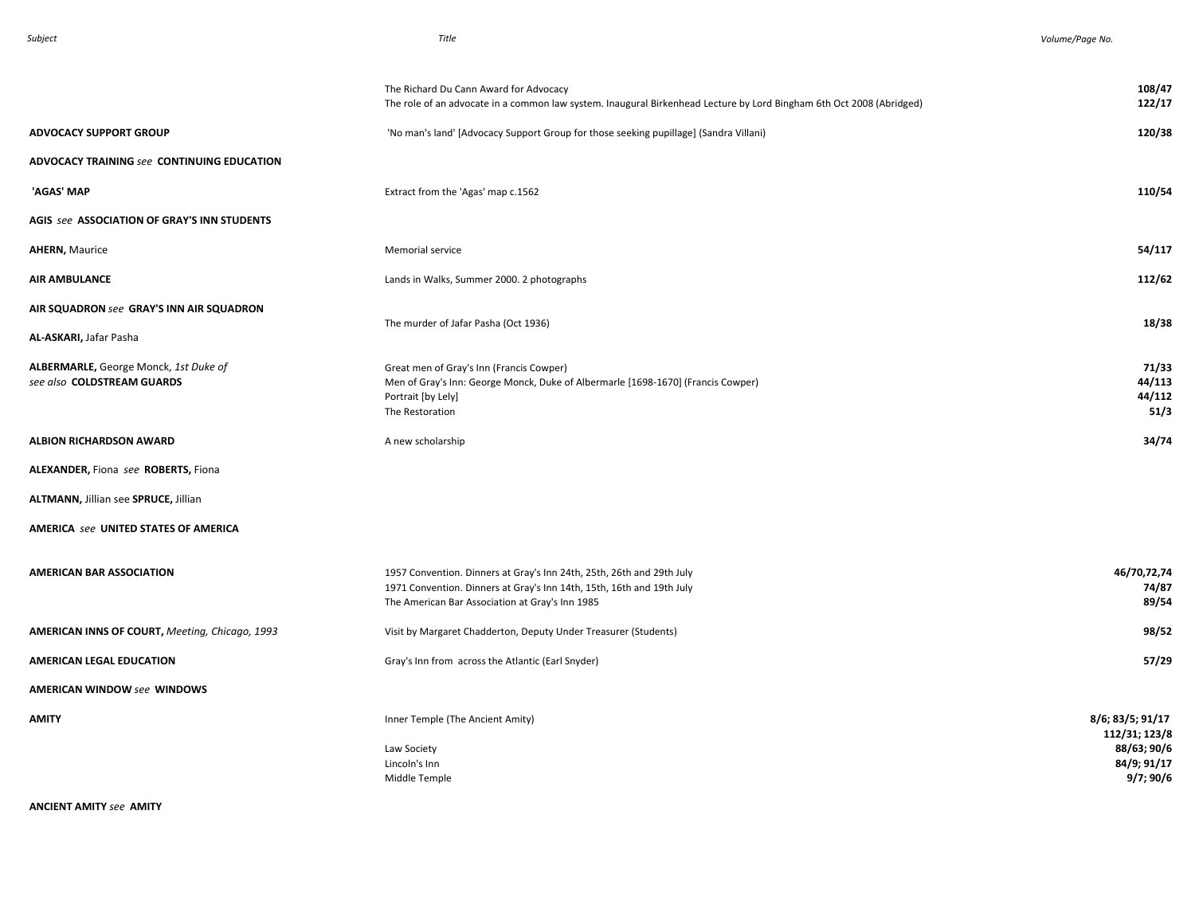| Subject | Title | Volume/Page No. |
|---|---|---|
| | The Richard Du Cann Award for Advocacy | **108/47** |
| | The role of an advocate in a common law system. Inaugural Birkenhead Lecture by Lord Bingham 6th Oct 2008 (Abridged) | **122/17** |
| **ADVOCACY SUPPORT GROUP** | 'No man's land' [Advocacy Support Group for those seeking pupillage] (Sandra Villani) | **120/38** |
| **ADVOCACY TRAINING** *see* **CONTINUING EDUCATION** | | |
| **'AGAS' MAP** | Extract from the 'Agas' map c.1562 | **110/54** |
| **AGIS** *see* **ASSOCIATION OF GRAY'S INN STUDENTS** | | |
| **AHERN,** Maurice | Memorial service | **54/117** |
| **AIR AMBULANCE** | Lands in Walks, Summer 2000. 2 photographs | **112/62** |
| **AIR SQUADRON** *see* **GRAY'S INN AIR SQUADRON** | | |
| **AL-ASKARI,** Jafar Pasha | The murder of Jafar Pasha (Oct 1936) | **18/38** |
| **ALBERMARLE,** George Monck, *1st Duke of* | Great men of Gray's Inn (Francis Cowper) | **71/33** |
| *see also* **COLDSTREAM GUARDS** | Men of Gray's Inn: George Monck, Duke of Albermarle [1698-1670] (Francis Cowper) | **44/113** |
| | Portrait [by Lely] | **44/112** |
| | The Restoration | **51/3** |
| **ALBION RICHARDSON AWARD** | A new scholarship | **34/74** |
| **ALEXANDER,** Fiona *see* **ROBERTS,** Fiona | | |
| **ALTMANN,** Jillian see **SPRUCE,** Jillian | | |
| **AMERICA** *see* **UNITED STATES OF AMERICA** | | |
| **AMERICAN BAR ASSOCIATION** | 1957 Convention. Dinners at Gray's Inn 24th, 25th, 26th and 29th July | **46/70,72,74** |
| | 1971 Convention. Dinners at Gray's Inn 14th, 15th, 16th and 19th July | **74/87** |
| | The American Bar Association at Gray's Inn 1985 | **89/54** |
| **AMERICAN INNS OF COURT,** *Meeting, Chicago, 1993* | Visit by Margaret Chadderton, Deputy Under Treasurer (Students) | **98/52** |
| **AMERICAN LEGAL EDUCATION** | Gray's Inn from across the Atlantic (Earl Snyder) | **57/29** |
| **AMERICAN WINDOW** *see* **WINDOWS** | | |
| **AMITY** | Inner Temple (The Ancient Amity) | **8/6; 83/5; 91/17 112/31; 123/8** |
| | Law Society | **88/63; 90/6** |
| | Lincoln's Inn | **84/9; 91/17** |
| | Middle Temple | **9/7; 90/6** |
| **ANCIENT AMITY** *see* **AMITY** | | |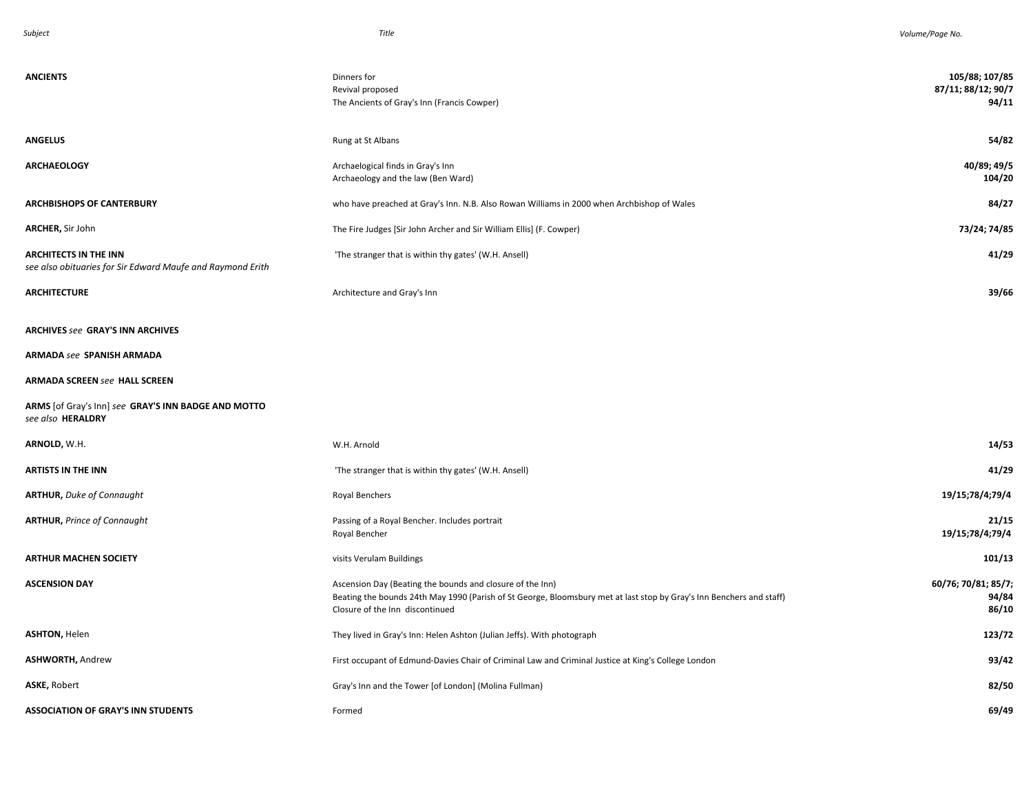| Subject | Title | Volume/Page No. |
|---|---|---|
| **ANCIENTS** | Dinners for | **105/88; 107/85** |
| | Revival proposed | **87/11; 88/12; 90/7** |
| | The Ancients of Gray's Inn (Francis Cowper) | **94/11** |
| **ANGELUS** | Rung at St Albans | **54/82** |
| **ARCHAEOLOGY** | Archaelogical finds in Gray's Inn | **40/89; 49/5** |
| | Archaeology and the law (Ben Ward) | **104/20** |
| **ARCHBISHOPS OF CANTERBURY** | who have preached at Gray's Inn. N.B. Also Rowan Williams in 2000 when Archbishop of Wales | **84/27** |
| **ARCHER,** Sir John | The Fire Judges [Sir John Archer and Sir William Ellis] (F. Cowper) | **73/24; 74/85** |
| **ARCHITECTS IN THE INN** *see also obituaries for Sir Edward Maufe and Raymond Erith* | 'The stranger that is within thy gates' (W.H. Ansell) | **41/29** |
| **ARCHITECTURE** | Architecture and Gray's Inn | **39/66** |
| **ARCHIVES** *see* **GRAY'S INN ARCHIVES** | | |
| **ARMADA** *see* **SPANISH ARMADA** | | |
| **ARMADA SCREEN** *see* **HALL SCREEN** | | |
| **ARMS** [of Gray's Inn] *see* **GRAY'S INN BADGE AND MOTTO** *see also* **HERALDRY** | | |
| **ARNOLD,** W.H. | W.H. Arnold | **14/53** |
| **ARTISTS IN THE INN** | 'The stranger that is within thy gates' (W.H. Ansell) | **41/29** |
| **ARTHUR,** *Duke of Connaught* | Royal Benchers | **19/15;78/4;79/4** |
| **ARTHUR,** *Prince of Connaught* | Passing of a Royal Bencher. Includes portrait | **21/15** |
| | Royal Bencher | **19/15;78/4;79/4** |
| **ARTHUR MACHEN SOCIETY** | visits Verulam Buildings | **101/13** |
| **ASCENSION DAY** | Ascension Day (Beating the bounds and closure of the Inn) | **60/76; 70/81; 85/7;** |
| | Beating the bounds 24th May 1990 (Parish of St George, Bloomsbury met at last stop by Gray's Inn Benchers and staff) | **94/84** |
| | Closure of the Inn discontinued | **86/10** |
| **ASHTON,** Helen | They lived in Gray's Inn: Helen Ashton (Julian Jeffs). With photograph | **123/72** |
| **ASHWORTH,** Andrew | First occupant of Edmund-Davies Chair of Criminal Law and Criminal Justice at King's College London | **93/42** |
| **ASKE,** Robert | Gray's Inn and the Tower [of London] (Molina Fullman) | **82/50** |
| **ASSOCIATION OF GRAY'S INN STUDENTS** | Formed | **69/49** |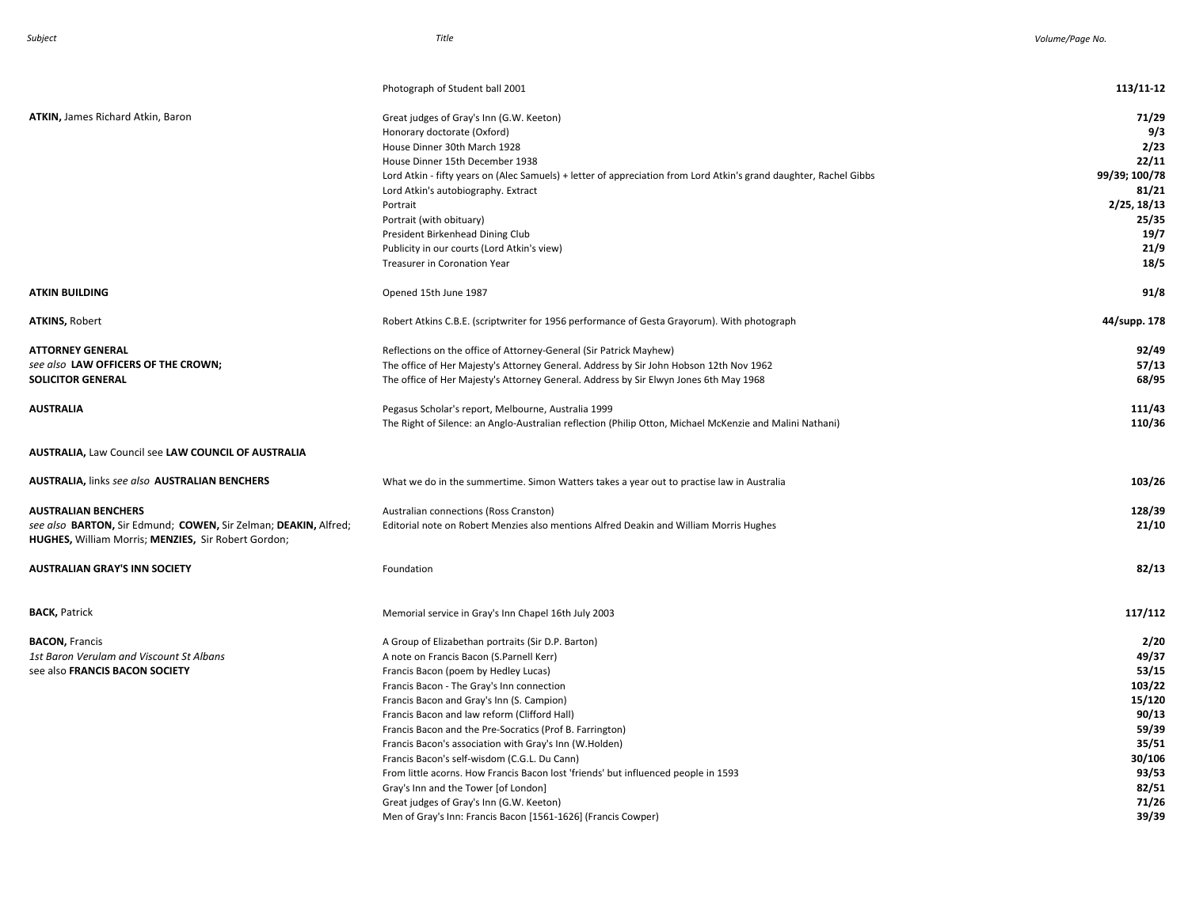| Subject | Title | Volume/Page No. |
|---|---|---|
| | Photograph of Student ball 2001 | **113/11-12** |
| **ATKIN,** James Richard Atkin, Baron | Great judges of Gray's Inn (G.W. Keeton) | **71/29** |
| | Honorary doctorate (Oxford) | **9/3** |
| | House Dinner 30th March 1928 | **2/23** |
| | House Dinner 15th December 1938 | **22/11** |
| | Lord Atkin - fifty years on (Alec Samuels) + letter of appreciation from Lord Atkin's grand daughter, Rachel Gibbs | **99/39; 100/78** |
| | Lord Atkin's autobiography. Extract | **81/21** |
| | Portrait | **2/25, 18/13** |
| | Portrait (with obituary) | **25/35** |
| | President Birkenhead Dining Club | **19/7** |
| | Publicity in our courts (Lord Atkin's view) | **21/9** |
| | Treasurer in Coronation Year | **18/5** |
| **ATKIN BUILDING** | Opened 15th June 1987 | **91/8** |
| **ATKINS,** Robert | Robert Atkins C.B.E. (scriptwriter for 1956 performance of Gesta Grayorum). With photograph | **44/supp. 178** |
| **ATTORNEY GENERAL** | Reflections on the office of Attorney-General (Sir Patrick Mayhew) | **92/49** |
| *see also* **LAW OFFICERS OF THE CROWN;** | The office of Her Majesty's Attorney General. Address by Sir John Hobson 12th Nov 1962 | **57/13** |
| **SOLICITOR GENERAL** | The office of Her Majesty's Attorney General. Address by Sir Elwyn Jones 6th May 1968 | **68/95** |
| **AUSTRALIA** | Pegasus Scholar's report, Melbourne, Australia 1999 | **111/43** |
| | The Right of Silence: an Anglo-Australian reflection (Philip Otton, Michael McKenzie and Malini Nathani) | **110/36** |
| **AUSTRALIA,** Law Council see **LAW COUNCIL OF AUSTRALIA** | | |
| **AUSTRALIA,** links *see also* **AUSTRALIAN BENCHERS** | What we do in the summertime. Simon Watters takes a year out to practise law in Australia | **103/26** |
| **AUSTRALIAN BENCHERS** | Australian connections (Ross Cranston) | **128/39** |
| *see also* **BARTON,** Sir Edmund; **COWEN,** Sir Zelman; **DEAKIN,** Alfred; **HUGHES,** William Morris; **MENZIES,** Sir Robert Gordon; | Editorial note on Robert Menzies also mentions Alfred Deakin and William Morris Hughes | **21/10** |
| **AUSTRALIAN GRAY'S INN SOCIETY** | Foundation | **82/13** |
| **BACK,** Patrick | Memorial service in Gray's Inn Chapel 16th July 2003 | **117/112** |
| **BACON,** Francis | A Group of Elizabethan portraits (Sir D.P. Barton) | **2/20** |
| *1st Baron Verulam and Viscount St Albans* | A note on Francis Bacon (S.Parnell Kerr) | **49/37** |
| see also **FRANCIS BACON SOCIETY** | Francis Bacon (poem by Hedley Lucas) | **53/15** |
| | Francis Bacon - The Gray's Inn connection | **103/22** |
| | Francis Bacon and Gray's Inn (S. Campion) | **15/120** |
| | Francis Bacon and law reform (Clifford Hall) | **90/13** |
| | Francis Bacon and the Pre-Socratics (Prof B. Farrington) | **59/39** |
| | Francis Bacon's association with Gray's Inn (W.Holden) | **35/51** |
| | Francis Bacon's self-wisdom (C.G.L. Du Cann) | **30/106** |
| | From little acorns. How Francis Bacon lost 'friends' but influenced people in 1593 | **93/53** |
| | Gray's Inn and the Tower [of London] | **82/51** |
| | Great judges of Gray's Inn (G.W. Keeton) | **71/26** |
| | Men of Gray's Inn: Francis Bacon [1561-1626] (Francis Cowper) | **39/39** |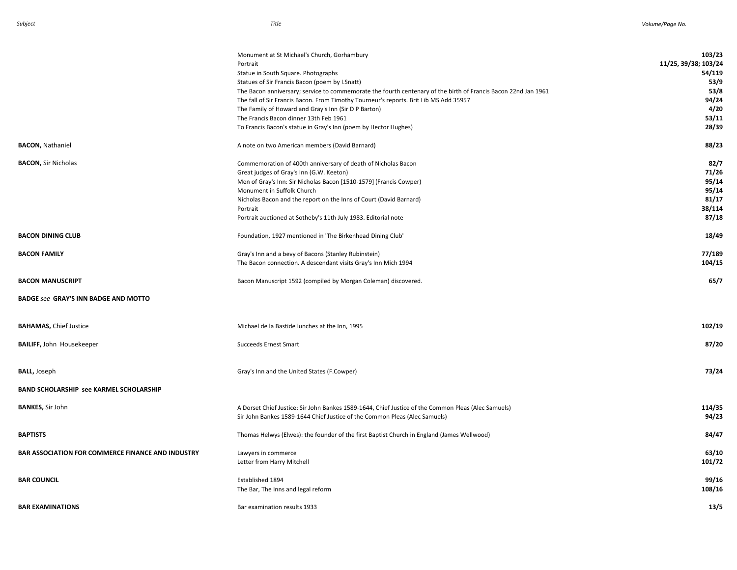| Subject | Title | Volume/Page No. |
|---|---|---|
| | Monument at St Michael's Church, Gorhambury | **103/23** |
| | Portrait | **11/25, 39/38; 103/24** |
| | Statue in South Square. Photographs | **54/119** |
| | Statues of Sir Francis Bacon (poem by I.Snatt) | **53/9** |
| | The Bacon anniversary; service to commemorate the fourth centenary of the birth of Francis Bacon 22nd Jan 1961 | **53/8** |
| | The fall of Sir Francis Bacon. From Timothy Tourneur's reports. Brit Lib MS Add 35957 | **94/24** |
| | The Family of Howard and Gray's Inn (Sir D P Barton) | **4/20** |
| | The Francis Bacon dinner 13th Feb 1961 | **53/11** |
| | To Francis Bacon's statue in Gray's Inn (poem by Hector Hughes) | **28/39** |
| **BACON,** Nathaniel | A note on two American members (David Barnard) | **88/23** |
| **BACON,** Sir Nicholas | Commemoration of 400th anniversary of death of Nicholas Bacon | **82/7** |
| | Great judges of Gray's Inn (G.W. Keeton) | **71/26** |
| | Men of Gray's Inn: Sir Nicholas Bacon [1510-1579] (Francis Cowper) | **95/14** |
| | Monument in Suffolk Church | **95/14** |
| | Nicholas Bacon and the report on the Inns of Court (David Barnard) | **81/17** |
| | Portrait | **38/114** |
| | Portrait auctioned at Sotheby's 11th July 1983. Editorial note | **87/18** |
| **BACON DINING CLUB** | Foundation, 1927 mentioned in 'The Birkenhead Dining Club' | **18/49** |
| **BACON FAMILY** | Gray's Inn and a bevy of Bacons (Stanley Rubinstein) | **77/189** |
| | The Bacon connection. A descendant visits Gray's Inn Mich 1994 | **104/15** |
| **BACON MANUSCRIPT** | Bacon Manuscript 1592 (compiled by Morgan Coleman) discovered. | **65/7** |
| **BADGE** *see* **GRAY'S INN BADGE AND MOTTO** | | |
| **BAHAMAS,** Chief Justice | Michael de la Bastide lunches at the Inn, 1995 | **102/19** |
| **BAILIFF,** John Housekeeper | Succeeds Ernest Smart | **87/20** |
| **BALL,** Joseph | Gray's Inn and the United States (F.Cowper) | **73/24** |
| **BAND SCHOLARSHIP see KARMEL SCHOLARSHIP** | | |
| **BANKES,** Sir John | A Dorset Chief Justice: Sir John Bankes 1589-1644, Chief Justice of the Common Pleas (Alec Samuels) | **114/35** |
| | Sir John Bankes 1589-1644 Chief Justice of the Common Pleas (Alec Samuels) | **94/23** |
| **BAPTISTS** | Thomas Helwys (Elwes): the founder of the first Baptist Church in England (James Wellwood) | **84/47** |
| **BAR ASSOCIATION FOR COMMERCE FINANCE AND INDUSTRY** | Lawyers in commerce | **63/10** |
| | Letter from Harry Mitchell | **101/72** |
| **BAR COUNCIL** | Established 1894 | **99/16** |
| | The Bar, The Inns and legal reform | **108/16** |
| **BAR EXAMINATIONS** | Bar examination results 1933 | **13/5** |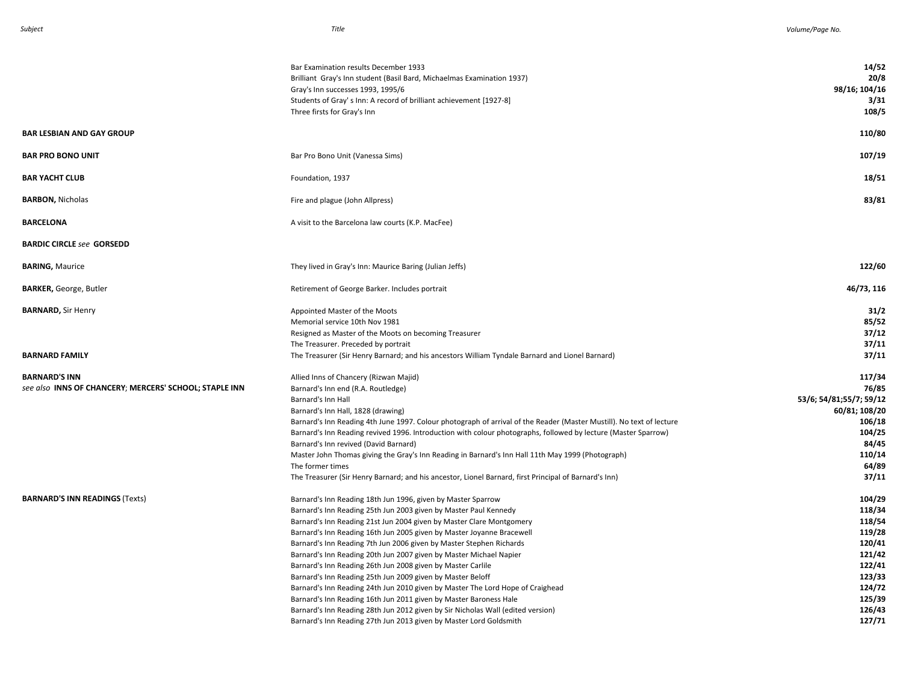| Subject | Title | Volume/Page No. |
|---|---|---|
| | Bar Examination results December 1933 | **14/52** |
| | Brilliant Gray's Inn student (Basil Bard, Michaelmas Examination 1937) | **20/8** |
| | Gray's Inn successes 1993, 1995/6 | **98/16; 104/16** |
| | Students of Gray' s Inn: A record of brilliant achievement [1927-8] | **3/31** |
| | Three firsts for Gray's Inn | **108/5** |
| **BAR LESBIAN AND GAY GROUP** | | **110/80** |
| **BAR PRO BONO UNIT** | Bar Pro Bono Unit (Vanessa Sims) | **107/19** |
| **BAR YACHT CLUB** | Foundation, 1937 | **18/51** |
| **BARBON,** Nicholas | Fire and plague (John Allpress) | **83/81** |
| **BARCELONA** | A visit to the Barcelona law courts (K.P. MacFee) | |
| **BARDIC CIRCLE** *see* **GORSEDD** | | |
| **BARING,** Maurice | They lived in Gray's Inn: Maurice Baring (Julian Jeffs) | **122/60** |
| **BARKER,** George, Butler | Retirement of George Barker. Includes portrait | **46/73, 116** |
| **BARNARD,** Sir Henry | Appointed Master of the Moots | **31/2** |
| | Memorial service 10th Nov 1981 | **85/52** |
| | Resigned as Master of the Moots on becoming Treasurer | **37/12** |
| | The Treasurer. Preceded by portrait | **37/11** |
| **BARNARD FAMILY** | The Treasurer (Sir Henry Barnard; and his ancestors William Tyndale Barnard and Lionel Barnard) | **37/11** |
| **BARNARD'S INN** | Allied Inns of Chancery (Rizwan Majid) | **117/34** |
| *see also* **INNS OF CHANCERY**; **MERCERS' SCHOOL; STAPLE INN** | Barnard's Inn end (R.A. Routledge) | **76/85** |
| | Barnard's Inn Hall | **53/6; 54/81;55/7; 59/12** |
| | Barnard's Inn Hall, 1828 (drawing) | **60/81; 108/20** |
| | Barnard's Inn Reading 4th June 1997. Colour photograph of arrival of the Reader (Master Mustill). No text of lecture | **106/18** |
| | Barnard's Inn Reading revived 1996. Introduction with colour photographs, followed by lecture (Master Sparrow) | **104/25** |
| | Barnard's Inn revived (David Barnard) | **84/45** |
| | Master John Thomas giving the Gray's Inn Reading in Barnard's Inn Hall 11th May 1999 (Photograph) | **110/14** |
| | The former times | **64/89** |
| | The Treasurer (Sir Henry Barnard; and his ancestor, Lionel Barnard, first Principal of Barnard's Inn) | **37/11** |
| **BARNARD'S INN READINGS** (Texts) | Barnard's Inn Reading 18th Jun 1996, given by Master Sparrow | **104/29** |
| | Barnard's Inn Reading 25th Jun 2003 given by Master Paul Kennedy | **118/34** |
| | Barnard's Inn Reading 21st Jun 2004 given by Master Clare Montgomery | **118/54** |
| | Barnard's Inn Reading 16th Jun 2005 given by Master Joyanne Bracewell | **119/28** |
| | Barnard's Inn Reading 7th Jun 2006 given by Master Stephen Richards | **120/41** |
| | Barnard's Inn Reading 20th Jun 2007 given by Master Michael Napier | **121/42** |
| | Barnard's Inn Reading 26th Jun 2008 given by Master Carlile | **122/41** |
| | Barnard's Inn Reading 25th Jun 2009 given by Master Beloff | **123/33** |
| | Barnard's Inn Reading 24th Jun 2010 given by Master The Lord Hope of Craighead | **124/72** |
| | Barnard's Inn Reading 16th Jun 2011 given by Master Baroness Hale | **125/39** |
| | Barnard's Inn Reading 28th Jun 2012 given by Sir Nicholas Wall (edited version) | **126/43** |
| | Barnard's Inn Reading 27th Jun 2013 given by Master Lord Goldsmith | **127/71** |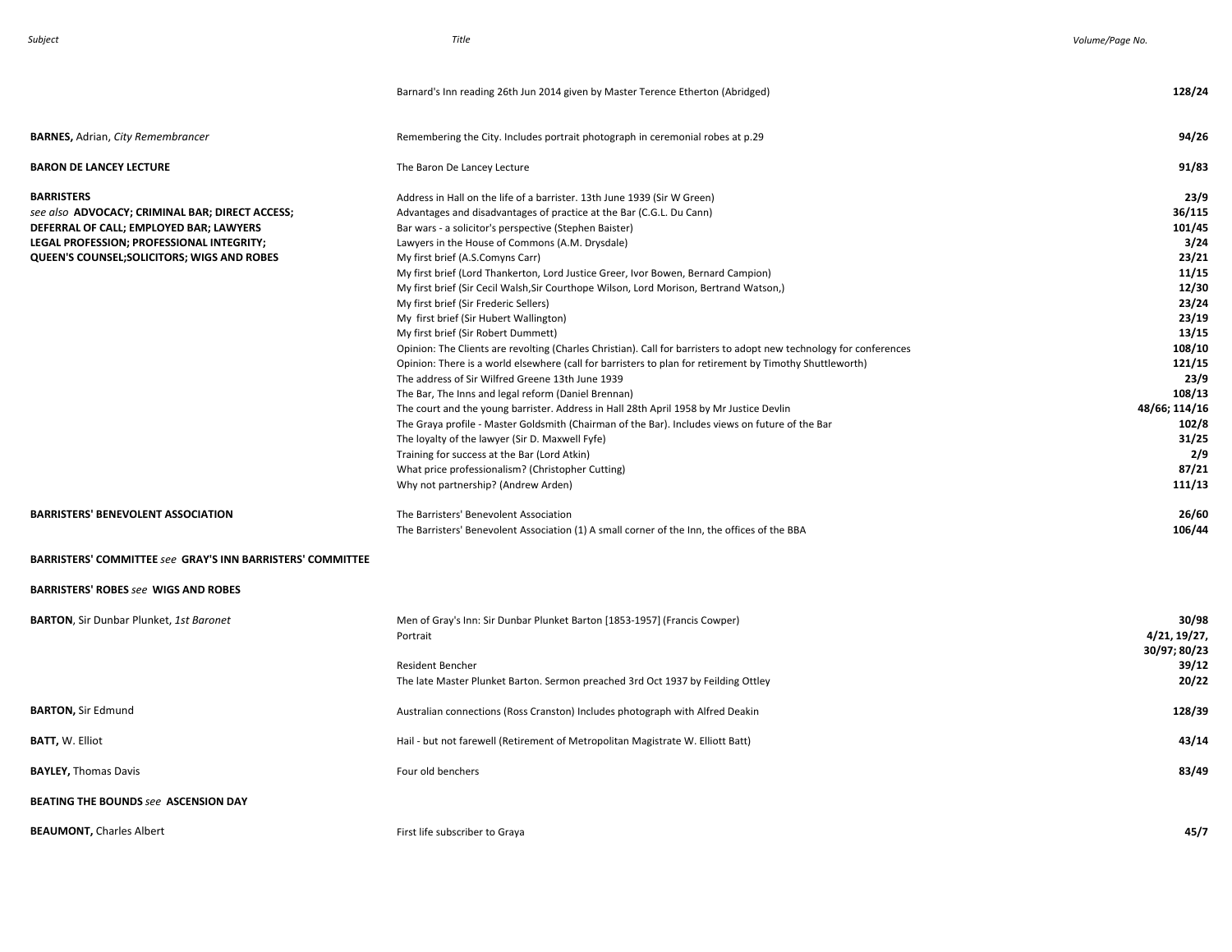| Subject | Title | Volume/Page No. |
|---|---|---|
| | Barnard's Inn reading 26th Jun 2014 given by Master Terence Etherton (Abridged) | **128/24** |
| **BARNES,** Adrian, *City Remembrancer* | Remembering the City. Includes portrait photograph in ceremonial robes at p.29 | **94/26** |
| **BARON DE LANCEY LECTURE** | The Baron De Lancey Lecture | **91/83** |
| **BARRISTERS** | Address in Hall on the life of a barrister. 13th June 1939 (Sir W Green) | **23/9** |
| *see also* **ADVOCACY; CRIMINAL BAR; DIRECT ACCESS;** | Advantages and disadvantages of practice at the Bar (C.G.L. Du Cann) | **36/115** |
| **DEFERRAL OF CALL; EMPLOYED BAR; LAWYERS** | Bar wars - a solicitor's perspective (Stephen Baister) | **101/45** |
| **LEGAL PROFESSION; PROFESSIONAL INTEGRITY;** | Lawyers in the House of Commons (A.M. Drysdale) | **3/24** |
| **QUEEN'S COUNSEL;SOLICITORS; WIGS AND ROBES** | My first brief (A.S.Comyns Carr) | **23/21** |
| | My first brief (Lord Thankerton, Lord Justice Greer, Ivor Bowen, Bernard Campion) | **11/15** |
| | My first brief (Sir Cecil Walsh,Sir Courthope Wilson, Lord Morison, Bertrand Watson,) | **12/30** |
| | My first brief (Sir Frederic Sellers) | **23/24** |
| | My first brief (Sir Hubert Wallington) | **23/19** |
| | My first brief (Sir Robert Dummett) | **13/15** |
| | Opinion: The Clients are revolting (Charles Christian). Call for barristers to adopt new technology for conferences | **108/10** |
| | Opinion: There is a world elsewhere (call for barristers to plan for retirement by Timothy Shuttleworth) | **121/15** |
| | The address of Sir Wilfred Greene 13th June 1939 | **23/9** |
| | The Bar, The Inns and legal reform (Daniel Brennan) | **108/13** |
| | The court and the young barrister. Address in Hall 28th April 1958 by Mr Justice Devlin | **48/66; 114/16** |
| | The Graya profile - Master Goldsmith (Chairman of the Bar). Includes views on future of the Bar | **102/8** |
| | The loyalty of the lawyer (Sir D. Maxwell Fyfe) | **31/25** |
| | Training for success at the Bar (Lord Atkin) | **2/9** |
| | What price professionalism? (Christopher Cutting) | **87/21** |
| | Why not partnership? (Andrew Arden) | **111/13** |
| **BARRISTERS' BENEVOLENT ASSOCIATION** | The Barristers' Benevolent Association | **26/60** |
| | The Barristers' Benevolent Association (1) A small corner of the Inn, the offices of the BBA | **106/44** |
| **BARRISTERS' COMMITTEE** *see* **GRAY'S INN BARRISTERS' COMMITTEE** | | |
| **BARRISTERS' ROBES** *see* **WIGS AND ROBES** | | |
| **BARTON**, Sir Dunbar Plunket, *1st Baronet* | Men of Gray's Inn: Sir Dunbar Plunket Barton [1853-1957] (Francis Cowper) | **30/98** |
| | Portrait | **4/21, 19/27, 30/97; 80/23** |
| | Resident Bencher | **39/12** |
| | The late Master Plunket Barton. Sermon preached 3rd Oct 1937 by Feilding Ottley | **20/22** |
| **BARTON,** Sir Edmund | Australian connections (Ross Cranston) Includes photograph with Alfred Deakin | **128/39** |
| **BATT,** W. Elliot | Hail - but not farewell (Retirement of Metropolitan Magistrate W. Elliott Batt) | **43/14** |
| **BAYLEY,** Thomas Davis | Four old benchers | **83/49** |
| **BEATING THE BOUNDS** *see* **ASCENSION DAY** | | |
| **BEAUMONT,** Charles Albert | First life subscriber to Graya | **45/7** |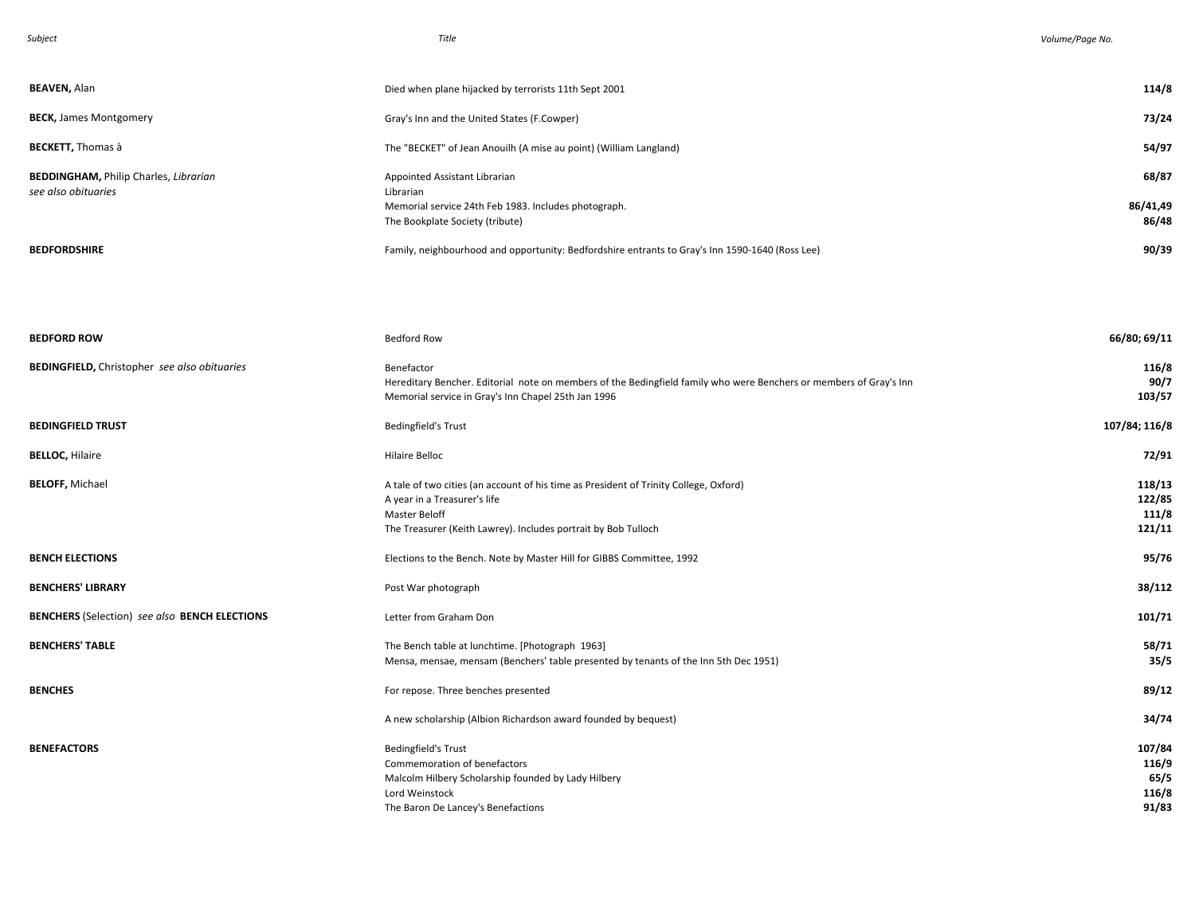| Subject | Title | Volume/Page No. |
|---|---|---|
| **BEAVEN,** Alan | Died when plane hijacked by terrorists 11th Sept 2001 | **114/8** |
| **BECK,** James Montgomery | Gray's Inn and the United States (F.Cowper) | **73/24** |
| **BECKETT,** Thomas à | The "BECKET" of Jean Anouilh (A mise au point) (William Langland) | **54/97** |
| **BEDDINGHAM,** Philip Charles, *Librarian* | Appointed Assistant Librarian | **68/87** |
| *see also obituaries* | Librarian | |
| | Memorial service 24th Feb 1983. Includes photograph. | **86/41,49** |
| | The Bookplate Society (tribute) | **86/48** |
| **BEDFORDSHIRE** | Family, neighbourhood and opportunity: Bedfordshire entrants to Gray's Inn 1590-1640 (Ross Lee) | **90/39** |
| **BEDFORD ROW** | Bedford Row | **66/80; 69/11** |
| **BEDINGFIELD,** Christopher *see also obituaries* | Benefactor | **116/8** |
| | Hereditary Bencher. Editorial note on members of the Bedingfield family who were Benchers or members of Gray's Inn | **90/7** |
| | Memorial service in Gray's Inn Chapel 25th Jan 1996 | **103/57** |
| **BEDINGFIELD TRUST** | Bedingfield's Trust | **107/84; 116/8** |
| **BELLOC,** Hilaire | Hilaire Belloc | **72/91** |
| **BELOFF,** Michael | A tale of two cities (an account of his time as President of Trinity College, Oxford) | **118/13** |
| | A year in a Treasurer's life | **122/85** |
| | Master Beloff | **111/8** |
| | The Treasurer (Keith Lawrey). Includes portrait by Bob Tulloch | **121/11** |
| **BENCH ELECTIONS** | Elections to the Bench. Note by Master Hill for GIBBS Committee, 1992 | **95/76** |
| **BENCHERS' LIBRARY** | Post War photograph | **38/112** |
| **BENCHERS** (Selection) *see also* **BENCH ELECTIONS** | Letter from Graham Don | **101/71** |
| **BENCHERS' TABLE** | The Bench table at lunchtime. [Photograph 1963] | **58/71** |
| | Mensa, mensae, mensam (Benchers' table presented by tenants of the Inn 5th Dec 1951) | **35/5** |
| **BENCHES** | For repose. Three benches presented | **89/12** |
| | A new scholarship (Albion Richardson award founded by bequest) | **34/74** |
| **BENEFACTORS** | Bedingfield's Trust | **107/84** |
| | Commemoration of benefactors | **116/9** |
| | Malcolm Hilbery Scholarship founded by Lady Hilbery | **65/5** |
| | Lord Weinstock | **116/8** |
| | The Baron De Lancey's Benefactions | **91/83** |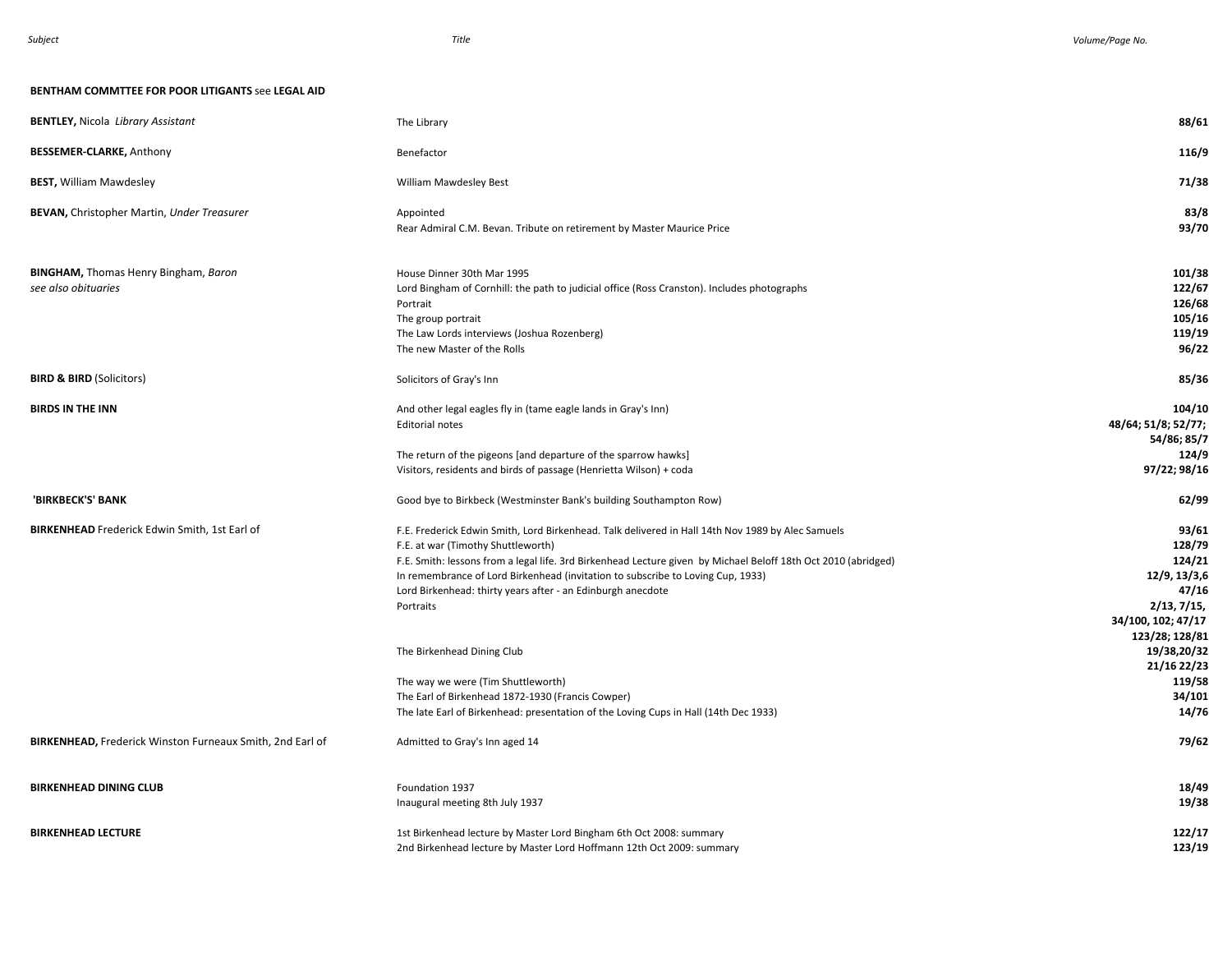| Subject | Title | Volume/Page No. |
|---|---|---|
| **BENTHAM COMMTTEE FOR POOR LITIGANTS** see **LEGAL AID** | | |
| **BENTLEY,** Nicola *Library Assistant* | The Library | **88/61** |
| **BESSEMER-CLARKE,** Anthony | Benefactor | **116/9** |
| **BEST,** William Mawdesley | William Mawdesley Best | **71/38** |
| **BEVAN,** Christopher Martin, *Under Treasurer* | Appointed | **83/8** |
| | Rear Admiral C.M. Bevan. Tribute on retirement by Master Maurice Price | **93/70** |
| **BINGHAM,** Thomas Henry Bingham, *Baron* | House Dinner 30th Mar 1995 | **101/38** |
| *see also obituaries* | Lord Bingham of Cornhill: the path to judicial office (Ross Cranston). Includes photographs | **122/67** |
| | Portrait | **126/68** |
| | The group portrait | **105/16** |
| | The Law Lords interviews (Joshua Rozenberg) | **119/19** |
| | The new Master of the Rolls | **96/22** |
| **BIRD & BIRD** (Solicitors) | Solicitors of Gray's Inn | **85/36** |
| **BIRDS IN THE INN** | And other legal eagles fly in (tame eagle lands in Gray's Inn) | **104/10** |
| | Editorial notes | **48/64; 51/8; 52/77; 54/86; 85/7** |
| | The return of the pigeons [and departure of the sparrow hawks] | **124/9** |
| | Visitors, residents and birds of passage (Henrietta Wilson) + coda | **97/22; 98/16** |
| **'BIRKBECK'S' BANK** | Good bye to Birkbeck (Westminster Bank's building Southampton Row) | **62/99** |
| **BIRKENHEAD** Frederick Edwin Smith, 1st Earl of | F.E. Frederick Edwin Smith, Lord Birkenhead. Talk delivered in Hall 14th Nov 1989 by Alec Samuels | **93/61** |
| | F.E. at war (Timothy Shuttleworth) | **128/79** |
| | F.E. Smith: lessons from a legal life. 3rd Birkenhead Lecture given by Michael Beloff 18th Oct 2010 (abridged) | **124/21** |
| | In remembrance of Lord Birkenhead (invitation to subscribe to Loving Cup, 1933) | **12/9, 13/3,6** |
| | Lord Birkenhead: thirty years after - an Edinburgh anecdote | **47/16** |
| | Portraits | **2/13, 7/15, 34/100, 102; 47/17 123/28; 128/81** |
| | The Birkenhead Dining Club | **19/38,20/32 21/16 22/23** |
| | The way we were (Tim Shuttleworth) | **119/58** |
| | The Earl of Birkenhead 1872-1930 (Francis Cowper) | **34/101** |
| | The late Earl of Birkenhead: presentation of the Loving Cups in Hall (14th Dec 1933) | **14/76** |
| **BIRKENHEAD,** Frederick Winston Furneaux Smith, 2nd Earl of | Admitted to Gray's Inn aged 14 | **79/62** |
| **BIRKENHEAD DINING CLUB** | Foundation 1937 | **18/49** |
| | Inaugural meeting 8th July 1937 | **19/38** |
| **BIRKENHEAD LECTURE** | 1st Birkenhead lecture by Master Lord Bingham 6th Oct 2008: summary | **122/17** |
| | 2nd Birkenhead lecture by Master Lord Hoffmann 12th Oct 2009: summary | **123/19** |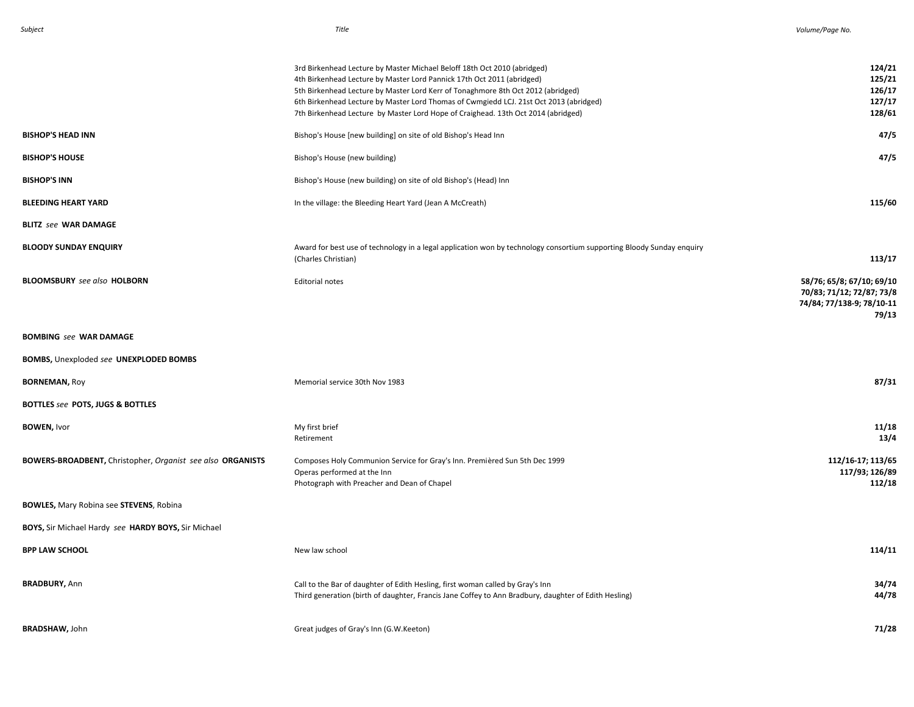| Subject | Title | Volume/Page No. |
|---|---|---|
| | 3rd Birkenhead Lecture by Master Michael Beloff 18th Oct 2010 (abridged) | **124/21** |
| | 4th Birkenhead Lecture by Master Lord Pannick 17th Oct 2011 (abridged) | **125/21** |
| | 5th Birkenhead Lecture by Master Lord Kerr of Tonaghmore 8th Oct 2012 (abridged) | **126/17** |
| | 6th Birkenhead Lecture by Master Lord Thomas of Cwmgiedd LCJ. 21st Oct 2013 (abridged) | **127/17** |
| | 7th Birkenhead Lecture by Master Lord Hope of Craighead. 13th Oct 2014 (abridged) | **128/61** |
| **BISHOP'S HEAD INN** | Bishop's House [new building] on site of old Bishop's Head Inn | **47/5** |
| **BISHOP'S HOUSE** | Bishop's House (new building) | **47/5** |
| **BISHOP'S INN** | Bishop's House (new building) on site of old Bishop's (Head) Inn | |
| **BLEEDING HEART YARD** | In the village: the Bleeding Heart Yard (Jean A McCreath) | **115/60** |
| **BLITZ** *see* **WAR DAMAGE** | | |
| **BLOODY SUNDAY ENQUIRY** | Award for best use of technology in a legal application won by technology consortium supporting Bloody Sunday enquiry (Charles Christian) | **113/17** |
| **BLOOMSBURY** *see also* **HOLBORN** | Editorial notes | **58/76; 65/8; 67/10; 69/10 70/83; 71/12; 72/87; 73/8 74/84; 77/138-9; 78/10-11 79/13** |
| **BOMBING** *see* **WAR DAMAGE** | | |
| **BOMBS,** Unexploded *see* **UNEXPLODED BOMBS** | | |
| **BORNEMAN,** Roy | Memorial service 30th Nov 1983 | **87/31** |
| **BOTTLES** *see* **POTS, JUGS & BOTTLES** | | |
| **BOWEN,** Ivor | My first brief | **11/18** |
| | Retirement | **13/4** |
| **BOWERS-BROADBENT,** Christopher, *Organist see also* **ORGANISTS** | Composes Holy Communion Service for Gray's Inn. Premièred Sun 5th Dec 1999 | **112/16-17; 113/65** |
| | Operas performed at the Inn | **117/93; 126/89** |
| | Photograph with Preacher and Dean of Chapel | **112/18** |
| **BOWLES,** Mary Robina see **STEVENS**, Robina | | |
| **BOYS,** Sir Michael Hardy *see* **HARDY BOYS,** Sir Michael | | |
| **BPP LAW SCHOOL** | New law school | **114/11** |
| **BRADBURY,** Ann | Call to the Bar of daughter of Edith Hesling, first woman called by Gray's Inn | **34/74** |
| | Third generation (birth of daughter, Francis Jane Coffey to Ann Bradbury, daughter of Edith Hesling) | **44/78** |
| **BRADSHAW,** John | Great judges of Gray's Inn (G.W.Keeton) | **71/28** |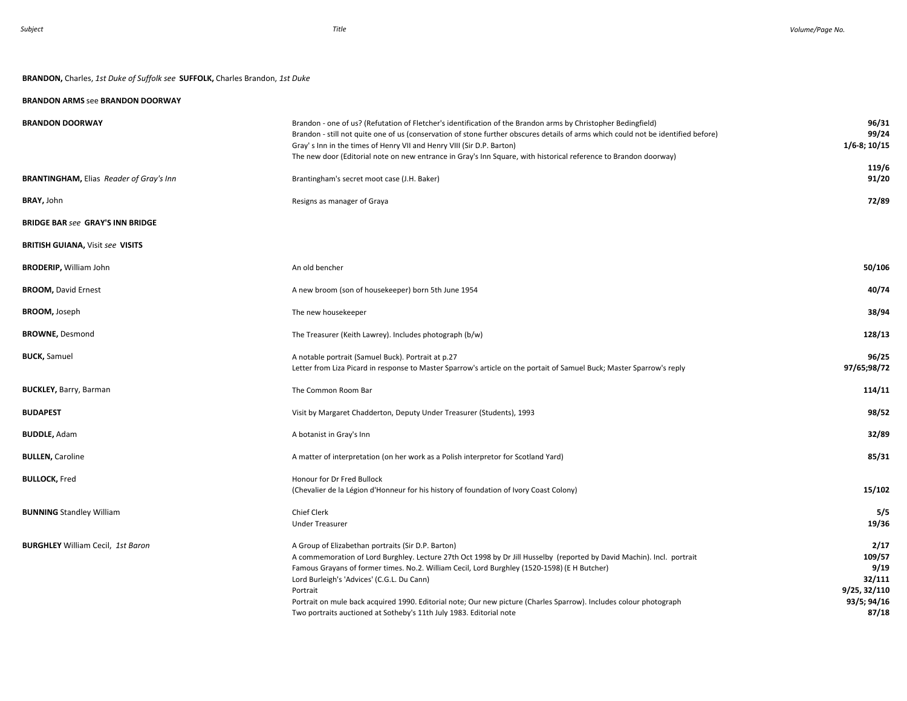| Subject | Title | Volume/Page No. |
|---|---|---|
| **BRANDON,** Charles, *1st Duke of Suffolk see* **SUFFOLK,** Charles Brandon, *1st Duke* | | |
| **BRANDON ARMS** see **BRANDON DOORWAY** | | |
| **BRANDON DOORWAY** | Brandon - one of us? (Refutation of Fletcher's identification of the Brandon arms by Christopher Bedingfield) | **96/31** |
| | Brandon - still not quite one of us (conservation of stone further obscures details of arms which could not be identified before) | **99/24** |
| | Gray' s Inn in the times of Henry VII and Henry VIII (Sir D.P. Barton) | **1/6-8; 10/15** |
| | The new door (Editorial note on new entrance in Gray's Inn Square, with historical reference to Brandon doorway) | **119/6** |
| **BRANTINGHAM,** Elias *Reader of Gray's Inn* | Brantingham's secret moot case (J.H. Baker) | **91/20** |
| **BRAY,** John | Resigns as manager of Graya | **72/89** |
| **BRIDGE BAR** *see* **GRAY'S INN BRIDGE** | | |
| **BRITISH GUIANA,** Visit *see* **VISITS** | | |
| **BRODERIP,** William John | An old bencher | **50/106** |
| **BROOM,** David Ernest | A new broom (son of housekeeper) born 5th June 1954 | **40/74** |
| **BROOM,** Joseph | The new housekeeper | **38/94** |
| **BROWNE,** Desmond | The Treasurer (Keith Lawrey). Includes photograph (b/w) | **128/13** |
| **BUCK,** Samuel | A notable portrait (Samuel Buck). Portrait at p.27 | **96/25** |
| | Letter from Liza Picard in response to Master Sparrow's article on the portait of Samuel Buck; Master Sparrow's reply | **97/65;98/72** |
| **BUCKLEY,** Barry, Barman | The Common Room Bar | **114/11** |
| **BUDAPEST** | Visit by Margaret Chadderton, Deputy Under Treasurer (Students), 1993 | **98/52** |
| **BUDDLE,** Adam | A botanist in Gray's Inn | **32/89** |
| **BULLEN,** Caroline | A matter of interpretation (on her work as a Polish interpretor for Scotland Yard) | **85/31** |
| **BULLOCK,** Fred | Honour for Dr Fred Bullock (Chevalier de la Légion d'Honneur for his history of foundation of Ivory Coast Colony) | **15/102** |
| **BUNNING** Standley William | Chief Clerk | **5/5** |
| | Under Treasurer | **19/36** |
| **BURGHLEY** William Cecil, *1st Baron* | A Group of Elizabethan portraits (Sir D.P. Barton) | **2/17** |
| | A commemoration of Lord Burghley. Lecture 27th Oct 1998 by Dr Jill Husselby (reported by David Machin). Incl. portrait | **109/57** |
| | Famous Grayans of former times. No.2. William Cecil, Lord Burghley (1520-1598) (E H Butcher) | **9/19** |
| | Lord Burleigh's 'Advices' (C.G.L. Du Cann) | **32/111** |
| | Portrait | **9/25, 32/110** |
| | Portrait on mule back acquired 1990. Editorial note; Our new picture (Charles Sparrow). Includes colour photograph | **93/5; 94/16** |
| | Two portraits auctioned at Sotheby's 11th July 1983. Editorial note | **87/18** |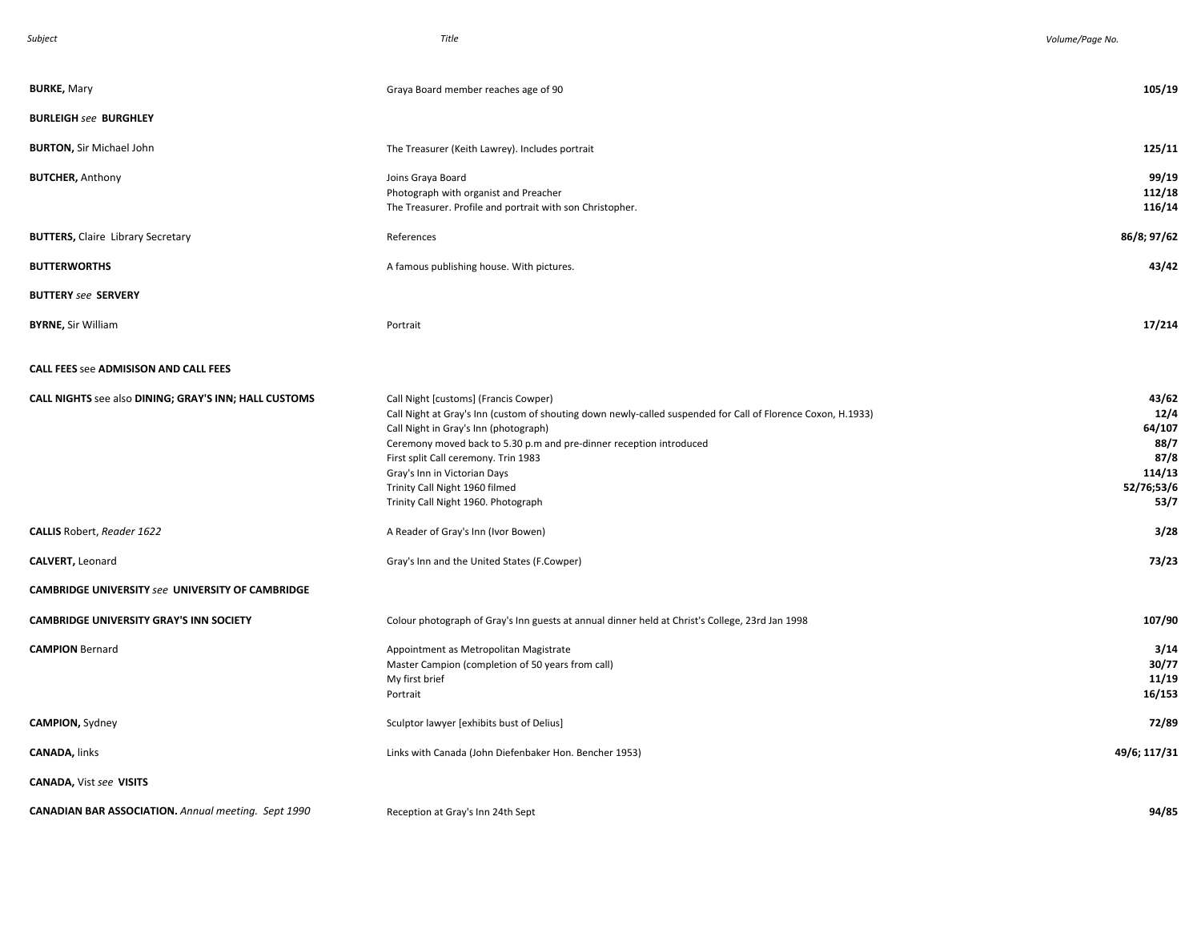| Subject | Title | Volume/Page No. |
|---|---|---|
| **BURKE,** Mary | Graya Board member reaches age of 90 | **105/19** |
| **BURLEIGH** *see* **BURGHLEY** | | |
| **BURTON,** Sir Michael John | The Treasurer (Keith Lawrey). Includes portrait | **125/11** |
| **BUTCHER,** Anthony | Joins Graya Board | **99/19** |
| | Photograph with organist and Preacher | **112/18** |
| | The Treasurer. Profile and portrait with son Christopher. | **116/14** |
| **BUTTERS,** Claire Library Secretary | References | **86/8; 97/62** |
| **BUTTERWORTHS** | A famous publishing house. With pictures. | **43/42** |
| **BUTTERY** *see* **SERVERY** | | |
| **BYRNE,** Sir William | Portrait | **17/214** |
| **CALL FEES** see **ADMISISON AND CALL FEES** | | |
| **CALL NIGHTS** see also **DINING; GRAY'S INN; HALL CUSTOMS** | Call Night [customs] (Francis Cowper) | **43/62** |
| | Call Night at Gray's Inn (custom of shouting down newly-called suspended for Call of Florence Coxon, H.1933) | **12/4** |
| | Call Night in Gray's Inn (photograph) | **64/107** |
| | Ceremony moved back to 5.30 p.m and pre-dinner reception introduced | **88/7** |
| | First split Call ceremony. Trin 1983 | **87/8** |
| | Gray's Inn in Victorian Days | **114/13** |
| | Trinity Call Night 1960 filmed | **52/76;53/6** |
| | Trinity Call Night 1960. Photograph | **53/7** |
| **CALLIS** Robert, *Reader 1622* | A Reader of Gray's Inn (Ivor Bowen) | **3/28** |
| **CALVERT,** Leonard | Gray's Inn and the United States (F.Cowper) | **73/23** |
| **CAMBRIDGE UNIVERSITY** *see* **UNIVERSITY OF CAMBRIDGE** | | |
| **CAMBRIDGE UNIVERSITY GRAY'S INN SOCIETY** | Colour photograph of Gray's Inn guests at annual dinner held at Christ's College, 23rd Jan 1998 | **107/90** |
| **CAMPION** Bernard | Appointment as Metropolitan Magistrate | **3/14** |
| | Master Campion (completion of 50 years from call) | **30/77** |
| | My first brief | **11/19** |
| | Portrait | **16/153** |
| **CAMPION,** Sydney | Sculptor lawyer [exhibits bust of Delius] | **72/89** |
| **CANADA,** links | Links with Canada (John Diefenbaker Hon. Bencher 1953) | **49/6; 117/31** |
| **CANADA,** Vist *see* **VISITS** | | |
| **CANADIAN BAR ASSOCIATION.** *Annual meeting. Sept 1990* | Reception at Gray's Inn 24th Sept | **94/85** |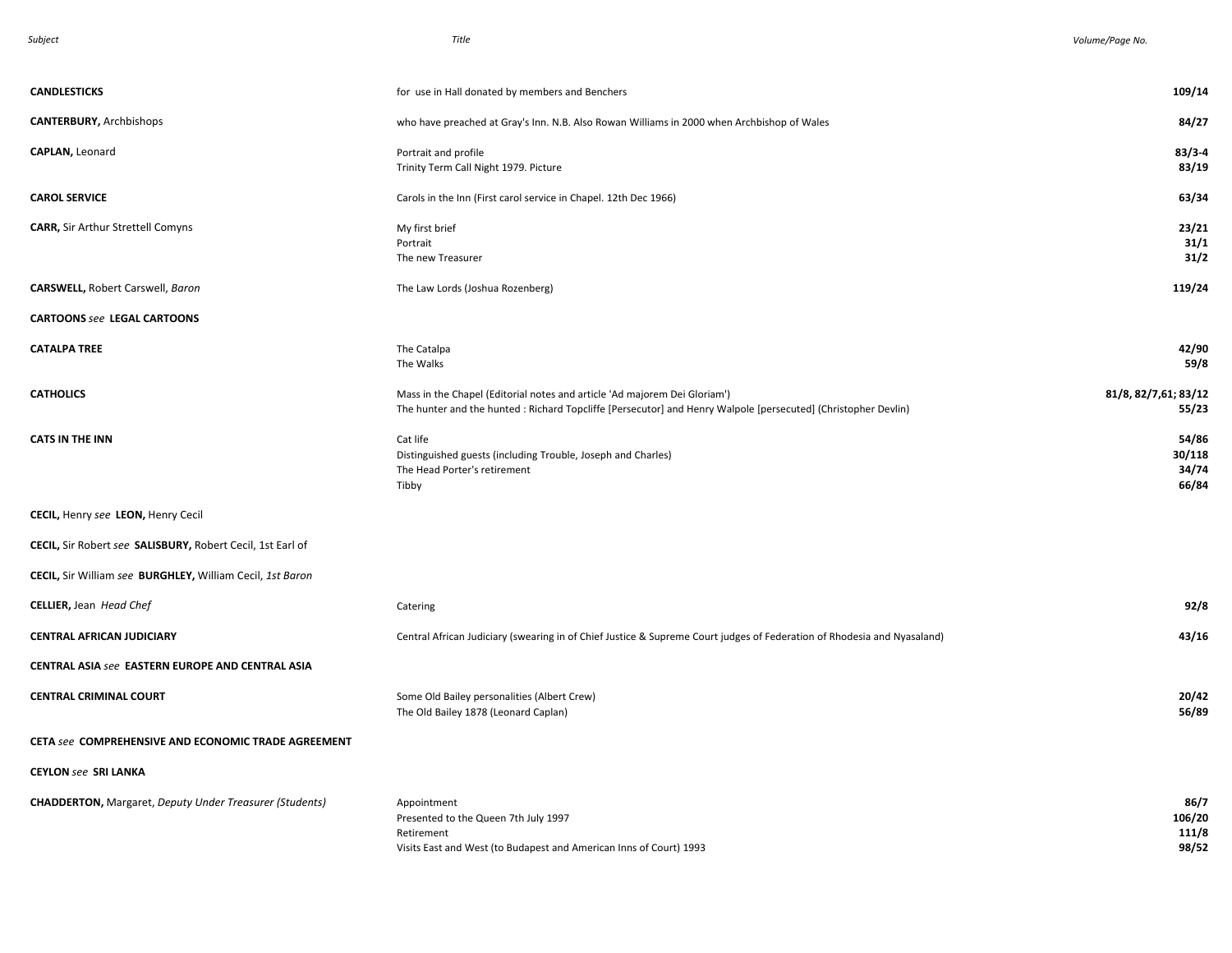| Subject | Title | Volume/Page No. |
|---|---|---|
| **CANDLESTICKS** | for use in Hall donated by members and Benchers | **109/14** |
| **CANTERBURY,** Archbishops | who have preached at Gray's Inn. N.B. Also Rowan Williams in 2000 when Archbishop of Wales | **84/27** |
| **CAPLAN,** Leonard | Portrait and profile | **83/3-4** |
| | Trinity Term Call Night 1979. Picture | **83/19** |
| **CAROL SERVICE** | Carols in the Inn (First carol service in Chapel. 12th Dec 1966) | **63/34** |
| **CARR,** Sir Arthur Strettell Comyns | My first brief | **23/21** |
| | Portrait | **31/1** |
| | The new Treasurer | **31/2** |
| **CARSWELL,** Robert Carswell, *Baron* | The Law Lords (Joshua Rozenberg) | **119/24** |
| **CARTOONS** *see* **LEGAL CARTOONS** | | |
| **CATALPA TREE** | The Catalpa | **42/90** |
| | The Walks | **59/8** |
| **CATHOLICS** | Mass in the Chapel (Editorial notes and article 'Ad majorem Dei Gloriam') | **81/8, 82/7,61; 83/12** |
| | The hunter and the hunted : Richard Topcliffe [Persecutor] and Henry Walpole [persecuted] (Christopher Devlin) | **55/23** |
| **CATS IN THE INN** | Cat life | **54/86** |
| | Distinguished guests (including Trouble, Joseph and Charles) | **30/118** |
| | The Head Porter's retirement | **34/74** |
| | Tibby | **66/84** |
| **CECIL,** Henry *see* **LEON,** Henry Cecil | | |
| **CECIL,** Sir Robert *see* **SALISBURY,** Robert Cecil, 1st Earl of | | |
| **CECIL,** Sir William *see* **BURGHLEY,** William Cecil, *1st Baron* | | |
| **CELLIER,** Jean *Head Chef* | Catering | **92/8** |
| **CENTRAL AFRICAN JUDICIARY** | Central African Judiciary (swearing in of Chief Justice & Supreme Court judges of Federation of Rhodesia and Nyasaland) | **43/16** |
| **CENTRAL ASIA** *see* **EASTERN EUROPE AND CENTRAL ASIA** | | |
| **CENTRAL CRIMINAL COURT** | Some Old Bailey personalities (Albert Crew) | **20/42** |
| | The Old Bailey 1878 (Leonard Caplan) | **56/89** |
| **CETA** *see* **COMPREHENSIVE AND ECONOMIC TRADE AGREEMENT** | | |
| **CEYLON** *see* **SRI LANKA** | | |
| **CHADDERTON,** Margaret, *Deputy Under Treasurer (Students)* | Appointment | **86/7** |
| | Presented to the Queen 7th July 1997 | **106/20** |
| | Retirement | **111/8** |
| | Visits East and West (to Budapest and American Inns of Court) 1993 | **98/52** |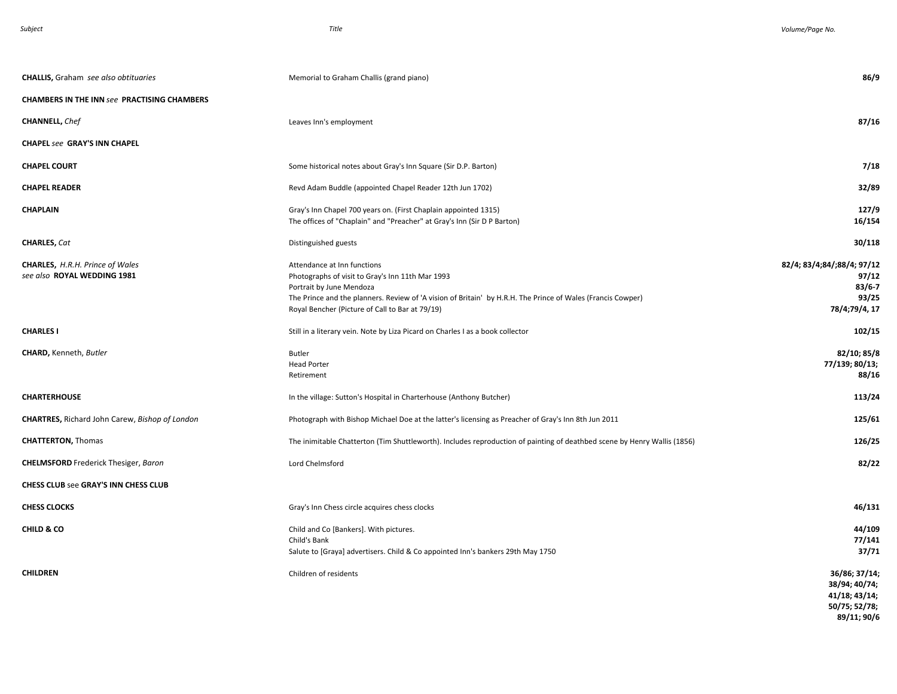| *Subject* | *Title* | *Volume/Page No.* |
|---|---|---|
| **CHALLIS,** Graham *see also obtituaries* | Memorial to Graham Challis (grand piano) | **86/9** |
| **CHAMBERS IN THE INN** *see* **PRACTISING CHAMBERS** | | |
| **CHANNELL,** *Chef* | Leaves Inn's employment | **87/16** |
| **CHAPEL** *see* **GRAY'S INN CHAPEL** | | |
| **CHAPEL COURT** | Some historical notes about Gray's Inn Square (Sir D.P. Barton) | **7/18** |
| **CHAPEL READER** | Revd Adam Buddle (appointed Chapel Reader 12th Jun 1702) | **32/89** |
| **CHAPLAIN** | Gray's Inn Chapel 700 years on. (First Chaplain appointed 1315) | **127/9** |
| | The offices of "Chaplain" and "Preacher" at Gray's Inn (Sir D P Barton) | **16/154** |
| **CHARLES,** *Cat* | Distinguished guests | **30/118** |
| **CHARLES,** *H.R.H. Prince of Wales* *see also* **ROYAL WEDDING 1981** | Attendance at Inn functions | **82/4; 83/4;84/;88/4; 97/12** |
| | Photographs of visit to Gray's Inn 11th Mar 1993 | **97/12** |
| | Portrait by June Mendoza | **83/6-7** |
| | The Prince and the planners. Review of 'A vision of Britain' by H.R.H. The Prince of Wales (Francis Cowper) | **93/25** |
| | Royal Bencher (Picture of Call to Bar at 79/19) | **78/4;79/4, 17** |
| **CHARLES I** | Still in a literary vein. Note by Liza Picard on Charles I as a book collector | **102/15** |
| **CHARD,** Kenneth, *Butler* | Butler | **82/10; 85/8** |
| | Head Porter | **77/139; 80/13;** |
| | Retirement | **88/16** |
| **CHARTERHOUSE** | In the village: Sutton's Hospital in Charterhouse (Anthony Butcher) | **113/24** |
| **CHARTRES,** Richard John Carew, *Bishop of London* | Photograph with Bishop Michael Doe at the latter's licensing as Preacher of Gray's Inn 8th Jun 2011 | **125/61** |
| **CHATTERTON,** Thomas | The inimitable Chatterton (Tim Shuttleworth). Includes reproduction of painting of deathbed scene by Henry Wallis (1856) | **126/25** |
| **CHELMSFORD** Frederick Thesiger, *Baron* | Lord Chelmsford | **82/22** |
| **CHESS CLUB** see **GRAY'S INN CHESS CLUB** | | |
| **CHESS CLOCKS** | Gray's Inn Chess circle acquires chess clocks | **46/131** |
| **CHILD & CO** | Child and Co [Bankers]. With pictures. | **44/109** |
| | Child's Bank | **77/141** |
| | Salute to [Graya] advertisers. Child & Co appointed Inn's bankers 29th May 1750 | **37/71** |
| **CHILDREN** | Children of residents | **36/86; 37/14; 38/94; 40/74; 41/18; 43/14; 50/75; 52/78; 89/11; 90/6** |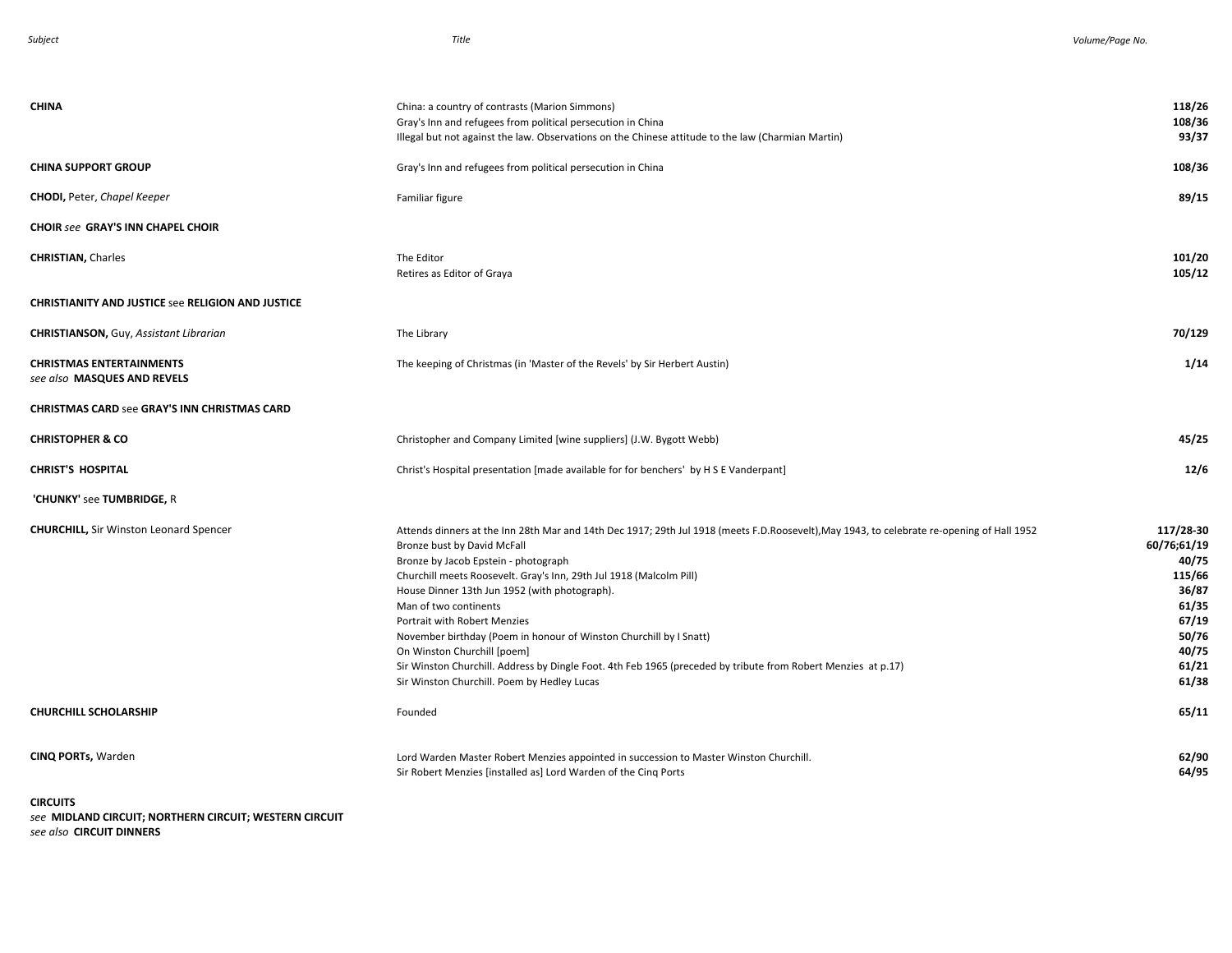| Subject | Title | Volume/Page No. |
|---|---|---|
| **CHINA** | China: a country of contrasts (Marion Simmons) | **118/26** |
| | Gray's Inn and refugees from political persecution in China | **108/36** |
| | Illegal but not against the law. Observations on the Chinese attitude to the law (Charmian Martin) | **93/37** |
| **CHINA SUPPORT GROUP** | Gray's Inn and refugees from political persecution in China | **108/36** |
| **CHODI,** Peter, *Chapel Keeper* | Familiar figure | **89/15** |
| **CHOIR** *see* **GRAY'S INN CHAPEL CHOIR** | | |
| **CHRISTIAN,** Charles | The Editor | **101/20** |
| | Retires as Editor of Graya | **105/12** |
| **CHRISTIANITY AND JUSTICE** see **RELIGION AND JUSTICE** | | |
| **CHRISTIANSON,** Guy, *Assistant Librarian* | The Library | **70/129** |
| **CHRISTMAS ENTERTAINMENTS** *see also* **MASQUES AND REVELS** | The keeping of Christmas (in 'Master of the Revels' by Sir Herbert Austin) | **1/14** |
| **CHRISTMAS CARD** see **GRAY'S INN CHRISTMAS CARD** | | |
| **CHRISTOPHER & CO** | Christopher and Company Limited [wine suppliers] (J.W. Bygott Webb) | **45/25** |
| **CHRIST'S HOSPITAL** | Christ's Hospital presentation [made available for for benchers' by H S E Vanderpant] | **12/6** |
| **'CHUNKY'** see **TUMBRIDGE,** R | | |
| **CHURCHILL,** Sir Winston Leonard Spencer | Attends dinners at the Inn 28th Mar and 14th Dec 1917; 29th Jul 1918 (meets F.D.Roosevelt),May 1943, to celebrate re-opening of Hall 1952 | **117/28-30** |
| | Bronze bust by David McFall | **60/76;61/19** |
| | Bronze by Jacob Epstein - photograph | **40/75** |
| | Churchill meets Roosevelt. Gray's Inn, 29th Jul 1918 (Malcolm Pill) | **115/66** |
| | House Dinner 13th Jun 1952 (with photograph). | **36/87** |
| | Man of two continents | **61/35** |
| | Portrait with Robert Menzies | **67/19** |
| | November birthday (Poem in honour of Winston Churchill by I Snatt) | **50/76** |
| | On Winston Churchill [poem] | **40/75** |
| | Sir Winston Churchill. Address by Dingle Foot. 4th Feb 1965 (preceded by tribute from Robert Menzies at p.17) | **61/21** |
| | Sir Winston Churchill. Poem by Hedley Lucas | **61/38** |
| **CHURCHILL SCHOLARSHIP** | Founded | **65/11** |
| **CINQ PORTs,** Warden | Lord Warden Master Robert Menzies appointed in succession to Master Winston Churchill. | **62/90** |
| | Sir Robert Menzies [installed as] Lord Warden of the Cinq Ports | **64/95** |
| **CIRCUITS** *see* **MIDLAND CIRCUIT; NORTHERN CIRCUIT; WESTERN CIRCUIT** *see also* **CIRCUIT DINNERS** | | |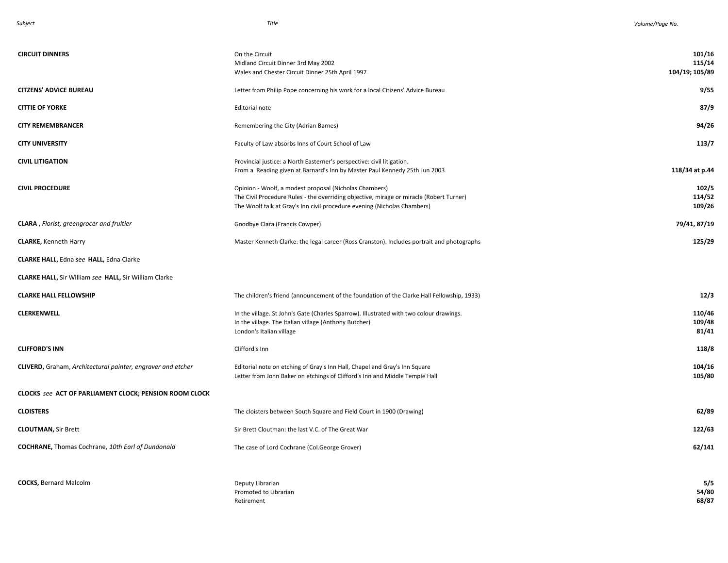| Subject | Title | Volume/Page No. |
|---|---|---|
| **CIRCUIT DINNERS** | On the Circuit | **101/16** |
| | Midland Circuit Dinner 3rd May 2002 | **115/14** |
| | Wales and Chester Circuit Dinner 25th April 1997 | **104/19; 105/89** |
| **CITZENS' ADVICE BUREAU** | Letter from Philip Pope concerning his work for a local Citizens' Advice Bureau | **9/55** |
| **CITTIE OF YORKE** | Editorial note | **87/9** |
| **CITY REMEMBRANCER** | Remembering the City (Adrian Barnes) | **94/26** |
| **CITY UNIVERSITY** | Faculty of Law absorbs Inns of Court School of Law | **113/7** |
| **CIVIL LITIGATION** | Provincial justice: a North Easterner's perspective: civil litigation. From a Reading given at Barnard's Inn by Master Paul Kennedy 25th Jun 2003 | **118/34 at p.44** |
| **CIVIL PROCEDURE** | Opinion - Woolf, a modest proposal (Nicholas Chambers) | **102/5** |
| | The Civil Procedure Rules - the overriding objective, mirage or miracle (Robert Turner) | **114/52** |
| | The Woolf talk at Gray's Inn civil procedure evening (Nicholas Chambers) | **109/26** |
| **CLARA** , *Florist, greengrocer and fruitier* | Goodbye Clara (Francis Cowper) | **79/41, 87/19** |
| **CLARKE,** Kenneth Harry | Master Kenneth Clarke: the legal career (Ross Cranston). Includes portrait and photographs | **125/29** |
| **CLARKE HALL,** Edna *see* **HALL,** Edna Clarke | | |
| **CLARKE HALL,** Sir William *see* **HALL,** Sir William Clarke | | |
| **CLARKE HALL FELLOWSHIP** | The children's friend (announcement of the foundation of the Clarke Hall Fellowship, 1933) | **12/3** |
| **CLERKENWELL** | In the village. St John's Gate (Charles Sparrow). Illustrated with two colour drawings. | **110/46** |
| | In the village. The Italian village (Anthony Butcher) | **109/48** |
| | London's Italian village | **81/41** |
| **CLIFFORD'S INN** | Clifford's Inn | **118/8** |
| **CLIVERD,** Graham, *Architectural painter, engraver and etcher* | Editorial note on etching of Gray's Inn Hall, Chapel and Gray's Inn Square | **104/16** |
| | Letter from John Baker on etchings of Clifford's Inn and Middle Temple Hall | **105/80** |
| **CLOCKS** *see* **ACT OF PARLIAMENT CLOCK; PENSION ROOM CLOCK** | | |
| **CLOISTERS** | The cloisters between South Square and Field Court in 1900 (Drawing) | **62/89** |
| **CLOUTMAN,** Sir Brett | Sir Brett Cloutman: the last V.C. of The Great War | **122/63** |
| **COCHRANE,** Thomas Cochrane, *10th Earl of Dundonald* | The case of Lord Cochrane (Col.George Grover) | **62/141** |
| **COCKS,** Bernard Malcolm | Deputy Librarian | **5/5** |
| | Promoted to Librarian | **54/80** |
| | Retirement | **68/87** |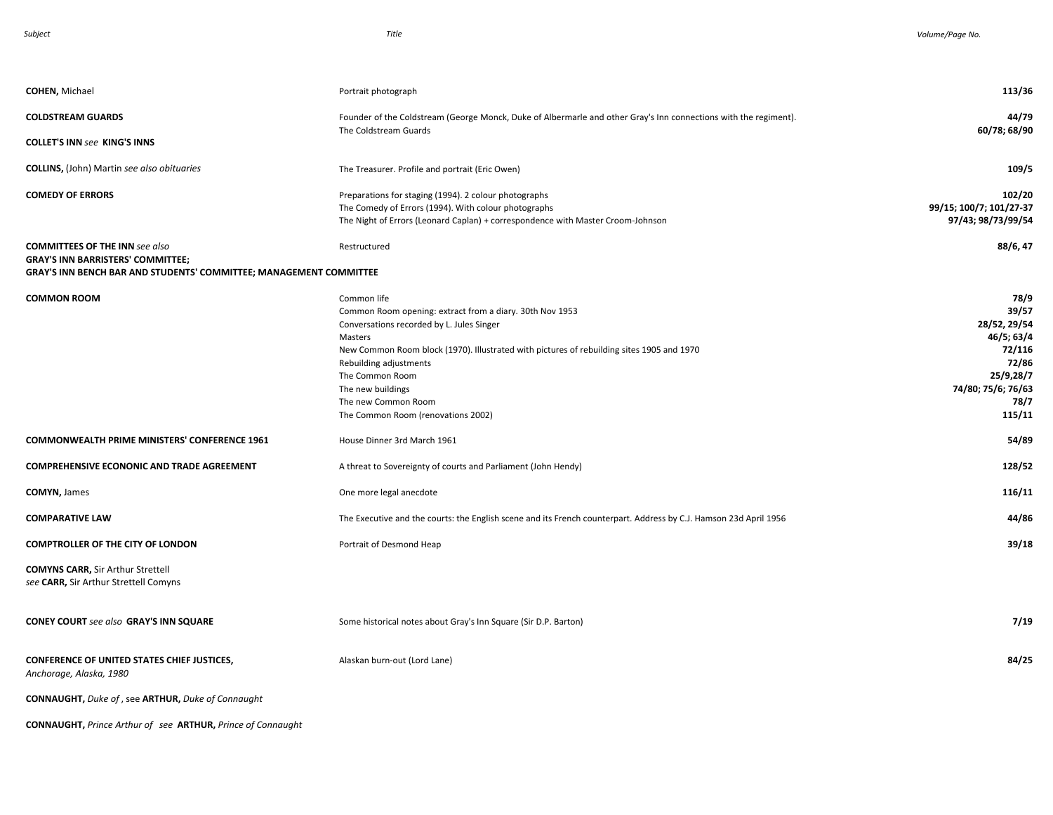| Subject | Title | Volume/Page No. |
| --- | --- | --- |
| **COHEN,** Michael | Portrait photograph | **113/36** |
| **COLDSTREAM GUARDS** | Founder of the Coldstream (George Monck, Duke of Albermarle and other Gray's Inn connections with the regiment). | **44/79** |
| | The Coldstream Guards | **60/78; 68/90** |
| **COLLET'S INN** *see* **KING'S INNS** | | |
| **COLLINS,** (John) Martin *see also obituaries* | The Treasurer. Profile and portrait (Eric Owen) | **109/5** |
| **COMEDY OF ERRORS** | Preparations for staging (1994). 2 colour photographs | **102/20** |
| | The Comedy of Errors (1994). With colour photographs | **99/15; 100/7; 101/27-37** |
| | The Night of Errors (Leonard Caplan) + correspondence with Master Croom-Johnson | **97/43; 98/73/99/54** |
| **COMMITTEES OF THE INN** *see also* **GRAY'S INN BARRISTERS' COMMITTEE; GRAY'S INN BENCH BAR AND STUDENTS' COMMITTEE; MANAGEMENT COMMITTEE** | Restructured | **88/6, 47** |
| **COMMON ROOM** | Common life | **78/9** |
| | Common Room opening: extract from a diary. 30th Nov 1953 | **39/57** |
| | Conversations recorded by L. Jules Singer | **28/52, 29/54** |
| | Masters | **46/5; 63/4** |
| | New Common Room block (1970). Illustrated with pictures of rebuilding sites 1905 and 1970 | **72/116** |
| | Rebuilding adjustments | **72/86** |
| | The Common Room | **25/9,28/7** |
| | The new buildings | **74/80; 75/6; 76/63** |
| | The new Common Room | **78/7** |
| | The Common Room (renovations 2002) | **115/11** |
| **COMMONWEALTH PRIME MINISTERS' CONFERENCE 1961** | House Dinner 3rd March 1961 | **54/89** |
| **COMPREHENSIVE ECONONIC AND TRADE AGREEMENT** | A threat to Sovereignty of courts and Parliament (John Hendy) | **128/52** |
| **COMYN,** James | One more legal anecdote | **116/11** |
| **COMPARATIVE LAW** | The Executive and the courts: the English scene and its French counterpart. Address by C.J. Hamson 23d April 1956 | **44/86** |
| **COMPTROLLER OF THE CITY OF LONDON** | Portrait of Desmond Heap | **39/18** |
| **COMYNS CARR,** Sir Arthur Strettell *see* **CARR,** Sir Arthur Strettell Comyns | | |
| **CONEY COURT** *see also* **GRAY'S INN SQUARE** | Some historical notes about Gray's Inn Square (Sir D.P. Barton) | **7/19** |
| **CONFERENCE OF UNITED STATES CHIEF JUSTICES,** *Anchorage, Alaska, 1980* | Alaskan burn-out (Lord Lane) | **84/25** |
| **CONNAUGHT,** *Duke of* , see **ARTHUR,** *Duke of Connaught* | | |
| **CONNAUGHT,** *Prince Arthur of* *see* **ARTHUR,** *Prince of Connaught* | | |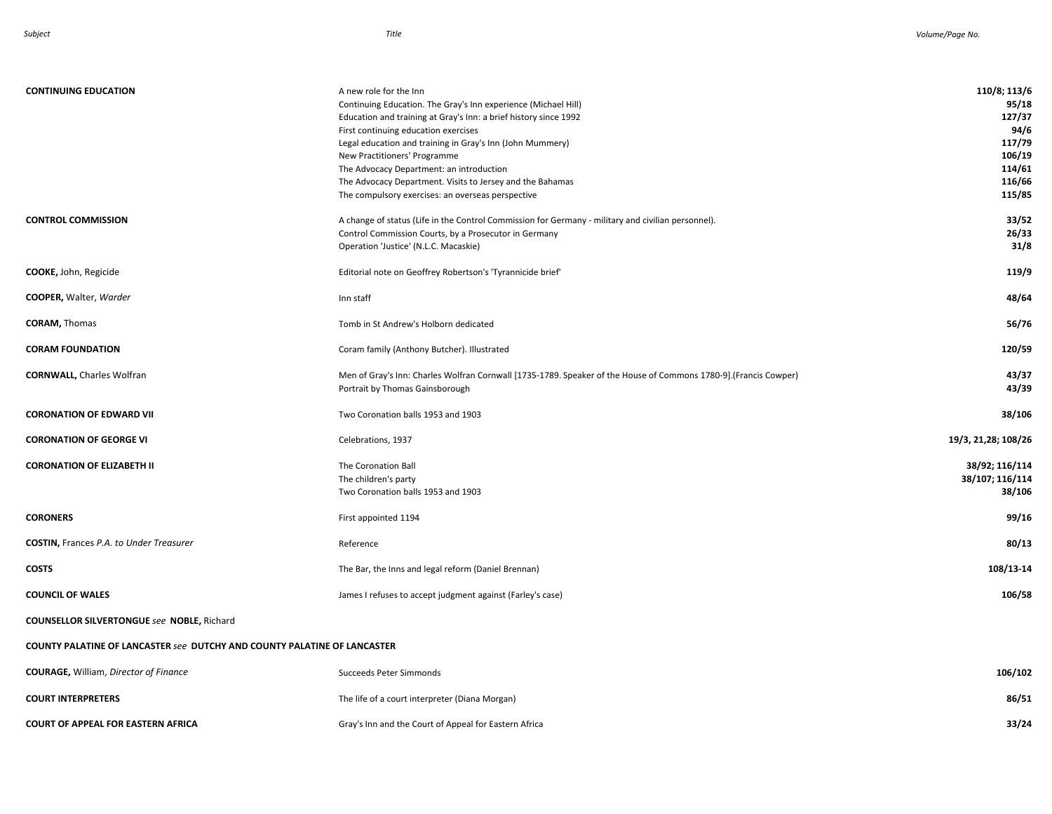| Subject | Title | Volume/Page No. |
|---|---|---|
| **CONTINUING EDUCATION** | A new role for the Inn | **110/8; 113/6** |
| | Continuing Education. The Gray's Inn experience (Michael Hill) | **95/18** |
| | Education and training at Gray's Inn: a brief history since 1992 | **127/37** |
| | First continuing education exercises | **94/6** |
| | Legal education and training in Gray's Inn (John Mummery) | **117/79** |
| | New Practitioners' Programme | **106/19** |
| | The Advocacy Department: an introduction | **114/61** |
| | The Advocacy Department. Visits to Jersey and the Bahamas | **116/66** |
| | The compulsory exercises: an overseas perspective | **115/85** |
| **CONTROL COMMISSION** | A change of status (Life in the Control Commission for Germany - military and civilian personnel). | **33/52** |
| | Control Commission Courts, by a Prosecutor in Germany | **26/33** |
| | Operation 'Justice' (N.L.C. Macaskie) | **31/8** |
| **COOKE,** John, Regicide | Editorial note on Geoffrey Robertson's 'Tyrannicide brief' | **119/9** |
| **COOPER,** Walter, *Warder* | Inn staff | **48/64** |
| **CORAM,** Thomas | Tomb in St Andrew's Holborn dedicated | **56/76** |
| **CORAM FOUNDATION** | Coram family (Anthony Butcher). Illustrated | **120/59** |
| **CORNWALL,** Charles Wolfran | Men of Gray's Inn: Charles Wolfran Cornwall [1735-1789. Speaker of the House of Commons 1780-9].(Francis Cowper) | **43/37** |
| | Portrait by Thomas Gainsborough | **43/39** |
| **CORONATION OF EDWARD VII** | Two Coronation balls 1953 and 1903 | **38/106** |
| **CORONATION OF GEORGE VI** | Celebrations, 1937 | **19/3, 21,28; 108/26** |
| **CORONATION OF ELIZABETH II** | The Coronation Ball | **38/92; 116/114** |
| | The children's party | **38/107; 116/114** |
| | Two Coronation balls 1953 and 1903 | **38/106** |
| **CORONERS** | First appointed 1194 | **99/16** |
| **COSTIN,** Frances *P.A. to Under Treasurer* | Reference | **80/13** |
| **COSTS** | The Bar, the Inns and legal reform (Daniel Brennan) | **108/13-14** |
| **COUNCIL OF WALES** | James I refuses to accept judgment against (Farley's case) | **106/58** |
| **COUNSELLOR SILVERTONGUE** *see* **NOBLE,** Richard | | |
| **COUNTY PALATINE OF LANCASTER** *see* **DUTCHY AND COUNTY PALATINE OF LANCASTER** | | |
| **COURAGE,** William, *Director of Finance* | Succeeds Peter Simmonds | **106/102** |
| **COURT INTERPRETERS** | The life of a court interpreter (Diana Morgan) | **86/51** |
| **COURT OF APPEAL FOR EASTERN AFRICA** | Gray's Inn and the Court of Appeal for Eastern Africa | **33/24** |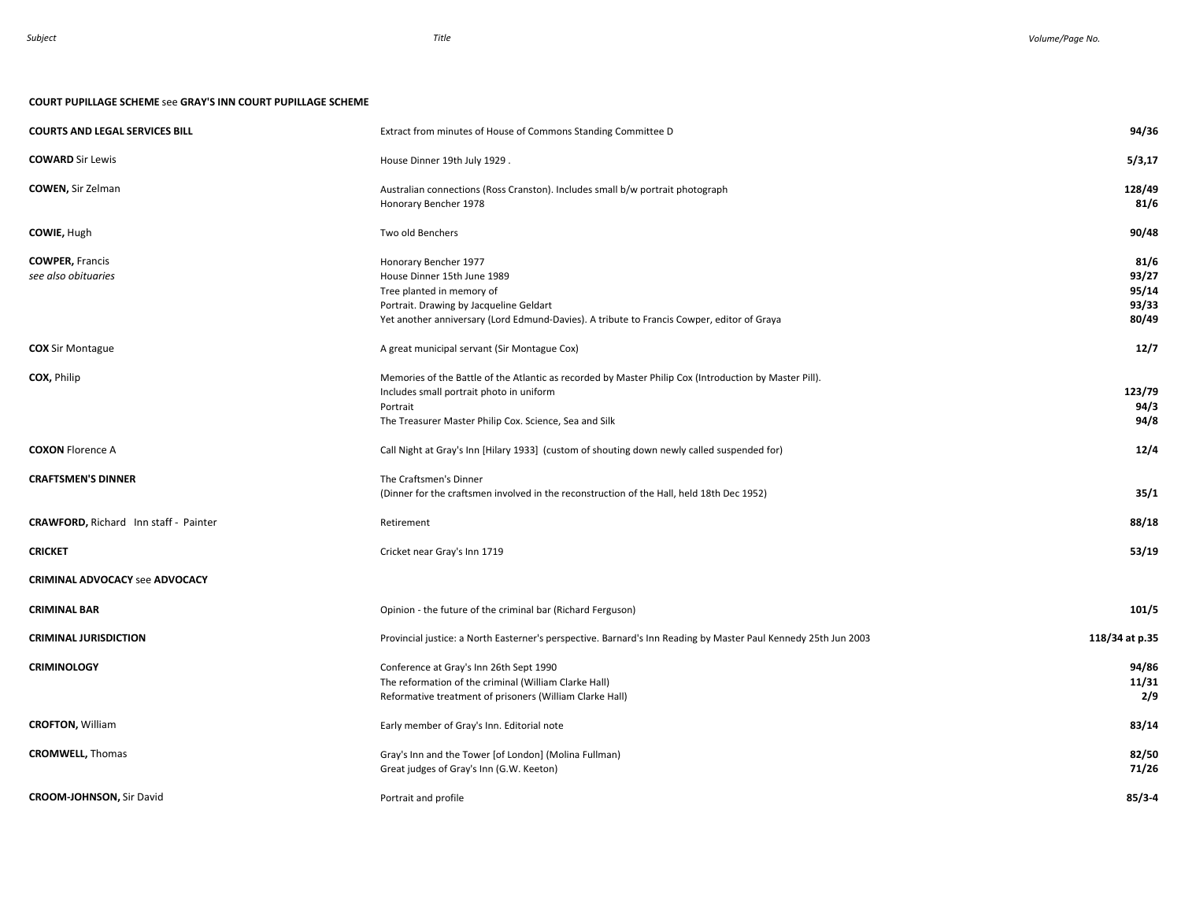| Subject | Title | Volume/Page No. |
|---|---|---|
| **COURT PUPILLAGE SCHEME** see **GRAY'S INN COURT PUPILLAGE SCHEME** | | |
| **COURTS AND LEGAL SERVICES BILL** | Extract from minutes of House of Commons Standing Committee D | **94/36** |
| **COWARD** Sir Lewis | House Dinner 19th July 1929 . | **5/3,17** |
| **COWEN,** Sir Zelman | Australian connections (Ross Cranston). Includes small b/w portrait photograph | **128/49** |
| | Honorary Bencher 1978 | **81/6** |
| **COWIE,** Hugh | Two old Benchers | **90/48** |
| **COWPER,** Francis | Honorary Bencher 1977 | **81/6** |
| *see also obituaries* | House Dinner 15th June 1989 | **93/27** |
| | Tree planted in memory of | **95/14** |
| | Portrait. Drawing by Jacqueline Geldart | **93/33** |
| | Yet another anniversary (Lord Edmund-Davies). A tribute to Francis Cowper, editor of Graya | **80/49** |
| **COX** Sir Montague | A great municipal servant (Sir Montague Cox) | **12/7** |
| **COX,** Philip | Memories of the Battle of the Atlantic as recorded by Master Philip Cox (Introduction by Master Pill). | |
| | Includes small portrait photo in uniform | **123/79** |
| | Portrait | **94/3** |
| | The Treasurer Master Philip Cox. Science, Sea and Silk | **94/8** |
| **COXON** Florence A | Call Night at Gray's Inn [Hilary 1933] (custom of shouting down newly called suspended for) | **12/4** |
| **CRAFTSMEN'S DINNER** | The Craftsmen's Dinner | |
| | (Dinner for the craftsmen involved in the reconstruction of the Hall, held 18th Dec 1952) | **35/1** |
| **CRAWFORD,** Richard Inn staff - Painter | Retirement | **88/18** |
| **CRICKET** | Cricket near Gray's Inn 1719 | **53/19** |
| **CRIMINAL ADVOCACY** see **ADVOCACY** | | |
| **CRIMINAL BAR** | Opinion - the future of the criminal bar (Richard Ferguson) | **101/5** |
| **CRIMINAL JURISDICTION** | Provincial justice: a North Easterner's perspective. Barnard's Inn Reading by Master Paul Kennedy 25th Jun 2003 | **118/34 at p.35** |
| **CRIMINOLOGY** | Conference at Gray's Inn 26th Sept 1990 | **94/86** |
| | The reformation of the criminal (William Clarke Hall) | **11/31** |
| | Reformative treatment of prisoners (William Clarke Hall) | **2/9** |
| **CROFTON,** William | Early member of Gray's Inn. Editorial note | **83/14** |
| **CROMWELL,** Thomas | Gray's Inn and the Tower [of London] (Molina Fullman) | **82/50** |
| | Great judges of Gray's Inn (G.W. Keeton) | **71/26** |
| **CROOM-JOHNSON,** Sir David | Portrait and profile | **85/3-4** |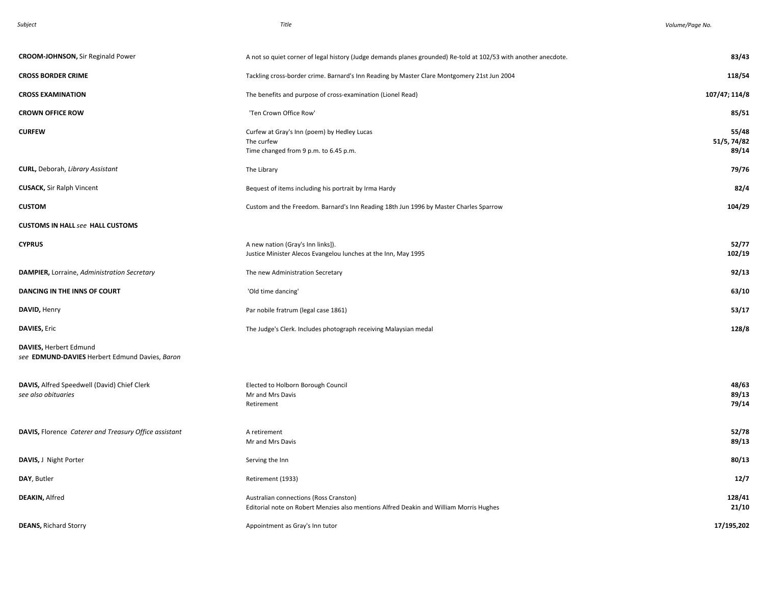| *Subject* | *Title* | *Volume/Page No.* |
|---|---|---|
| **CROOM-JOHNSON,** Sir Reginald Power | A not so quiet corner of legal history (Judge demands planes grounded) Re-told at 102/53 with another anecdote. | **83/43** |
| **CROSS BORDER CRIME** | Tackling cross-border crime. Barnard's Inn Reading by Master Clare Montgomery 21st Jun 2004 | **118/54** |
| **CROSS EXAMINATION** | The benefits and purpose of cross-examination (Lionel Read) | **107/47; 114/8** |
| **CROWN OFFICE ROW** | 'Ten Crown Office Row' | **85/51** |
| **CURFEW** | Curfew at Gray's Inn (poem) by Hedley Lucas<br>The curfew<br>Time changed from 9 p.m. to 6.45 p.m. | **55/48**<br>**51/5, 74/82**<br>**89/14** |
| **CURL,** Deborah, *Library Assistant* | The Library | **79/76** |
| **CUSACK,** Sir Ralph Vincent | Bequest of items including his portrait by Irma Hardy | **82/4** |
| **CUSTOM** | Custom and the Freedom. Barnard's Inn Reading 18th Jun 1996 by Master Charles Sparrow | **104/29** |
| **CUSTOMS IN HALL** *see* **HALL CUSTOMS** | | |
| **CYPRUS** | A new nation (Gray's Inn links]).<br>Justice Minister Alecos Evangelou lunches at the Inn, May 1995 | **52/77**<br>**102/19** |
| **DAMPIER,** Lorraine, *Administration Secretary* | The new Administration Secretary | **92/13** |
| **DANCING IN THE INNS OF COURT** | 'Old time dancing' | **63/10** |
| **DAVID,** Henry | Par nobile fratrum (legal case 1861) | **53/17** |
| **DAVIES,** Eric | The Judge's Clerk. Includes photograph receiving Malaysian medal | **128/8** |
| **DAVIES,** Herbert Edmund<br>*see* **EDMUND-DAVIES** Herbert Edmund Davies, *Baron* | | |
| **DAVIS,** Alfred Speedwell (David) Chief Clerk<br>*see also obituaries* | Elected to Holborn Borough Council<br>Mr and Mrs Davis<br>Retirement | **48/63**<br>**89/13**<br>**79/14** |
| **DAVIS,** Florence *Caterer and Treasury Office assistant* | A retirement<br>Mr and Mrs Davis | **52/78**<br>**89/13** |
| **DAVIS,** J Night Porter | Serving the Inn | **80/13** |
| **DAY**, Butler | Retirement (1933) | **12/7** |
| **DEAKIN,** Alfred | Australian connections (Ross Cranston)<br>Editorial note on Robert Menzies also mentions Alfred Deakin and William Morris Hughes | **128/41**<br>**21/10** |
| **DEANS,** Richard Storry | Appointment as Gray's Inn tutor | **17/195,202** |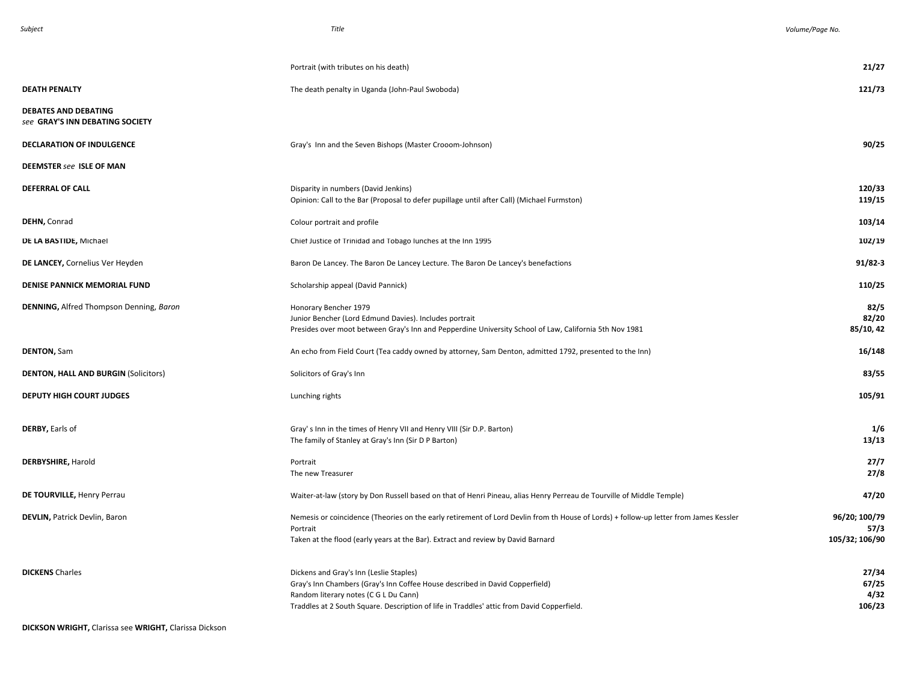| Subject | Title | Volume/Page No. |
|---|---|---|
| | Portrait (with tributes on his death) | **21/27** |
| **DEATH PENALTY** | The death penalty in Uganda (John-Paul Swoboda) | **121/73** |
| **DEBATES AND DEBATING** *see* **GRAY'S INN DEBATING SOCIETY** | | |
| **DECLARATION OF INDULGENCE** | Gray's Inn and the Seven Bishops (Master Crooom-Johnson) | **90/25** |
| **DEEMSTER** *see* **ISLE OF MAN** | | |
| **DEFERRAL OF CALL** | Disparity in numbers (David Jenkins) | **120/33** |
| | Opinion: Call to the Bar (Proposal to defer pupillage until after Call) (Michael Furmston) | **119/15** |
| **DEHN,** Conrad | Colour portrait and profile | **103/14** |
| **DE LA BASTIDE,** Michael | Chief Justice of Trinidad and Tobago lunches at the Inn 1995 | **102/19** |
| **DE LANCEY,** Cornelius Ver Heyden | Baron De Lancey. The Baron De Lancey Lecture. The Baron De Lancey's benefactions | **91/82-3** |
| **DENISE PANNICK MEMORIAL FUND** | Scholarship appeal (David Pannick) | **110/25** |
| **DENNING,** Alfred Thompson Denning, *Baron* | Honorary Bencher 1979 | **82/5** |
| | Junior Bencher (Lord Edmund Davies). Includes portrait | **82/20** |
| | Presides over moot between Gray's Inn and Pepperdine University School of Law, California 5th Nov 1981 | **85/10, 42** |
| **DENTON,** Sam | An echo from Field Court (Tea caddy owned by attorney, Sam Denton, admitted 1792, presented to the Inn) | **16/148** |
| **DENTON, HALL AND BURGIN** (Solicitors) | Solicitors of Gray's Inn | **83/55** |
| **DEPUTY HIGH COURT JUDGES** | Lunching rights | **105/91** |
| **DERBY,** Earls of | Gray' s Inn in the times of Henry VII and Henry VIII (Sir D.P. Barton) | **1/6** |
| | The family of Stanley at Gray's Inn (Sir D P Barton) | **13/13** |
| **DERBYSHIRE,** Harold | Portrait | **27/7** |
| | The new Treasurer | **27/8** |
| **DE TOURVILLE,** Henry Perrau | Waiter-at-law (story by Don Russell based on that of Henri Pineau, alias Henry Perreau de Tourville of Middle Temple) | **47/20** |
| **DEVLIN,** Patrick Devlin, Baron | Nemesis or coincidence (Theories on the early retirement of Lord Devlin from th House of Lords) + follow-up letter from James Kessler | **96/20; 100/79** |
| | Portrait | **57/3** |
| | Taken at the flood (early years at the Bar). Extract and review by David Barnard | **105/32; 106/90** |
| **DICKENS** Charles | Dickens and Gray's Inn (Leslie Staples) | **27/34** |
| | Gray's Inn Chambers (Gray's Inn Coffee House described in David Copperfield) | **67/25** |
| | Random literary notes (C G L Du Cann) | **4/32** |
| | Traddles at 2 South Square. Description of life in Traddles' attic from David Copperfield. | **106/23** |
| **DICKSON WRIGHT,** Clarissa see **WRIGHT,** Clarissa Dickson | | |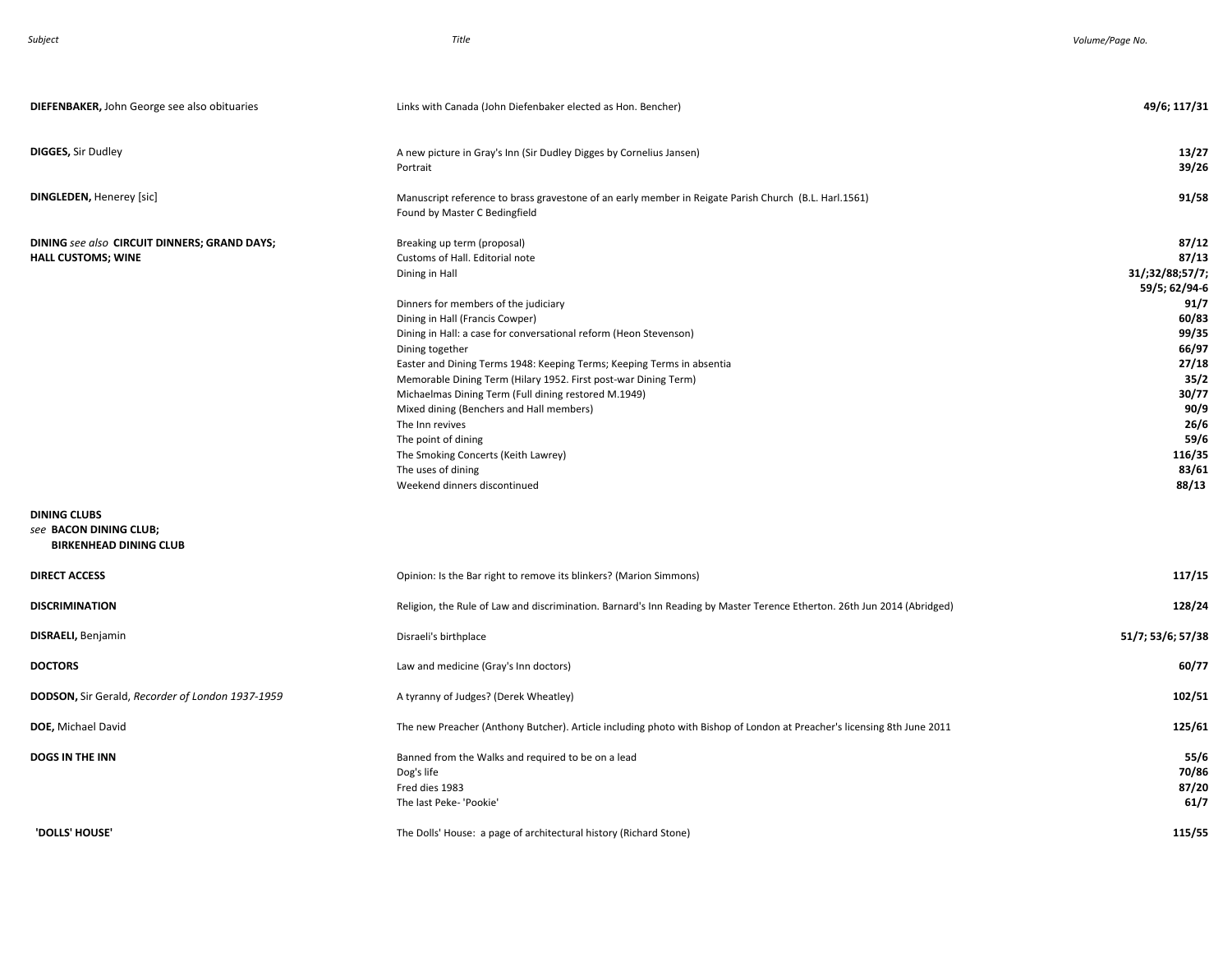| Subject | Title | Volume/Page No. |
|---|---|---|
| **DIEFENBAKER,** John George see also obituaries | Links with Canada (John Diefenbaker elected as Hon. Bencher) | **49/6; 117/31** |
| **DIGGES,** Sir Dudley | A new picture in Gray's Inn (Sir Dudley Digges by Cornelius Jansen) | **13/27** |
| | Portrait | **39/26** |
| **DINGLEDEN,** Henerey [sic] | Manuscript reference to brass gravestone of an early member in Reigate Parish Church (B.L. Harl.1561) Found by Master C Bedingfield | **91/58** |
| **DINING** *see also* **CIRCUIT DINNERS; GRAND DAYS; HALL CUSTOMS; WINE** | Breaking up term (proposal) | **87/12** |
| | Customs of Hall. Editorial note | **87/13** |
| | Dining in Hall | **31/;32/88;57/7; 59/5; 62/94-6** |
| | Dinners for members of the judiciary | **91/7** |
| | Dining in Hall (Francis Cowper) | **60/83** |
| | Dining in Hall: a case for conversational reform (Heon Stevenson) | **99/35** |
| | Dining together | **66/97** |
| | Easter and Dining Terms 1948: Keeping Terms; Keeping Terms in absentia | **27/18** |
| | Memorable Dining Term (Hilary 1952. First post-war Dining Term) | **35/2** |
| | Michaelmas Dining Term (Full dining restored M.1949) | **30/77** |
| | Mixed dining (Benchers and Hall members) | **90/9** |
| | The Inn revives | **26/6** |
| | The point of dining | **59/6** |
| | The Smoking Concerts (Keith Lawrey) | **116/35** |
| | The uses of dining | **83/61** |
| | Weekend dinners discontinued | **88/13** |
| **DINING CLUBS** *see* **BACON DINING CLUB; BIRKENHEAD DINING CLUB** | | |
| **DIRECT ACCESS** | Opinion: Is the Bar right to remove its blinkers? (Marion Simmons) | **117/15** |
| **DISCRIMINATION** | Religion, the Rule of Law and discrimination. Barnard's Inn Reading by Master Terence Etherton. 26th Jun 2014 (Abridged) | **128/24** |
| **DISRAELI,** Benjamin | Disraeli's birthplace | **51/7; 53/6; 57/38** |
| **DOCTORS** | Law and medicine (Gray's Inn doctors) | **60/77** |
| **DODSON,** Sir Gerald, *Recorder of London 1937-1959* | A tyranny of Judges? (Derek Wheatley) | **102/51** |
| **DOE,** Michael David | The new Preacher (Anthony Butcher). Article including photo with Bishop of London at Preacher's licensing 8th June 2011 | **125/61** |
| **DOGS IN THE INN** | Banned from the Walks and required to be on a lead | **55/6** |
| | Dog's life | **70/86** |
| | Fred dies 1983 | **87/20** |
| | The last Peke- 'Pookie' | **61/7** |
| **'DOLLS' HOUSE'** | The Dolls' House: a page of architectural history (Richard Stone) | **115/55** |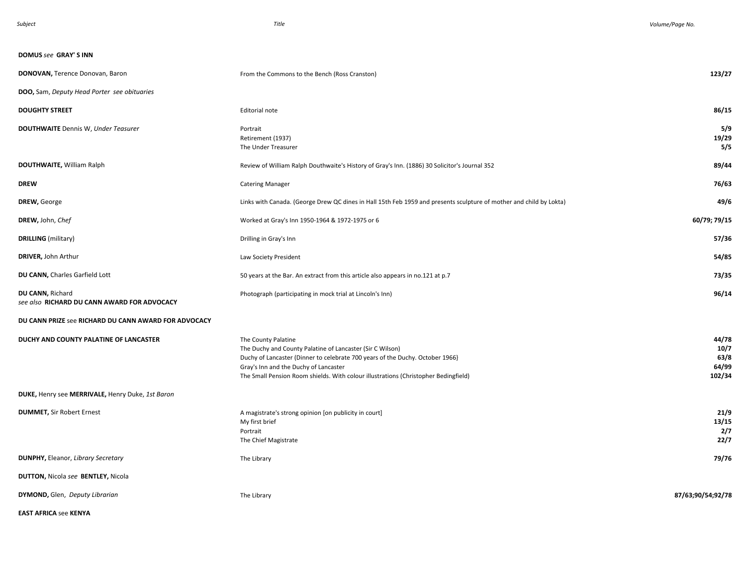| Subject | Title | Volume/Page No. |
|---|---|---|
| **DOMUS** *see* **GRAY' S INN** | | |
| **DONOVAN,** Terence Donovan, Baron | From the Commons to the Bench (Ross Cranston) | **123/27** |
| **DOO,** Sam, *Deputy Head Porter see obituaries* | | |
| **DOUGHTY STREET** | Editorial note | **86/15** |
| **DOUTHWAITE** Dennis W, *Under Teasurer* | Portrait<br>Retirement (1937)<br>The Under Treasurer | **5/9**<br>**19/29**<br>**5/5** |
| **DOUTHWAITE,** William Ralph | Review of William Ralph Douthwaite's History of Gray's Inn. (1886) 30 Solicitor's Journal 352 | **89/44** |
| **DREW** | Catering Manager | **76/63** |
| **DREW,** George | Links with Canada. (George Drew QC dines in Hall 15th Feb 1959 and presents sculpture of mother and child by Lokta) | **49/6** |
| **DREW,** John, *Chef* | Worked at Gray's Inn 1950-1964 & 1972-1975 or 6 | **60/79; 79/15** |
| **DRILLING** (military) | Drilling in Gray's Inn | **57/36** |
| **DRIVER,** John Arthur | Law Society President | **54/85** |
| **DU CANN,** Charles Garfield Lott | 50 years at the Bar. An extract from this article also appears in no.121 at p.7 | **73/35** |
| **DU CANN,** Richard<br>*see also* **RICHARD DU CANN AWARD FOR ADVOCACY** | Photograph (participating in mock trial at Lincoln's Inn) | **96/14** |
| **DU CANN PRIZE** see **RICHARD DU CANN AWARD FOR ADVOCACY** | | |
| **DUCHY AND COUNTY PALATINE OF LANCASTER** | The County Palatine<br>The Duchy and County Palatine of Lancaster (Sir C Wilson)<br>Duchy of Lancaster (Dinner to celebrate 700 years of the Duchy. October 1966}<br>Gray's Inn and the Duchy of Lancaster<br>The Small Pension Room shields. With colour illustrations (Christopher Bedingfield) | **44/78**<br>**10/7**<br>**63/8**<br>**64/99**<br>**102/34** |
| **DUKE,** Henry see **MERRIVALE,** Henry Duke, *1st Baron* | | |
| **DUMMET,** Sir Robert Ernest | A magistrate's strong opinion [on publicity in court]<br>My first brief<br>Portrait<br>The Chief Magistrate | **21/9**<br>**13/15**<br>**2/7**<br>**22/7** |
| **DUNPHY,** Eleanor, *Library Secretary* | The Library | **79/76** |
| **DUTTON,** Nicola *see* **BENTLEY,** Nicola | | |
| **DYMOND,** Glen, *Deputy Librarian* | The Library | **87/63;90/54;92/78** |
| **EAST AFRICA** see **KENYA** | | |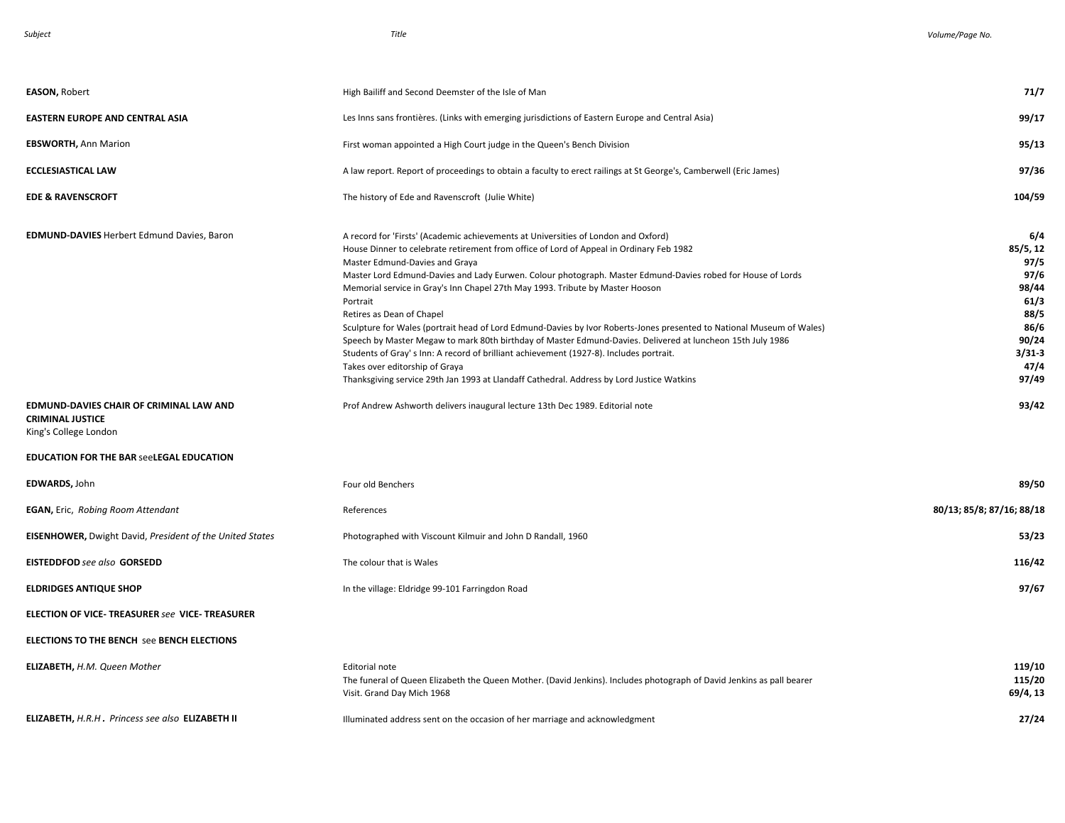| Subject | Title | Volume/Page No. |
|---|---|---|
| **EASON,** Robert | High Bailiff and Second Deemster of the Isle of Man | **71/7** |
| **EASTERN EUROPE AND CENTRAL ASIA** | Les Inns sans frontières. (Links with emerging jurisdictions of Eastern Europe and Central Asia) | **99/17** |
| **EBSWORTH,** Ann Marion | First woman appointed a High Court judge in the Queen's Bench Division | **95/13** |
| **ECCLESIASTICAL LAW** | A law report. Report of proceedings to obtain a faculty to erect railings at St George's, Camberwell (Eric James) | **97/36** |
| **EDE & RAVENSCROFT** | The history of Ede and Ravenscroft (Julie White) | **104/59** |
| **EDMUND-DAVIES** Herbert Edmund Davies, Baron | A record for 'Firsts' (Academic achievements at Universities of London and Oxford) | **6/4** |
| | House Dinner to celebrate retirement from office of Lord of Appeal in Ordinary Feb 1982 | **85/5, 12** |
| | Master Edmund-Davies and Graya | **97/5** |
| | Master Lord Edmund-Davies and Lady Eurwen. Colour photograph. Master Edmund-Davies robed for House of Lords | **97/6** |
| | Memorial service in Gray's Inn Chapel 27th May 1993. Tribute by Master Hooson | **98/44** |
| | Portrait | **61/3** |
| | Retires as Dean of Chapel | **88/5** |
| | Sculpture for Wales (portrait head of Lord Edmund-Davies by Ivor Roberts-Jones presented to National Museum of Wales) | **86/6** |
| | Speech by Master Megaw to mark 80th birthday of Master Edmund-Davies. Delivered at luncheon 15th July 1986 | **90/24** |
| | Students of Gray' s Inn: A record of brilliant achievement (1927-8). Includes portrait. | **3/31-3** |
| | Takes over editorship of Graya | **47/4** |
| | Thanksgiving service 29th Jan 1993 at Llandaff Cathedral. Address by Lord Justice Watkins | **97/49** |
| **EDMUND-DAVIES CHAIR OF CRIMINAL LAW AND CRIMINAL JUSTICE** King's College London | Prof Andrew Ashworth delivers inaugural lecture 13th Dec 1989. Editorial note | **93/42** |
| **EDUCATION FOR THE BAR** see**LEGAL EDUCATION** | | |
| **EDWARDS,** John | Four old Benchers | **89/50** |
| **EGAN,** Eric, *Robing Room Attendant* | References | **80/13; 85/8; 87/16; 88/18** |
| **EISENHOWER,** Dwight David, *President of the United States* | Photographed with Viscount Kilmuir and John D Randall, 1960 | **53/23** |
| **EISTEDDFOD** *see also* **GORSEDD** | The colour that is Wales | **116/42** |
| **ELDRIDGES ANTIQUE SHOP** | In the village: Eldridge 99-101 Farringdon Road | **97/67** |
| **ELECTION OF VICE- TREASURER** *see* **VICE- TREASURER** | | |
| **ELECTIONS TO THE BENCH** see **BENCH ELECTIONS** | | |
| **ELIZABETH,** *H.M. Queen Mother* | Editorial note | **119/10** |
| | The funeral of Queen Elizabeth the Queen Mother. (David Jenkins). Includes photograph of David Jenkins as pall bearer | **115/20** |
| | Visit. Grand Day Mich 1968 | **69/4, 13** |
| **ELIZABETH,** *H.R.H . Princess see also* **ELIZABETH II** | Illuminated address sent on the occasion of her marriage and acknowledgment | **27/24** |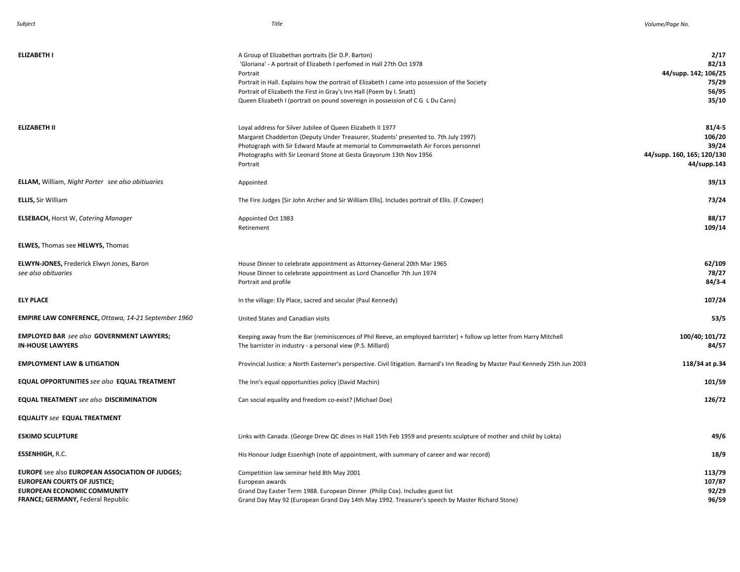| Subject | Title | Volume/Page No. |
|---|---|---|
| **ELIZABETH I** | A Group of Elizabethan portraits (Sir D.P. Barton) | **2/17** |
| | 'Gloriana' - A portrait of Elizabeth I perfomed in Hall 27th Oct 1978 | **82/13** |
| | Portrait | **44/supp. 142; 106/25** |
| | Portrait in Hall. Explains how the portrait of Elizabeth I came into possession of the Society | **75/29** |
| | Portrait of Elizabeth the First in Gray's Inn Hall (Poem by I. Snatt) | **56/95** |
| | Queen Elizabeth I (portrait on pound sovereign in possession of C G L Du Cann) | **35/10** |
| **ELIZABETH II** | Loyal address for Silver Jubilee of Queen Elizabeth II 1977 | **81/4-5** |
| | Margaret Chadderton (Deputy Under Treasurer, Students' presented to. 7th July 1997) | **106/20** |
| | Photograph with Sir Edward Maufe at memorial to Commonwelath Air Forces personnel | **39/24** |
| | Photographs with Sir Leonard Stone at Gesta Grayorum 13th Nov 1956 | **44/supp. 160, 165; 120/130** |
| | Portrait | **44/supp.143** |
| **ELLAM,** William, *Night Porter see also obitiuaries* | Appointed | **39/13** |
| **ELLIS,** Sir William | The Fire Judges [Sir John Archer and Sir William Ellis]. Includes portrait of Ellis. (F.Cowper) | **73/24** |
| **ELSEBACH,** Horst W, *Catering Manager* | Appointed Oct 1983 | **88/17** |
| | Retirement | **109/14** |
| **ELWES,** Thomas see **HELWYS,** Thomas | | |
| **ELWYN-JONES,** Frederick Elwyn Jones, Baron *see also obituaries* | House Dinner to celebrate appointment as Attorney-General 20th Mar 1965 | **62/109** |
| | House Dinner to celebrate appointment as Lord Chancellor 7th Jun 1974 | **78/27** |
| | Portrait and profile | **84/3-4** |
| **ELY PLACE** | In the village: Ely Place, sacred and secular (Paul Kennedy) | **107/24** |
| **EMPIRE LAW CONFERENCE,** *Ottawa, 14-21 September 1960* | United States and Canadian visits | **53/5** |
| **EMPLOYED BAR** *see also* **GOVERNMENT LAWYERS; IN-HOUSE LAWYERS** | Keeping away from the Bar (reminiscences of Phil Reeve, an employed barrister) + follow up letter from Harry Mitchell | **100/40; 101/72** |
| | The barrister in industry - a personal view (P.S. Millard) | **84/57** |
| **EMPLOYMENT LAW & LITIGATION** | Provincial Justice: a North Easterner's perspective. Civil litigation. Barnard's Inn Reading by Master Paul Kennedy 25th Jun 2003 | **118/34 at p.34** |
| **EQUAL OPPORTUNITIES** *see also* **EQUAL TREATMENT** | The Inn's equal opportunities policy (David Machin) | **101/59** |
| **EQUAL TREATMENT** *see also* **DISCRIMINATION** | Can social equality and freedom co-exist? (Michael Doe) | **126/72** |
| **EQUALITY** *see* **EQUAL TREATMENT** | | |
| **ESKIMO SCULPTURE** | Links with Canada. (George Drew QC dines in Hall 15th Feb 1959 and presents sculpture of mother and child by Lokta) | **49/6** |
| **ESSENHIGH,** R.C. | His Honour Judge Essenhigh (note of appointment, with summary of career and war record) | **18/9** |
| **EUROPE** see also **EUROPEAN ASSOCIATION OF JUDGES; EUROPEAN COURTS OF JUSTICE; EUROPEAN ECONOMIC COMMUNITY FRANCE; GERMANY,** Federal Republic | Competition law seminar held 8th May 2001 | **113/79** |
| | European awards | **107/87** |
| | Grand Day Easter Term 1988. European Dinner (Philip Cox). Includes guest list | **92/29** |
| | Grand Day May 92 (European Grand Day 14th May 1992. Treasurer's speech by Master Richard Stone) | **96/59** |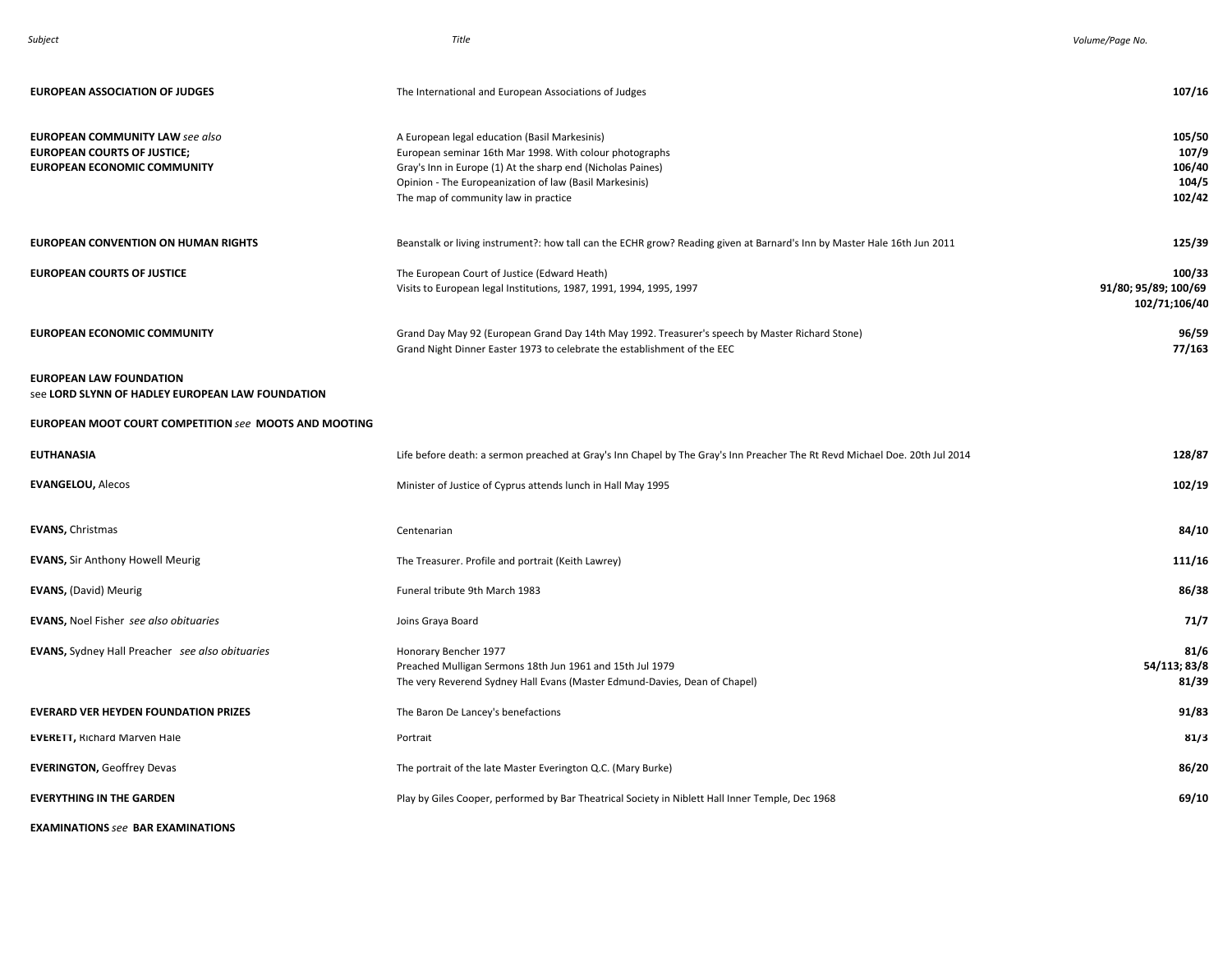| Subject | Title | Volume/Page No. |
|---|---|---|
| **EUROPEAN ASSOCIATION OF JUDGES** | The International and European Associations of Judges | **107/16** |
| **EUROPEAN COMMUNITY LAW** *see also* **EUROPEAN COURTS OF JUSTICE; EUROPEAN ECONOMIC COMMUNITY** | A European legal education (Basil Markesinis) | **105/50** |
| | European seminar 16th Mar 1998. With colour photographs | **107/9** |
| | Gray's Inn in Europe (1) At the sharp end (Nicholas Paines) | **106/40** |
| | Opinion - The Europeanization of law (Basil Markesinis) | **104/5** |
| | The map of community law in practice | **102/42** |
| **EUROPEAN CONVENTION ON HUMAN RIGHTS** | Beanstalk or living instrument?: how tall can the ECHR grow? Reading given at Barnard's Inn by Master Hale 16th Jun 2011 | **125/39** |
| **EUROPEAN COURTS OF JUSTICE** | The European Court of Justice (Edward Heath) | **100/33** |
| | Visits to European legal Institutions, 1987, 1991, 1994, 1995, 1997 | **91/80; 95/89; 100/69 102/71;106/40** |
| **EUROPEAN ECONOMIC COMMUNITY** | Grand Day May 92 (European Grand Day 14th May 1992. Treasurer's speech by Master Richard Stone) | **96/59** |
| | Grand Night Dinner Easter 1973 to celebrate the establishment of the EEC | **77/163** |
| **EUROPEAN LAW FOUNDATION** see **LORD SLYNN OF HADLEY EUROPEAN LAW FOUNDATION** | | |
| **EUROPEAN MOOT COURT COMPETITION** *see* **MOOTS AND MOOTING** | | |
| **EUTHANASIA** | Life before death: a sermon preached at Gray's Inn Chapel by The Gray's Inn Preacher The Rt Revd Michael Doe. 20th Jul 2014 | **128/87** |
| **EVANGELOU,** Alecos | Minister of Justice of Cyprus attends lunch in Hall May 1995 | **102/19** |
| **EVANS,** Christmas | Centenarian | **84/10** |
| **EVANS,** Sir Anthony Howell Meurig | The Treasurer. Profile and portrait (Keith Lawrey) | **111/16** |
| **EVANS,** (David) Meurig | Funeral tribute 9th March 1983 | **86/38** |
| **EVANS,** Noel Fisher *see also obituaries* | Joins Graya Board | **71/7** |
| **EVANS,** Sydney Hall Preacher *see also obituaries* | Honorary Bencher 1977 | **81/6** |
| | Preached Mulligan Sermons 18th Jun 1961 and 15th Jul 1979 | **54/113; 83/8** |
| | The very Reverend Sydney Hall Evans (Master Edmund-Davies, Dean of Chapel) | **81/39** |
| **EVERARD VER HEYDEN FOUNDATION PRIZES** | The Baron De Lancey's benefactions | **91/83** |
| **EVERETT,** Richard Marven Hale | Portrait | **81/3** |
| **EVERINGTON,** Geoffrey Devas | The portrait of the late Master Everington Q.C. (Mary Burke) | **86/20** |
| **EVERYTHING IN THE GARDEN** | Play by Giles Cooper, performed by Bar Theatrical Society in Niblett Hall Inner Temple, Dec 1968 | **69/10** |
| **EXAMINATIONS** *see* **BAR EXAMINATIONS** | | |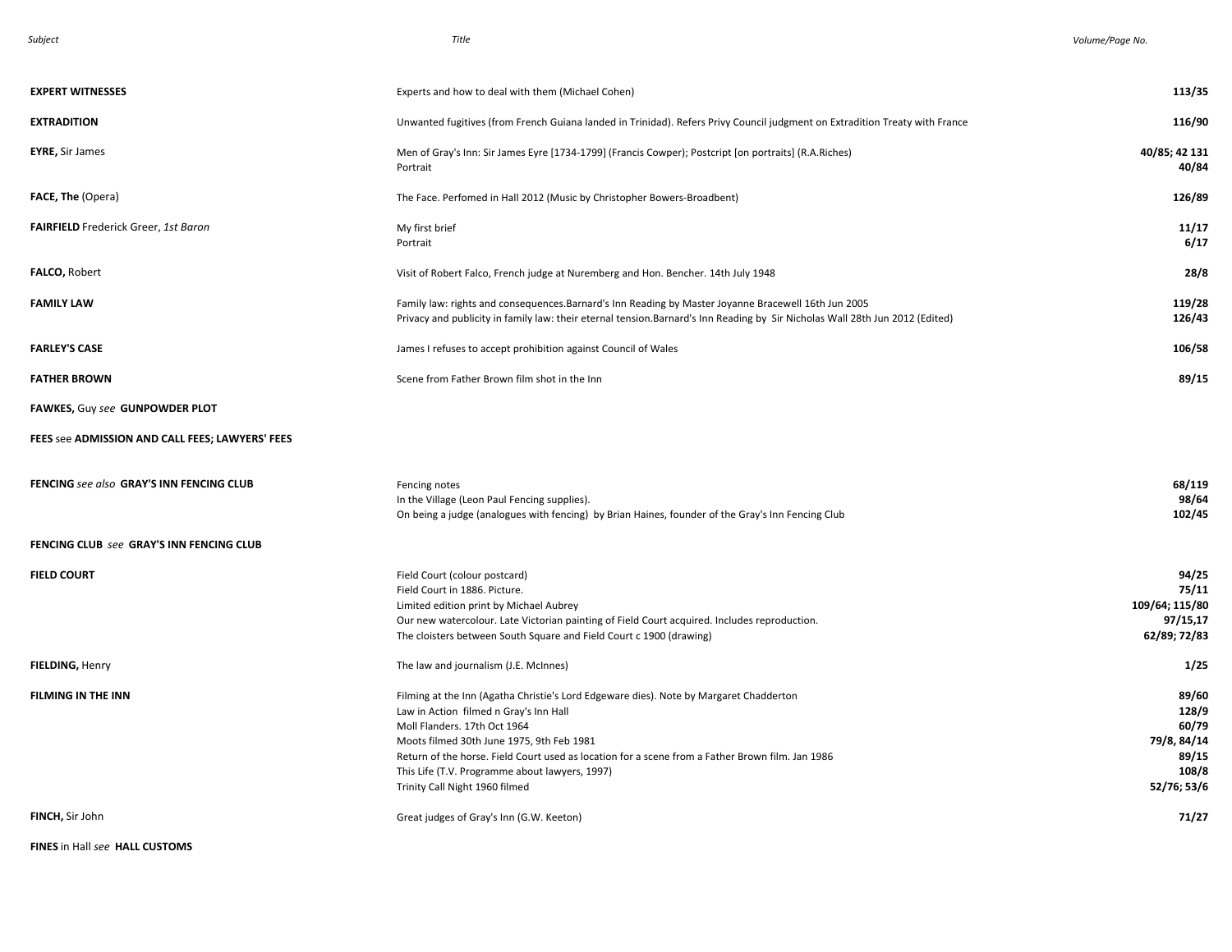| Subject | Title | Volume/Page No. |
|---|---|---|
| **EXPERT WITNESSES** | Experts and how to deal with them (Michael Cohen) | **113/35** |
| **EXTRADITION** | Unwanted fugitives (from French Guiana landed in Trinidad). Refers Privy Council judgment on Extradition Treaty with France | **116/90** |
| **EYRE,** Sir James | Men of Gray's Inn: Sir James Eyre [1734-1799] (Francis Cowper); Postcript [on portraits] (R.A.Riches) | **40/85; 42 131** |
| | Portrait | **40/84** |
| **FACE, The** (Opera) | The Face. Perfomed in Hall 2012 (Music by Christopher Bowers-Broadbent) | **126/89** |
| **FAIRFIELD** Frederick Greer, *1st Baron* | My first brief | **11/17** |
| | Portrait | **6/17** |
| **FALCO,** Robert | Visit of Robert Falco, French judge at Nuremberg and Hon. Bencher. 14th July 1948 | **28/8** |
| **FAMILY LAW** | Family law: rights and consequences.Barnard's Inn Reading by Master Joyanne Bracewell 16th Jun 2005 | **119/28** |
| | Privacy and publicity in family law: their eternal tension.Barnard's Inn Reading by Sir Nicholas Wall 28th Jun 2012 (Edited) | **126/43** |
| **FARLEY'S CASE** | James I refuses to accept prohibition against Council of Wales | **106/58** |
| **FATHER BROWN** | Scene from Father Brown film shot in the Inn | **89/15** |
| **FAWKES,** Guy *see* **GUNPOWDER PLOT** | | |
| **FEES** see **ADMISSION AND CALL FEES; LAWYERS' FEES** | | |
| **FENCING** *see also* **GRAY'S INN FENCING CLUB** | Fencing notes | **68/119** |
| | In the Village (Leon Paul Fencing supplies). | **98/64** |
| | On being a judge (analogues with fencing) by Brian Haines, founder of the Gray's Inn Fencing Club | **102/45** |
| **FENCING CLUB** *see* **GRAY'S INN FENCING CLUB** | | |
| **FIELD COURT** | Field Court (colour postcard) | **94/25** |
| | Field Court in 1886. Picture. | **75/11** |
| | Limited edition print by Michael Aubrey | **109/64; 115/80** |
| | Our new watercolour. Late Victorian painting of Field Court acquired. Includes reproduction. | **97/15,17** |
| | The cloisters between South Square and Field Court c 1900 (drawing) | **62/89; 72/83** |
| **FIELDING,** Henry | The law and journalism (J.E. McInnes) | **1/25** |
| **FILMING IN THE INN** | Filming at the Inn (Agatha Christie's Lord Edgeware dies). Note by Margaret Chadderton | **89/60** |
| | Law in Action filmed n Gray's Inn Hall | **128/9** |
| | Moll Flanders. 17th Oct 1964 | **60/79** |
| | Moots filmed 30th June 1975, 9th Feb 1981 | **79/8, 84/14** |
| | Return of the horse. Field Court used as location for a scene from a Father Brown film. Jan 1986 | **89/15** |
| | This Life (T.V. Programme about lawyers, 1997) | **108/8** |
| | Trinity Call Night 1960 filmed | **52/76; 53/6** |
| **FINCH,** Sir John | Great judges of Gray's Inn (G.W. Keeton) | **71/27** |
| **FINES** in Hall *see* **HALL CUSTOMS** | | |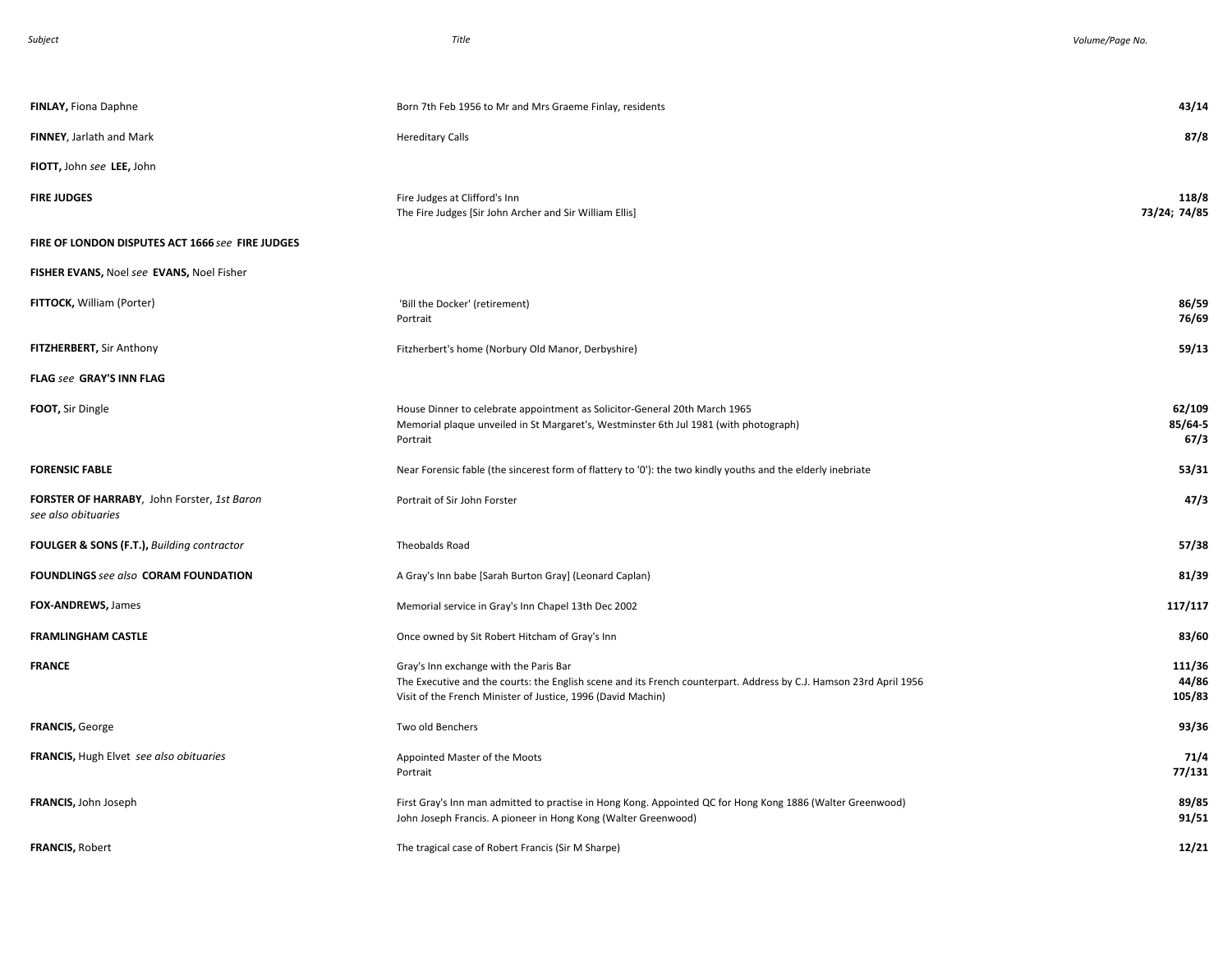| Subject | Title | Volume/Page No. |
|---|---|---|
| **FINLAY,** Fiona Daphne | Born 7th Feb 1956 to Mr and Mrs Graeme Finlay, residents | **43/14** |
| **FINNEY**, Jarlath and Mark | Hereditary Calls | **87/8** |
| **FIOTT,** John *see* **LEE,** John | | |
| **FIRE JUDGES** | Fire Judges at Clifford's Inn | **118/8** |
| | The Fire Judges [Sir John Archer and Sir William Ellis] | **73/24; 74/85** |
| **FIRE OF LONDON DISPUTES ACT 1666** *see* **FIRE JUDGES** | | |
| **FISHER EVANS,** Noel *see* **EVANS,** Noel Fisher | | |
| **FITTOCK,** William (Porter) | 'Bill the Docker' (retirement) | **86/59** |
| | Portrait | **76/69** |
| **FITZHERBERT,** Sir Anthony | Fitzherbert's home (Norbury Old Manor, Derbyshire) | **59/13** |
| **FLAG** *see* **GRAY'S INN FLAG** | | |
| **FOOT,** Sir Dingle | House Dinner to celebrate appointment as Solicitor-General 20th March 1965 | **62/109** |
| | Memorial plaque unveiled in St Margaret's, Westminster 6th Jul 1981 (with photograph) | **85/64-5** |
| | Portrait | **67/3** |
| **FORENSIC FABLE** | Near Forensic fable (the sincerest form of flattery to 'O'): the two kindly youths and the elderly inebriate | **53/31** |
| **FORSTER OF HARRABY**, John Forster, *1st Baron* *see also obituaries* | Portrait of Sir John Forster | **47/3** |
| **FOULGER & SONS (F.T.),** *Building contractor* | Theobalds Road | **57/38** |
| **FOUNDLINGS** *see also* **CORAM FOUNDATION** | A Gray's Inn babe [Sarah Burton Gray] (Leonard Caplan) | **81/39** |
| **FOX-ANDREWS,** James | Memorial service in Gray's Inn Chapel 13th Dec 2002 | **117/117** |
| **FRAMLINGHAM CASTLE** | Once owned by Sit Robert Hitcham of Gray's Inn | **83/60** |
| **FRANCE** | Gray's Inn exchange with the Paris Bar | **111/36** |
| | The Executive and the courts: the English scene and its French counterpart. Address by C.J. Hamson 23rd April 1956 | **44/86** |
| | Visit of the French Minister of Justice, 1996 (David Machin) | **105/83** |
| **FRANCIS,** George | Two old Benchers | **93/36** |
| **FRANCIS,** Hugh Elvet *see also obituaries* | Appointed Master of the Moots | **71/4** |
| | Portrait | **77/131** |
| **FRANCIS,** John Joseph | First Gray's Inn man admitted to practise in Hong Kong. Appointed QC for Hong Kong 1886 (Walter Greenwood) | **89/85** |
| | John Joseph Francis. A pioneer in Hong Kong (Walter Greenwood) | **91/51** |
| **FRANCIS,** Robert | The tragical case of Robert Francis (Sir M Sharpe) | **12/21** |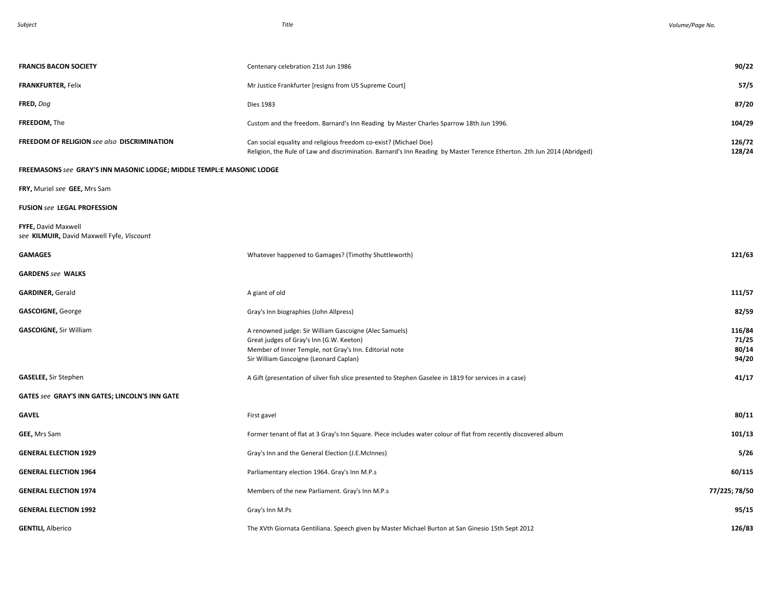| Subject | Title | Volume/Page No. |
|---|---|---|
| **FRANCIS BACON SOCIETY** | Centenary celebration 21st Jun 1986 | **90/22** |
| **FRANKFURTER,** Felix | Mr Justice Frankfurter [resigns from US Supreme Court] | **57/5** |
| **FRED,** *Dog* | Dies 1983 | **87/20** |
| **FREEDOM,** The | Custom and the freedom. Barnard's Inn Reading by Master Charles Sparrow 18th Jun 1996. | **104/29** |
| **FREEDOM OF RELIGION** *see also* **DISCRIMINATION** | Can social equality and religious freedom co-exist? (Michael Doe) | **126/72** |
| | Religion, the Rule of Law and discrimination. Barnard's Inn Reading by Master Terence Etherton. 2th Jun 2014 (Abridged) | **128/24** |
| **FREEMASONS** *see* **GRAY'S INN MASONIC LODGE; MIDDLE TEMPL:E MASONIC LODGE** | | |
| **FRY,** Muriel *see* **GEE,** Mrs Sam | | |
| **FUSION** *see* **LEGAL PROFESSION** | | |
| **FYFE,** David Maxwell *see* **KILMUIR,** David Maxwell Fyfe, *Viscount* | | |
| **GAMAGES** | Whatever happened to Gamages? (Timothy Shuttleworth) | **121/63** |
| **GARDENS** *see* **WALKS** | | |
| **GARDINER,** Gerald | A giant of old | **111/57** |
| **GASCOIGNE,** George | Gray's Inn biographies (John Allpress) | **82/59** |
| **GASCOIGNE,** Sir William | A renowned judge: Sir William Gascoigne (Alec Samuels) | **116/84** |
| | Great judges of Gray's Inn (G.W. Keeton) | **71/25** |
| | Member of Inner Temple, not Gray's Inn. Editorial note | **80/14** |
| | Sir William Gascoigne (Leonard Caplan) | **94/20** |
| **GASELEE,** Sir Stephen | A Gift (presentation of silver fish slice presented to Stephen Gaselee in 1819 for services in a case) | **41/17** |
| **GATES** *see* **GRAY'S INN GATES; LINCOLN'S INN GATE** | | |
| **GAVEL** | First gavel | **80/11** |
| **GEE,** Mrs Sam | Former tenant of flat at 3 Gray's Inn Square. Piece includes water colour of flat from recently discovered album | **101/13** |
| **GENERAL ELECTION 1929** | Gray's Inn and the General Election (J.E.McInnes) | **5/26** |
| **GENERAL ELECTION 1964** | Parliamentary election 1964. Gray's Inn M.P.s | **60/115** |
| **GENERAL ELECTION 1974** | Members of the new Parliament. Gray's Inn M.P.s | **77/225; 78/50** |
| **GENERAL ELECTION 1992** | Gray's Inn M.Ps | **95/15** |
| **GENTILI,** Alberico | The XVth Giornata Gentiliana. Speech given by Master Michael Burton at San Ginesio 15th Sept 2012 | **126/83** |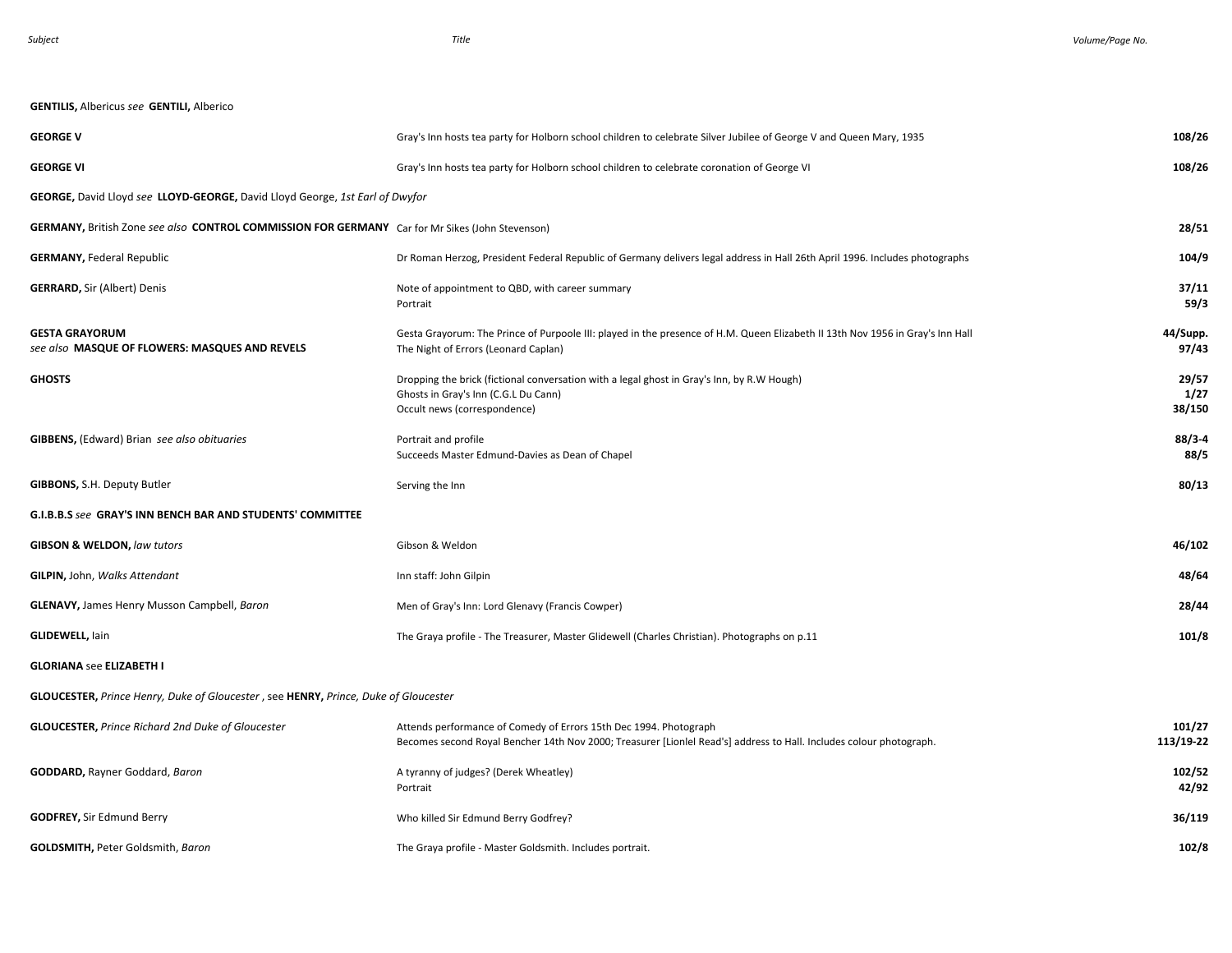| Subject | Title | Volume/Page No. |
|---|---|---|
| **GENTILIS,** Albericus *see* **GENTILI,** Alberico | | |
| **GEORGE V** | Gray's Inn hosts tea party for Holborn school children to celebrate Silver Jubilee of George V and Queen Mary, 1935 | **108/26** |
| **GEORGE VI** | Gray's Inn hosts tea party for Holborn school children to celebrate coronation of George VI | **108/26** |
| **GEORGE,** David Lloyd *see* **LLOYD-GEORGE,** David Lloyd George, *1st Earl of Dwyfor* | | |
| **GERMANY,** British Zone *see also* **CONTROL COMMISSION FOR GERMANY** | Car for Mr Sikes (John Stevenson) | **28/51** |
| **GERMANY,** Federal Republic | Dr Roman Herzog, President Federal Republic of Germany delivers legal address in Hall 26th April 1996. Includes photographs | **104/9** |
| **GERRARD,** Sir (Albert) Denis | Note of appointment to QBD, with career summary | **37/11** |
| | Portrait | **59/3** |
| **GESTA GRAYORUM** | Gesta Grayorum: The Prince of Purpoole III: played in the presence of H.M. Queen Elizabeth II 13th Nov 1956 in Gray's Inn Hall | **44/Supp.** |
| *see also* **MASQUE OF FLOWERS: MASQUES AND REVELS** | The Night of Errors (Leonard Caplan) | **97/43** |
| **GHOSTS** | Dropping the brick (fictional conversation with a legal ghost in Gray's Inn, by R.W Hough) | **29/57** |
| | Ghosts in Gray's Inn (C.G.L Du Cann) | **1/27** |
| | Occult news (correspondence) | **38/150** |
| **GIBBENS,** (Edward) Brian *see also obituaries* | Portrait and profile | **88/3-4** |
| | Succeeds Master Edmund-Davies as Dean of Chapel | **88/5** |
| **GIBBONS,** S.H. Deputy Butler | Serving the Inn | **80/13** |
| **G.I.B.B.S** *see* **GRAY'S INN BENCH BAR AND STUDENTS' COMMITTEE** | | |
| **GIBSON & WELDON,** *law tutors* | Gibson & Weldon | **46/102** |
| **GILPIN,** John, *Walks Attendant* | Inn staff: John Gilpin | **48/64** |
| **GLENAVY,** James Henry Musson Campbell, *Baron* | Men of Gray's Inn: Lord Glenavy (Francis Cowper) | **28/44** |
| **GLIDEWELL,** Iain | The Graya profile - The Treasurer, Master Glidewell (Charles Christian). Photographs on p.11 | **101/8** |
| **GLORIANA** see **ELIZABETH I** | | |
| **GLOUCESTER,** *Prince Henry, Duke of Gloucester* , see **HENRY,** *Prince, Duke of Gloucester* | | |
| **GLOUCESTER,** *Prince Richard 2nd Duke of Gloucester* | Attends performance of Comedy of Errors 15th Dec 1994. Photograph | **101/27** |
| | Becomes second Royal Bencher 14th Nov 2000; Treasurer [Lionlel Read's] address to Hall. Includes colour photograph. | **113/19-22** |
| **GODDARD,** Rayner Goddard, *Baron* | A tyranny of judges? (Derek Wheatley) | **102/52** |
| | Portrait | **42/92** |
| **GODFREY,** Sir Edmund Berry | Who killed Sir Edmund Berry Godfrey? | **36/119** |
| **GOLDSMITH,** Peter Goldsmith, *Baron* | The Graya profile - Master Goldsmith. Includes portrait. | **102/8** |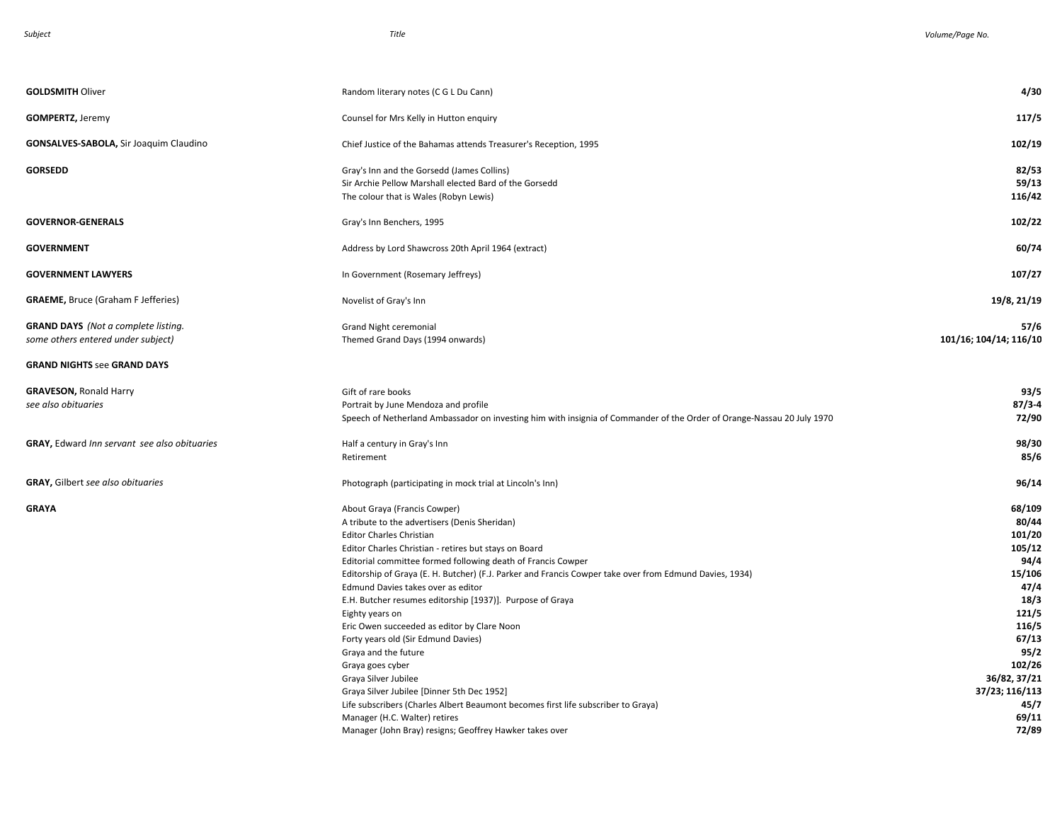| Subject | Title | Volume/Page No. |
|---|---|---|
| **GOLDSMITH** Oliver | Random literary notes (C G L Du Cann) | **4/30** |
| **GOMPERTZ,** Jeremy | Counsel for Mrs Kelly in Hutton enquiry | **117/5** |
| **GONSALVES-SABOLA,** Sir Joaquim Claudino | Chief Justice of the Bahamas attends Treasurer's Reception, 1995 | **102/19** |
| **GORSEDD** | Gray's Inn and the Gorsedd (James Collins) | **82/53** |
| | Sir Archie Pellow Marshall elected Bard of the Gorsedd | **59/13** |
| | The colour that is Wales (Robyn Lewis) | **116/42** |
| **GOVERNOR-GENERALS** | Gray's Inn Benchers, 1995 | **102/22** |
| **GOVERNMENT** | Address by Lord Shawcross 20th April 1964 (extract) | **60/74** |
| **GOVERNMENT LAWYERS** | In Government (Rosemary Jeffreys) | **107/27** |
| **GRAEME,** Bruce (Graham F Jefferies) | Novelist of Gray's Inn | **19/8, 21/19** |
| **GRAND DAYS** *(Not a complete listing. some others entered under subject)* | Grand Night ceremonial | **57/6** |
| | Themed Grand Days (1994 onwards) | **101/16; 104/14; 116/10** |
| **GRAND NIGHTS** see **GRAND DAYS** | | |
| **GRAVESON,** Ronald Harry *see also obituaries* | Gift of rare books | **93/5** |
| | Portrait by June Mendoza and profile | **87/3-4** |
| | Speech of Netherland Ambassador on investing him with insignia of Commander of the Order of Orange-Nassau 20 July 1970 | **72/90** |
| **GRAY,** Edward *Inn servant see also obituaries* | Half a century in Gray's Inn | **98/30** |
| | Retirement | **85/6** |
| **GRAY,** Gilbert *see also obituaries* | Photograph (participating in mock trial at Lincoln's Inn) | **96/14** |
| **GRAYA** | About Graya (Francis Cowper) | **68/109** |
| | A tribute to the advertisers (Denis Sheridan) | **80/44** |
| | Editor Charles Christian | **101/20** |
| | Editor Charles Christian - retires but stays on Board | **105/12** |
| | Editorial committee formed following death of Francis Cowper | **94/4** |
| | Editorship of Graya (E. H. Butcher) (F.J. Parker and Francis Cowper take over from Edmund Davies, 1934) | **15/106** |
| | Edmund Davies takes over as editor | **47/4** |
| | E.H. Butcher resumes editorship [1937)]. Purpose of Graya | **18/3** |
| | Eighty years on | **121/5** |
| | Eric Owen succeeded as editor by Clare Noon | **116/5** |
| | Forty years old (Sir Edmund Davies) | **67/13** |
| | Graya and the future | **95/2** |
| | Graya goes cyber | **102/26** |
| | Graya Silver Jubilee | **36/82, 37/21** |
| | Graya Silver Jubilee [Dinner 5th Dec 1952] | **37/23; 116/113** |
| | Life subscribers (Charles Albert Beaumont becomes first life subscriber to Graya) | **45/7** |
| | Manager (H.C. Walter) retires | **69/11** |
| | Manager (John Bray) resigns; Geoffrey Hawker takes over | **72/89** |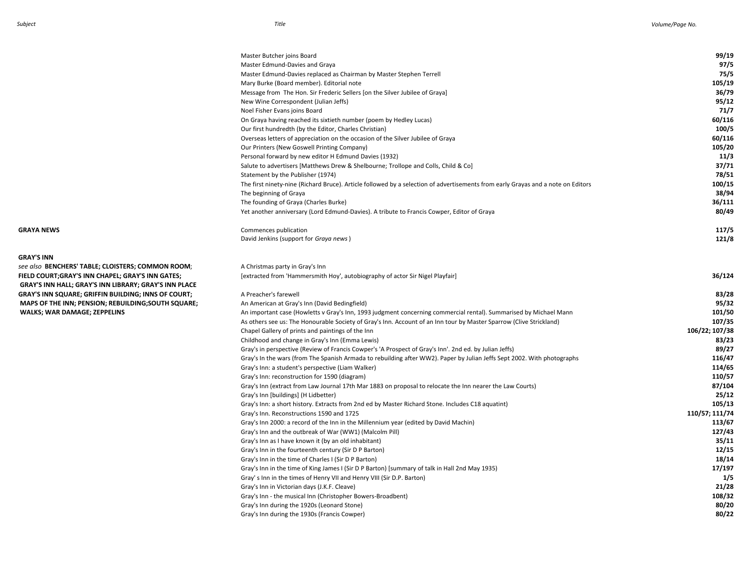| Subject | Title | Volume/Page No. |
|---|---|---|
| | Master Butcher joins Board | **99/19** |
| | Master Edmund-Davies and Graya | **97/5** |
| | Master Edmund-Davies replaced as Chairman by Master Stephen Terrell | **75/5** |
| | Mary Burke (Board member). Editorial note | **105/19** |
| | Message from The Hon. Sir Frederic Sellers [on the Silver Jubilee of Graya] | **36/79** |
| | New Wine Correspondent (Julian Jeffs) | **95/12** |
| | Noel Fisher Evans joins Board | **71/7** |
| | On Graya having reached its sixtieth number (poem by Hedley Lucas) | **60/116** |
| | Our first hundredth (by the Editor, Charles Christian) | **100/5** |
| | Overseas letters of appreciation on the occasion of the Silver Jubilee of Graya | **60/116** |
| | Our Printers (New Goswell Printing Company) | **105/20** |
| | Personal forward by new editor H Edmund Davies (1932) | **11/3** |
| | Salute to advertisers [Matthews Drew & Shelbourne; Trollope and Colls, Child & Co] | **37/71** |
| | Statement by the Publisher (1974) | **78/51** |
| | The first ninety-nine (Richard Bruce). Article followed by a selection of advertisements from early Grayas and a note on Editors | **100/15** |
| | The beginning of Graya | **38/94** |
| | The founding of Graya (Charles Burke) | **36/111** |
| | Yet another anniversary (Lord Edmund-Davies). A tribute to Francis Cowper, Editor of Graya | **80/49** |
| **GRAYA NEWS** | Commences publication | **117/5** |
| | David Jenkins (support for *Graya news*) | **121/8** |
| **GRAY'S INN** *see also* **BENCHERS' TABLE; CLOISTERS; COMMON ROOM; FIELD COURT;GRAY'S INN CHAPEL; GRAY'S INN GATES; GRAY'S INN HALL; GRAY'S INN LIBRARY; GRAY'S INN PLACE GRAY'S INN SQUARE; GRIFFIN BUILDING; INNS OF COURT; MAPS OF THE INN; PENSION; REBUILDING;SOUTH SQUARE; WALKS; WAR DAMAGE; ZEPPELINS** | A Christmas party in Gray's Inn [extracted from 'Hammersmith Hoy', autobiography of actor Sir Nigel Playfair] | **36/124** |
| | A Preacher's farewell | **83/28** |
| | An American at Gray's Inn (David Bedingfield) | **95/32** |
| | An important case (Howletts v Gray's Inn, 1993 judgment concerning commercial rental). Summarised by Michael Mann | **101/50** |
| | As others see us: The Honourable Society of Gray's Inn. Account of an Inn tour by Master Sparrow (Clive Strickland) | **107/35** |
| | Chapel Gallery of prints and paintings of the Inn | **106/22; 107/38** |
| | Childhood and change in Gray's Inn (Emma Lewis) | **83/23** |
| | Gray's in perspective (Review of Francis Cowper's 'A Prospect of Gray's Inn'. 2nd ed. by Julian Jeffs) | **89/27** |
| | Gray's In the wars (from The Spanish Armada to rebuilding after WW2). Paper by Julian Jeffs Sept 2002. With photographs | **116/47** |
| | Gray's Inn: a student's perspective (Liam Walker) | **114/65** |
| | Gray's Inn: reconstruction for 1590 (diagram) | **110/57** |
| | Gray's Inn (extract from Law Journal 17th Mar 1883 on proposal to relocate the Inn nearer the Law Courts) | **87/104** |
| | Gray's Inn [buildings] (H Lidbetter) | **25/12** |
| | Gray's Inn: a short history. Extracts from 2nd ed by Master Richard Stone. Includes C18 aquatint) | **105/13** |
| | Gray's Inn. Reconstructions 1590 and 1725 | **110/57; 111/74** |
| | Gray's Inn 2000: a record of the Inn in the Millennium year (edited by David Machin) | **113/67** |
| | Gray's Inn and the outbreak of War (WW1) (Malcolm Pill) | **127/43** |
| | Gray's Inn as I have known it (by an old inhabitant) | **35/11** |
| | Gray's Inn in the fourteenth century (Sir D P Barton) | **12/15** |
| | Gray's Inn in the time of Charles I (Sir D P Barton) | **18/14** |
| | Gray's Inn in the time of King James I (Sir D P Barton) [summary of talk in Hall 2nd May 1935) | **17/197** |
| | Gray' s Inn in the times of Henry VII and Henry VIII (Sir D.P. Barton) | **1/5** |
| | Gray's Inn in Victorian days (J.K.F. Cleave) | **21/28** |
| | Gray's Inn - the musical Inn (Christopher Bowers-Broadbent) | **108/32** |
| | Gray's Inn during the 1920s (Leonard Stone) | **80/20** |
| | Gray's Inn during the 1930s (Francis Cowper) | **80/22** |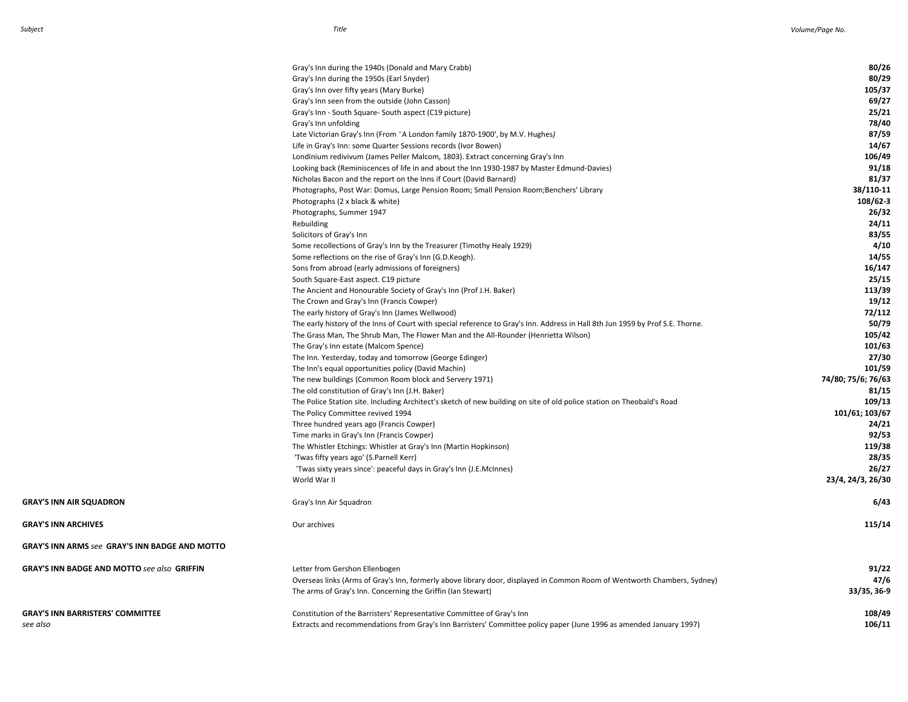| Subject | Title | Volume/Page No. |
|---|---|---|
| | Gray's Inn during the 1940s (Donald and Mary Crabb) | **80/26** |
| | Gray's Inn during the 1950s (Earl Snyder) | **80/29** |
| | Gray's Inn over fifty years (Mary Burke) | **105/37** |
| | Gray's Inn seen from the outside (John Casson) | **69/27** |
| | Gray's Inn - South Square- South aspect (C19 picture) | **25/21** |
| | Gray's Inn unfolding | **78/40** |
| | Late Victorian Gray's Inn (From 'A London family 1870-1900', by M.V. Hughes*)* | **87/59** |
| | Life in Gray's Inn: some Quarter Sessions records (Ivor Bowen) | **14/67** |
| | Londinium redivivum (James Peller Malcom, 1803). Extract concerning Gray's Inn | **106/49** |
| | Looking back (Reminiscences of life in and about the Inn 1930-1987 by Master Edmund-Davies) | **91/18** |
| | Nicholas Bacon and the report on the Inns if Court (David Barnard) | **81/37** |
| | Photographs, Post War: Domus, Large Pension Room; Small Pension Room;Benchers' Library | **38/110-11** |
| | Photographs (2 x black & white) | **108/62-3** |
| | Photographs, Summer 1947 | **26/32** |
| | Rebuilding | **24/11** |
| | Solicitors of Gray's Inn | **83/55** |
| | Some recollections of Gray's Inn by the Treasurer (Timothy Healy 1929) | **4/10** |
| | Some reflections on the rise of Gray's Inn (G.D.Keogh). | **14/55** |
| | Sons from abroad (early admissions of foreigners) | **16/147** |
| | South Square-East aspect. C19 picture | **25/15** |
| | The Ancient and Honourable Society of Gray's Inn (Prof J.H. Baker) | **113/39** |
| | The Crown and Gray's Inn (Francis Cowper) | **19/12** |
| | The early history of Gray's Inn (James Wellwood) | **72/112** |
| | The early history of the Inns of Court with special reference to Gray's Inn. Address in Hall 8th Jun 1959 by Prof S.E. Thorne. | **50/79** |
| | The Grass Man, The Shrub Man, The Flower Man and the All-Rounder (Henrietta Wilson) | **105/42** |
| | The Gray's Inn estate (Malcom Spence) | **101/63** |
| | The Inn. Yesterday, today and tomorrow (George Edinger) | **27/30** |
| | The Inn's equal opportunities policy (David Machin) | **101/59** |
| | The new buildings (Common Room block and Servery 1971) | **74/80; 75/6; 76/63** |
| | The old constitution of Gray's Inn (J.H. Baker) | **81/15** |
| | The Police Station site. Including Architect's sketch of new building on site of old police station on Theobald's Road | **109/13** |
| | The Policy Committee revived 1994 | **101/61; 103/67** |
| | Three hundred years ago (Francis Cowper) | **24/21** |
| | Time marks in Gray's Inn (Francis Cowper) | **92/53** |
| | The Whistler Etchings: Whistler at Gray's Inn (Martin Hopkinson) | **119/38** |
| | 'Twas fifty years ago' (S.Parnell Kerr) | **28/35** |
| | 'Twas sixty years since': peaceful days in Gray's Inn (J.E.McInnes) | **26/27** |
| | World War II | **23/4, 24/3, 26/30** |
| **GRAY'S INN AIR SQUADRON** | Gray's Inn Air Squadron | **6/43** |
| **GRAY'S INN ARCHIVES** | Our archives | **115/14** |
| **GRAY'S INN ARMS** *see* **GRAY'S INN BADGE AND MOTTO** | | |
| **GRAY'S INN BADGE AND MOTTO** *see also* **GRIFFIN** | Letter from Gershon Ellenbogen | **91/22** |
| | Overseas links (Arms of Gray's Inn, formerly above library door, displayed in Common Room of Wentworth Chambers, Sydney) | **47/6** |
| | The arms of Gray's Inn. Concerning the Griffin (Ian Stewart) | **33/35, 36-9** |
| **GRAY'S INN BARRISTERS' COMMITTEE** | Constitution of the Barristers' Representative Committee of Gray's Inn | **108/49** |
| *see also* | Extracts and recommendations from Gray's Inn Barristers' Committee policy paper (June 1996 as amended January 1997) | **106/11** |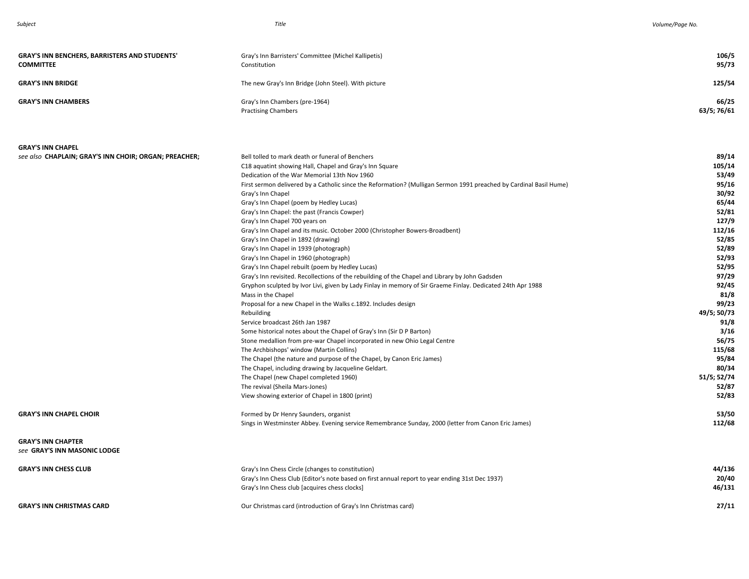| Subject | Title | Volume/Page No. |
|---|---|---|
| **GRAY'S INN BENCHERS, BARRISTERS AND STUDENTS' COMMITTEE** | Gray's Inn Barristers' Committee (Michel Kallipetis) | **106/5** |
| | Constitution | **95/73** |
| **GRAY'S INN BRIDGE** | The new Gray's Inn Bridge (John Steel). With picture | **125/54** |
| **GRAY'S INN CHAMBERS** | Gray's Inn Chambers (pre-1964) | **66/25** |
| | Practising Chambers | **63/5; 76/61** |
| **GRAY'S INN CHAPEL** | | |
| *see also* **CHAPLAIN; GRAY'S INN CHOIR; ORGAN; PREACHER;** | Bell tolled to mark death or funeral of Benchers | **89/14** |
| | C18 aquatint showing Hall, Chapel and Gray's Inn Square | **105/14** |
| | Dedication of the War Memorial 13th Nov 1960 | **53/49** |
| | First sermon delivered by a Catholic since the Reformation? (Mulligan Sermon 1991 preached by Cardinal Basil Hume) | **95/16** |
| | Gray's Inn Chapel | **30/92** |
| | Gray's Inn Chapel (poem by Hedley Lucas) | **65/44** |
| | Gray's Inn Chapel: the past (Francis Cowper) | **52/81** |
| | Gray's Inn Chapel 700 years on | **127/9** |
| | Gray's Inn Chapel and its music. October 2000 (Christopher Bowers-Broadbent) | **112/16** |
| | Gray's Inn Chapel in 1892 (drawing) | **52/85** |
| | Gray's Inn Chapel in 1939 (photograph) | **52/89** |
| | Gray's Inn Chapel in 1960 (photograph) | **52/93** |
| | Gray's Inn Chapel rebuilt (poem by Hedley Lucas) | **52/95** |
| | Gray's Inn revisited. Recollections of the rebuilding of the Chapel and Library by John Gadsden | **97/29** |
| | Gryphon sculpted by Ivor Livi, given by Lady Finlay in memory of Sir Graeme Finlay. Dedicated 24th Apr 1988 | **92/45** |
| | Mass in the Chapel | **81/8** |
| | Proposal for a new Chapel in the Walks c.1892. Includes design | **99/23** |
| | Rebuilding | **49/5; 50/73** |
| | Service broadcast 26th Jan 1987 | **91/8** |
| | Some historical notes about the Chapel of Gray's Inn (Sir D P Barton) | **3/16** |
| | Stone medallion from pre-war Chapel incorporated in new Ohio Legal Centre | **56/75** |
| | The Archbishops' window (Martin Collins) | **115/68** |
| | The Chapel (the nature and purpose of the Chapel, by Canon Eric James) | **95/84** |
| | The Chapel, including drawing by Jacqueline Geldart. | **80/34** |
| | The Chapel (new Chapel completed 1960) | **51/5; 52/74** |
| | The revival (Sheila Mars-Jones) | **52/87** |
| | View showing exterior of Chapel in 1800 (print) | **52/83** |
| **GRAY'S INN CHAPEL CHOIR** | Formed by Dr Henry Saunders, organist | **53/50** |
| | Sings in Westminster Abbey. Evening service Remembrance Sunday, 2000 (letter from Canon Eric James) | **112/68** |
| **GRAY'S INN CHAPTER** *see* **GRAY'S INN MASONIC LODGE** | | |
| **GRAY'S INN CHESS CLUB** | Gray's Inn Chess Circle (changes to constitution) | **44/136** |
| | Gray's Inn Chess Club (Editor's note based on first annual report to year ending 31st Dec 1937) | **20/40** |
| | Gray's Inn Chess club [acquires chess clocks] | **46/131** |
| **GRAY'S INN CHRISTMAS CARD** | Our Christmas card (introduction of Gray's Inn Christmas card) | **27/11** |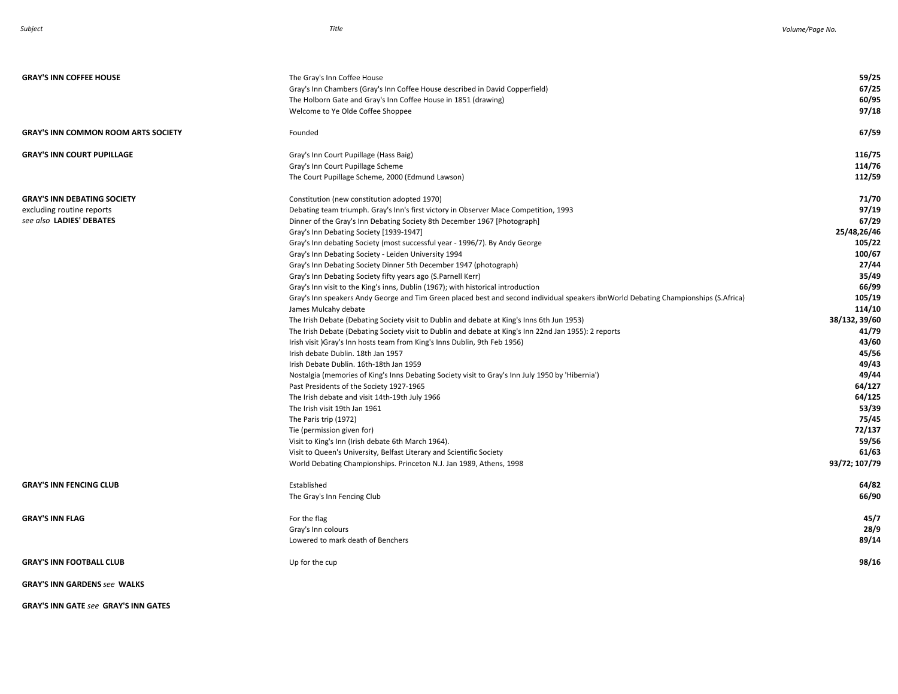| Subject | Title | Volume/Page No. |
| --- | --- | --- |
| **GRAY'S INN COFFEE HOUSE** | The Gray's Inn Coffee House | **59/25** |
| | Gray's Inn Chambers (Gray's Inn Coffee House described in David Copperfield) | **67/25** |
| | The Holborn Gate and Gray's Inn Coffee House in 1851 (drawing) | **60/95** |
| | Welcome to Ye Olde Coffee Shoppee | **97/18** |
| **GRAY'S INN COMMON ROOM ARTS SOCIETY** | Founded | **67/59** |
| **GRAY'S INN COURT PUPILLAGE** | Gray's Inn Court Pupillage (Hass Baig) | **116/75** |
| | Gray's Inn Court Pupillage Scheme | **114/76** |
| | The Court Pupillage Scheme, 2000 (Edmund Lawson) | **112/59** |
| **GRAY'S INN DEBATING SOCIETY** | Constitution (new constitution adopted 1970) | **71/70** |
| excluding routine reports | Debating team triumph. Gray's Inn's first victory in Observer Mace Competition, 1993 | **97/19** |
| *see also* **LADIES' DEBATES** | Dinner of the Gray's Inn Debating Society 8th December 1967 [Photograph] | **67/29** |
| | Gray's Inn Debating Society [1939-1947] | **25/48,26/46** |
| | Gray's Inn debating Society (most successful year - 1996/7). By Andy George | **105/22** |
| | Gray's Inn Debating Society - Leiden University 1994 | **100/67** |
| | Gray's Inn Debating Society Dinner 5th December 1947 (photograph) | **27/44** |
| | Gray's Inn Debating Society fifty years ago (S.Parnell Kerr) | **35/49** |
| | Gray's Inn visit to the King's inns, Dublin (1967); with historical introduction | **66/99** |
| | Gray's Inn speakers Andy George and Tim Green placed best and second individual speakers ibnWorld Debating Championships (S.Africa) | **105/19** |
| | James Mulcahy debate | **114/10** |
| | The Irish Debate (Debating Society visit to Dublin and debate at King's Inns 6th Jun 1953) | **38/132, 39/60** |
| | The Irish Debate (Debating Society visit to Dublin and debate at King's Inn 22nd Jan 1955): 2 reports | **41/79** |
| | Irish visit )Gray's Inn hosts team from King's Inns Dublin, 9th Feb 1956) | **43/60** |
| | Irish debate Dublin. 18th Jan 1957 | **45/56** |
| | Irish Debate Dublin. 16th-18th Jan 1959 | **49/43** |
| | Nostalgia (memories of King's Inns Debating Society visit to Gray's Inn July 1950 by 'Hibernia') | **49/44** |
| | Past Presidents of the Society 1927-1965 | **64/127** |
| | The Irish debate and visit 14th-19th July 1966 | **64/125** |
| | The Irish visit 19th Jan 1961 | **53/39** |
| | The Paris trip (1972) | **75/45** |
| | Tie (permission given for) | **72/137** |
| | Visit to King's Inn (Irish debate 6th March 1964). | **59/56** |
| | Visit to Queen's University, Belfast Literary and Scientific Society | **61/63** |
| | World Debating Championships. Princeton N.J. Jan 1989, Athens, 1998 | **93/72; 107/79** |
| **GRAY'S INN FENCING CLUB** | Established | **64/82** |
| | The Gray's Inn Fencing Club | **66/90** |
| **GRAY'S INN FLAG** | For the flag | **45/7** |
| | Gray's Inn colours | **28/9** |
| | Lowered to mark death of Benchers | **89/14** |
| **GRAY'S INN FOOTBALL CLUB** | Up for the cup | **98/16** |
| **GRAY'S INN GARDENS** *see* **WALKS** | | |
| **GRAY'S INN GATE** *see* **GRAY'S INN GATES** | | |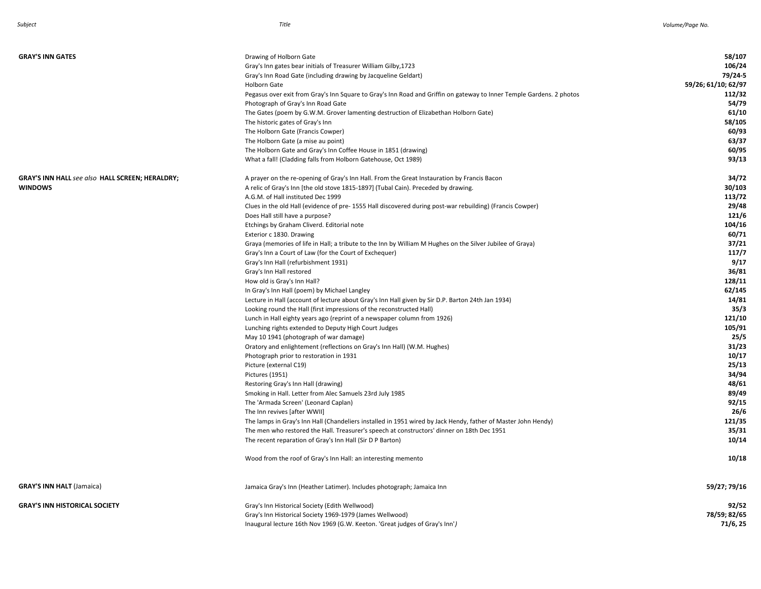| Subject | Title | Volume/Page No. |
|---|---|---|
| **GRAY'S INN GATES** | Drawing of Holborn Gate | **58/107** |
| | Gray's Inn gates bear initials of Treasurer William Gilby,1723 | **106/24** |
| | Gray's Inn Road Gate (including drawing by Jacqueline Geldart) | **79/24-5** |
| | Holborn Gate | **59/26; 61/10; 62/97** |
| | Pegasus over exit from Gray's Inn Square to Gray's Inn Road and Griffin on gateway to Inner Temple Gardens. 2 photos | **112/32** |
| | Photograph of Gray's Inn Road Gate | **54/79** |
| | The Gates (poem by G.W.M. Grover lamenting destruction of Elizabethan Holborn Gate) | **61/10** |
| | The historic gates of Gray's Inn | **58/105** |
| | The Holborn Gate (Francis Cowper) | **60/93** |
| | The Holborn Gate (a mise au point) | **63/37** |
| | The Holborn Gate and Gray's Inn Coffee House in 1851 (drawing) | **60/95** |
| | What a fall! (Cladding falls from Holborn Gatehouse, Oct 1989) | **93/13** |
| **GRAY'S INN HALL** *see also* **HALL SCREEN; HERALDRY; WINDOWS** | A prayer on the re-opening of Gray's Inn Hall. From the Great Instauration by Francis Bacon | **34/72** |
| | A relic of Gray's Inn [the old stove 1815-1897] (Tubal Cain). Preceded by drawing. | **30/103** |
| | A.G.M. of Hall instituted Dec 1999 | **113/72** |
| | Clues in the old Hall (evidence of pre- 1555 Hall discovered during post-war rebuilding) (Francis Cowper) | **29/48** |
| | Does Hall still have a purpose? | **121/6** |
| | Etchings by Graham Cliverd. Editorial note | **104/16** |
| | Exterior c 1830. Drawing | **60/71** |
| | Graya (memories of life in Hall; a tribute to the Inn by William M Hughes on the Silver Jubilee of Graya) | **37/21** |
| | Gray's Inn a Court of Law (for the Court of Exchequer) | **117/7** |
| | Gray's Inn Hall (refurbishment 1931) | **9/17** |
| | Gray's Inn Hall restored | **36/81** |
| | How old is Gray's Inn Hall? | **128/11** |
| | In Gray's Inn Hall (poem) by Michael Langley | **62/145** |
| | Lecture in Hall (account of lecture about Gray's Inn Hall given by Sir D.P. Barton 24th Jan 1934) | **14/81** |
| | Looking round the Hall (first impressions of the reconstructed Hall) | **35/3** |
| | Lunch in Hall eighty years ago (reprint of a newspaper column from 1926) | **121/10** |
| | Lunching rights extended to Deputy High Court Judges | **105/91** |
| | May 10 1941 (photograph of war damage) | **25/5** |
| | Oratory and enlightement (reflections on Gray's Inn Hall) (W.M. Hughes) | **31/23** |
| | Photograph prior to restoration in 1931 | **10/17** |
| | Picture (external C19) | **25/13** |
| | Pictures (1951) | **34/94** |
| | Restoring Gray's Inn Hall (drawing) | **48/61** |
| | Smoking in Hall. Letter from Alec Samuels 23rd July 1985 | **89/49** |
| | The 'Armada Screen' (Leonard Caplan) | **92/15** |
| | The Inn revives [after WWII] | **26/6** |
| | The lamps in Gray's Inn Hall (Chandeliers installed in 1951 wired by Jack Hendy, father of Master John Hendy) | **121/35** |
| | The men who restored the Hall. Treasurer's speech at constructors' dinner on 18th Dec 1951 | **35/31** |
| | The recent reparation of Gray's Inn Hall (Sir D P Barton) | **10/14** |
| | Wood from the roof of Gray's Inn Hall: an interesting memento | **10/18** |
| **GRAY'S INN HALT** (Jamaica) | Jamaica Gray's Inn (Heather Latimer). Includes photograph; Jamaica Inn | **59/27; 79/16** |
| **GRAY'S INN HISTORICAL SOCIETY** | Gray's Inn Historical Society (Edith Wellwood) | **92/52** |
| | Gray's Inn Historical Society 1969-1979 (James Wellwood) | **78/59; 82/65** |
| | Inaugural lecture 16th Nov 1969 (G.W. Keeton. 'Great judges of Gray's Inn'*)* | **71/6, 25** |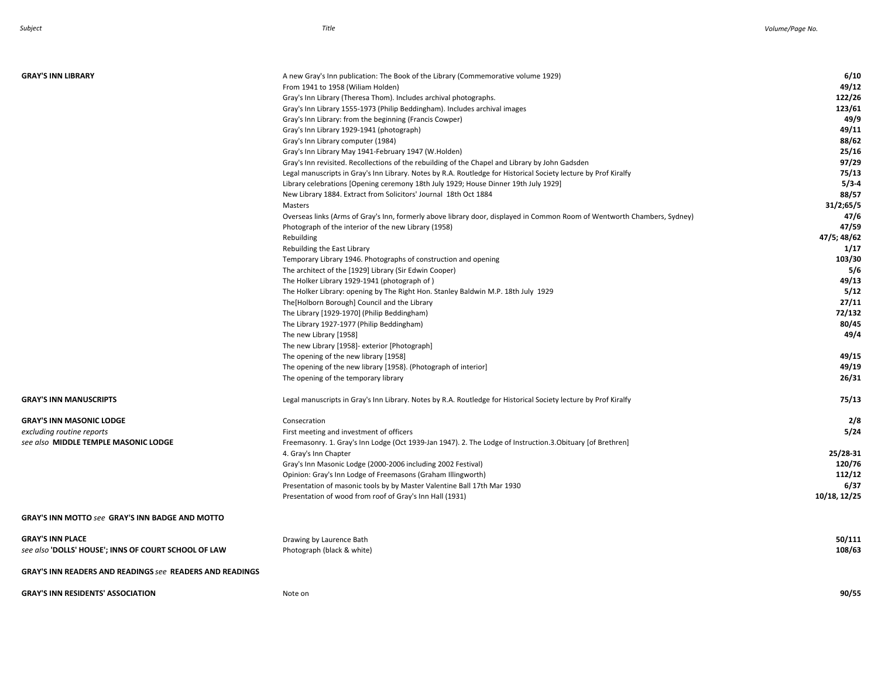| Subject | Title | Volume/Page No. |
|---|---|---|
| **GRAY'S INN LIBRARY** | A new Gray's Inn publication: The Book of the Library (Commemorative volume 1929) | **6/10** |
| | From 1941 to 1958 (Wiliam Holden) | **49/12** |
| | Gray's Inn Library (Theresa Thom). Includes archival photographs. | **122/26** |
| | Gray's Inn Library 1555-1973 (Philip Beddingham). Includes archival images | **123/61** |
| | Gray's Inn Library: from the beginning (Francis Cowper) | **49/9** |
| | Gray's Inn Library 1929-1941 (photograph) | **49/11** |
| | Gray's Inn Library computer (1984) | **88/62** |
| | Gray's Inn Library May 1941-February 1947 (W.Holden) | **25/16** |
| | Gray's Inn revisited. Recollections of the rebuilding of the Chapel and Library by John Gadsden | **97/29** |
| | Legal manuscripts in Gray's Inn Library. Notes by R.A. Routledge for Historical Society lecture by Prof Kiralfy | **75/13** |
| | Library celebrations [Opening ceremony 18th July 1929; House Dinner 19th July 1929] | **5/3-4** |
| | New Library 1884. Extract from Solicitors' Journal 18th Oct 1884 | **88/57** |
| | Masters | **31/2;65/5** |
| | Overseas links (Arms of Gray's Inn, formerly above library door, displayed in Common Room of Wentworth Chambers, Sydney) | **47/6** |
| | Photograph of the interior of the new Library (1958) | **47/59** |
| | Rebuilding | **47/5; 48/62** |
| | Rebuilding the East Library | **1/17** |
| | Temporary Library 1946. Photographs of construction and opening | **103/30** |
| | The architect of the [1929] Library (Sir Edwin Cooper) | **5/6** |
| | The Holker Library 1929-1941 (photograph of ) | **49/13** |
| | The Holker Library: opening by The Right Hon. Stanley Baldwin M.P. 18th July 1929 | **5/12** |
| | The[Holborn Borough] Council and the Library | **27/11** |
| | The Library [1929-1970] (Philip Beddingham) | **72/132** |
| | The Library 1927-1977 (Philip Beddingham) | **80/45** |
| | The new Library [1958] | **49/4** |
| | The new Library [1958]- exterior [Photograph] | |
| | The opening of the new library [1958] | **49/15** |
| | The opening of the new library [1958}. (Photograph of interior] | **49/19** |
| | The opening of the temporary library | **26/31** |
| **GRAY'S INN MANUSCRIPTS** | Legal manuscripts in Gray's Inn Library. Notes by R.A. Routledge for Historical Society lecture by Prof Kiralfy | **75/13** |
| **GRAY'S INN MASONIC LODGE** | Consecration | **2/8** |
| *excluding routine reports* | First meeting and investment of officers | **5/24** |
| *see also* **MIDDLE TEMPLE MASONIC LODGE** | Freemasonry. 1. Gray's Inn Lodge (Oct 1939-Jan 1947). 2. The Lodge of Instruction.3.Obituary [of Brethren] 4. Gray's Inn Chapter | **25/28-31** |
| | Gray's Inn Masonic Lodge (2000-2006 including 2002 Festival) | **120/76** |
| | Opinion: Gray's Inn Lodge of Freemasons (Graham Illingworth) | **112/12** |
| | Presentation of masonic tools by by Master Valentine Ball 17th Mar 1930 | **6/37** |
| | Presentation of wood from roof of Gray's Inn Hall (1931) | **10/18, 12/25** |
| **GRAY'S INN MOTTO** *see* **GRAY'S INN BADGE AND MOTTO** | | |
| **GRAY'S INN PLACE** | Drawing by Laurence Bath | **50/111** |
| *see also* **'DOLLS' HOUSE'; INNS OF COURT SCHOOL OF LAW** | Photograph (black & white) | **108/63** |
| **GRAY'S INN READERS AND READINGS** *see* **READERS AND READINGS** | | |
| **GRAY'S INN RESIDENTS' ASSOCIATION** | Note on | **90/55** |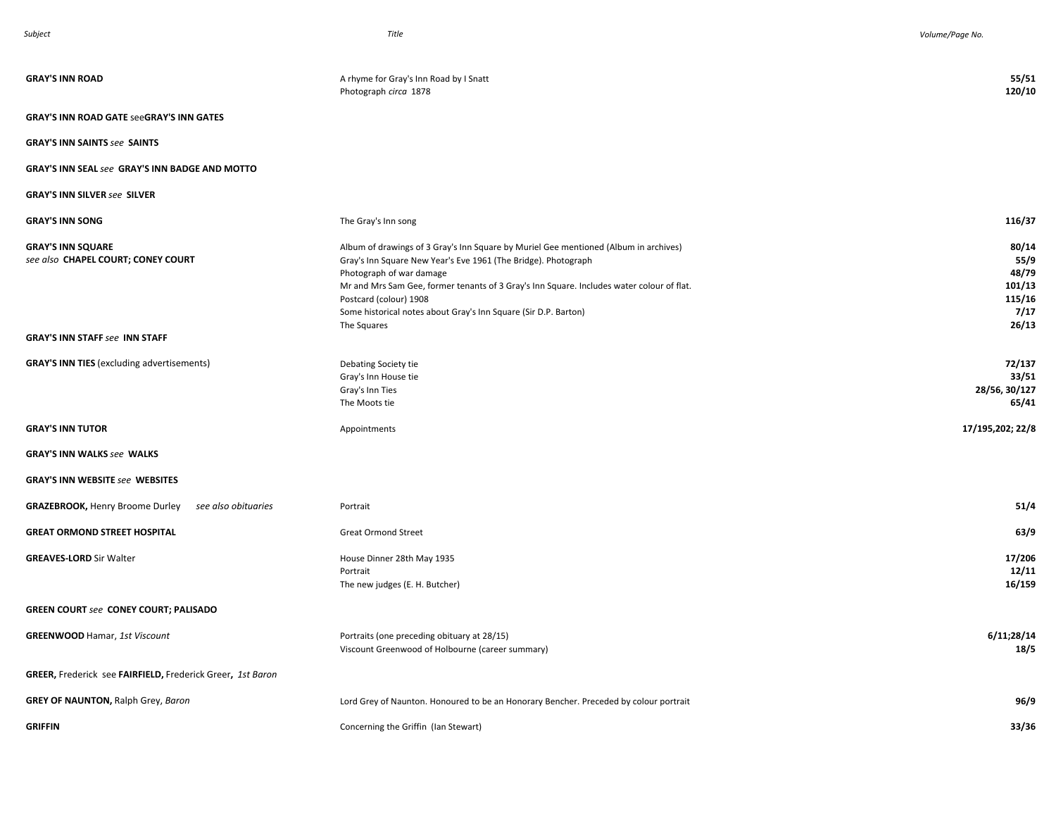| Subject | Title | Volume/Page No. |
| --- | --- | --- |
| **GRAY'S INN ROAD** | A rhyme for Gray's Inn Road by I Snatt | **55/51** |
| | Photograph *circa* 1878 | **120/10** |
| **GRAY'S INN ROAD GATE** see**GRAY'S INN GATES** | | |
| **GRAY'S INN SAINTS** *see* **SAINTS** | | |
| **GRAY'S INN SEAL** *see* **GRAY'S INN BADGE AND MOTTO** | | |
| **GRAY'S INN SILVER** *see* **SILVER** | | |
| **GRAY'S INN SONG** | The Gray's Inn song | **116/37** |
| **GRAY'S INN SQUARE** *see also* **CHAPEL COURT; CONEY COURT** | Album of drawings of 3 Gray's Inn Square by Muriel Gee mentioned (Album in archives) | **80/14** |
| | Gray's Inn Square New Year's Eve 1961 (The Bridge). Photograph | **55/9** |
| | Photograph of war damage | **48/79** |
| | Mr and Mrs Sam Gee, former tenants of 3 Gray's Inn Square. Includes water colour of flat. | **101/13** |
| | Postcard (colour) 1908 | **115/16** |
| | Some historical notes about Gray's Inn Square (Sir D.P. Barton) | **7/17** |
| | The Squares | **26/13** |
| **GRAY'S INN STAFF** *see* **INN STAFF** | | |
| **GRAY'S INN TIES** (excluding advertisements) | Debating Society tie | **72/137** |
| | Gray's Inn House tie | **33/51** |
| | Gray's Inn Ties | **28/56, 30/127** |
| | The Moots tie | **65/41** |
| **GRAY'S INN TUTOR** | Appointments | **17/195,202; 22/8** |
| **GRAY'S INN WALKS** *see* **WALKS** | | |
| **GRAY'S INN WEBSITE** *see* **WEBSITES** | | |
| **GRAZEBROOK,** Henry Broome Durley *see also obituaries* | Portrait | **51/4** |
| **GREAT ORMOND STREET HOSPITAL** | Great Ormond Street | **63/9** |
| **GREAVES-LORD** Sir Walter | House Dinner 28th May 1935 | **17/206** |
| | Portrait | **12/11** |
| | The new judges (E. H. Butcher) | **16/159** |
| **GREEN COURT** *see* **CONEY COURT; PALISADO** | | |
| **GREENWOOD** Hamar, *1st Viscount* | Portraits (one preceding obituary at 28/15) | **6/11;28/14** |
| | Viscount Greenwood of Holbourne (career summary) | **18/5** |
| **GREER,** Frederick see **FAIRFIELD,** Frederick Greer**,** *1st Baron* | | |
| **GREY OF NAUNTON,** Ralph Grey, *Baron* | Lord Grey of Naunton. Honoured to be an Honorary Bencher. Preceded by colour portrait | **96/9** |
| **GRIFFIN** | Concerning the Griffin (Ian Stewart) | **33/36** |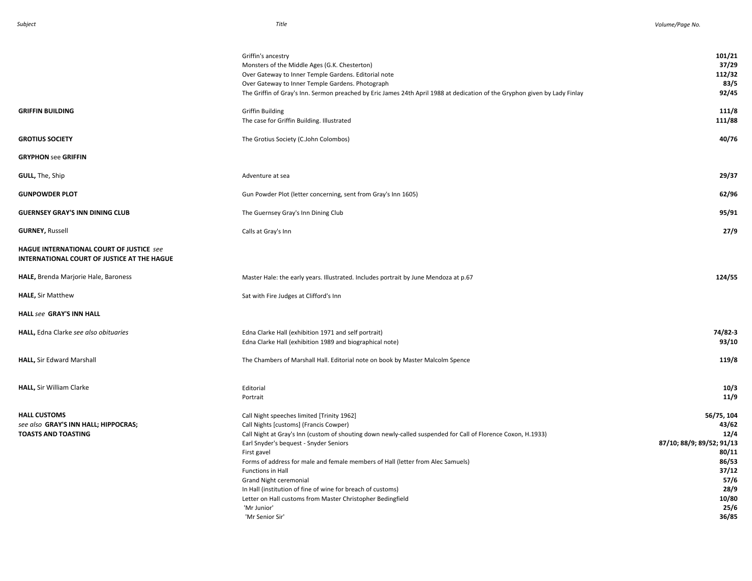| Subject | Title | Volume/Page No. |
|---|---|---|
| | Griffin's ancestry | **101/21** |
| | Monsters of the Middle Ages (G.K. Chesterton) | **37/29** |
| | Over Gateway to Inner Temple Gardens. Editorial note | **112/32** |
| | Over Gateway to Inner Temple Gardens. Photograph | **83/5** |
| | The Griffin of Gray's Inn. Sermon preached by Eric James 24th April 1988 at dedication of the Gryphon given by Lady Finlay | **92/45** |
| **GRIFFIN BUILDING** | Griffin Building | **111/8** |
| | The case for Griffin Building. Illustrated | **111/88** |
| **GROTIUS SOCIETY** | The Grotius Society (C.John Colombos) | **40/76** |
| **GRYPHON** see **GRIFFIN** | | |
| **GULL,** The, Ship | Adventure at sea | **29/37** |
| **GUNPOWDER PLOT** | Gun Powder Plot (letter concerning, sent from Gray's Inn 1605) | **62/96** |
| **GUERNSEY GRAY'S INN DINING CLUB** | The Guernsey Gray's Inn Dining Club | **95/91** |
| **GURNEY,** Russell | Calls at Gray's Inn | **27/9** |
| **HAGUE INTERNATIONAL COURT OF JUSTICE** *see* **INTERNATIONAL COURT OF JUSTICE AT THE HAGUE** | | |
| **HALE,** Brenda Marjorie Hale, Baroness | Master Hale: the early years. Illustrated. Includes portrait by June Mendoza at p.67 | **124/55** |
| **HALE,** Sir Matthew | Sat with Fire Judges at Clifford's Inn | |
| **HALL** *see* **GRAY'S INN HALL** | | |
| **HALL,** Edna Clarke *see also obituaries* | Edna Clarke Hall (exhibition 1971 and self portrait) | **74/82-3** |
| | Edna Clarke Hall (exhibition 1989 and biographical note) | **93/10** |
| **HALL,** Sir Edward Marshall | The Chambers of Marshall Hall. Editorial note on book by Master Malcolm Spence | **119/8** |
| **HALL,** Sir William Clarke | Editorial | **10/3** |
| | Portrait | **11/9** |
| **HALL CUSTOMS** *see also* **GRAY'S INN HALL; HIPPOCRAS; TOASTS AND TOASTING** | Call Night speeches limited [Trinity 1962] | **56/75, 104** |
| | Call Nights [customs] (Francis Cowper) | **43/62** |
| | Call Night at Gray's Inn (custom of shouting down newly-called suspended for Call of Florence Coxon, H.1933) | **12/4** |
| | Earl Snyder's bequest - Snyder Seniors | **87/10; 88/9; 89/52; 91/13** |
| | First gavel | **80/11** |
| | Forms of address for male and female members of Hall (letter from Alec Samuels) | **86/53** |
| | Functions in Hall | **37/12** |
| | Grand Night ceremonial | **57/6** |
| | In Hall (institution of fine of wine for breach of customs) | **28/9** |
| | Letter on Hall customs from Master Christopher Bedingfield | **10/80** |
| | 'Mr Junior' | **25/6** |
| | 'Mr Senior Sir' | **36/85** |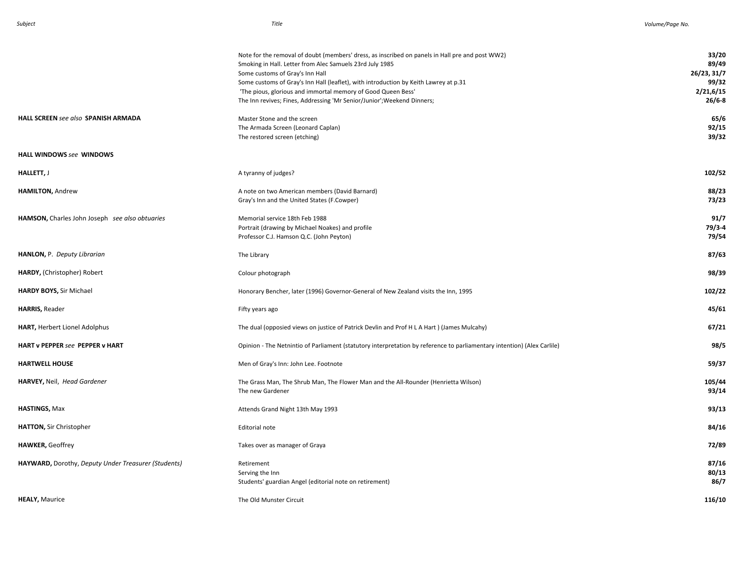| Subject | Title | Volume/Page No. |
|---|---|---|
| | Note for the removal of doubt (members' dress, as inscribed on panels in Hall pre and post WW2) | **33/20** |
| | Smoking in Hall. Letter from Alec Samuels 23rd July 1985 | **89/49** |
| | Some customs of Gray's Inn Hall | **26/23, 31/7** |
| | Some customs of Gray's Inn Hall (leaflet), with introduction by Keith Lawrey at p.31 | **99/32** |
| | 'The pious, glorious and immortal memory of Good Queen Bess' | **2/21,6/15** |
| | The Inn revives; Fines, Addressing 'Mr Senior/Junior';Weekend Dinners; | **26/6-8** |
| **HALL SCREEN** *see also* **SPANISH ARMADA** | Master Stone and the screen | **65/6** |
| | The Armada Screen (Leonard Caplan) | **92/15** |
| | The restored screen (etching) | **39/32** |
| **HALL WINDOWS** *see* **WINDOWS** | | |
| **HALLETT,** J | A tyranny of judges? | **102/52** |
| **HAMILTON,** Andrew | A note on two American members (David Barnard) | **88/23** |
| | Gray's Inn and the United States (F.Cowper) | **73/23** |
| **HAMSON,** Charles John Joseph *see also obtuaries* | Memorial service 18th Feb 1988 | **91/7** |
| | Portrait (drawing by Michael Noakes) and profile | **79/3-4** |
| | Professor C.J. Hamson Q.C. (John Peyton) | **79/54** |
| **HANLON,** P. *Deputy Librarian* | The Library | **87/63** |
| **HARDY,** (Christopher) Robert | Colour photograph | **98/39** |
| **HARDY BOYS,** Sir Michael | Honorary Bencher, later (1996) Governor-General of New Zealand visits the Inn, 1995 | **102/22** |
| **HARRIS,** Reader | Fifty years ago | **45/61** |
| **HART,** Herbert Lionel Adolphus | The dual (opposied views on justice of Patrick Devlin and Prof H L A Hart ) (James Mulcahy) | **67/21** |
| **HART v PEPPER** *see* **PEPPER v HART** | Opinion - The Netnintio of Parliament (statutory interpretation by reference to parliamentary intention) (Alex Carlile) | **98/5** |
| **HARTWELL HOUSE** | Men of Gray's Inn: John Lee. Footnote | **59/37** |
| **HARVEY,** Neil, *Head Gardener* | The Grass Man, The Shrub Man, The Flower Man and the All-Rounder (Henrietta Wilson) | **105/44** |
| | The new Gardener | **93/14** |
| **HASTINGS,** Max | Attends Grand Night 13th May 1993 | **93/13** |
| **HATTON,** Sir Christopher | Editorial note | **84/16** |
| **HAWKER,** Geoffrey | Takes over as manager of Graya | **72/89** |
| **HAYWARD,** Dorothy, *Deputy Under Treasurer (Students)* | Retirement | **87/16** |
| | Serving the Inn | **80/13** |
| | Students' guardian Angel (editorial note on retirement) | **86/7** |
| **HEALY,** Maurice | The Old Munster Circuit | **116/10** |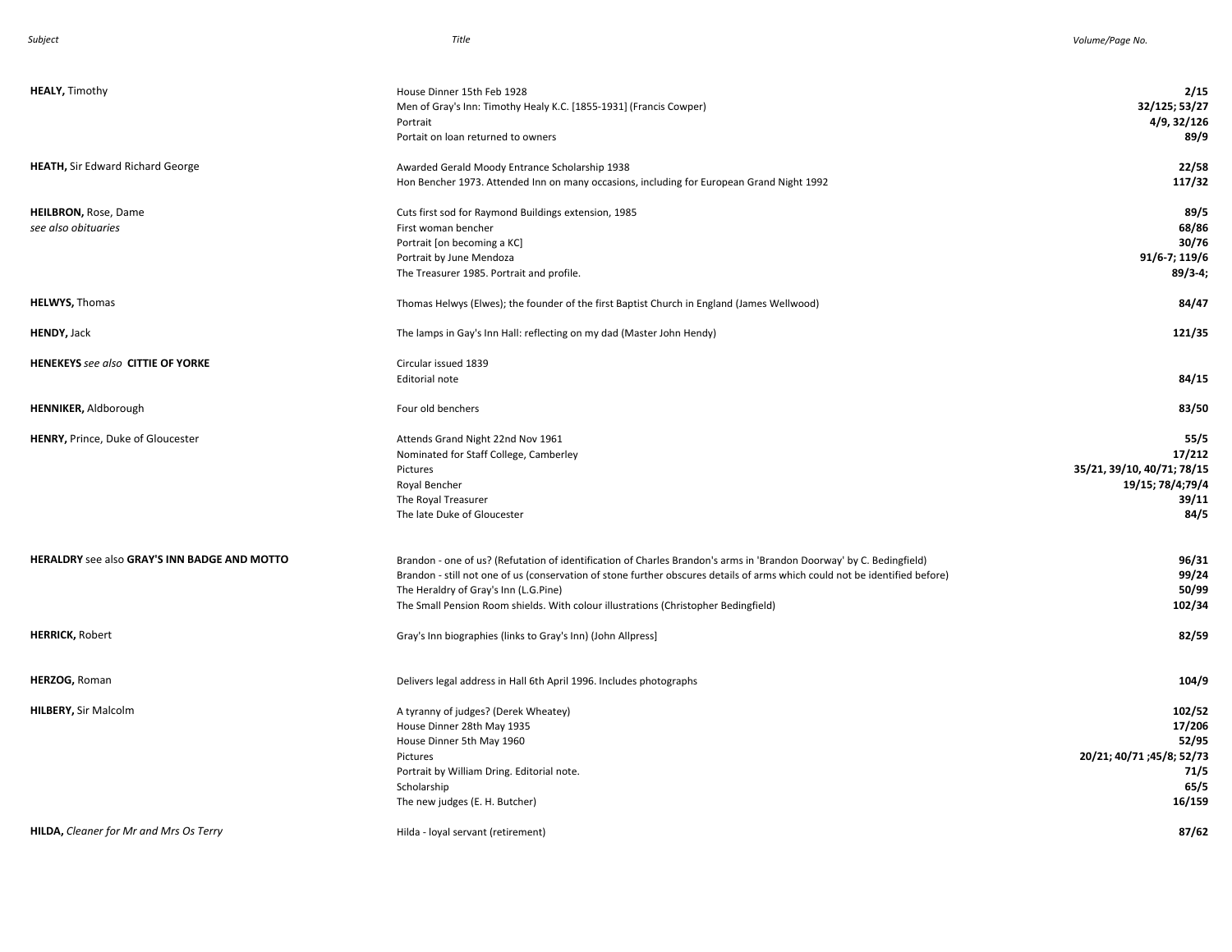| Subject | Title | Volume/Page No. |
|---|---|---|
| **HEALY,** Timothy | House Dinner 15th Feb 1928 | **2/15** |
| | Men of Gray's Inn: Timothy Healy K.C. [1855-1931] (Francis Cowper) | **32/125; 53/27** |
| | Portrait | **4/9, 32/126** |
| | Portait on loan returned to owners | **89/9** |
| **HEATH,** Sir Edward Richard George | Awarded Gerald Moody Entrance Scholarship 1938 | **22/58** |
| | Hon Bencher 1973. Attended Inn on many occasions, including for European Grand Night 1992 | **117/32** |
| **HEILBRON,** Rose, Dame | Cuts first sod for Raymond Buildings extension, 1985 | **89/5** |
| *see also obituaries* | First woman bencher | **68/86** |
| | Portrait [on becoming a KC] | **30/76** |
| | Portrait by June Mendoza | **91/6-7; 119/6** |
| | The Treasurer 1985. Portrait and profile. | **89/3-4;** |
| **HELWYS,** Thomas | Thomas Helwys (Elwes); the founder of the first Baptist Church in England (James Wellwood) | **84/47** |
| **HENDY,** Jack | The lamps in Gay's Inn Hall: reflecting on my dad (Master John Hendy) | **121/35** |
| **HENEKEYS** *see also* **CITTIE OF YORKE** | Circular issued 1839 | |
| | Editorial note | **84/15** |
| **HENNIKER,** Aldborough | Four old benchers | **83/50** |
| **HENRY,** Prince, Duke of Gloucester | Attends Grand Night 22nd Nov 1961 | **55/5** |
| | Nominated for Staff College, Camberley | **17/212** |
| | Pictures | **35/21, 39/10, 40/71; 78/15** |
| | Royal Bencher | **19/15; 78/4;79/4** |
| | The Royal Treasurer | **39/11** |
| | The late Duke of Gloucester | **84/5** |
| **HERALDRY** see also **GRAY'S INN BADGE AND MOTTO** | Brandon - one of us? (Refutation of identification of Charles Brandon's arms in 'Brandon Doorway' by C. Bedingfield) | **96/31** |
| | Brandon - still not one of us (conservation of stone further obscures details of arms which could not be identified before) | **99/24** |
| | The Heraldry of Gray's Inn (L.G.Pine) | **50/99** |
| | The Small Pension Room shields. With colour illustrations (Christopher Bedingfield) | **102/34** |
| **HERRICK,** Robert | Gray's Inn biographies (links to Gray's Inn) (John Allpress] | **82/59** |
| **HERZOG,** Roman | Delivers legal address in Hall 6th April 1996. Includes photographs | **104/9** |
| **HILBERY,** Sir Malcolm | A tyranny of judges? (Derek Wheatey) | **102/52** |
| | House Dinner 28th May 1935 | **17/206** |
| | House Dinner 5th May 1960 | **52/95** |
| | Pictures | **20/21; 40/71 ;45/8; 52/73** |
| | Portrait by William Dring. Editorial note. | **71/5** |
| | Scholarship | **65/5** |
| | The new judges (E. H. Butcher) | **16/159** |
| **HILDA,** *Cleaner for Mr and Mrs Os Terry* | Hilda - loyal servant (retirement) | **87/62** |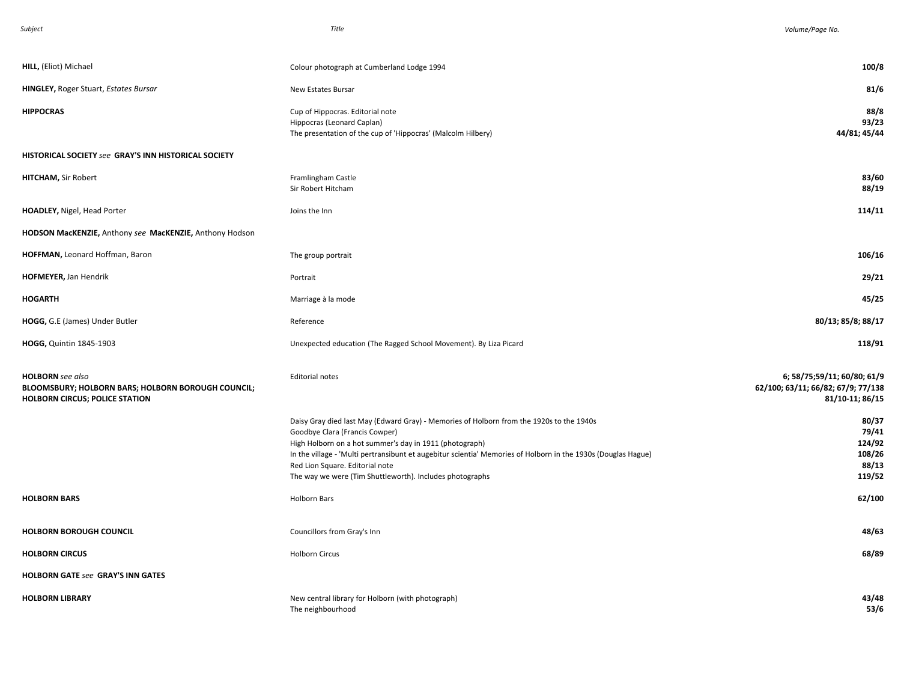| Subject | Title | Volume/Page No. |
|---|---|---|
| **HILL,** (Eliot) Michael | Colour photograph at Cumberland Lodge 1994 | **100/8** |
| **HINGLEY,** Roger Stuart, *Estates Bursar* | New Estates Bursar | **81/6** |
| **HIPPOCRAS** | Cup of Hippocras. Editorial note | **88/8** |
| | Hippocras (Leonard Caplan) | **93/23** |
| | The presentation of the cup of 'Hippocras' (Malcolm Hilbery) | **44/81; 45/44** |
| **HISTORICAL SOCIETY** *see* **GRAY'S INN HISTORICAL SOCIETY** | | |
| **HITCHAM,** Sir Robert | Framlingham Castle | **83/60** |
| | Sir Robert Hitcham | **88/19** |
| **HOADLEY,** Nigel, Head Porter | Joins the Inn | **114/11** |
| **HODSON MacKENZIE,** Anthony *see* **MacKENZIE,** Anthony Hodson | | |
| **HOFFMAN,** Leonard Hoffman, Baron | The group portrait | **106/16** |
| **HOFMEYER,** Jan Hendrik | Portrait | **29/21** |
| **HOGARTH** | Marriage à la mode | **45/25** |
| **HOGG,** G.E (James) Under Butler | Reference | **80/13; 85/8; 88/17** |
| **HOGG,** Quintin 1845-1903 | Unexpected education (The Ragged School Movement). By Liza Picard | **118/91** |
| **HOLBORN** *see also* **BLOOMSBURY; HOLBORN BARS; HOLBORN BOROUGH COUNCIL; HOLBORN CIRCUS; POLICE STATION** | Editorial notes | **6; 58/75;59/11; 60/80; 61/9 62/100; 63/11; 66/82; 67/9; 77/138 81/10-11; 86/15** |
| | Daisy Gray died last May (Edward Gray) - Memories of Holborn from the 1920s to the 1940s | **80/37** |
| | Goodbye Clara (Francis Cowper) | **79/41** |
| | High Holborn on a hot summer's day in 1911 (photograph) | **124/92** |
| | In the village - 'Multi pertransibunt et augebitur scientia' Memories of Holborn in the 1930s (Douglas Hague) | **108/26** |
| | Red Lion Square. Editorial note | **88/13** |
| | The way we were (Tim Shuttleworth). Includes photographs | **119/52** |
| **HOLBORN BARS** | Holborn Bars | **62/100** |
| **HOLBORN BOROUGH COUNCIL** | Councillors from Gray's Inn | **48/63** |
| **HOLBORN CIRCUS** | Holborn Circus | **68/89** |
| **HOLBORN GATE** *see* **GRAY'S INN GATES** | | |
| **HOLBORN LIBRARY** | New central library for Holborn (with photograph) | **43/48** |
| | The neighbourhood | **53/6** |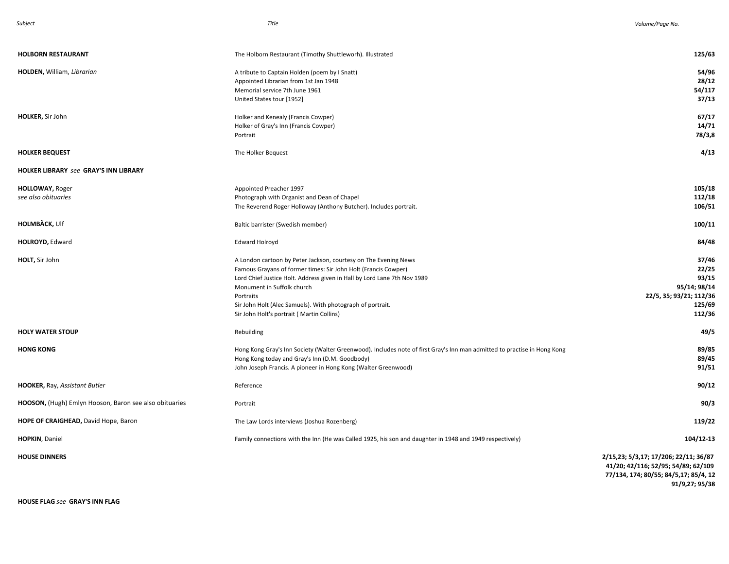| Subject | Title | Volume/Page No. |
|---|---|---|
| **HOLBORN RESTAURANT** | The Holborn Restaurant (Timothy Shuttleworh). Illustrated | **125/63** |
| **HOLDEN,** William, *Librarian* | A tribute to Captain Holden (poem by I Snatt) | **54/96** |
| | Appointed Librarian from 1st Jan 1948 | **28/12** |
| | Memorial service 7th June 1961 | **54/117** |
| | United States tour [1952] | **37/13** |
| **HOLKER,** Sir John | Holker and Kenealy (Francis Cowper) | **67/17** |
| | Holker of Gray's Inn (Francis Cowper) | **14/71** |
| | Portrait | **78/3,8** |
| **HOLKER BEQUEST** | The Holker Bequest | **4/13** |
| **HOLKER LIBRARY** *see* **GRAY'S INN LIBRARY** | | |
| **HOLLOWAY,** Roger | Appointed Preacher 1997 | **105/18** |
| *see also obituaries* | Photograph with Organist and Dean of Chapel | **112/18** |
| | The Reverend Roger Holloway (Anthony Butcher). Includes portrait. | **106/51** |
| **HOLMBĂCK,** Ulf | Baltic barrister (Swedish member) | **100/11** |
| **HOLROYD,** Edward | Edward Holroyd | **84/48** |
| **HOLT,** Sir John | A London cartoon by Peter Jackson, courtesy on The Evening News | **37/46** |
| | Famous Grayans of former times: Sir John Holt (Francis Cowper) | **22/25** |
| | Lord Chief Justice Holt. Address given in Hall by Lord Lane 7th Nov 1989 | **93/15** |
| | Monument in Suffolk church | **95/14; 98/14** |
| | Portraits | **22/5, 35; 93/21; 112/36** |
| | Sir John Holt (Alec Samuels). With photograph of portrait. | **125/69** |
| | Sir John Holt's portrait ( Martin Collins) | **112/36** |
| **HOLY WATER STOUP** | Rebuilding | **49/5** |
| **HONG KONG** | Hong Kong Gray's Inn Society (Walter Greenwood). Includes note of first Gray's Inn man admitted to practise in Hong Kong | **89/85** |
| | Hong Kong today and Gray's Inn (D.M. Goodbody) | **89/45** |
| | John Joseph Francis. A pioneer in Hong Kong (Walter Greenwood) | **91/51** |
| **HOOKER,** Ray, *Assistant Butler* | Reference | **90/12** |
| **HOOSON,** (Hugh) Emlyn Hooson, Baron see also obituaries | Portrait | **90/3** |
| **HOPE OF CRAIGHEAD,** David Hope, Baron | The Law Lords interviews (Joshua Rozenberg) | **119/22** |
| **HOPKIN**, Daniel | Family connections with the Inn (He was Called 1925, his son and daughter in 1948 and 1949 respectively) | **104/12-13** |
| **HOUSE DINNERS** | | **2/15,23; 5/3,17; 17/206; 22/11; 36/87 41/20; 42/116; 52/95; 54/89; 62/109 77/134, 174; 80/55; 84/5,17; 85/4, 12 91/9,27; 95/38** |
| **HOUSE FLAG** *see* **GRAY'S INN FLAG** | | |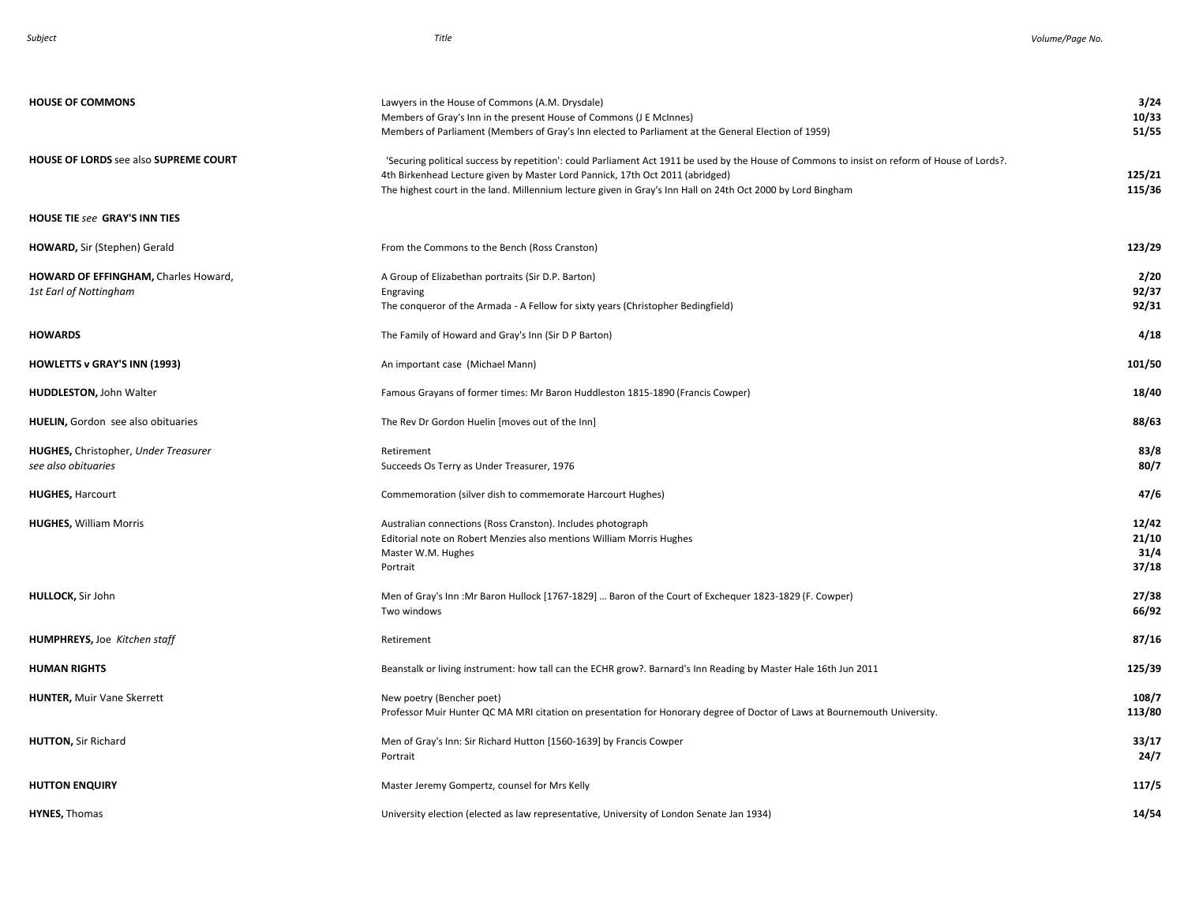| Subject | Title | Volume/Page No. |
|---|---|---|
| **HOUSE OF COMMONS** | Lawyers in the House of Commons (A.M. Drysdale) | **3/24** |
| | Members of Gray's Inn in the present House of Commons (J E McInnes) | **10/33** |
| | Members of Parliament (Members of Gray's Inn elected to Parliament at the General Election of 1959) | **51/55** |
| **HOUSE OF LORDS** see also **SUPREME COURT** | 'Securing political success by repetition': could Parliament Act 1911 be used by the House of Commons to insist on reform of House of Lords?. 4th Birkenhead Lecture given by Master Lord Pannick, 17th Oct 2011 (abridged) | **125/21** |
| | The highest court in the land. Millennium lecture given in Gray's Inn Hall on 24th Oct 2000 by Lord Bingham | **115/36** |
| **HOUSE TIE** *see* **GRAY'S INN TIES** | | |
| **HOWARD,** Sir (Stephen) Gerald | From the Commons to the Bench (Ross Cranston) | **123/29** |
| **HOWARD OF EFFINGHAM,** Charles Howard, *1st Earl of Nottingham* | A Group of Elizabethan portraits (Sir D.P. Barton) | **2/20** |
| | Engraving | **92/37** |
| | The conqueror of the Armada - A Fellow for sixty years (Christopher Bedingfield) | **92/31** |
| **HOWARDS** | The Family of Howard and Gray's Inn (Sir D P Barton) | **4/18** |
| **HOWLETTS v GRAY'S INN (1993)** | An important case (Michael Mann) | **101/50** |
| **HUDDLESTON,** John Walter | Famous Grayans of former times: Mr Baron Huddleston 1815-1890 (Francis Cowper) | **18/40** |
| **HUELIN,** Gordon see also obituaries | The Rev Dr Gordon Huelin [moves out of the Inn] | **88/63** |
| **HUGHES,** Christopher, *Under Treasurer see also obituaries* | Retirement | **83/8** |
| | Succeeds Os Terry as Under Treasurer, 1976 | **80/7** |
| **HUGHES,** Harcourt | Commemoration (silver dish to commemorate Harcourt Hughes) | **47/6** |
| **HUGHES,** William Morris | Australian connections (Ross Cranston). Includes photograph | **12/42** |
| | Editorial note on Robert Menzies also mentions William Morris Hughes | **21/10** |
| | Master W.M. Hughes | **31/4** |
| | Portrait | **37/18** |
| **HULLOCK,** Sir John | Men of Gray's Inn :Mr Baron Hullock [1767-1829] … Baron of the Court of Exchequer 1823-1829 (F. Cowper) | **27/38** |
| | Two windows | **66/92** |
| **HUMPHREYS,** Joe *Kitchen staff* | Retirement | **87/16** |
| **HUMAN RIGHTS** | Beanstalk or living instrument: how tall can the ECHR grow?. Barnard's Inn Reading by Master Hale 16th Jun 2011 | **125/39** |
| **HUNTER,** Muir Vane Skerrett | New poetry (Bencher poet) | **108/7** |
| | Professor Muir Hunter QC MA MRI citation on presentation for Honorary degree of Doctor of Laws at Bournemouth University. | **113/80** |
| **HUTTON,** Sir Richard | Men of Gray's Inn: Sir Richard Hutton [1560-1639] by Francis Cowper | **33/17** |
| | Portrait | **24/7** |
| **HUTTON ENQUIRY** | Master Jeremy Gompertz, counsel for Mrs Kelly | **117/5** |
| **HYNES,** Thomas | University election (elected as law representative, University of London Senate Jan 1934) | **14/54** |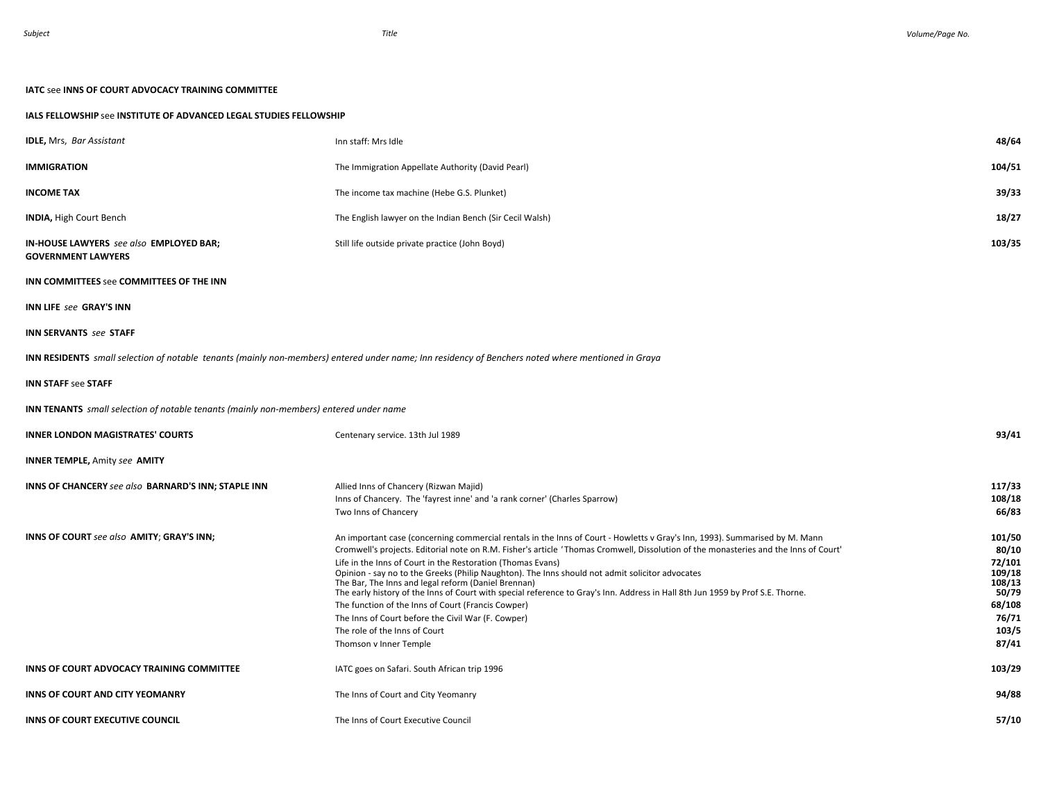| Subject | Title | Volume/Page No. |
| --- | --- | --- |
| **IATC** see **INNS OF COURT ADVOCACY TRAINING COMMITTEE** | | |
| **IALS FELLOWSHIP** see **INSTITUTE OF ADVANCED LEGAL STUDIES FELLOWSHIP** | | |
| **IDLE,** Mrs, *Bar Assistant* | Inn staff: Mrs Idle | **48/64** |
| **IMMIGRATION** | The Immigration Appellate Authority (David Pearl) | **104/51** |
| **INCOME TAX** | The income tax machine (Hebe G.S. Plunket) | **39/33** |
| **INDIA,** High Court Bench | The English lawyer on the Indian Bench (Sir Cecil Walsh) | **18/27** |
| **IN-HOUSE LAWYERS** *see also* **EMPLOYED BAR; GOVERNMENT LAWYERS** | Still life outside private practice (John Boyd) | **103/35** |
| **INN COMMITTEES** see **COMMITTEES OF THE INN** | | |
| **INN LIFE** *see* **GRAY'S INN** | | |
| **INN SERVANTS** *see* **STAFF** | | |
| **INN RESIDENTS** *small selection of notable tenants (mainly non-members) entered under name; Inn residency of Benchers noted where mentioned in Graya* | | |
| **INN STAFF** see **STAFF** | | |
| **INN TENANTS** *small selection of notable tenants (mainly non-members) entered under name* | | |
| **INNER LONDON MAGISTRATES' COURTS** | Centenary service. 13th Jul 1989 | **93/41** |
| **INNER TEMPLE,** Amity *see* **AMITY** | | |
| **INNS OF CHANCERY** *see also* **BARNARD'S INN; STAPLE INN** | Allied Inns of Chancery (Rizwan Majid) | **117/33** |
| | Inns of Chancery. The 'fayrest inne' and 'a rank corner' (Charles Sparrow) | **108/18** |
| | Two Inns of Chancery | **66/83** |
| **INNS OF COURT** *see also* **AMITY**; **GRAY'S INN;** | An important case (concerning commercial rentals in the Inns of Court - Howletts v Gray's Inn, 1993). Summarised by M. Mann | **101/50** |
| | Cromwell's projects. Editorial note on R.M. Fisher's article 'Thomas Cromwell, Dissolution of the monasteries and the Inns of Court' | **80/10** |
| | Life in the Inns of Court in the Restoration (Thomas Evans) | **72/101** |
| | Opinion - say no to the Greeks (Philip Naughton). The Inns should not admit solicitor advocates | **109/18** |
| | The Bar, The Inns and legal reform (Daniel Brennan) | **108/13** |
| | The early history of the Inns of Court with special reference to Gray's Inn. Address in Hall 8th Jun 1959 by Prof S.E. Thorne. | **50/79** |
| | The function of the Inns of Court (Francis Cowper) | **68/108** |
| | The Inns of Court before the Civil War (F. Cowper) | **76/71** |
| | The role of the Inns of Court | **103/5** |
| | Thomson v Inner Temple | **87/41** |
| **INNS OF COURT ADVOCACY TRAINING COMMITTEE** | IATC goes on Safari. South African trip 1996 | **103/29** |
| **INNS OF COURT AND CITY YEOMANRY** | The Inns of Court and City Yeomanry | **94/88** |
| **INNS OF COURT EXECUTIVE COUNCIL** | The Inns of Court Executive Council | **57/10** |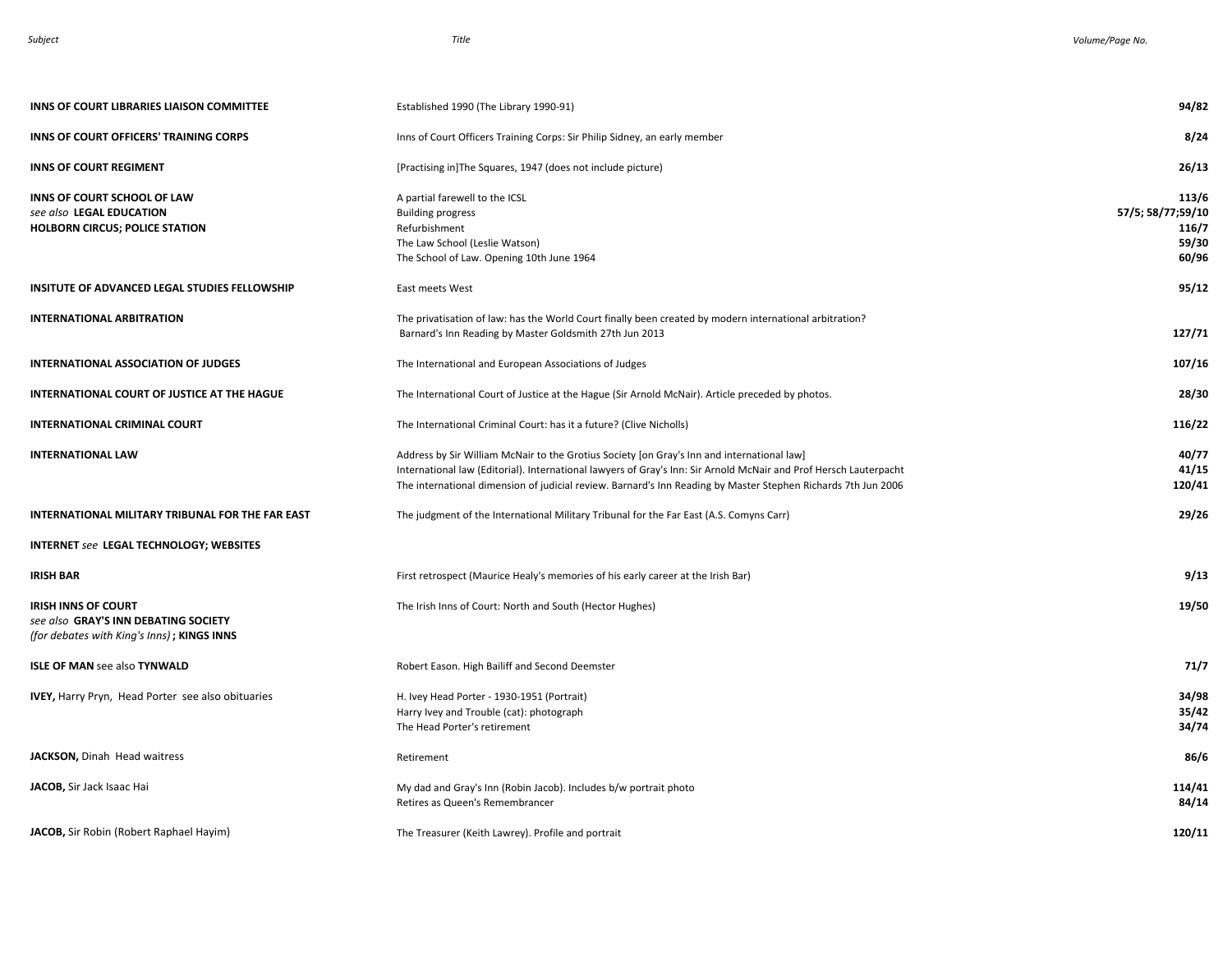| Subject | Title | Volume/Page No. |
|---|---|---|
| **INNS OF COURT LIBRARIES LIAISON COMMITTEE** | Established 1990 (The Library 1990-91) | **94/82** |
| **INNS OF COURT OFFICERS' TRAINING CORPS** | Inns of Court Officers Training Corps: Sir Philip Sidney, an early member | **8/24** |
| **INNS OF COURT REGIMENT** | [Practising in]The Squares, 1947 (does not include picture) | **26/13** |
| **INNS OF COURT SCHOOL OF LAW** | A partial farewell to the ICSL | **113/6** |
| *see also* **LEGAL EDUCATION** | Building progress | **57/5; 58/77;59/10** |
| **HOLBORN CIRCUS; POLICE STATION** | Refurbishment | **116/7** |
| | The Law School (Leslie Watson) | **59/30** |
| | The School of Law. Opening 10th June 1964 | **60/96** |
| **INSITUTE OF ADVANCED LEGAL STUDIES FELLOWSHIP** | East meets West | **95/12** |
| **INTERNATIONAL ARBITRATION** | The privatisation of law: has the World Court finally been created by modern international arbitration? Barnard's Inn Reading by Master Goldsmith 27th Jun 2013 | **127/71** |
| **INTERNATIONAL ASSOCIATION OF JUDGES** | The International and European Associations of Judges | **107/16** |
| **INTERNATIONAL COURT OF JUSTICE AT THE HAGUE** | The International Court of Justice at the Hague (Sir Arnold McNair). Article preceded by photos. | **28/30** |
| **INTERNATIONAL CRIMINAL COURT** | The International Criminal Court: has it a future? (Clive Nicholls) | **116/22** |
| **INTERNATIONAL LAW** | Address by Sir William McNair to the Grotius Society [on Gray's Inn and international law] | **40/77** |
| | International law (Editorial). International lawyers of Gray's Inn: Sir Arnold McNair and Prof Hersch Lauterpacht | **41/15** |
| | The international dimension of judicial review. Barnard's Inn Reading by Master Stephen Richards 7th Jun 2006 | **120/41** |
| **INTERNATIONAL MILITARY TRIBUNAL FOR THE FAR EAST** | The judgment of the International Military Tribunal for the Far East (A.S. Comyns Carr) | **29/26** |
| **INTERNET** *see* **LEGAL TECHNOLOGY; WEBSITES** | | |
| **IRISH BAR** | First retrospect (Maurice Healy's memories of his early career at the Irish Bar) | **9/13** |
| **IRISH INNS OF COURT** *see also* **GRAY'S INN DEBATING SOCIETY** *(for debates with King's Inns)* **; KINGS INNS** | The Irish Inns of Court: North and South (Hector Hughes) | **19/50** |
| **ISLE OF MAN** see also **TYNWALD** | Robert Eason. High Bailiff and Second Deemster | **71/7** |
| **IVEY,** Harry Pryn, Head Porter see also obituaries | H. Ivey Head Porter - 1930-1951 (Portrait) | **34/98** |
| | Harry Ivey and Trouble (cat): photograph | **35/42** |
| | The Head Porter's retirement | **34/74** |
| **JACKSON,** Dinah Head waitress | Retirement | **86/6** |
| **JACOB,** Sir Jack Isaac Hai | My dad and Gray's Inn (Robin Jacob). Includes b/w portrait photo | **114/41** |
| | Retires as Queen's Remembrancer | **84/14** |
| **JACOB,** Sir Robin (Robert Raphael Hayim) | The Treasurer (Keith Lawrey). Profile and portrait | **120/11** |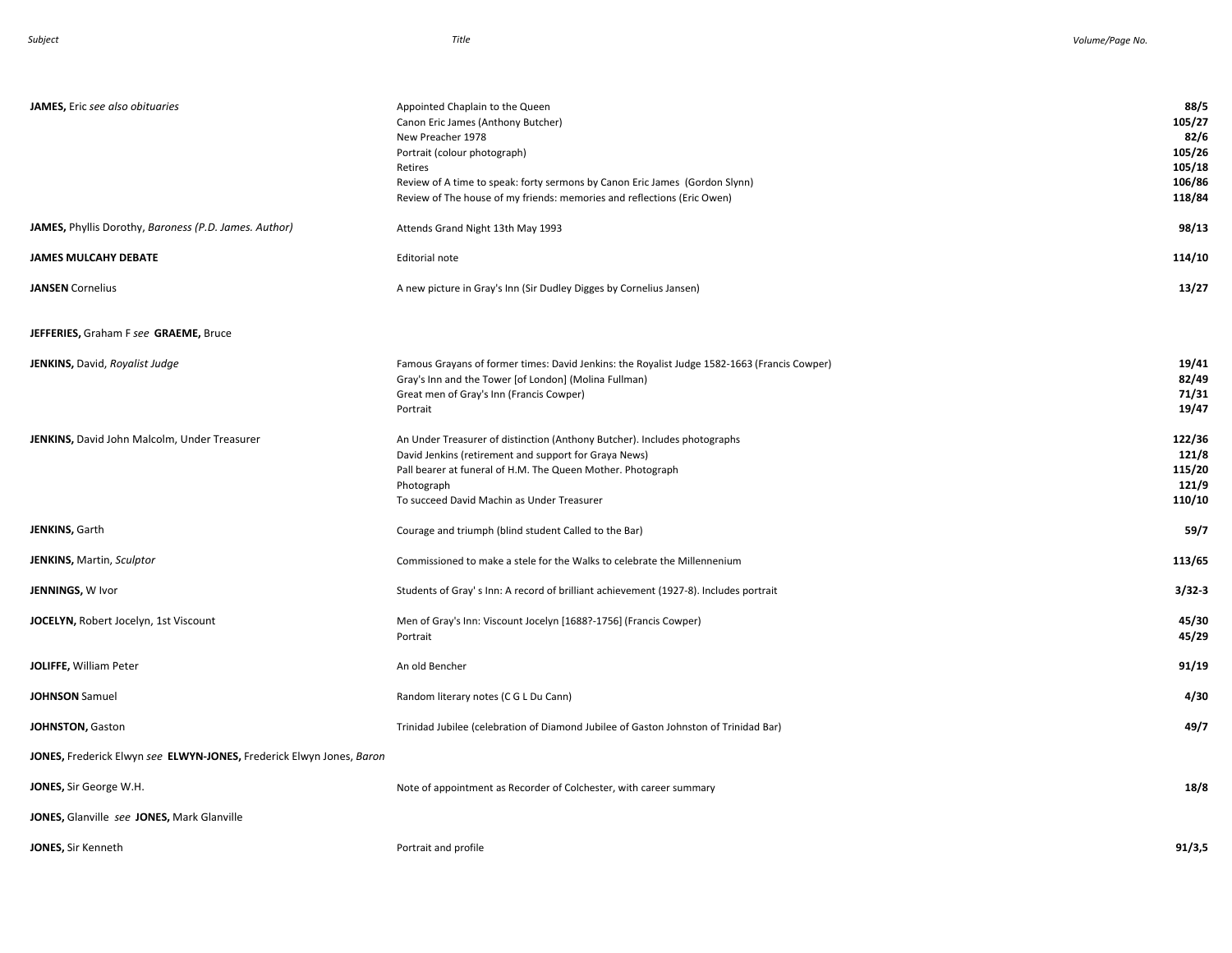| Subject | Title | Volume/Page No. |
|---|---|---|
| **JAMES,** Eric *see also obituaries* | Appointed Chaplain to the Queen | **88/5** |
| | Canon Eric James (Anthony Butcher) | **105/27** |
| | New Preacher 1978 | **82/6** |
| | Portrait (colour photograph) | **105/26** |
| | Retires | **105/18** |
| | Review of A time to speak: forty sermons by Canon Eric James (Gordon Slynn) | **106/86** |
| | Review of The house of my friends: memories and reflections (Eric Owen) | **118/84** |
| **JAMES,** Phyllis Dorothy, *Baroness (P.D. James. Author)* | Attends Grand Night 13th May 1993 | **98/13** |
| **JAMES MULCAHY DEBATE** | Editorial note | **114/10** |
| **JANSEN** Cornelius | A new picture in Gray's Inn (Sir Dudley Digges by Cornelius Jansen) | **13/27** |
| **JEFFERIES,** Graham F *see* **GRAEME,** Bruce | | |
| **JENKINS,** David, *Royalist Judge* | Famous Grayans of former times: David Jenkins: the Royalist Judge 1582-1663 (Francis Cowper) | **19/41** |
| | Gray's Inn and the Tower [of London] (Molina Fullman) | **82/49** |
| | Great men of Gray's Inn (Francis Cowper) | **71/31** |
| | Portrait | **19/47** |
| **JENKINS,** David John Malcolm, Under Treasurer | An Under Treasurer of distinction (Anthony Butcher). Includes photographs | **122/36** |
| | David Jenkins (retirement and support for Graya News) | **121/8** |
| | Pall bearer at funeral of H.M. The Queen Mother. Photograph | **115/20** |
| | Photograph | **121/9** |
| | To succeed David Machin as Under Treasurer | **110/10** |
| **JENKINS,** Garth | Courage and triumph (blind student Called to the Bar) | **59/7** |
| **JENKINS,** Martin, *Sculptor* | Commissioned to make a stele for the Walks to celebrate the Millennenium | **113/65** |
| **JENNINGS,** W Ivor | Students of Gray' s Inn: A record of brilliant achievement (1927-8). Includes portrait | **3/32-3** |
| **JOCELYN,** Robert Jocelyn, 1st Viscount | Men of Gray's Inn: Viscount Jocelyn [1688?-1756] (Francis Cowper) | **45/30** |
| | Portrait | **45/29** |
| **JOLIFFE,** William Peter | An old Bencher | **91/19** |
| **JOHNSON** Samuel | Random literary notes (C G L Du Cann) | **4/30** |
| **JOHNSTON,** Gaston | Trinidad Jubilee (celebration of Diamond Jubilee of Gaston Johnston of Trinidad Bar) | **49/7** |
| **JONES,** Frederick Elwyn *see* **ELWYN-JONES,** Frederick Elwyn Jones, *Baron* | | |
| **JONES,** Sir George W.H. | Note of appointment as Recorder of Colchester, with career summary | **18/8** |
| **JONES,** Glanville *see* **JONES,** Mark Glanville | | |
| **JONES,** Sir Kenneth | Portrait and profile | **91/3,5** |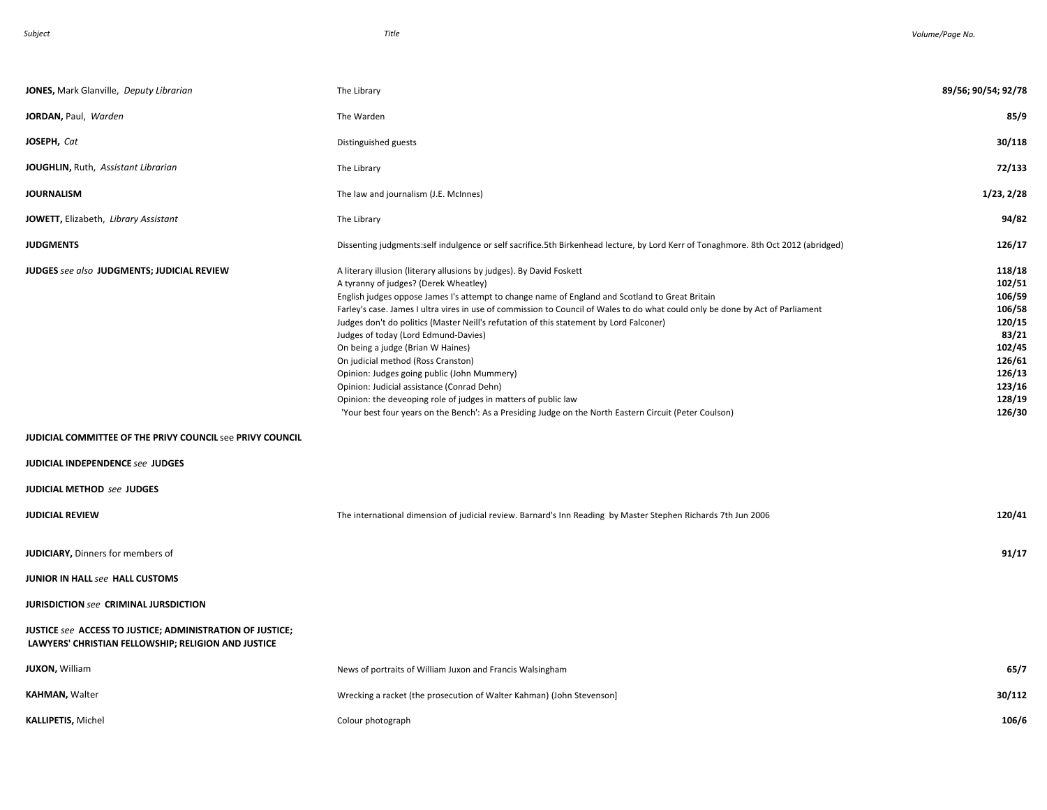| Subject | Title | Volume/Page No. |
|---|---|---|
| **JONES,** Mark Glanville, *Deputy Librarian* | The Library | **89/56; 90/54; 92/78** |
| **JORDAN,** Paul, *Warden* | The Warden | **85/9** |
| **JOSEPH,** *Cat* | Distinguished guests | **30/118** |
| **JOUGHLIN,** Ruth, *Assistant Librarian* | The Library | **72/133** |
| **JOURNALISM** | The law and journalism (J.E. McInnes) | **1/23, 2/28** |
| **JOWETT,** Elizabeth, *Library Assistant* | The Library | **94/82** |
| **JUDGMENTS** | Dissenting judgments:self indulgence or self sacrifice.5th Birkenhead lecture, by Lord Kerr of Tonaghmore. 8th Oct 2012 (abridged) | **126/17** |
| **JUDGES** *see also* **JUDGMENTS; JUDICIAL REVIEW** | A literary illusion (literary allusions by judges). By David Foskett | **118/18** |
| | A tyranny of judges? (Derek Wheatley) | **102/51** |
| | English judges oppose James I's attempt to change name of England and Scotland to Great Britain | **106/59** |
| | Farley's case. James I ultra vires in use of commission to Council of Wales to do what could only be done by Act of Parliament | **106/58** |
| | Judges don't do politics (Master Neill's refutation of this statement by Lord Falconer) | **120/15** |
| | Judges of today (Lord Edmund-Davies) | **83/21** |
| | On being a judge (Brian W Haines) | **102/45** |
| | On judicial method (Ross Cranston) | **126/61** |
| | Opinion: Judges going public (John Mummery) | **126/13** |
| | Opinion: Judicial assistance (Conrad Dehn) | **123/16** |
| | Opinion: the deveoping role of judges in matters of public law | **128/19** |
| | 'Your best four years on the Bench': As a Presiding Judge on the North Eastern Circuit (Peter Coulson) | **126/30** |
| **JUDICIAL COMMITTEE OF THE PRIVY COUNCIL** see **PRIVY COUNCIL** | | |
| **JUDICIAL INDEPENDENCE** *see* **JUDGES** | | |
| **JUDICIAL METHOD** *see* **JUDGES** | | |
| **JUDICIAL REVIEW** | The international dimension of judicial review. Barnard's Inn Reading by Master Stephen Richards 7th Jun 2006 | **120/41** |
| **JUDICIARY,** Dinners for members of | | **91/17** |
| **JUNIOR IN HALL** *see* **HALL CUSTOMS** | | |
| **JURISDICTION** *see* **CRIMINAL JURSDICTION** | | |
| **JUSTICE** *see* **ACCESS TO JUSTICE; ADMINISTRATION OF JUSTICE; LAWYERS' CHRISTIAN FELLOWSHIP; RELIGION AND JUSTICE** | | |
| **JUXON,** William | News of portraits of William Juxon and Francis Walsingham | **65/7** |
| **KAHMAN,** Walter | Wrecking a racket (the prosecution of Walter Kahman) (John Stevenson] | **30/112** |
| **KALLIPETIS,** Michel | Colour photograph | **106/6** |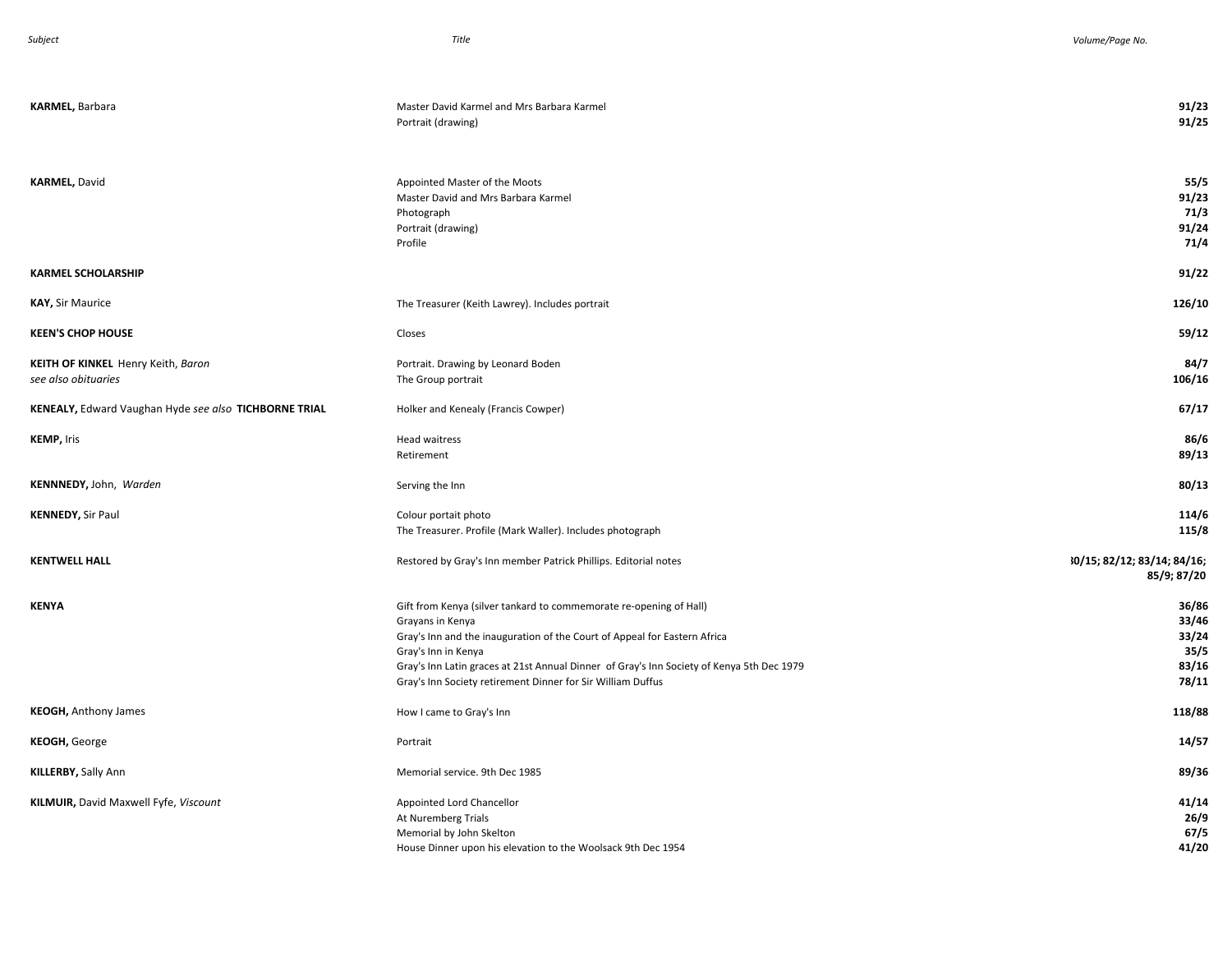| Subject | Title | Volume/Page No. |
|---|---|---|
| **KARMEL,** Barbara | Master David Karmel and Mrs Barbara Karmel | **91/23** |
| | Portrait (drawing) | **91/25** |
| **KARMEL,** David | Appointed Master of the Moots | **55/5** |
| | Master David and Mrs Barbara Karmel | **91/23** |
| | Photograph | **71/3** |
| | Portrait (drawing) | **91/24** |
| | Profile | **71/4** |
| **KARMEL SCHOLARSHIP** | | **91/22** |
| **KAY,** Sir Maurice | The Treasurer (Keith Lawrey). Includes portrait | **126/10** |
| **KEEN'S CHOP HOUSE** | Closes | **59/12** |
| **KEITH OF KINKEL** Henry Keith, *Baron* | Portrait. Drawing by Leonard Boden | **84/7** |
| *see also obituaries* | The Group portrait | **106/16** |
| **KENEALY,** Edward Vaughan Hyde *see also* **TICHBORNE TRIAL** | Holker and Kenealy (Francis Cowper) | **67/17** |
| **KEMP,** Iris | Head waitress | **86/6** |
| | Retirement | **89/13** |
| **KENNNEDY,** John, *Warden* | Serving the Inn | **80/13** |
| **KENNEDY,** Sir Paul | Colour portait photo | **114/6** |
| | The Treasurer. Profile (Mark Waller). Includes photograph | **115/8** |
| **KENTWELL HALL** | Restored by Gray's Inn member Patrick Phillips. Editorial notes | **30/15; 82/12; 83/14; 84/16; 85/9; 87/20** |
| **KENYA** | Gift from Kenya (silver tankard to commemorate re-opening of Hall) | **36/86** |
| | Grayans in Kenya | **33/46** |
| | Gray's Inn and the inauguration of the Court of Appeal for Eastern Africa | **33/24** |
| | Gray's Inn in Kenya | **35/5** |
| | Gray's Inn Latin graces at 21st Annual Dinner of Gray's Inn Society of Kenya 5th Dec 1979 | **83/16** |
| | Gray's Inn Society retirement Dinner for Sir William Duffus | **78/11** |
| **KEOGH,** Anthony James | How I came to Gray's Inn | **118/88** |
| **KEOGH,** George | Portrait | **14/57** |
| **KILLERBY,** Sally Ann | Memorial service. 9th Dec 1985 | **89/36** |
| **KILMUIR,** David Maxwell Fyfe, *Viscount* | Appointed Lord Chancellor | **41/14** |
| | At Nuremberg Trials | **26/9** |
| | Memorial by John Skelton | **67/5** |
| | House Dinner upon his elevation to the Woolsack 9th Dec 1954 | **41/20** |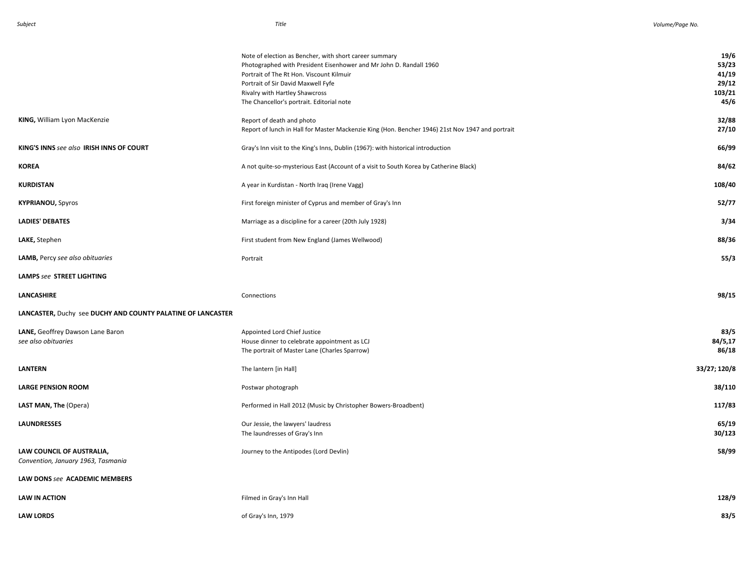| Subject | Title | Volume/Page No. |
|---|---|---|
| | Note of election as Bencher, with short career summary | **19/6** |
| | Photographed with President Eisenhower and Mr John D. Randall 1960 | **53/23** |
| | Portrait of The Rt Hon. Viscount Kilmuir | **41/19** |
| | Portrait of Sir David Maxwell Fyfe | **29/12** |
| | Rivalry with Hartley Shawcross | **103/21** |
| | The Chancellor's portrait. Editorial note | **45/6** |
| **KING,** William Lyon MacKenzie | Report of death and photo | **32/88** |
| | Report of lunch in Hall for Master Mackenzie King (Hon. Bencher 1946) 21st Nov 1947 and portrait | **27/10** |
| **KING'S INNS** *see also* **IRISH INNS OF COURT** | Gray's Inn visit to the King's Inns, Dublin (1967): with historical introduction | **66/99** |
| **KOREA** | A not quite-so-mysterious East (Account of a visit to South Korea by Catherine Black) | **84/62** |
| **KURDISTAN** | A year in Kurdistan - North Iraq (Irene Vagg) | **108/40** |
| **KYPRIANOU,** Spyros | First foreign minister of Cyprus and member of Gray's Inn | **52/77** |
| **LADIES' DEBATES** | Marriage as a discipline for a career (20th July 1928) | **3/34** |
| **LAKE,** Stephen | First student from New England (James Wellwood) | **88/36** |
| **LAMB,** Percy *see also obituaries* | Portrait | **55/3** |
| **LAMPS** *see* **STREET LIGHTING** | | |
| **LANCASHIRE** | Connections | **98/15** |
| **LANCASTER,** Duchy see **DUCHY AND COUNTY PALATINE OF LANCASTER** | | |
| **LANE,** Geoffrey Dawson Lane Baron | Appointed Lord Chief Justice | **83/5** |
| *see also obituaries* | House dinner to celebrate appointment as LCJ | **84/5,17** |
| | The portrait of Master Lane (Charles Sparrow) | **86/18** |
| **LANTERN** | The lantern [in Hall] | **33/27; 120/8** |
| **LARGE PENSION ROOM** | Postwar photograph | **38/110** |
| **LAST MAN, The** (Opera) | Performed in Hall 2012 (Music by Christopher Bowers-Broadbent) | **117/83** |
| **LAUNDRESSES** | Our Jessie, the lawyers' laudress | **65/19** |
| | The laundresses of Gray's Inn | **30/123** |
| **LAW COUNCIL OF AUSTRALIA,** *Convention, January 1963, Tasmania* | Journey to the Antipodes (Lord Devlin) | **58/99** |
| **LAW DONS** *see* **ACADEMIC MEMBERS** | | |
| **LAW IN ACTION** | Filmed in Gray's Inn Hall | **128/9** |
| **LAW LORDS** | of Gray's Inn, 1979 | **83/5** |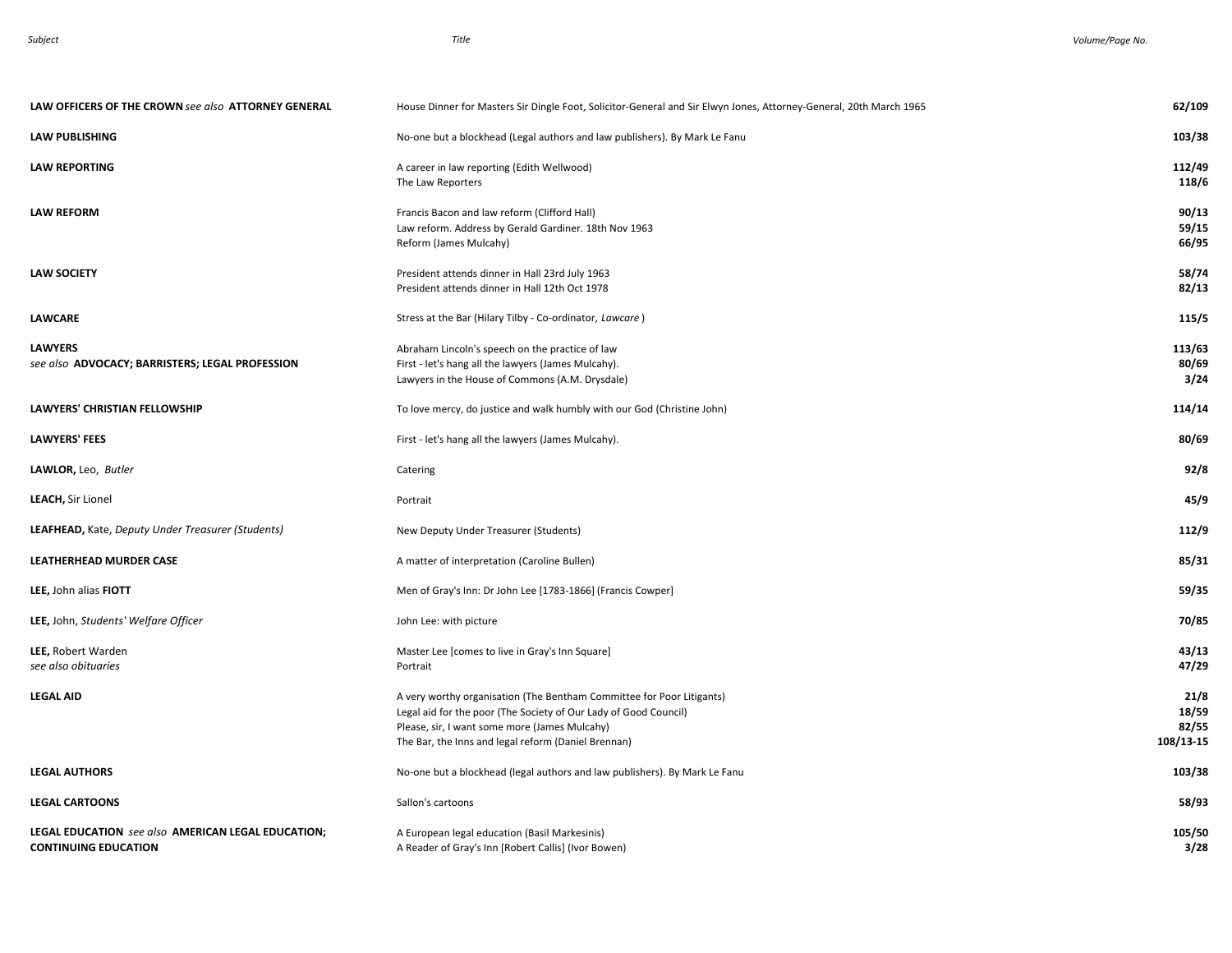| Subject | Title | Volume/Page No. |
|---|---|---|
| **LAW OFFICERS OF THE CROWN** *see also* **ATTORNEY GENERAL** | House Dinner for Masters Sir Dingle Foot, Solicitor-General and Sir Elwyn Jones, Attorney-General, 20th March 1965 | **62/109** |
| **LAW PUBLISHING** | No-one but a blockhead (Legal authors and law publishers). By Mark Le Fanu | **103/38** |
| **LAW REPORTING** | A career in law reporting (Edith Wellwood) | **112/49** |
| | The Law Reporters | **118/6** |
| **LAW REFORM** | Francis Bacon and law reform (Clifford Hall) | **90/13** |
| | Law reform. Address by Gerald Gardiner. 18th Nov 1963 | **59/15** |
| | Reform (James Mulcahy) | **66/95** |
| **LAW SOCIETY** | President attends dinner in Hall 23rd July 1963 | **58/74** |
| | President attends dinner in Hall 12th Oct 1978 | **82/13** |
| **LAWCARE** | Stress at the Bar (Hilary Tilby - Co-ordinator, *Lawcare* ) | **115/5** |
| **LAWYERS** | Abraham Lincoln's speech on the practice of law | **113/63** |
| *see also* **ADVOCACY; BARRISTERS; LEGAL PROFESSION** | First - let's hang all the lawyers (James Mulcahy). | **80/69** |
| | Lawyers in the House of Commons (A.M. Drysdale) | **3/24** |
| **LAWYERS' CHRISTIAN FELLOWSHIP** | To love mercy, do justice and walk humbly with our God (Christine John) | **114/14** |
| **LAWYERS' FEES** | First - let's hang all the lawyers (James Mulcahy). | **80/69** |
| **LAWLOR,** Leo, *Butler* | Catering | **92/8** |
| **LEACH,** Sir Lionel | Portrait | **45/9** |
| **LEAFHEAD,** Kate, *Deputy Under Treasurer (Students)* | New Deputy Under Treasurer (Students) | **112/9** |
| **LEATHERHEAD MURDER CASE** | A matter of interpretation (Caroline Bullen) | **85/31** |
| **LEE,** John alias **FIOTT** | Men of Gray's Inn: Dr John Lee [1783-1866] (Francis Cowper] | **59/35** |
| **LEE,** John, *Students' Welfare Officer* | John Lee: with picture | **70/85** |
| **LEE,** Robert Warden | Master Lee [comes to live in Gray's Inn Square] | **43/13** |
| *see also obituaries* | Portrait | **47/29** |
| **LEGAL AID** | A very worthy organisation (The Bentham Committee for Poor Litigants) | **21/8** |
| | Legal aid for the poor (The Society of Our Lady of Good Council) | **18/59** |
| | Please, sir, I want some more (James Mulcahy) | **82/55** |
| | The Bar, the Inns and legal reform (Daniel Brennan) | **108/13-15** |
| **LEGAL AUTHORS** | No-one but a blockhead (legal authors and law publishers). By Mark Le Fanu | **103/38** |
| **LEGAL CARTOONS** | Sallon's cartoons | **58/93** |
| **LEGAL EDUCATION** *see also* **AMERICAN LEGAL EDUCATION;** | A European legal education (Basil Markesinis) | **105/50** |
| **CONTINUING EDUCATION** | A Reader of Gray's Inn [Robert Callis] (Ivor Bowen) | **3/28** |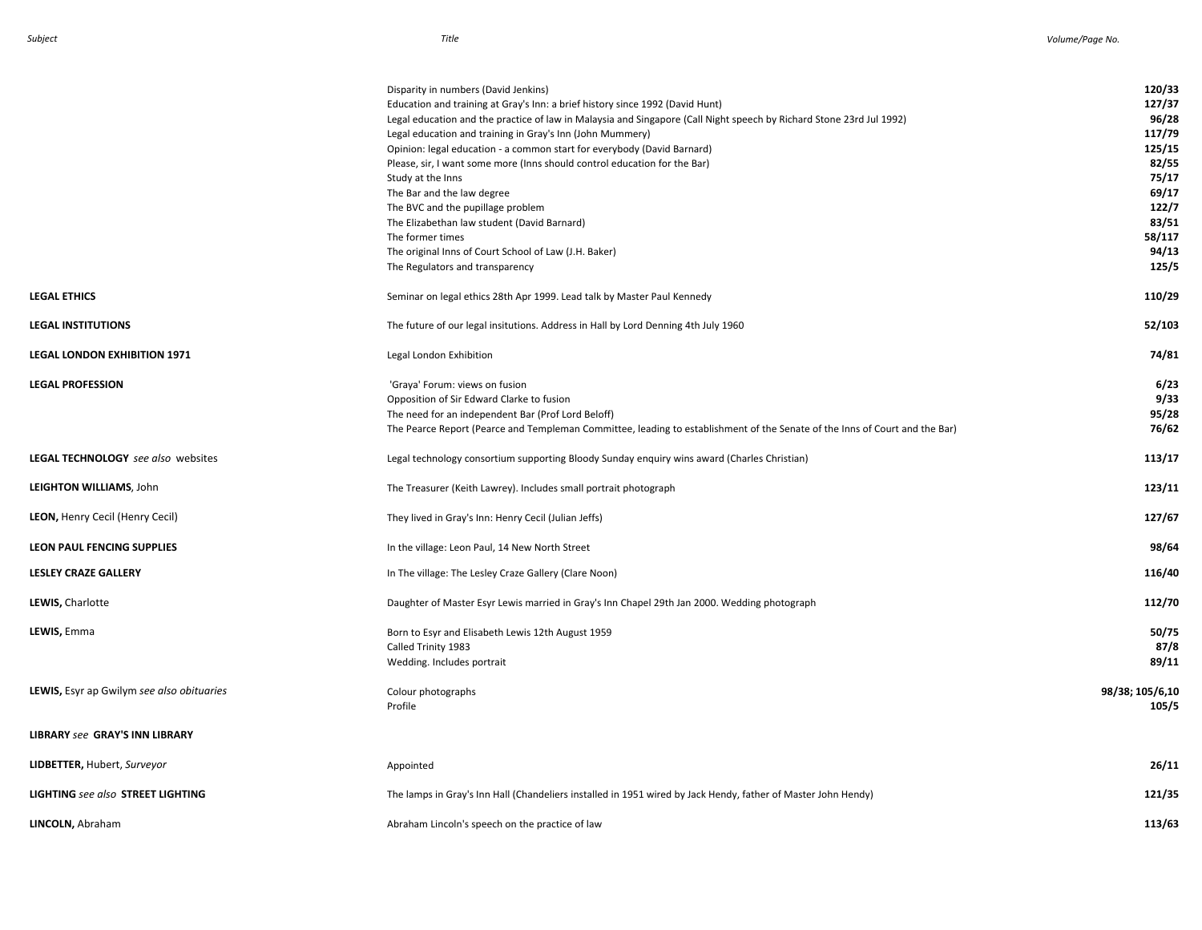| Subject | Title | Volume/Page No. |
| --- | --- | --- |
| | Disparity in numbers (David Jenkins) | **120/33** |
| | Education and training at Gray's Inn: a brief history since 1992 (David Hunt) | **127/37** |
| | Legal education and the practice of law in Malaysia and Singapore (Call Night speech by Richard Stone 23rd Jul 1992) | **96/28** |
| | Legal education and training in Gray's Inn (John Mummery) | **117/79** |
| | Opinion: legal education - a common start for everybody (David Barnard) | **125/15** |
| | Please, sir, I want some more (Inns should control education for the Bar) | **82/55** |
| | Study at the Inns | **75/17** |
| | The Bar and the law degree | **69/17** |
| | The BVC and the pupillage problem | **122/7** |
| | The Elizabethan law student (David Barnard) | **83/51** |
| | The former times | **58/117** |
| | The original Inns of Court School of Law (J.H. Baker) | **94/13** |
| | The Regulators and transparency | **125/5** |
| **LEGAL ETHICS** | Seminar on legal ethics 28th Apr 1999. Lead talk by Master Paul Kennedy | **110/29** |
| **LEGAL INSTITUTIONS** | The future of our legal insitutions. Address in Hall by Lord Denning 4th July 1960 | **52/103** |
| **LEGAL LONDON EXHIBITION 1971** | Legal London Exhibition | **74/81** |
| **LEGAL PROFESSION** | 'Graya' Forum: views on fusion | **6/23** |
| | Opposition of Sir Edward Clarke to fusion | **9/33** |
| | The need for an independent Bar (Prof Lord Beloff) | **95/28** |
| | The Pearce Report (Pearce and Templeman Committee, leading to establishment of the Senate of the Inns of Court and the Bar) | **76/62** |
| **LEGAL TECHNOLOGY** *see also* websites | Legal technology consortium supporting Bloody Sunday enquiry wins award (Charles Christian) | **113/17** |
| **LEIGHTON WILLIAMS**, John | The Treasurer (Keith Lawrey). Includes small portrait photograph | **123/11** |
| **LEON,** Henry Cecil (Henry Cecil) | They lived in Gray's Inn: Henry Cecil (Julian Jeffs) | **127/67** |
| **LEON PAUL FENCING SUPPLIES** | In the village: Leon Paul, 14 New North Street | **98/64** |
| **LESLEY CRAZE GALLERY** | In The village: The Lesley Craze Gallery (Clare Noon) | **116/40** |
| **LEWIS,** Charlotte | Daughter of Master Esyr Lewis married in Gray's Inn Chapel 29th Jan 2000. Wedding photograph | **112/70** |
| **LEWIS,** Emma | Born to Esyr and Elisabeth Lewis 12th August 1959 | **50/75** |
| | Called Trinity 1983 | **87/8** |
| | Wedding. Includes portrait | **89/11** |
| **LEWIS,** Esyr ap Gwilym *see also obituaries* | Colour photographs | **98/38; 105/6,10** |
| | Profile | **105/5** |
| **LIBRARY** *see* **GRAY'S INN LIBRARY** | | |
| **LIDBETTER,** Hubert, *Surveyor* | Appointed | **26/11** |
| **LIGHTING** *see also* **STREET LIGHTING** | The lamps in Gray's Inn Hall (Chandeliers installed in 1951 wired by Jack Hendy, father of Master John Hendy) | **121/35** |
| **LINCOLN,** Abraham | Abraham Lincoln's speech on the practice of law | **113/63** |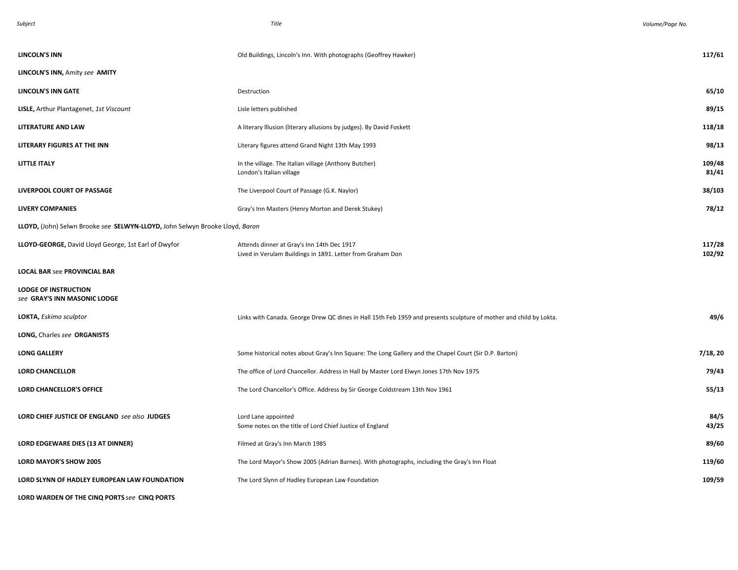| Subject | Title | Volume/Page No. |
|---|---|---|
| **LINCOLN'S INN** | Old Buildings, Lincoln's Inn. With photographs (Geoffrey Hawker) | **117/61** |
| **LINCOLN'S INN,** Amity *see* **AMITY** | | |
| **LINCOLN'S INN GATE** | Destruction | **65/10** |
| **LISLE,** Arthur Plantagenet, *1st Viscount* | Lisle letters published | **89/15** |
| **LITERATURE AND LAW** | A literary Illusion (literary allusions by judges). By David Foskett | **118/18** |
| **LITERARY FIGURES AT THE INN** | Literary figures attend Grand Night 13th May 1993 | **98/13** |
| **LITTLE ITALY** | In the village. The Italian village (Anthony Butcher) | **109/48** |
| | London's Italian village | **81/41** |
| **LIVERPOOL COURT OF PASSAGE** | The Liverpool Court of Passage (G.K. Naylor) | **38/103** |
| **LIVERY COMPANIES** | Gray's Inn Masters (Henry Morton and Derek Stukey) | **78/12** |
| **LLOYD,** (John) Selwn Brooke *see* **SELWYN-LLOYD,** John Selwyn Brooke Lloyd, *Baron* | | |
| **LLOYD-GEORGE,** David Lloyd George, 1st Earl of Dwyfor | Attends dinner at Gray's Inn 14th Dec 1917 | **117/28** |
| | Lived in Verulam Buildings in 1891. Letter from Graham Don | **102/92** |
| **LOCAL BAR** see **PROVINCIAL BAR** | | |
| **LODGE OF INSTRUCTION** *see* **GRAY'S INN MASONIC LODGE** | | |
| **LOKTA,** *Eskimo sculptor* | Links with Canada. George Drew QC dines in Hall 15th Feb 1959 and presents sculpture of mother and child by Lokta. | **49/6** |
| **LONG,** Charles *see* **ORGANISTS** | | |
| **LONG GALLERY** | Some historical notes about Gray's Inn Square: The Long Gallery and the Chapel Court (Sir D.P. Barton) | **7/18, 20** |
| **LORD CHANCELLOR** | The office of Lord Chancellor. Address in Hall by Master Lord Elwyn Jones 17th Nov 1975 | **79/43** |
| **LORD CHANCELLOR'S OFFICE** | The Lord Chancellor's Office. Address by Sir George Coldstream 13th Nov 1961 | **55/13** |
| **LORD CHIEF JUSTICE OF ENGLAND** *see also* **JUDGES** | Lord Lane appointed | **84/5** |
| | Some notes on the title of Lord Chief Justice of England | **43/25** |
| **LORD EDGEWARE DIES (13 AT DINNER)** | Filmed at Gray's Inn March 1985 | **89/60** |
| **LORD MAYOR'S SHOW 2005** | The Lord Mayor's Show 2005 (Adrian Barnes). With photographs, including the Gray's Inn Float | **119/60** |
| **LORD SLYNN OF HADLEY EUROPEAN LAW FOUNDATION** | The Lord Slynn of Hadley European Law Foundation | **109/59** |
| **LORD WARDEN OF THE CINQ PORTS** *see* **CINQ PORTS** | | |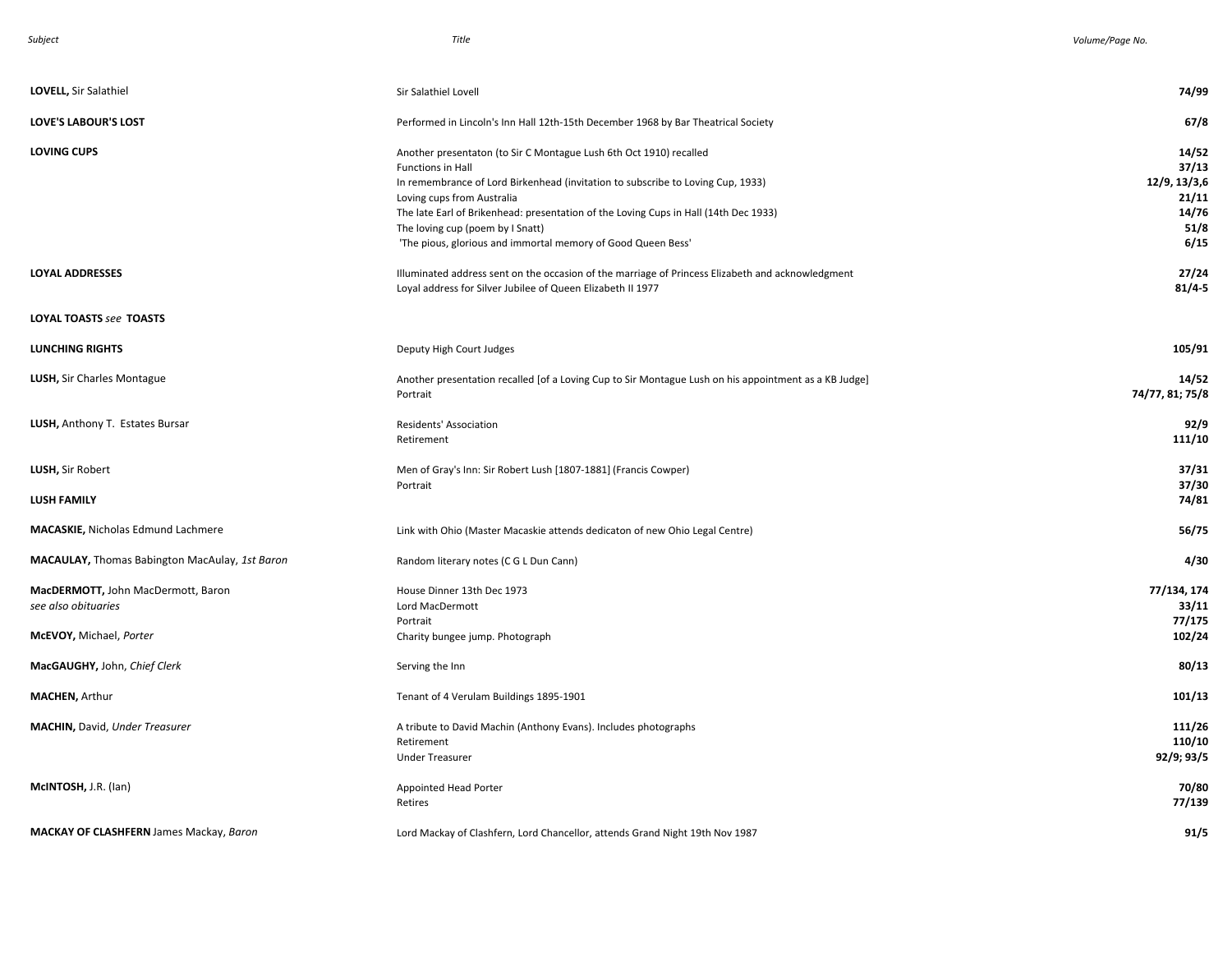| Subject | Title | Volume/Page No. |
|---|---|---|
| **LOVELL,** Sir Salathiel | Sir Salathiel Lovell | **74/99** |
| **LOVE'S LABOUR'S LOST** | Performed in Lincoln's Inn Hall 12th-15th December 1968 by Bar Theatrical Society | **67/8** |
| **LOVING CUPS** | Another presentaton (to Sir C Montague Lush 6th Oct 1910) recalled | **14/52** |
| | Functions in Hall | **37/13** |
| | In remembrance of Lord Birkenhead (invitation to subscribe to Loving Cup, 1933) | **12/9, 13/3,6** |
| | Loving cups from Australia | **21/11** |
| | The late Earl of Birkenhead: presentation of the Loving Cups in Hall (14th Dec 1933) | **14/76** |
| | The loving cup (poem by I Snatt) | **51/8** |
| | 'The pious, glorious and immortal memory of Good Queen Bess' | **6/15** |
| **LOYAL ADDRESSES** | Illuminated address sent on the occasion of the marriage of Princess Elizabeth and acknowledgment | **27/24** |
| | Loyal address for Silver Jubilee of Queen Elizabeth II 1977 | **81/4-5** |
| **LOYAL TOASTS** *see* **TOASTS** | | |
| **LUNCHING RIGHTS** | Deputy High Court Judges | **105/91** |
| **LUSH,** Sir Charles Montague | Another presentation recalled [of a Loving Cup to Sir Montague Lush on his appointment as a KB Judge] | **14/52** |
| | Portrait | **74/77, 81; 75/8** |
| **LUSH,** Anthony T. Estates Bursar | Residents' Association | **92/9** |
| | Retirement | **111/10** |
| **LUSH,** Sir Robert | Men of Gray's Inn: Sir Robert Lush [1807-1881] (Francis Cowper) | **37/31** |
| | Portrait | **37/30** |
| **LUSH FAMILY** | | **74/81** |
| **MACASKIE,** Nicholas Edmund Lachmere | Link with Ohio (Master Macaskie attends dedicaton of new Ohio Legal Centre) | **56/75** |
| **MACAULAY,** Thomas Babington MacAulay, *1st Baron* | Random literary notes (C G L Dun Cann) | **4/30** |
| **MacDERMOTT,** John MacDermott, Baron | House Dinner 13th Dec 1973 | **77/134, 174** |
| *see also obituaries* | Lord MacDermott | **33/11** |
| | Portrait | **77/175** |
| **McEVOY,** Michael, *Porter* | Charity bungee jump. Photograph | **102/24** |
| **MacGAUGHY,** John, *Chief Clerk* | Serving the Inn | **80/13** |
| **MACHEN,** Arthur | Tenant of 4 Verulam Buildings 1895-1901 | **101/13** |
| **MACHIN,** David, *Under Treasurer* | A tribute to David Machin (Anthony Evans). Includes photographs | **111/26** |
| | Retirement | **110/10** |
| | Under Treasurer | **92/9; 93/5** |
| **McINTOSH,** J.R. (Ian) | Appointed Head Porter | **70/80** |
| | Retires | **77/139** |
| **MACKAY OF CLASHFERN** James Mackay, *Baron* | Lord Mackay of Clashfern, Lord Chancellor, attends Grand Night 19th Nov 1987 | **91/5** |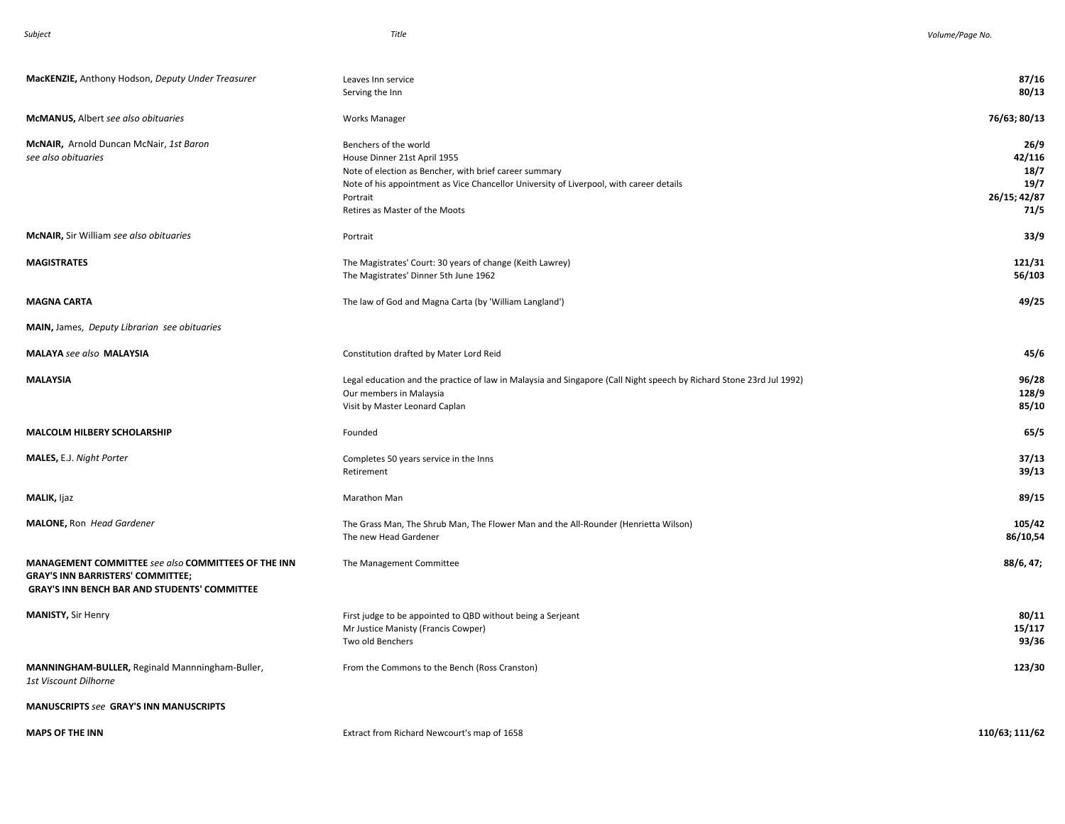| Subject | Title | Volume/Page No. |
| --- | --- | --- |
| **MacKENZIE,** Anthony Hodson, *Deputy Under Treasurer* | Leaves Inn service | **87/16** |
| | Serving the Inn | **80/13** |
| **McMANUS,** Albert *see also obituaries* | Works Manager | **76/63; 80/13** |
| **McNAIR,** Arnold Duncan McNair, *1st Baron* *see also obituaries* | Benchers of the world | **26/9** |
| | House Dinner 21st April 1955 | **42/116** |
| | Note of election as Bencher, with brief career summary | **18/7** |
| | Note of his appointment as Vice Chancellor University of Liverpool, with career details | **19/7** |
| | Portrait | **26/15; 42/87** |
| | Retires as Master of the Moots | **71/5** |
| **McNAIR,** Sir William *see also obituaries* | Portrait | **33/9** |
| **MAGISTRATES** | The Magistrates' Court: 30 years of change (Keith Lawrey) | **121/31** |
| | The Magistrates' Dinner 5th June 1962 | **56/103** |
| **MAGNA CARTA** | The law of God and Magna Carta (by 'William Langland') | **49/25** |
| **MAIN,** James, *Deputy Librarian see obituaries* | | |
| **MALAYA** *see also* **MALAYSIA** | Constitution drafted by Mater Lord Reid | **45/6** |
| **MALAYSIA** | Legal education and the practice of law in Malaysia and Singapore (Call Night speech by Richard Stone 23rd Jul 1992) | **96/28** |
| | Our members in Malaysia | **128/9** |
| | Visit by Master Leonard Caplan | **85/10** |
| **MALCOLM HILBERY SCHOLARSHIP** | Founded | **65/5** |
| **MALES,** E.J. *Night Porter* | Completes 50 years service in the Inns | **37/13** |
| | Retirement | **39/13** |
| **MALIK,** Ijaz | Marathon Man | **89/15** |
| **MALONE,** Ron *Head Gardener* | The Grass Man, The Shrub Man, The Flower Man and the All-Rounder (Henrietta Wilson) | **105/42** |
| | The new Head Gardener | **86/10,54** |
| **MANAGEMENT COMMITTEE** *see also* **COMMITTEES OF THE INN GRAY'S INN BARRISTERS' COMMITTEE; GRAY'S INN BENCH BAR AND STUDENTS' COMMITTEE** | The Management Committee | **88/6, 47;** |
| **MANISTY,** Sir Henry | First judge to be appointed to QBD without being a Serjeant | **80/11** |
| | Mr Justice Manisty (Francis Cowper) | **15/117** |
| | Two old Benchers | **93/36** |
| **MANNINGHAM-BULLER,** Reginald Mannningham-Buller, *1st Viscount Dilhorne* | From the Commons to the Bench (Ross Cranston) | **123/30** |
| **MANUSCRIPTS** *see* **GRAY'S INN MANUSCRIPTS** | | |
| **MAPS OF THE INN** | Extract from Richard Newcourt's map of 1658 | **110/63; 111/62** |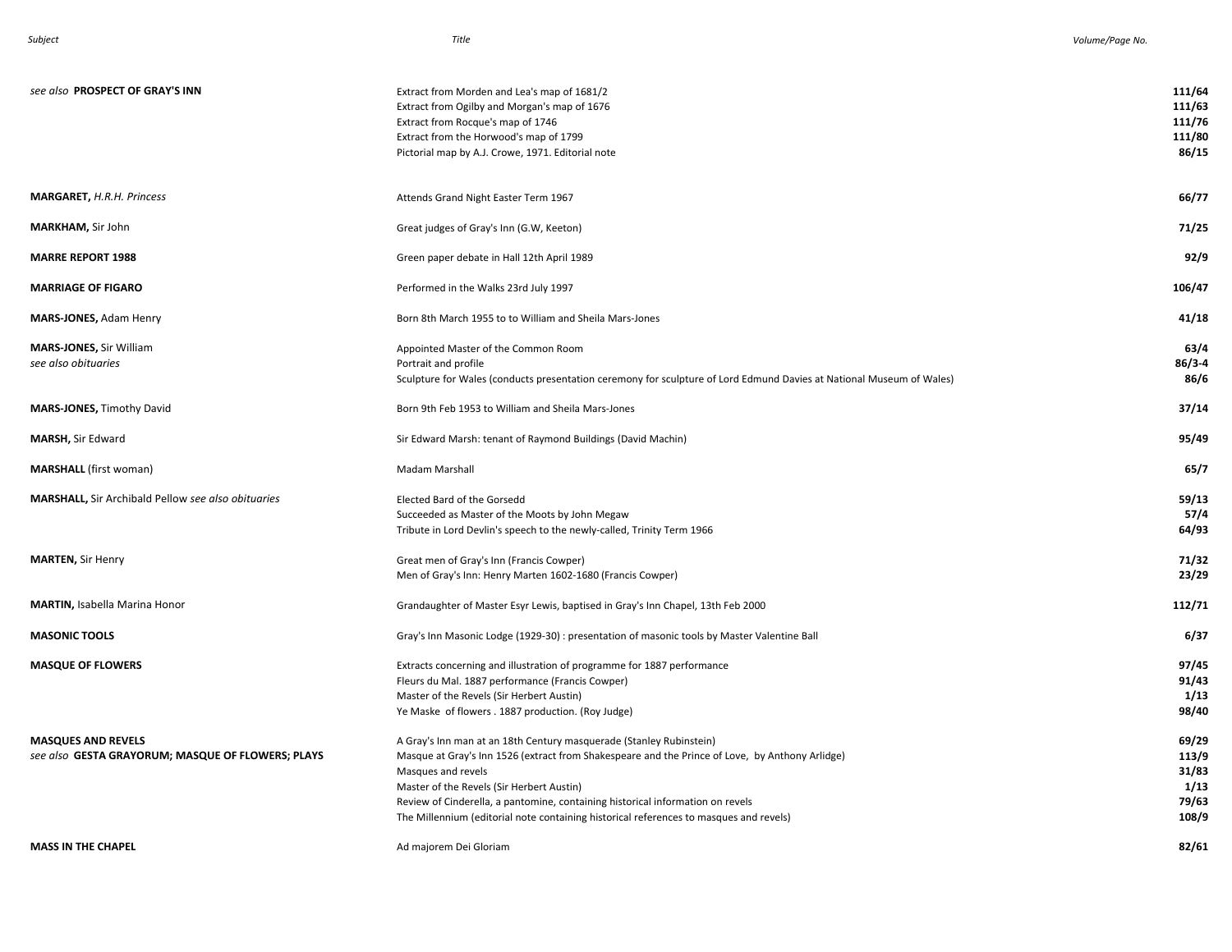| Subject | Title | Volume/Page No. |
|---|---|---|
| *see also* **PROSPECT OF GRAY'S INN** | Extract from Morden and Lea's map of 1681/2 | **111/64** |
| | Extract from Ogilby and Morgan's map of 1676 | **111/63** |
| | Extract from Rocque's map of 1746 | **111/76** |
| | Extract from the Horwood's map of 1799 | **111/80** |
| | Pictorial map by A.J. Crowe, 1971. Editorial note | **86/15** |
| **MARGARET,** *H.R.H. Princess* | Attends Grand Night Easter Term 1967 | **66/77** |
| **MARKHAM,** Sir John | Great judges of Gray's Inn (G.W, Keeton) | **71/25** |
| **MARRE REPORT 1988** | Green paper debate in Hall 12th April 1989 | **92/9** |
| **MARRIAGE OF FIGARO** | Performed in the Walks 23rd July 1997 | **106/47** |
| **MARS-JONES,** Adam Henry | Born 8th March 1955 to to William and Sheila Mars-Jones | **41/18** |
| **MARS-JONES,** Sir William | Appointed Master of the Common Room | **63/4** |
| *see also obituaries* | Portrait and profile | **86/3-4** |
| | Sculpture for Wales (conducts presentation ceremony for sculpture of Lord Edmund Davies at National Museum of Wales) | **86/6** |
| **MARS-JONES,** Timothy David | Born 9th Feb 1953 to William and Sheila Mars-Jones | **37/14** |
| **MARSH,** Sir Edward | Sir Edward Marsh: tenant of Raymond Buildings (David Machin) | **95/49** |
| **MARSHALL** (first woman) | Madam Marshall | **65/7** |
| **MARSHALL,** Sir Archibald Pellow *see also obituaries* | Elected Bard of the Gorsedd | **59/13** |
| | Succeeded as Master of the Moots by John Megaw | **57/4** |
| | Tribute in Lord Devlin's speech to the newly-called, Trinity Term 1966 | **64/93** |
| **MARTEN,** Sir Henry | Great men of Gray's Inn (Francis Cowper) | **71/32** |
| | Men of Gray's Inn: Henry Marten 1602-1680 (Francis Cowper) | **23/29** |
| **MARTIN,** Isabella Marina Honor | Grandaughter of Master Esyr Lewis, baptised in Gray's Inn Chapel, 13th Feb 2000 | **112/71** |
| **MASONIC TOOLS** | Gray's Inn Masonic Lodge (1929-30) : presentation of masonic tools by Master Valentine Ball | **6/37** |
| **MASQUE OF FLOWERS** | Extracts concerning and illustration of programme for 1887 performance | **97/45** |
| | Fleurs du Mal. 1887 performance (Francis Cowper) | **91/43** |
| | Master of the Revels (Sir Herbert Austin) | **1/13** |
| | Ye Maske of flowers . 1887 production. (Roy Judge) | **98/40** |
| **MASQUES AND REVELS** | A Gray's Inn man at an 18th Century masquerade (Stanley Rubinstein) | **69/29** |
| *see also* **GESTA GRAYORUM; MASQUE OF FLOWERS; PLAYS** | Masque at Gray's Inn 1526 (extract from Shakespeare and the Prince of Love, by Anthony Arlidge) | **113/9** |
| | Masques and revels | **31/83** |
| | Master of the Revels (Sir Herbert Austin) | **1/13** |
| | Review of Cinderella, a pantomine, containing historical information on revels | **79/63** |
| | The Millennium (editorial note containing historical references to masques and revels) | **108/9** |
| **MASS IN THE CHAPEL** | Ad majorem Dei Gloriam | **82/61** |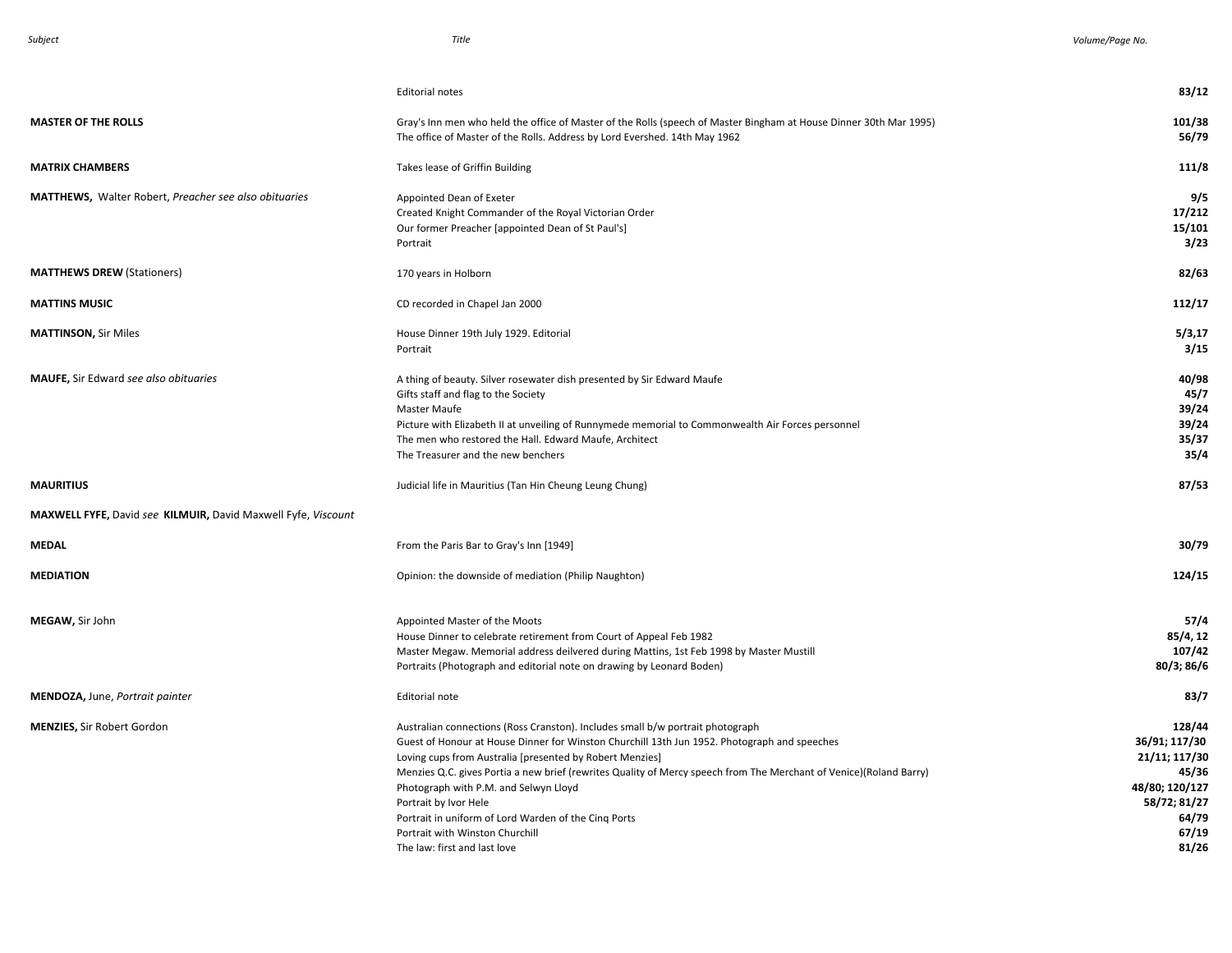| Subject | Title | Volume/Page No. |
| --- | --- | --- |
| | Editorial notes | **83/12** |
| **MASTER OF THE ROLLS** | Gray's Inn men who held the office of Master of the Rolls (speech of Master Bingham at House Dinner 30th Mar 1995) | **101/38** |
| | The office of Master of the Rolls. Address by Lord Evershed. 14th May 1962 | **56/79** |
| **MATRIX CHAMBERS** | Takes lease of Griffin Building | **111/8** |
| **MATTHEWS,** Walter Robert, *Preacher see also obituaries* | Appointed Dean of Exeter | **9/5** |
| | Created Knight Commander of the Royal Victorian Order | **17/212** |
| | Our former Preacher [appointed Dean of St Paul's] | **15/101** |
| | Portrait | **3/23** |
| **MATTHEWS DREW** (Stationers) | 170 years in Holborn | **82/63** |
| **MATTINS MUSIC** | CD recorded in Chapel Jan 2000 | **112/17** |
| **MATTINSON,** Sir Miles | House Dinner 19th July 1929. Editorial | **5/3,17** |
| | Portrait | **3/15** |
| **MAUFE,** Sir Edward *see also obituaries* | A thing of beauty. Silver rosewater dish presented by Sir Edward Maufe | **40/98** |
| | Gifts staff and flag to the Society | **45/7** |
| | Master Maufe | **39/24** |
| | Picture with Elizabeth II at unveiling of Runnymede memorial to Commonwealth Air Forces personnel | **39/24** |
| | The men who restored the Hall. Edward Maufe, Architect | **35/37** |
| | The Treasurer and the new benchers | **35/4** |
| **MAURITIUS** | Judicial life in Mauritius (Tan Hin Cheung Leung Chung) | **87/53** |
| **MAXWELL FYFE,** David *see* **KILMUIR,** David Maxwell Fyfe, *Viscount* | | |
| **MEDAL** | From the Paris Bar to Gray's Inn [1949] | **30/79** |
| **MEDIATION** | Opinion: the downside of mediation (Philip Naughton) | **124/15** |
| **MEGAW,** Sir John | Appointed Master of the Moots | **57/4** |
| | House Dinner to celebrate retirement from Court of Appeal Feb 1982 | **85/4, 12** |
| | Master Megaw. Memorial address deilvered during Mattins, 1st Feb 1998 by Master Mustill | **107/42** |
| | Portraits (Photograph and editorial note on drawing by Leonard Boden) | **80/3; 86/6** |
| **MENDOZA,** June, *Portrait painter* | Editorial note | **83/7** |
| **MENZIES,** Sir Robert Gordon | Australian connections (Ross Cranston). Includes small b/w portrait photograph | **128/44** |
| | Guest of Honour at House Dinner for Winston Churchill 13th Jun 1952. Photograph and speeches | **36/91; 117/30** |
| | Loving cups from Australia [presented by Robert Menzies] | **21/11; 117/30** |
| | Menzies Q.C. gives Portia a new brief (rewrites Quality of Mercy speech from The Merchant of Venice)(Roland Barry) | **45/36** |
| | Photograph with P.M. and Selwyn Lloyd | **48/80; 120/127** |
| | Portrait by Ivor Hele | **58/72; 81/27** |
| | Portrait in uniform of Lord Warden of the Cinq Ports | **64/79** |
| | Portrait with Winston Churchill | **67/19** |
| | The law: first and last love | **81/26** |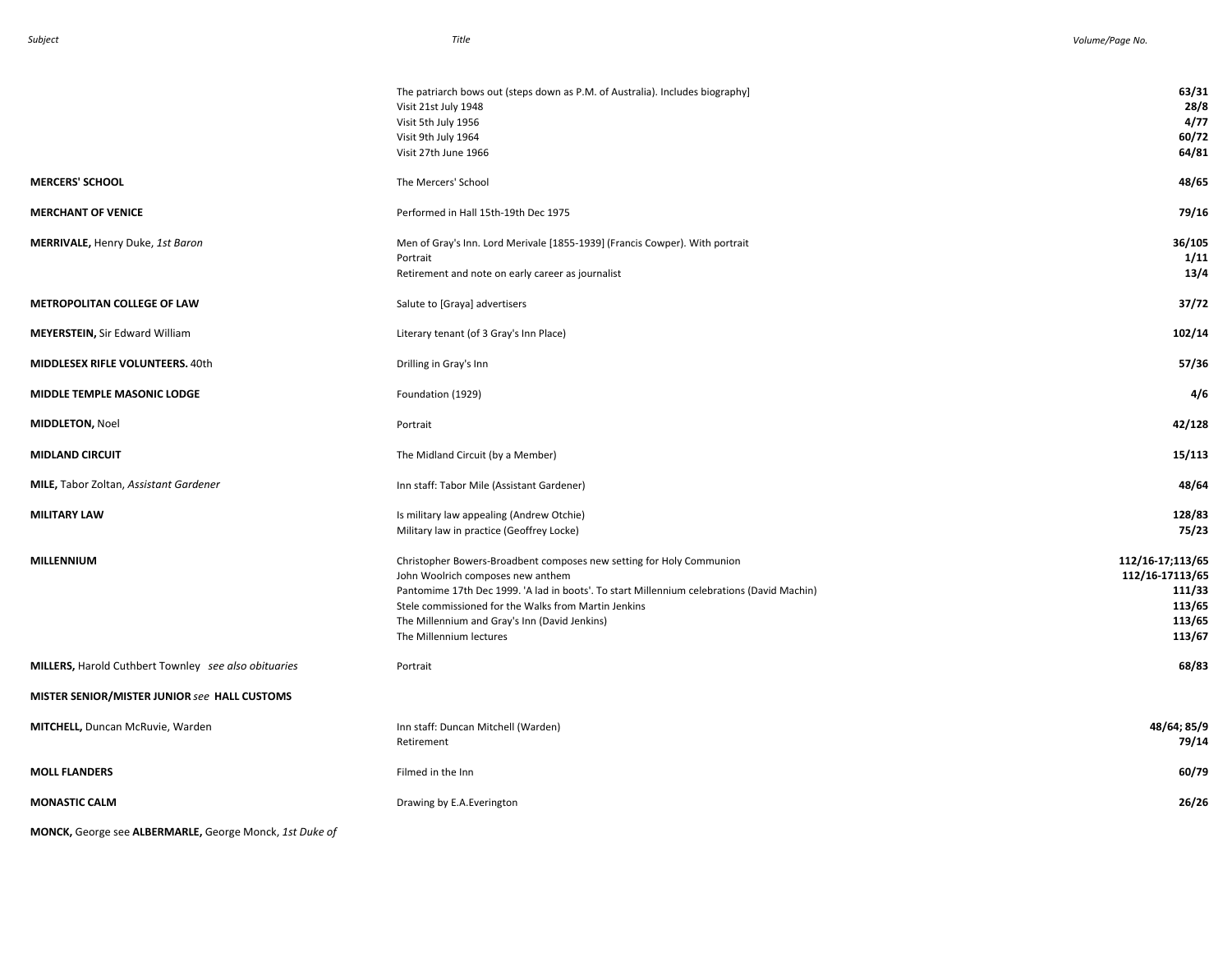| Subject | Title | Volume/Page No. |
|---|---|---|
| | The patriarch bows out (steps down as P.M. of Australia). Includes biography] | **63/31** |
| | Visit 21st July 1948 | **28/8** |
| | Visit 5th July 1956 | **4/77** |
| | Visit 9th July 1964 | **60/72** |
| | Visit 27th June 1966 | **64/81** |
| **MERCERS' SCHOOL** | The Mercers' School | **48/65** |
| **MERCHANT OF VENICE** | Performed in Hall 15th-19th Dec 1975 | **79/16** |
| **MERRIVALE,** Henry Duke, *1st Baron* | Men of Gray's Inn. Lord Merivale [1855-1939] (Francis Cowper). With portrait | **36/105** |
| | Portrait | **1/11** |
| | Retirement and note on early career as journalist | **13/4** |
| **METROPOLITAN COLLEGE OF LAW** | Salute to [Graya] advertisers | **37/72** |
| **MEYERSTEIN,** Sir Edward William | Literary tenant (of 3 Gray's Inn Place) | **102/14** |
| **MIDDLESEX RIFLE VOLUNTEERS.** 40th | Drilling in Gray's Inn | **57/36** |
| **MIDDLE TEMPLE MASONIC LODGE** | Foundation (1929) | **4/6** |
| **MIDDLETON,** Noel | Portrait | **42/128** |
| **MIDLAND CIRCUIT** | The Midland Circuit (by a Member) | **15/113** |
| **MILE,** Tabor Zoltan, *Assistant Gardener* | Inn staff: Tabor Mile (Assistant Gardener) | **48/64** |
| **MILITARY LAW** | Is military law appealing (Andrew Otchie) | **128/83** |
| | Military law in practice (Geoffrey Locke) | **75/23** |
| **MILLENNIUM** | Christopher Bowers-Broadbent composes new setting for Holy Communion | **112/16-17;113/65** |
| | John Woolrich composes new anthem | **112/16-17113/65** |
| | Pantomime 17th Dec 1999. 'A lad in boots'. To start Millennium celebrations (David Machin) | **111/33** |
| | Stele commissioned for the Walks from Martin Jenkins | **113/65** |
| | The Millennium and Gray's Inn (David Jenkins) | **113/65** |
| | The Millennium lectures | **113/67** |
| **MILLERS,** Harold Cuthbert Townley *see also obituaries* | Portrait | **68/83** |
| **MISTER SENIOR/MISTER JUNIOR** *see* **HALL CUSTOMS** | | |
| **MITCHELL,** Duncan McRuvie, Warden | Inn staff: Duncan Mitchell (Warden) | **48/64; 85/9** |
| | Retirement | **79/14** |
| **MOLL FLANDERS** | Filmed in the Inn | **60/79** |
| **MONASTIC CALM** | Drawing by E.A.Everington | **26/26** |
| **MONCK,** George see **ALBERMARLE,** George Monck, *1st Duke of* | | |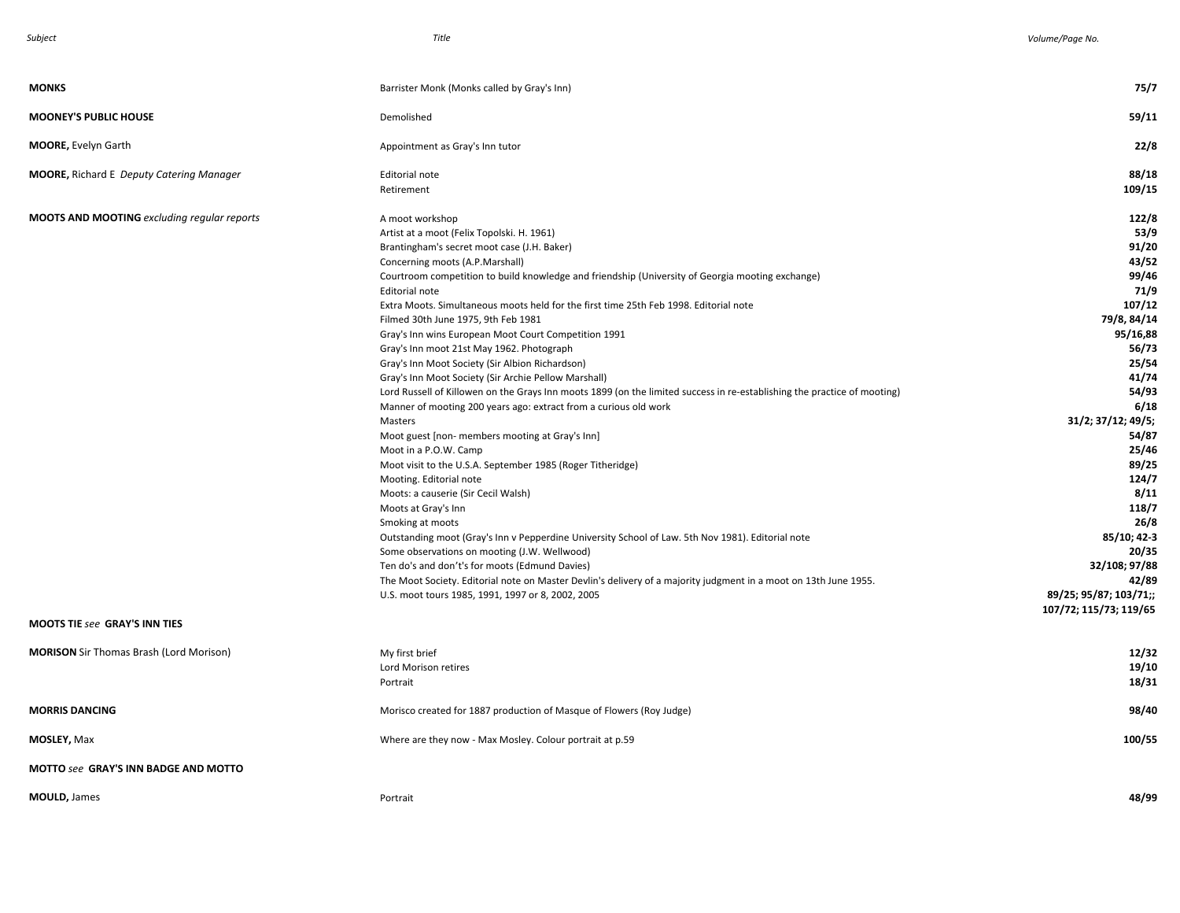| Subject | Title | Volume/Page No. |
|---|---|---|
| **MONKS** | Barrister Monk (Monks called by Gray's Inn) | **75/7** |
| **MOONEY'S PUBLIC HOUSE** | Demolished | **59/11** |
| **MOORE,** Evelyn Garth | Appointment as Gray's Inn tutor | **22/8** |
| **MOORE,** Richard E *Deputy Catering Manager* | Editorial note | **88/18** |
| | Retirement | **109/15** |
| **MOOTS AND MOOTING** *excluding regular reports* | A moot workshop | **122/8** |
| | Artist at a moot (Felix Topolski. H. 1961) | **53/9** |
| | Brantingham's secret moot case (J.H. Baker) | **91/20** |
| | Concerning moots (A.P.Marshall) | **43/52** |
| | Courtroom competition to build knowledge and friendship (University of Georgia mooting exchange) | **99/46** |
| | Editorial note | **71/9** |
| | Extra Moots. Simultaneous moots held for the first time 25th Feb 1998. Editorial note | **107/12** |
| | Filmed 30th June 1975, 9th Feb 1981 | **79/8, 84/14** |
| | Gray's Inn wins European Moot Court Competition 1991 | **95/16,88** |
| | Gray's Inn moot 21st May 1962. Photograph | **56/73** |
| | Gray's Inn Moot Society (Sir Albion Richardson) | **25/54** |
| | Gray's Inn Moot Society (Sir Archie Pellow Marshall) | **41/74** |
| | Lord Russell of Killowen on the Grays Inn moots 1899 (on the limited success in re-establishing the practice of mooting) | **54/93** |
| | Manner of mooting 200 years ago: extract from a curious old work | **6/18** |
| | Masters | **31/2; 37/12; 49/5;** |
| | Moot guest [non- members mooting at Gray's Inn] | **54/87** |
| | Moot in a P.O.W. Camp | **25/46** |
| | Moot visit to the U.S.A. September 1985 (Roger Titheridge) | **89/25** |
| | Mooting. Editorial note | **124/7** |
| | Moots: a causerie (Sir Cecil Walsh) | **8/11** |
| | Moots at Gray's Inn | **118/7** |
| | Smoking at moots | **26/8** |
| | Outstanding moot (Gray's Inn v Pepperdine University School of Law. 5th Nov 1981). Editorial note | **85/10; 42-3** |
| | Some observations on mooting (J.W. Wellwood) | **20/35** |
| | Ten do's and don't's for moots (Edmund Davies) | **32/108; 97/88** |
| | The Moot Society. Editorial note on Master Devlin's delivery of a majority judgment in a moot on 13th June 1955. | **42/89** |
| | U.S. moot tours 1985, 1991, 1997 or 8, 2002, 2005 | **89/25; 95/87; 103/71;; 107/72; 115/73; 119/65** |
| **MOOTS TIE** *see* **GRAY'S INN TIES** | | |
| **MORISON** Sir Thomas Brash (Lord Morison) | My first brief | **12/32** |
| | Lord Morison retires | **19/10** |
| | Portrait | **18/31** |
| **MORRIS DANCING** | Morisco created for 1887 production of Masque of Flowers (Roy Judge) | **98/40** |
| **MOSLEY,** Max | Where are they now - Max Mosley. Colour portrait at p.59 | **100/55** |
| **MOTTO** *see* **GRAY'S INN BADGE AND MOTTO** | | |
| **MOULD,** James | Portrait | **48/99** |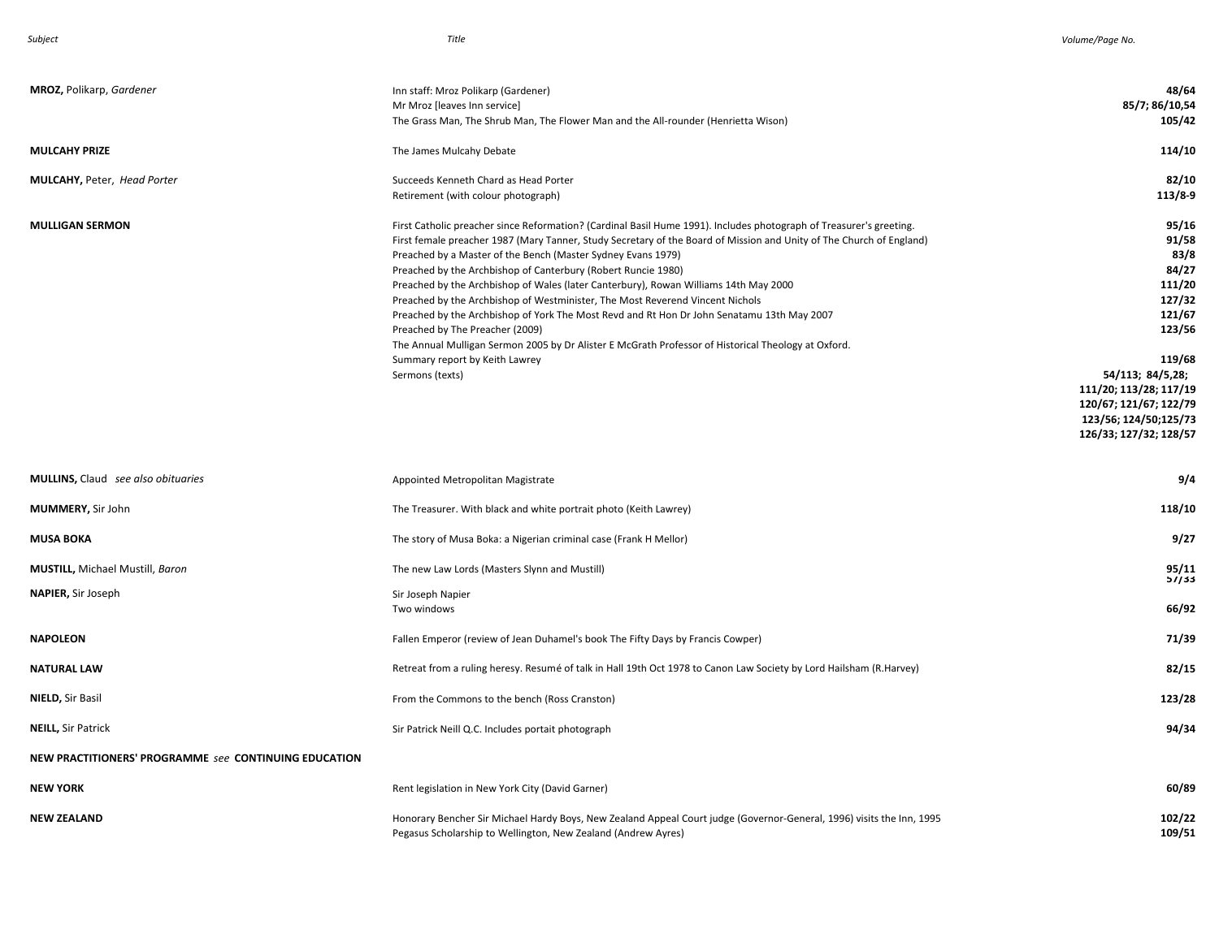| Subject | Title | Volume/Page No. |
|---|---|---|
| **MROZ,** Polikarp, *Gardener* | Inn staff: Mroz Polikarp (Gardener) | **48/64** |
| | Mr Mroz [leaves Inn service] | **85/7; 86/10,54** |
| | The Grass Man, The Shrub Man, The Flower Man and the All-rounder (Henrietta Wison) | **105/42** |
| **MULCAHY PRIZE** | The James Mulcahy Debate | **114/10** |
| **MULCAHY,** Peter, *Head Porter* | Succeeds Kenneth Chard as Head Porter | **82/10** |
| | Retirement (with colour photograph) | **113/8-9** |
| **MULLIGAN SERMON** | First Catholic preacher since Reformation? (Cardinal Basil Hume 1991). Includes photograph of Treasurer's greeting. | **95/16** |
| | First female preacher 1987 (Mary Tanner, Study Secretary of the Board of Mission and Unity of The Church of England) | **91/58** |
| | Preached by a Master of the Bench (Master Sydney Evans 1979) | **83/8** |
| | Preached by the Archbishop of Canterbury (Robert Runcie 1980) | **84/27** |
| | Preached by the Archbishop of Wales (later Canterbury), Rowan Williams 14th May 2000 | **111/20** |
| | Preached by the Archbishop of Westminister, The Most Reverend Vincent Nichols | **127/32** |
| | Preached by the Archbishop of York The Most Revd and Rt Hon Dr John Senatamu 13th May 2007 | **121/67** |
| | Preached by The Preacher (2009) | **123/56** |
| | The Annual Mulligan Sermon 2005 by Dr Alister E McGrath Professor of Historical Theology at Oxford. | |
| | Summary report by Keith Lawrey | **119/68** |
| | Sermons (texts) | **54/113; 84/5,28; 111/20; 113/28; 117/19 120/67; 121/67; 122/79 123/56; 124/50;125/73 126/33; 127/32; 128/57** |
| **MULLINS,** Claud *see also obituaries* | Appointed Metropolitan Magistrate | **9/4** |
| **MUMMERY,** Sir John | The Treasurer. With black and white portrait photo (Keith Lawrey) | **118/10** |
| **MUSA BOKA** | The story of Musa Boka: a Nigerian criminal case (Frank H Mellor) | **9/27** |
| **MUSTILL,** Michael Mustill, *Baron* | The new Law Lords (Masters Slynn and Mustill) | **95/11** |
| **NAPIER,** Sir Joseph | Sir Joseph Napier | **57/33** |
| | Two windows | **66/92** |
| **NAPOLEON** | Fallen Emperor (review of Jean Duhamel's book The Fifty Days by Francis Cowper) | **71/39** |
| **NATURAL LAW** | Retreat from a ruling heresy. Resumé of talk in Hall 19th Oct 1978 to Canon Law Society by Lord Hailsham (R.Harvey) | **82/15** |
| **NIELD,** Sir Basil | From the Commons to the bench (Ross Cranston) | **123/28** |
| **NEILL,** Sir Patrick | Sir Patrick Neill Q.C. Includes portait photograph | **94/34** |
| **NEW PRACTITIONERS' PROGRAMME** *see* **CONTINUING EDUCATION** | | |
| **NEW YORK** | Rent legislation in New York City (David Garner) | **60/89** |
| **NEW ZEALAND** | Honorary Bencher Sir Michael Hardy Boys, New Zealand Appeal Court judge (Governor-General, 1996) visits the Inn, 1995 | **102/22** |
| | Pegasus Scholarship to Wellington, New Zealand (Andrew Ayres) | **109/51** |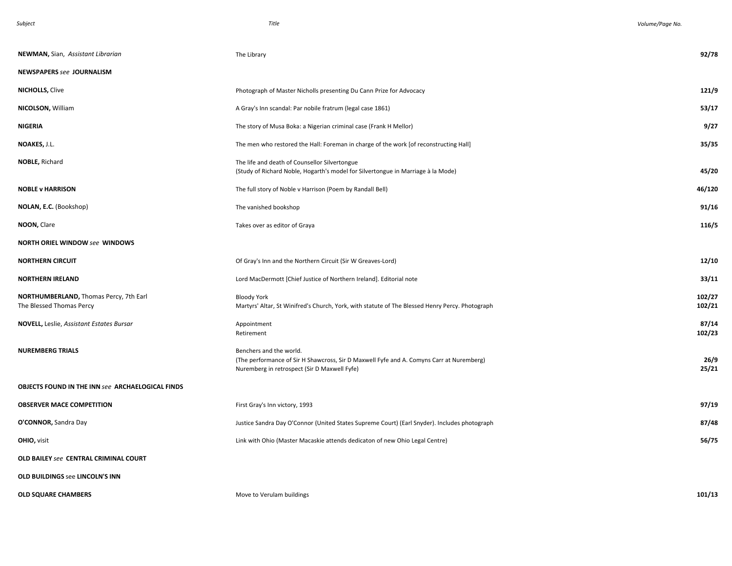| Subject | Title | Volume/Page No. |
|---|---|---|
| **NEWMAN,** Sian, *Assistant Librarian* | The Library | **92/78** |
| **NEWSPAPERS** *see* **JOURNALISM** | | |
| **NICHOLLS,** Clive | Photograph of Master Nicholls presenting Du Cann Prize for Advocacy | **121/9** |
| **NICOLSON,** William | A Gray's Inn scandal: Par nobile fratrum (legal case 1861) | **53/17** |
| **NIGERIA** | The story of Musa Boka: a Nigerian criminal case (Frank H Mellor) | **9/27** |
| **NOAKES,** J.L. | The men who restored the Hall: Foreman in charge of the work [of reconstructing Hall] | **35/35** |
| **NOBLE,** Richard | The life and death of Counsellor Silvertongue<br>(Study of Richard Noble, Hogarth's model for Silvertongue in Marriage à la Mode) | **45/20** |
| **NOBLE v HARRISON** | The full story of Noble v Harrison (Poem by Randall Bell) | **46/120** |
| **NOLAN, E.C.** (Bookshop) | The vanished bookshop | **91/16** |
| **NOON,** Clare | Takes over as editor of Graya | **116/5** |
| **NORTH ORIEL WINDOW** *see* **WINDOWS** | | |
| **NORTHERN CIRCUIT** | Of Gray's Inn and the Northern Circuit (Sir W Greaves-Lord) | **12/10** |
| **NORTHERN IRELAND** | Lord MacDermott [Chief Justice of Northern Ireland]. Editorial note | **33/11** |
| **NORTHUMBERLAND,** Thomas Percy, 7th Earl<br>The Blessed Thomas Percy | Bloody York<br>Martyrs' Altar, St Winifred's Church, York, with statute of The Blessed Henry Percy. Photograph | **102/27**<br>**102/21** |
| **NOVELL,** Leslie, *Assistant Estates Bursar* | Appointment<br>Retirement | **87/14**<br>**102/23** |
| **NUREMBERG TRIALS** | Benchers and the world.<br>(The performance of Sir H Shawcross, Sir D Maxwell Fyfe and A. Comyns Carr at Nuremberg)<br>Nuremberg in retrospect (Sir D Maxwell Fyfe) | **26/9**<br>**25/21** |
| **OBJECTS FOUND IN THE INN** *see* **ARCHAELOGICAL FINDS** | | |
| **OBSERVER MACE COMPETITION** | First Gray's Inn victory, 1993 | **97/19** |
| **O'CONNOR,** Sandra Day | Justice Sandra Day O'Connor (United States Supreme Court) (Earl Snyder). Includes photograph | **87/48** |
| **OHIO,** visit | Link with Ohio (Master Macaskie attends dedicaton of new Ohio Legal Centre) | **56/75** |
| **OLD BAILEY** *see* **CENTRAL CRIMINAL COURT** | | |
| **OLD BUILDINGS** see **LINCOLN'S INN** | | |
| **OLD SQUARE CHAMBERS** | Move to Verulam buildings | **101/13** |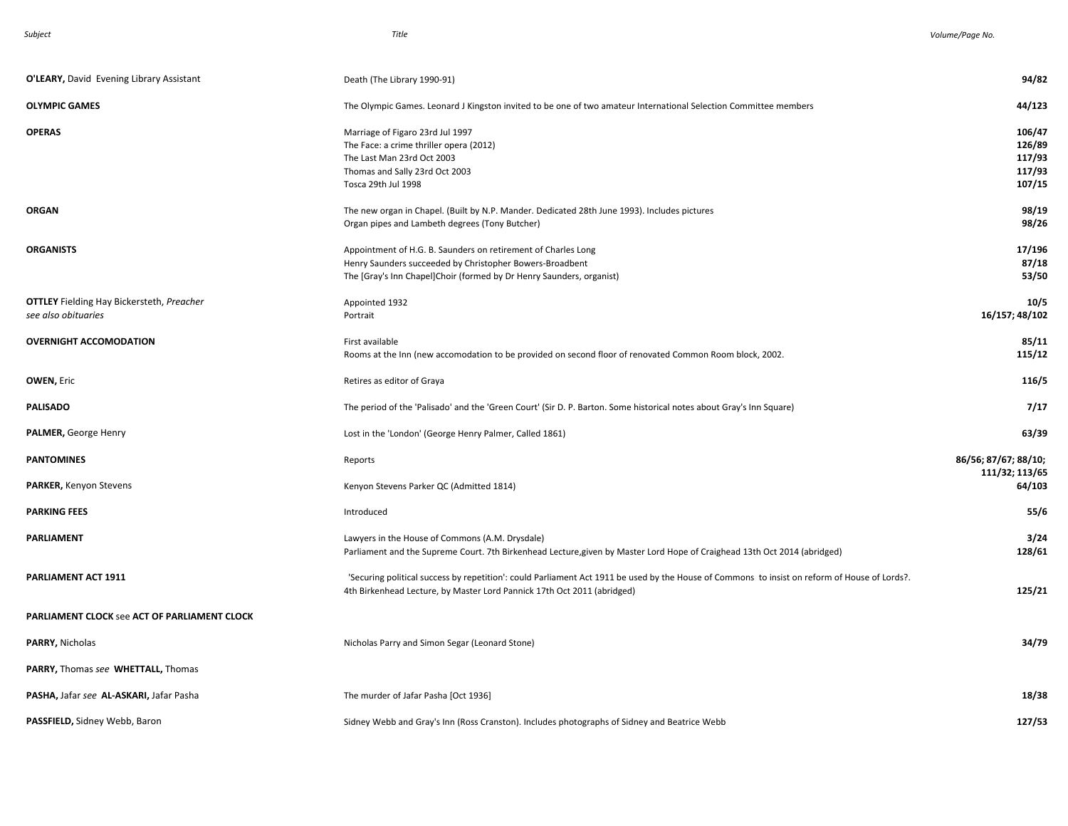| Subject | Title | Volume/Page No. |
|---|---|---|
| **O'LEARY,** David Evening Library Assistant | Death (The Library 1990-91) | **94/82** |
| **OLYMPIC GAMES** | The Olympic Games. Leonard J Kingston invited to be one of two amateur International Selection Committee members | **44/123** |
| **OPERAS** | Marriage of Figaro 23rd Jul 1997 | **106/47** |
| | The Face: a crime thriller opera (2012) | **126/89** |
| | The Last Man 23rd Oct 2003 | **117/93** |
| | Thomas and Sally 23rd Oct 2003 | **117/93** |
| | Tosca 29th Jul 1998 | **107/15** |
| **ORGAN** | The new organ in Chapel. (Built by N.P. Mander. Dedicated 28th June 1993). Includes pictures | **98/19** |
| | Organ pipes and Lambeth degrees (Tony Butcher) | **98/26** |
| **ORGANISTS** | Appointment of H.G. B. Saunders on retirement of Charles Long | **17/196** |
| | Henry Saunders succeeded by Christopher Bowers-Broadbent | **87/18** |
| | The [Gray's Inn Chapel]Choir (formed by Dr Henry Saunders, organist) | **53/50** |
| **OTTLEY** Fielding Hay Bickersteth, *Preacher* | Appointed 1932 | **10/5** |
| *see also obituaries* | Portrait | **16/157; 48/102** |
| **OVERNIGHT ACCOMODATION** | First available | **85/11** |
| | Rooms at the Inn (new accomodation to be provided on second floor of renovated Common Room block, 2002. | **115/12** |
| **OWEN,** Eric | Retires as editor of Graya | **116/5** |
| **PALISADO** | The period of the 'Palisado' and the 'Green Court' (Sir D. P. Barton. Some historical notes about Gray's Inn Square) | **7/17** |
| **PALMER,** George Henry | Lost in the 'London' (George Henry Palmer, Called 1861) | **63/39** |
| **PANTOMINES** | Reports | **86/56; 87/67; 88/10; 111/32; 113/65** |
| **PARKER,** Kenyon Stevens | Kenyon Stevens Parker QC (Admitted 1814) | **64/103** |
| **PARKING FEES** | Introduced | **55/6** |
| **PARLIAMENT** | Lawyers in the House of Commons (A.M. Drysdale) | **3/24** |
| | Parliament and the Supreme Court. 7th Birkenhead Lecture,given by Master Lord Hope of Craighead 13th Oct 2014 (abridged) | **128/61** |
| **PARLIAMENT ACT 1911** | 'Securing political success by repetition': could Parliament Act 1911 be used by the House of Commons to insist on reform of House of Lords?. 4th Birkenhead Lecture, by Master Lord Pannick 17th Oct 2011 (abridged) | **125/21** |
| **PARLIAMENT CLOCK** see **ACT OF PARLIAMENT CLOCK** | | |
| **PARRY,** Nicholas | Nicholas Parry and Simon Segar (Leonard Stone) | **34/79** |
| **PARRY,** Thomas *see* **WHETTALL,** Thomas | | |
| **PASHA,** Jafar *see* **AL-ASKARI,** Jafar Pasha | The murder of Jafar Pasha [Oct 1936] | **18/38** |
| **PASSFIELD,** Sidney Webb, Baron | Sidney Webb and Gray's Inn (Ross Cranston). Includes photographs of Sidney and Beatrice Webb | **127/53** |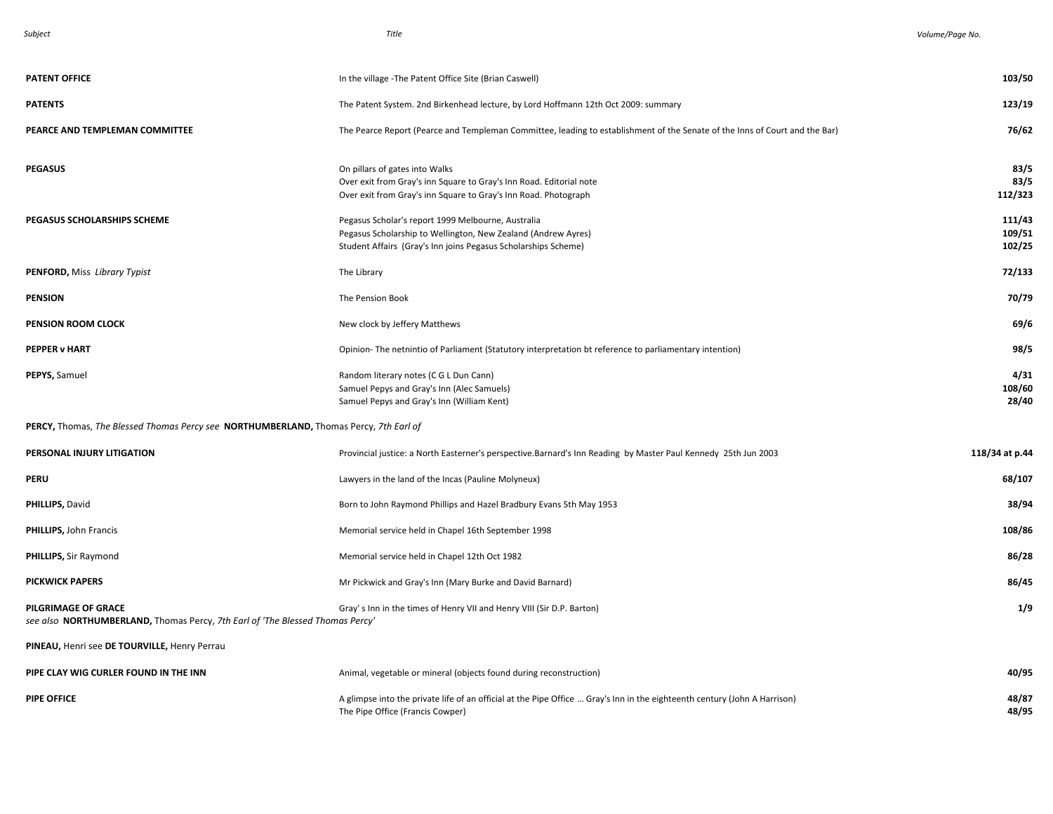| Subject | Title | Volume/Page No. |
|---|---|---|
| **PATENT OFFICE** | In the village -The Patent Office Site (Brian Caswell) | **103/50** |
| **PATENTS** | The Patent System. 2nd Birkenhead lecture, by Lord Hoffmann 12th Oct 2009: summary | **123/19** |
| **PEARCE AND TEMPLEMAN COMMITTEE** | The Pearce Report (Pearce and Templeman Committee, leading to establishment of the Senate of the Inns of Court and the Bar) | **76/62** |
| **PEGASUS** | On pillars of gates into Walks | **83/5** |
| | Over exit from Gray's inn Square to Gray's Inn Road. Editorial note | **83/5** |
| | Over exit from Gray's inn Square to Gray's Inn Road. Photograph | **112/323** |
| **PEGASUS SCHOLARSHIPS SCHEME** | Pegasus Scholar's report 1999 Melbourne, Australia | **111/43** |
| | Pegasus Scholarship to Wellington, New Zealand (Andrew Ayres) | **109/51** |
| | Student Affairs (Gray's Inn joins Pegasus Scholarships Scheme) | **102/25** |
| **PENFORD,** Miss *Library Typist* | The Library | **72/133** |
| **PENSION** | The Pension Book | **70/79** |
| **PENSION ROOM CLOCK** | New clock by Jeffery Matthews | **69/6** |
| **PEPPER v HART** | Opinion- The netnintio of Parliament (Statutory interpretation bt reference to parliamentary intention) | **98/5** |
| **PEPYS,** Samuel | Random literary notes (C G L Dun Cann) | **4/31** |
| | Samuel Pepys and Gray's Inn (Alec Samuels) | **108/60** |
| | Samuel Pepys and Gray's Inn (William Kent) | **28/40** |
| **PERCY,** Thomas, *The Blessed Thomas Percy see* **NORTHUMBERLAND,** Thomas Percy, *7th Earl of* | | |
| **PERSONAL INJURY LITIGATION** | Provincial justice: a North Easterner's perspective.Barnard's Inn Reading by Master Paul Kennedy 25th Jun 2003 | **118/34 at p.44** |
| **PERU** | Lawyers in the land of the Incas (Pauline Molyneux) | **68/107** |
| **PHILLIPS,** David | Born to John Raymond Phillips and Hazel Bradbury Evans 5th May 1953 | **38/94** |
| **PHILLIPS,** John Francis | Memorial service held in Chapel 16th September 1998 | **108/86** |
| **PHILLIPS,** Sir Raymond | Memorial service held in Chapel 12th Oct 1982 | **86/28** |
| **PICKWICK PAPERS** | Mr Pickwick and Gray's Inn (Mary Burke and David Barnard) | **86/45** |
| **PILGRIMAGE OF GRACE** *see also* **NORTHUMBERLAND,** Thomas Percy, *7th Earl of 'The Blessed Thomas Percy'* | Gray' s Inn in the times of Henry VII and Henry VIII (Sir D.P. Barton) | **1/9** |
| **PINEAU,** Henri see **DE TOURVILLE,** Henry Perrau | | |
| **PIPE CLAY WIG CURLER FOUND IN THE INN** | Animal, vegetable or mineral (objects found during reconstruction) | **40/95** |
| **PIPE OFFICE** | A glimpse into the private life of an official at the Pipe Office … Gray's Inn in the eighteenth century (John A Harrison) | **48/87** |
| | The Pipe Office (Francis Cowper) | **48/95** |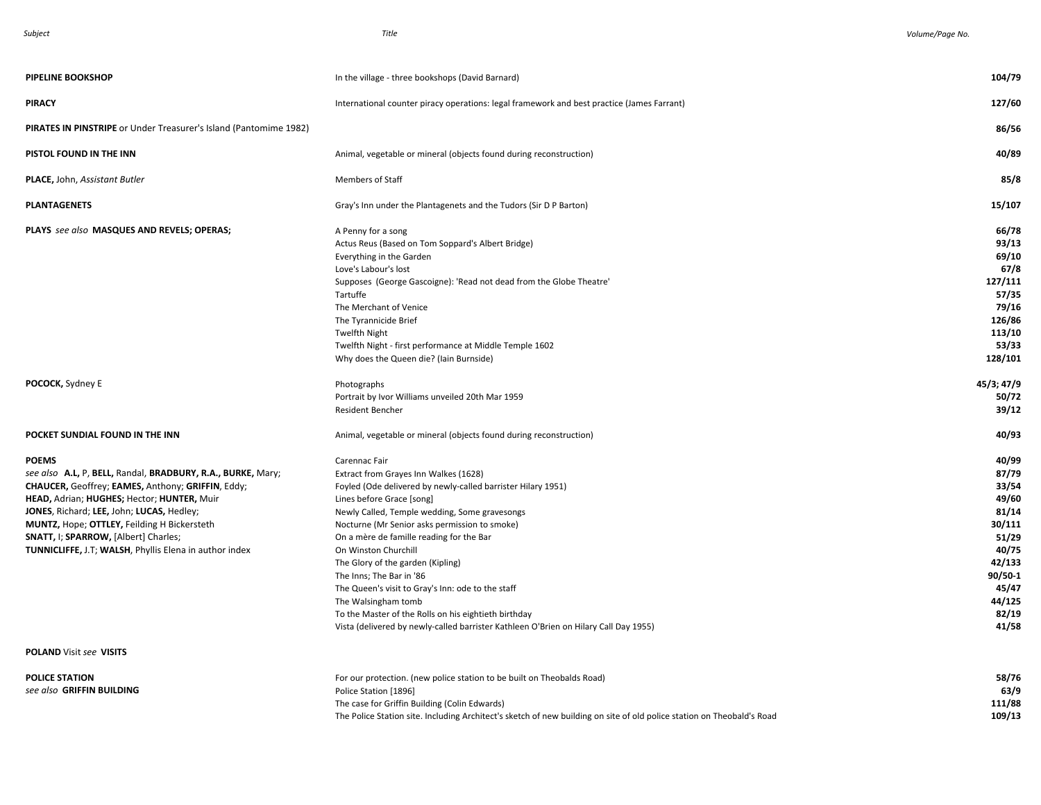| Subject | Title | Volume/Page No. |
|---|---|---|
| **PIPELINE BOOKSHOP** | In the village - three bookshops (David Barnard) | **104/79** |
| **PIRACY** | International counter piracy operations: legal framework and best practice (James Farrant) | **127/60** |
| **PIRATES IN PINSTRIPE** or Under Treasurer's Island (Pantomime 1982) | | **86/56** |
| **PISTOL FOUND IN THE INN** | Animal, vegetable or mineral (objects found during reconstruction) | **40/89** |
| **PLACE,** John, *Assistant Butler* | Members of Staff | **85/8** |
| **PLANTAGENETS** | Gray's Inn under the Plantagenets and the Tudors (Sir D P Barton) | **15/107** |
| **PLAYS** *see also* **MASQUES AND REVELS; OPERAS;** | A Penny for a song | **66/78** |
| | Actus Reus (Based on Tom Soppard's Albert Bridge) | **93/13** |
| | Everything in the Garden | **69/10** |
| | Love's Labour's lost | **67/8** |
| | Supposes (George Gascoigne): 'Read not dead from the Globe Theatre' | **127/111** |
| | Tartuffe | **57/35** |
| | The Merchant of Venice | **79/16** |
| | The Tyrannicide Brief | **126/86** |
| | Twelfth Night | **113/10** |
| | Twelfth Night - first performance at Middle Temple 1602 | **53/33** |
| | Why does the Queen die? (Iain Burnside) | **128/101** |
| **POCOCK,** Sydney E | Photographs | **45/3; 47/9** |
| | Portrait by Ivor Williams unveiled 20th Mar 1959 | **50/72** |
| | Resident Bencher | **39/12** |
| **POCKET SUNDIAL FOUND IN THE INN** | Animal, vegetable or mineral (objects found during reconstruction) | **40/93** |
| **POEMS** | Carennac Fair | **40/99** |
| *see also* **A.L,** P, **BELL,** Randal, **BRADBURY, R.A., BURKE,** Mary; | Extract from Grayes Inn Walkes (1628) | **87/79** |
| **CHAUCER,** Geoffrey; **EAMES,** Anthony; **GRIFFIN**, Eddy; | Foyled (Ode delivered by newly-called barrister Hilary 1951) | **33/54** |
| **HEAD,** Adrian; **HUGHES;** Hector; **HUNTER,** Muir | Lines before Grace [song] | **49/60** |
| **JONES**, Richard; **LEE,** John; **LUCAS,** Hedley; | Newly Called, Temple wedding, Some gravesongs | **81/14** |
| **MUNTZ,** Hope; **OTTLEY,** Feilding H Bickersteth | Nocturne (Mr Senior asks permission to smoke) | **30/111** |
| **SNATT,** I; **SPARROW,** [Albert] Charles; | On a mère de famille reading for the Bar | **51/29** |
| **TUNNICLIFFE,** J.T; **WALSH**, Phyllis Elena in author index | On Winston Churchill | **40/75** |
| | The Glory of the garden (Kipling) | **42/133** |
| | The Inns; The Bar in '86 | **90/50-1** |
| | The Queen's visit to Gray's Inn: ode to the staff | **45/47** |
| | The Walsingham tomb | **44/125** |
| | To the Master of the Rolls on his eightieth birthday | **82/19** |
| | Vista (delivered by newly-called barrister Kathleen O'Brien on Hilary Call Day 1955) | **41/58** |
| **POLAND** Visit *see* **VISITS** | | |
| **POLICE STATION** | For our protection. (new police station to be built on Theobalds Road) | **58/76** |
| *see also* **GRIFFIN BUILDING** | Police Station [1896] | **63/9** |
| | The case for Griffin Building (Colin Edwards) | **111/88** |
| | The Police Station site. Including Architect's sketch of new building on site of old police station on Theobald's Road | **109/13** |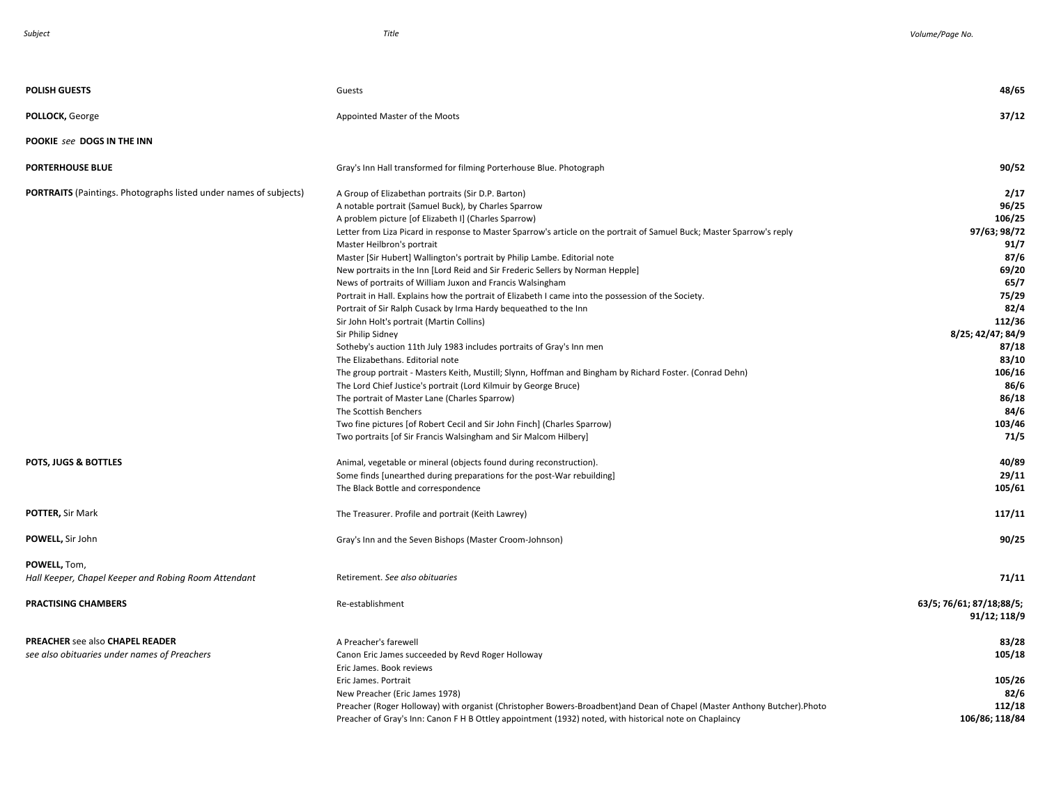| Subject | Title | Volume/Page No. |
|---|---|---|
| **POLISH GUESTS** | Guests | **48/65** |
| **POLLOCK,** George | Appointed Master of the Moots | **37/12** |
| **POOKIE** *see* **DOGS IN THE INN** | | |
| **PORTERHOUSE BLUE** | Gray's Inn Hall transformed for filming Porterhouse Blue. Photograph | **90/52** |
| **PORTRAITS** (Paintings. Photographs listed under names of subjects) | A Group of Elizabethan portraits (Sir D.P. Barton) | **2/17** |
| | A notable portrait (Samuel Buck), by Charles Sparrow | **96/25** |
| | A problem picture [of Elizabeth I] (Charles Sparrow) | **106/25** |
| | Letter from Liza Picard in response to Master Sparrow's article on the portrait of Samuel Buck; Master Sparrow's reply | **97/63; 98/72** |
| | Master Heilbron's portrait | **91/7** |
| | Master [Sir Hubert] Wallington's portrait by Philip Lambe. Editorial note | **87/6** |
| | New portraits in the Inn [Lord Reid and Sir Frederic Sellers by Norman Hepple] | **69/20** |
| | News of portraits of William Juxon and Francis Walsingham | **65/7** |
| | Portrait in Hall. Explains how the portrait of Elizabeth I came into the possession of the Society. | **75/29** |
| | Portrait of Sir Ralph Cusack by Irma Hardy bequeathed to the Inn | **82/4** |
| | Sir John Holt's portrait (Martin Collins) | **112/36** |
| | Sir Philip Sidney | **8/25; 42/47; 84/9** |
| | Sotheby's auction 11th July 1983 includes portraits of Gray's Inn men | **87/18** |
| | The Elizabethans. Editorial note | **83/10** |
| | The group portrait - Masters Keith, Mustill; Slynn, Hoffman and Bingham by Richard Foster. (Conrad Dehn) | **106/16** |
| | The Lord Chief Justice's portrait (Lord Kilmuir by George Bruce) | **86/6** |
| | The portrait of Master Lane (Charles Sparrow) | **86/18** |
| | The Scottish Benchers | **84/6** |
| | Two fine pictures [of Robert Cecil and Sir John Finch] (Charles Sparrow) | **103/46** |
| | Two portraits [of Sir Francis Walsingham and Sir Malcom Hilbery] | **71/5** |
| **POTS, JUGS & BOTTLES** | Animal, vegetable or mineral (objects found during reconstruction). | **40/89** |
| | Some finds [unearthed during preparations for the post-War rebuilding] | **29/11** |
| | The Black Bottle and correspondence | **105/61** |
| **POTTER,** Sir Mark | The Treasurer. Profile and portrait (Keith Lawrey) | **117/11** |
| **POWELL,** Sir John | Gray's Inn and the Seven Bishops (Master Croom-Johnson) | **90/25** |
| **POWELL,** Tom, *Hall Keeper, Chapel Keeper and Robing Room Attendant* | Retirement. *See also obituaries* | **71/11** |
| **PRACTISING CHAMBERS** | Re-establishment | **63/5; 76/61; 87/18;88/5; 91/12; 118/9** |
| **PREACHER** see also **CHAPEL READER** *see also obituaries under names of Preachers* | A Preacher's farewell | **83/28** |
| | Canon Eric James succeeded by Revd Roger Holloway | **105/18** |
| | Eric James. Book reviews | |
| | Eric James. Portrait | **105/26** |
| | New Preacher (Eric James 1978) | **82/6** |
| | Preacher (Roger Holloway) with organist (Christopher Bowers-Broadbent)and Dean of Chapel (Master Anthony Butcher).Photo | **112/18** |
| | Preacher of Gray's Inn: Canon F H B Ottley appointment (1932) noted, with historical note on Chaplaincy | **106/86; 118/84** |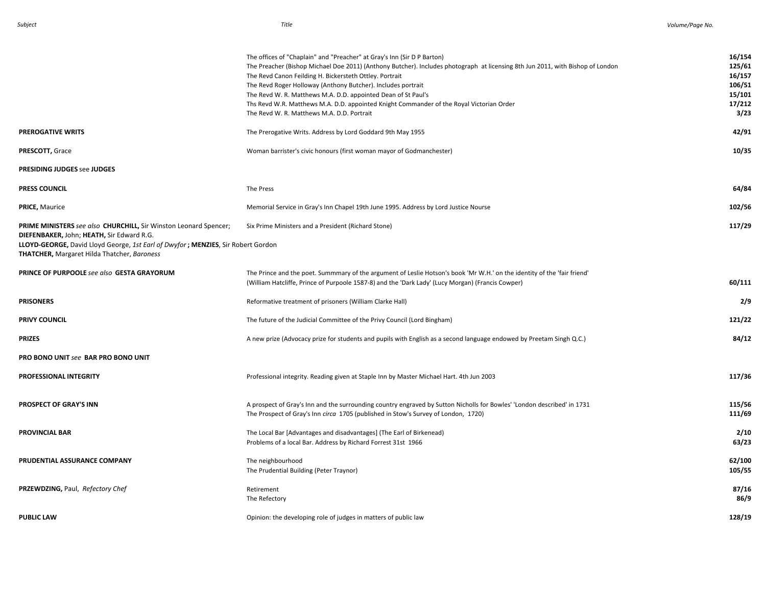| Subject | Title | Volume/Page No. |
|---|---|---|
| | The offices of "Chaplain" and "Preacher" at Gray's Inn (Sir D P Barton) | **16/154** |
| | The Preacher (Bishop Michael Doe 2011) (Anthony Butcher). Includes photograph at licensing 8th Jun 2011, with Bishop of London | **125/61** |
| | The Revd Canon Feilding H. Bickersteth Ottley. Portrait | **16/157** |
| | The Revd Roger Holloway (Anthony Butcher). Includes portrait | **106/51** |
| | The Revd W. R. Matthews M.A. D.D. appointed Dean of St Paul's | **15/101** |
| | Ths Revd W.R. Matthews M.A. D.D. appointed Knight Commander of the Royal Victorian Order | **17/212** |
| | The Revd W. R. Matthews M.A. D.D. Portrait | **3/23** |
| **PREROGATIVE WRITS** | The Prerogative Writs. Address by Lord Goddard 9th May 1955 | **42/91** |
| **PRESCOTT,** Grace | Woman barrister's civic honours (first woman mayor of Godmanchester) | **10/35** |
| **PRESIDING JUDGES** see **JUDGES** | | |
| **PRESS COUNCIL** | The Press | **64/84** |
| **PRICE,** Maurice | Memorial Service in Gray's Inn Chapel 19th June 1995. Address by Lord Justice Nourse | **102/56** |
| **PRIME MINISTERS** *see also* **CHURCHILL,** Sir Winston Leonard Spencer; **DIEFENBAKER,** John; **HEATH,** Sir Edward R.G. **LLOYD-GEORGE,** David Lloyd George, *1st Earl of Dwyfor* **; MENZIES**, Sir Robert Gordon **THATCHER,** Margaret Hilda Thatcher, *Baroness* | Six Prime Ministers and a President (Richard Stone) | **117/29** |
| **PRINCE OF PURPOOLE** *see also* **GESTA GRAYORUM** | The Prince and the poet. Summmary of the argument of Leslie Hotson's book 'Mr W.H.' on the identity of the 'fair friend' (William Hatcliffe, Prince of Purpoole 1587-8) and the 'Dark Lady' (Lucy Morgan) (Francis Cowper) | **60/111** |
| **PRISONERS** | Reformative treatment of prisoners (William Clarke Hall) | **2/9** |
| **PRIVY COUNCIL** | The future of the Judicial Committee of the Privy Council (Lord Bingham) | **121/22** |
| **PRIZES** | A new prize (Advocacy prize for students and pupils with English as a second language endowed by Preetam Singh Q.C.) | **84/12** |
| **PRO BONO UNIT** *see* **BAR PRO BONO UNIT** | | |
| **PROFESSIONAL INTEGRITY** | Professional integrity. Reading given at Staple Inn by Master Michael Hart. 4th Jun 2003 | **117/36** |
| **PROSPECT OF GRAY'S INN** | A prospect of Gray's Inn and the surrounding country engraved by Sutton Nicholls for Bowles' 'London described' in 1731 | **115/56** |
| | The Prospect of Gray's Inn *circa* 1705 (published in Stow's Survey of London, 1720) | **111/69** |
| **PROVINCIAL BAR** | The Local Bar [Advantages and disadvantages] (The Earl of Birkenead) | **2/10** |
| | Problems of a local Bar. Address by Richard Forrest 31st 1966 | **63/23** |
| **PRUDENTIAL ASSURANCE COMPANY** | The neighbourhood | **62/100** |
| | The Prudential Building (Peter Traynor) | **105/55** |
| **PRZEWDZING,** Paul, *Refectory Chef* | Retirement | **87/16** |
| | The Refectory | **86/9** |
| **PUBLIC LAW** | Opinion: the developing role of judges in matters of public law | **128/19** |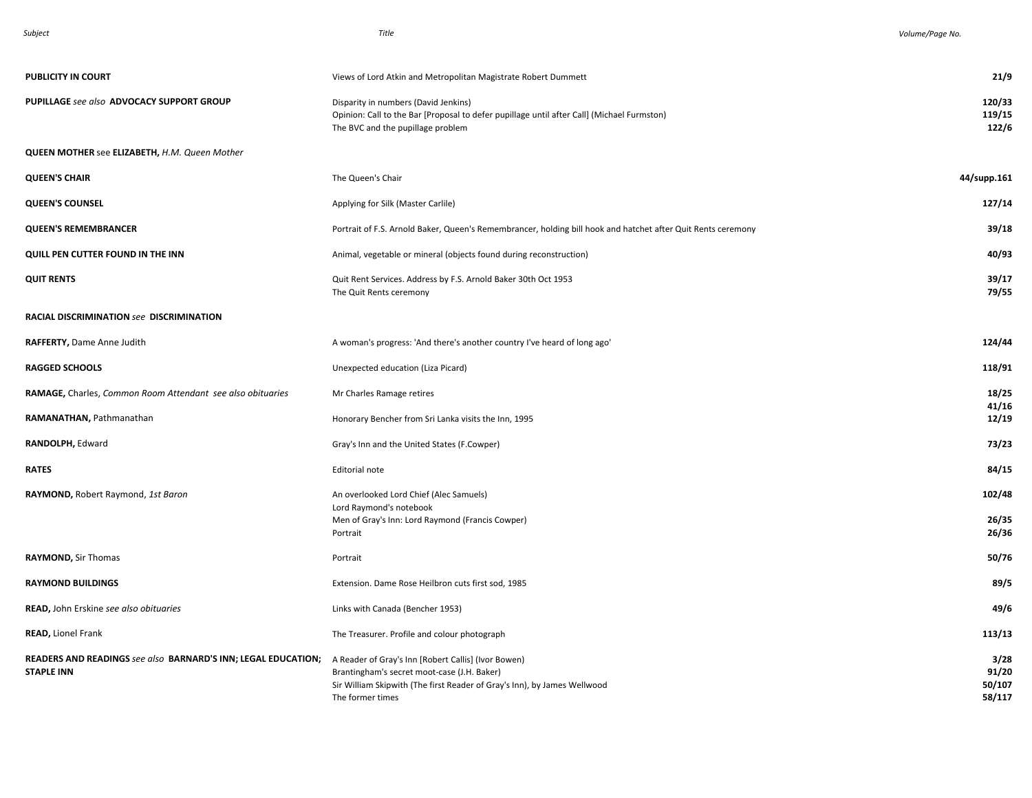| Subject | Title | Volume/Page No. |
|---|---|---|
| **PUBLICITY IN COURT** | Views of Lord Atkin and Metropolitan Magistrate Robert Dummett | **21/9** |
| **PUPILLAGE** *see also* **ADVOCACY SUPPORT GROUP** | Disparity in numbers (David Jenkins) | **120/33** |
| | Opinion: Call to the Bar [Proposal to defer pupillage until after Call] (Michael Furmston) | **119/15** |
| | The BVC and the pupillage problem | **122/6** |
| **QUEEN MOTHER** see **ELIZABETH,** *H.M. Queen Mother* | | |
| **QUEEN'S CHAIR** | The Queen's Chair | **44/supp.161** |
| **QUEEN'S COUNSEL** | Applying for Silk (Master Carlile) | **127/14** |
| **QUEEN'S REMEMBRANCER** | Portrait of F.S. Arnold Baker, Queen's Remembrancer, holding bill hook and hatchet after Quit Rents ceremony | **39/18** |
| **QUILL PEN CUTTER FOUND IN THE INN** | Animal, vegetable or mineral (objects found during reconstruction) | **40/93** |
| **QUIT RENTS** | Quit Rent Services. Address by F.S. Arnold Baker 30th Oct 1953 | **39/17** |
| | The Quit Rents ceremony | **79/55** |
| **RACIAL DISCRIMINATION** *see* **DISCRIMINATION** | | |
| **RAFFERTY,** Dame Anne Judith | A woman's progress: 'And there's another country I've heard of long ago' | **124/44** |
| **RAGGED SCHOOLS** | Unexpected education (Liza Picard) | **118/91** |
| **RAMAGE,** Charles, *Common Room Attendant see also obituaries* | Mr Charles Ramage retires | **18/25** |
| | | **41/16** |
| **RAMANATHAN,** Pathmanathan | Honorary Bencher from Sri Lanka visits the Inn, 1995 | **12/19** |
| **RANDOLPH,** Edward | Gray's Inn and the United States (F.Cowper) | **73/23** |
| **RATES** | Editorial note | **84/15** |
| **RAYMOND,** Robert Raymond, *1st Baron* | An overlooked Lord Chief (Alec Samuels) | **102/48** |
| | Lord Raymond's notebook | |
| | Men of Gray's Inn: Lord Raymond (Francis Cowper) | **26/35** |
| | Portrait | **26/36** |
| **RAYMOND,** Sir Thomas | Portrait | **50/76** |
| **RAYMOND BUILDINGS** | Extension. Dame Rose Heilbron cuts first sod, 1985 | **89/5** |
| **READ,** John Erskine *see also obituaries* | Links with Canada (Bencher 1953) | **49/6** |
| **READ,** Lionel Frank | The Treasurer. Profile and colour photograph | **113/13** |
| **READERS AND READINGS** *see also* **BARNARD'S INN; LEGAL EDUCATION; STAPLE INN** | A Reader of Gray's Inn [Robert Callis] (Ivor Bowen) | **3/28** |
| | Brantingham's secret moot-case (J.H. Baker) | **91/20** |
| | Sir William Skipwith (The first Reader of Gray's Inn), by James Wellwood | **50/107** |
| | The former times | **58/117** |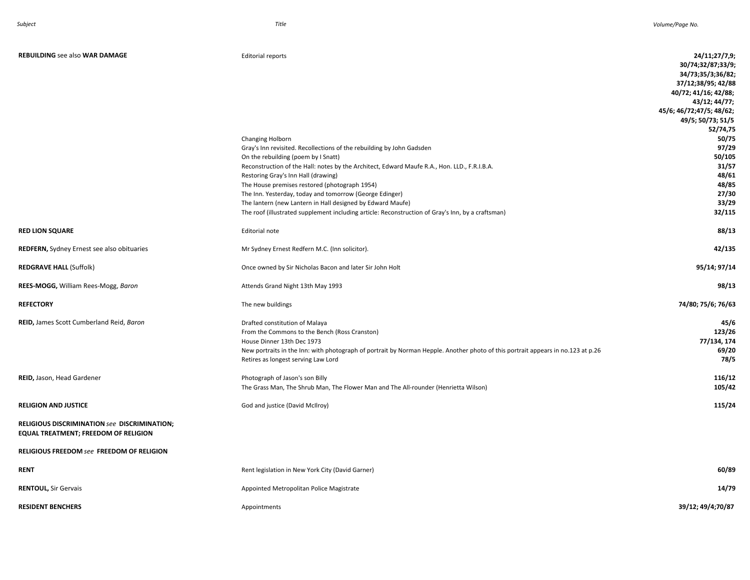| Subject | Title | Volume/Page No. |
|---|---|---|
| **REBUILDING** see also **WAR DAMAGE** | Editorial reports | **24/11;27/7,9; 30/74;32/87;33/9; 34/73;35/3;36/82; 37/12;38/95; 42/88 40/72; 41/16; 42/88; 43/12; 44/77; 45/6; 46/72;47/5; 48/62; 49/5; 50/73; 51/5 52/74,75** |
| | Changing Holborn | **50/75** |
| | Gray's Inn revisited. Recollections of the rebuilding by John Gadsden | **97/29** |
| | On the rebuilding (poem by I Snatt) | **50/105** |
| | Reconstruction of the Hall: notes by the Architect, Edward Maufe R.A., Hon. LLD., F.R.I.B.A. | **31/57** |
| | Restoring Gray's Inn Hall (drawing) | **48/61** |
| | The House premises restored (photograph 1954) | **48/85** |
| | The Inn. Yesterday, today and tomorrow (George Edinger) | **27/30** |
| | The lantern (new Lantern in Hall designed by Edward Maufe) | **33/29** |
| | The roof (illustrated supplement including article: Reconstruction of Gray's Inn, by a craftsman) | **32/115** |
| **RED LION SQUARE** | Editorial note | **88/13** |
| **REDFERN,** Sydney Ernest see also obituaries | Mr Sydney Ernest Redfern M.C. (Inn solicitor). | **42/135** |
| **REDGRAVE HALL** (Suffolk) | Once owned by Sir Nicholas Bacon and later Sir John Holt | **95/14; 97/14** |
| **REES-MOGG,** William Rees-Mogg, *Baron* | Attends Grand Night 13th May 1993 | **98/13** |
| **REFECTORY** | The new buildings | **74/80; 75/6; 76/63** |
| **REID,** James Scott Cumberland Reid, *Baron* | Drafted constitution of Malaya | **45/6** |
| | From the Commons to the Bench (Ross Cranston) | **123/26** |
| | House Dinner 13th Dec 1973 | **77/134, 174** |
| | New portraits in the Inn: with photograph of portrait by Norman Hepple. Another photo of this portrait appears in no.123 at p.26 | **69/20** |
| | Retires as longest serving Law Lord | **78/5** |
| **REID,** Jason, Head Gardener | Photograph of Jason's son Billy | **116/12** |
| | The Grass Man, The Shrub Man, The Flower Man and The All-rounder (Henrietta Wilson) | **105/42** |
| **RELIGION AND JUSTICE** | God and justice (David McIlroy) | **115/24** |
| **RELIGIOUS DISCRIMINATION** *see* **DISCRIMINATION; EQUAL TREATMENT; FREEDOM OF RELIGION** | | |
| **RELIGIOUS FREEDOM** *see* **FREEDOM OF RELIGION** | | |
| **RENT** | Rent legislation in New York City (David Garner) | **60/89** |
| **RENTOUL,** Sir Gervais | Appointed Metropolitan Police Magistrate | **14/79** |
| **RESIDENT BENCHERS** | Appointments | **39/12; 49/4;70/87** |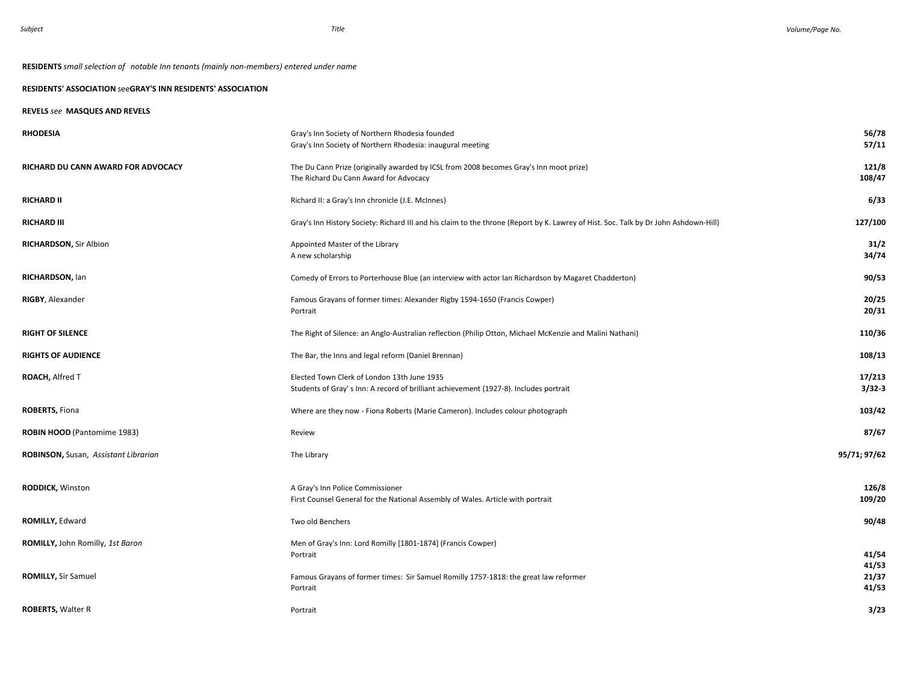| Subject | Title | Volume/Page No. |
|---|---|---|
| **RESIDENTS** *small selection of notable Inn tenants (mainly non-members) entered under name* | | |
| **RESIDENTS' ASSOCIATION** see**GRAY'S INN RESIDENTS' ASSOCIATION** | | |
| **REVELS** *see* **MASQUES AND REVELS** | | |
| **RHODESIA** | Gray's Inn Society of Northern Rhodesia founded | **56/78** |
| | Gray's Inn Society of Northern Rhodesia: inaugural meeting | **57/11** |
| **RICHARD DU CANN AWARD FOR ADVOCACY** | The Du Cann Prize (originally awarded by ICSL from 2008 becomes Gray's Inn moot prize) | **121/8** |
| | The Richard Du Cann Award for Advocacy | **108/47** |
| **RICHARD II** | Richard II: a Gray's Inn chronicle (J.E. McInnes) | **6/33** |
| **RICHARD III** | Gray's Inn History Society: Richard III and his claim to the throne (Report by K. Lawrey of Hist. Soc. Talk by Dr John Ashdown-Hill) | **127/100** |
| **RICHARDSON,** Sir Albion | Appointed Master of the Library | **31/2** |
| | A new scholarship | **34/74** |
| **RICHARDSON,** Ian | Comedy of Errors to Porterhouse Blue (an interview with actor Ian Richardson by Magaret Chadderton) | **90/53** |
| **RIGBY**, Alexander | Famous Grayans of former times: Alexander Rigby 1594-1650 (Francis Cowper) | **20/25** |
| | Portrait | **20/31** |
| **RIGHT OF SILENCE** | The Right of Silence: an Anglo-Australian reflection (Philip Otton, Michael McKenzie and Malini Nathani) | **110/36** |
| **RIGHTS OF AUDIENCE** | The Bar, the Inns and legal reform (Daniel Brennan) | **108/13** |
| **ROACH,** Alfred T | Elected Town Clerk of London 13th June 1935 | **17/213** |
| | Students of Gray' s Inn: A record of brilliant achievement (1927-8). Includes portrait | **3/32-3** |
| **ROBERTS,** Fiona | Where are they now - Fiona Roberts (Marie Cameron). Includes colour photograph | **103/42** |
| **ROBIN HOOD** (Pantomime 1983) | Review | **87/67** |
| **ROBINSON,** Susan, *Assistant Librarian* | The Library | **95/71; 97/62** |
| **RODDICK,** Winston | A Gray's Inn Police Commissioner | **126/8** |
| | First Counsel General for the National Assembly of Wales. Article with portrait | **109/20** |
| **ROMILLY,** Edward | Two old Benchers | **90/48** |
| **ROMILLY,** John Romilly, *1st Baron* | Men of Gray's Inn: Lord Romilly [1801-1874] (Francis Cowper) | |
| | Portrait | **41/54** |
| | | **41/53** |
| **ROMILLY,** Sir Samuel | Famous Grayans of former times: Sir Samuel Romilly 1757-1818: the great law reformer | **21/37** |
| | Portrait | **41/53** |
| **ROBERTS,** Walter R | Portrait | **3/23** |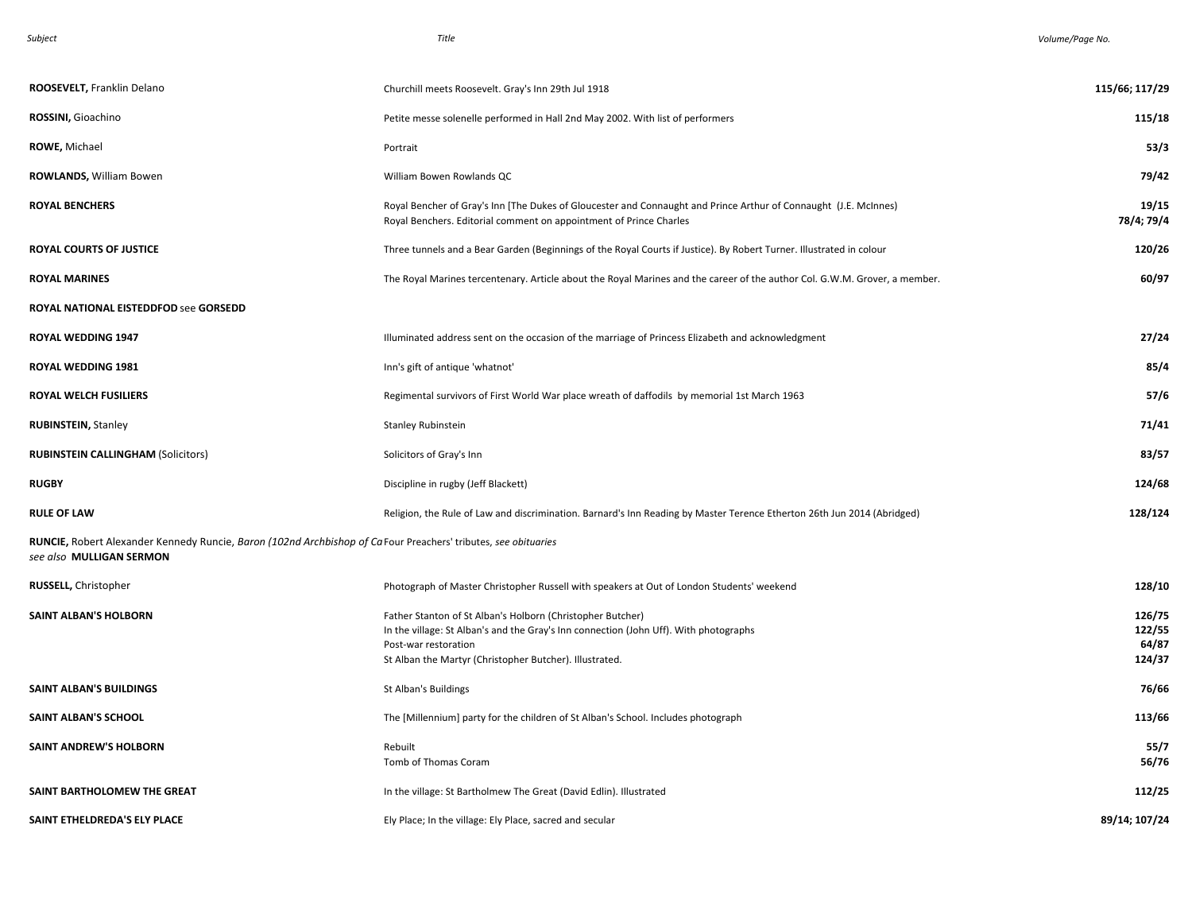| Subject | Title | Volume/Page No. |
|---|---|---|
| **ROOSEVELT,** Franklin Delano | Churchill meets Roosevelt. Gray's Inn 29th Jul 1918 | **115/66; 117/29** |
| **ROSSINI,** Gioachino | Petite messe solenelle performed in Hall 2nd May 2002. With list of performers | **115/18** |
| **ROWE,** Michael | Portrait | **53/3** |
| **ROWLANDS,** William Bowen | William Bowen Rowlands QC | **79/42** |
| **ROYAL BENCHERS** | Royal Bencher of Gray's Inn [The Dukes of Gloucester and Connaught and Prince Arthur of Connaught (J.E. McInnes) | **19/15** |
| | Royal Benchers. Editorial comment on appointment of Prince Charles | **78/4; 79/4** |
| **ROYAL COURTS OF JUSTICE** | Three tunnels and a Bear Garden (Beginnings of the Royal Courts if Justice). By Robert Turner. Illustrated in colour | **120/26** |
| **ROYAL MARINES** | The Royal Marines tercentenary. Article about the Royal Marines and the career of the author Col. G.W.M. Grover, a member. | **60/97** |
| **ROYAL NATIONAL EISTEDDFOD** see **GORSEDD** | | |
| **ROYAL WEDDING 1947** | Illuminated address sent on the occasion of the marriage of Princess Elizabeth and acknowledgment | **27/24** |
| **ROYAL WEDDING 1981** | Inn's gift of antique 'whatnot' | **85/4** |
| **ROYAL WELCH FUSILIERS** | Regimental survivors of First World War place wreath of daffodils by memorial 1st March 1963 | **57/6** |
| **RUBINSTEIN,** Stanley | Stanley Rubinstein | **71/41** |
| **RUBINSTEIN CALLINGHAM** (Solicitors) | Solicitors of Gray's Inn | **83/57** |
| **RUGBY** | Discipline in rugby (Jeff Blackett) | **124/68** |
| **RULE OF LAW** | Religion, the Rule of Law and discrimination. Barnard's Inn Reading by Master Terence Etherton 26th Jun 2014 (Abridged) | **128/124** |
| **RUNCIE,** Robert Alexander Kennedy Runcie, *Baron (102nd Archbishop of Ca* *see also* **MULLIGAN SERMON** | Four Preachers' tributes, *see obituaries* | |
| **RUSSELL,** Christopher | Photograph of Master Christopher Russell with speakers at Out of London Students' weekend | **128/10** |
| **SAINT ALBAN'S HOLBORN** | Father Stanton of St Alban's Holborn (Christopher Butcher) | **126/75** |
| | In the village: St Alban's and the Gray's Inn connection (John Uff). With photographs | **122/55** |
| | Post-war restoration | **64/87** |
| | St Alban the Martyr (Christopher Butcher). Illustrated. | **124/37** |
| **SAINT ALBAN'S BUILDINGS** | St Alban's Buildings | **76/66** |
| **SAINT ALBAN'S SCHOOL** | The [Millennium] party for the children of St Alban's School. Includes photograph | **113/66** |
| **SAINT ANDREW'S HOLBORN** | Rebuilt | **55/7** |
| | Tomb of Thomas Coram | **56/76** |
| **SAINT BARTHOLOMEW THE GREAT** | In the village: St Bartholmew The Great (David Edlin). Illustrated | **112/25** |
| **SAINT ETHELDREDA'S ELY PLACE** | Ely Place; In the village: Ely Place, sacred and secular | **89/14; 107/24** |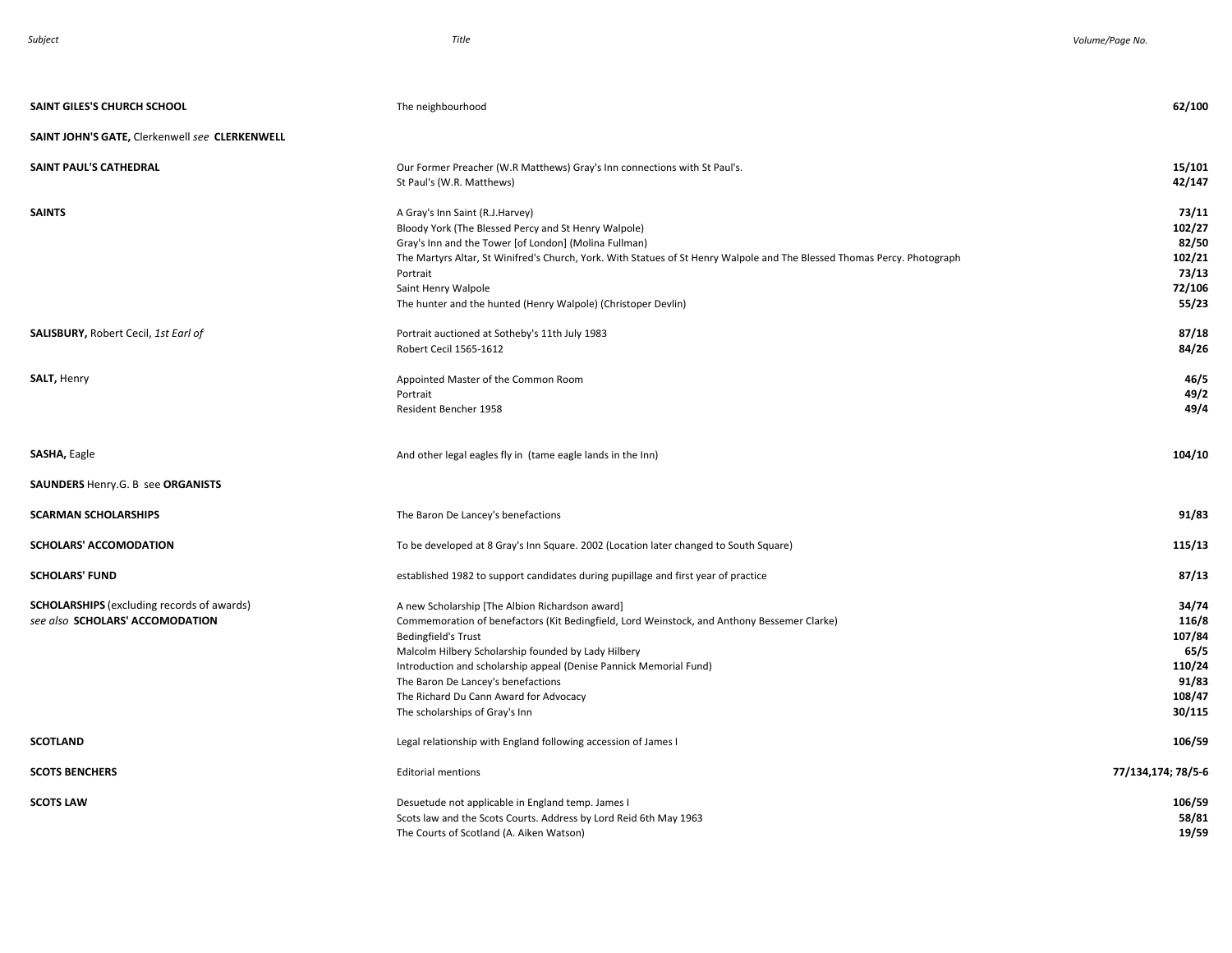| Subject | Title | Volume/Page No. |
|---|---|---|
| **SAINT GILES'S CHURCH SCHOOL** | The neighbourhood | **62/100** |
| **SAINT JOHN'S GATE,** Clerkenwell *see* **CLERKENWELL** | | |
| **SAINT PAUL'S CATHEDRAL** | Our Former Preacher (W.R Matthews) Gray's Inn connections with St Paul's. | **15/101** |
| | St Paul's (W.R. Matthews) | **42/147** |
| **SAINTS** | A Gray's Inn Saint (R.J.Harvey) | **73/11** |
| | Bloody York (The Blessed Percy and St Henry Walpole) | **102/27** |
| | Gray's Inn and the Tower [of London] (Molina Fullman) | **82/50** |
| | The Martyrs Altar, St Winifred's Church, York. With Statues of St Henry Walpole and The Blessed Thomas Percy. Photograph | **102/21** |
| | Portrait | **73/13** |
| | Saint Henry Walpole | **72/106** |
| | The hunter and the hunted (Henry Walpole) (Christoper Devlin) | **55/23** |
| **SALISBURY,** Robert Cecil, *1st Earl of* | Portrait auctioned at Sotheby's 11th July 1983 | **87/18** |
| | Robert Cecil 1565-1612 | **84/26** |
| **SALT,** Henry | Appointed Master of the Common Room | **46/5** |
| | Portrait | **49/2** |
| | Resident Bencher 1958 | **49/4** |
| **SASHA,** Eagle | And other legal eagles fly in (tame eagle lands in the Inn) | **104/10** |
| **SAUNDERS** Henry.G. B see **ORGANISTS** | | |
| **SCARMAN SCHOLARSHIPS** | The Baron De Lancey's benefactions | **91/83** |
| **SCHOLARS' ACCOMODATION** | To be developed at 8 Gray's Inn Square. 2002 (Location later changed to South Square) | **115/13** |
| **SCHOLARS' FUND** | established 1982 to support candidates during pupillage and first year of practice | **87/13** |
| **SCHOLARSHIPS** (excluding records of awards) *see also* **SCHOLARS' ACCOMODATION** | A new Scholarship [The Albion Richardson award] | **34/74** |
| | Commemoration of benefactors (Kit Bedingfield, Lord Weinstock, and Anthony Bessemer Clarke) | **116/8** |
| | Bedingfield's Trust | **107/84** |
| | Malcolm Hilbery Scholarship founded by Lady Hilbery | **65/5** |
| | Introduction and scholarship appeal (Denise Pannick Memorial Fund) | **110/24** |
| | The Baron De Lancey's benefactions | **91/83** |
| | The Richard Du Cann Award for Advocacy | **108/47** |
| | The scholarships of Gray's Inn | **30/115** |
| **SCOTLAND** | Legal relationship with England following accession of James I | **106/59** |
| **SCOTS BENCHERS** | Editorial mentions | **77/134,174; 78/5-6** |
| **SCOTS LAW** | Desuetude not applicable in England temp. James I | **106/59** |
| | Scots law and the Scots Courts. Address by Lord Reid 6th May 1963 | **58/81** |
| | The Courts of Scotland (A. Aiken Watson) | **19/59** |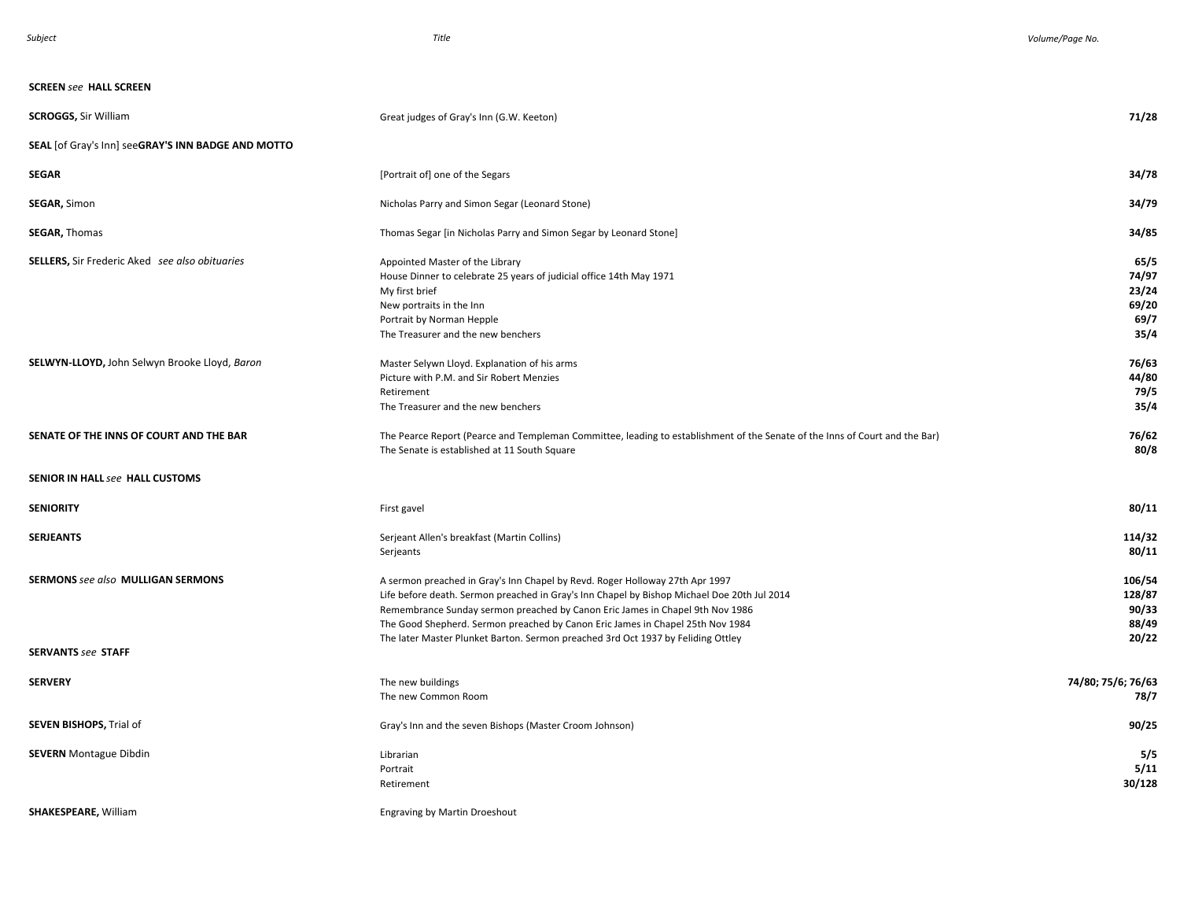| Subject | Title | Volume/Page No. |
| --- | --- | --- |
| **SCREEN** *see* **HALL SCREEN** | | |
| **SCROGGS,** Sir William | Great judges of Gray's Inn (G.W. Keeton) | **71/28** |
| **SEAL** [of Gray's Inn] see**GRAY'S INN BADGE AND MOTTO** | | |
| **SEGAR** | [Portrait of] one of the Segars | **34/78** |
| **SEGAR,** Simon | Nicholas Parry and Simon Segar (Leonard Stone) | **34/79** |
| **SEGAR,** Thomas | Thomas Segar [in Nicholas Parry and Simon Segar by Leonard Stone] | **34/85** |
| **SELLERS,** Sir Frederic Aked *see also obituaries* | Appointed Master of the Library | **65/5** |
| | House Dinner to celebrate 25 years of judicial office 14th May 1971 | **74/97** |
| | My first brief | **23/24** |
| | New portraits in the Inn | **69/20** |
| | Portrait by Norman Hepple | **69/7** |
| | The Treasurer and the new benchers | **35/4** |
| **SELWYN-LLOYD,** John Selwyn Brooke Lloyd, *Baron* | Master Selywn Lloyd. Explanation of his arms | **76/63** |
| | Picture with P.M. and Sir Robert Menzies | **44/80** |
| | Retirement | **79/5** |
| | The Treasurer and the new benchers | **35/4** |
| **SENATE OF THE INNS OF COURT AND THE BAR** | The Pearce Report (Pearce and Templeman Committee, leading to establishment of the Senate of the Inns of Court and the Bar) | **76/62** |
| | The Senate is established at 11 South Square | **80/8** |
| **SENIOR IN HALL** *see* **HALL CUSTOMS** | | |
| **SENIORITY** | First gavel | **80/11** |
| **SERJEANTS** | Serjeant Allen's breakfast (Martin Collins) | **114/32** |
| | Serjeants | **80/11** |
| **SERMONS** *see also* **MULLIGAN SERMONS** | A sermon preached in Gray's Inn Chapel by Revd. Roger Holloway 27th Apr 1997 | **106/54** |
| | Life before death. Sermon preached in Gray's Inn Chapel by Bishop Michael Doe 20th Jul 2014 | **128/87** |
| | Remembrance Sunday sermon preached by Canon Eric James in Chapel 9th Nov 1986 | **90/33** |
| | The Good Shepherd. Sermon preached by Canon Eric James in Chapel 25th Nov 1984 | **88/49** |
| | The later Master Plunket Barton. Sermon preached 3rd Oct 1937 by Feliding Ottley | **20/22** |
| **SERVANTS** *see* **STAFF** | | |
| **SERVERY** | The new buildings | **74/80; 75/6; 76/63** |
| | The new Common Room | **78/7** |
| **SEVEN BISHOPS,** Trial of | Gray's Inn and the seven Bishops (Master Croom Johnson) | **90/25** |
| **SEVERN** Montague Dibdin | Librarian | **5/5** |
| | Portrait | **5/11** |
| | Retirement | **30/128** |
| **SHAKESPEARE,** William | Engraving by Martin Droeshout | |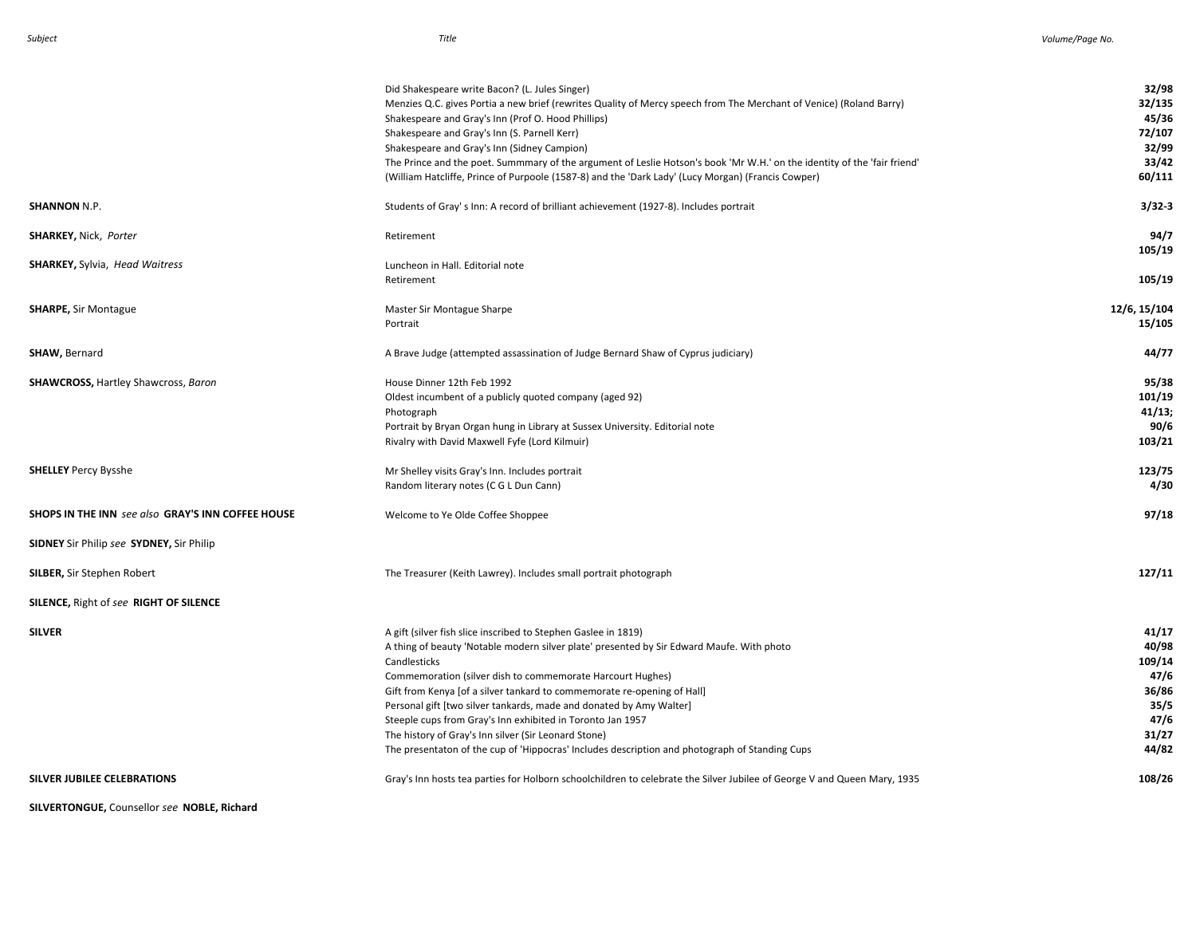| Subject | Title | Volume/Page No. |
|---|---|---|
| | Did Shakespeare write Bacon? (L. Jules Singer) | **32/98** |
| | Menzies Q.C. gives Portia a new brief (rewrites Quality of Mercy speech from The Merchant of Venice) (Roland Barry) | **32/135** |
| | Shakespeare and Gray's Inn (Prof O. Hood Phillips) | **45/36** |
| | Shakespeare and Gray's Inn (S. Parnell Kerr) | **72/107** |
| | Shakespeare and Gray's Inn (Sidney Campion) | **32/99** |
| | The Prince and the poet. Summmary of the argument of Leslie Hotson's book 'Mr W.H.' on the identity of the 'fair friend' | **33/42** |
| | (William Hatcliffe, Prince of Purpoole (1587-8) and the 'Dark Lady' (Lucy Morgan) (Francis Cowper) | **60/111** |
| **SHANNON** N.P. | Students of Gray' s Inn: A record of brilliant achievement (1927-8). Includes portrait | **3/32-3** |
| **SHARKEY,** Nick, *Porter* | Retirement | **94/7** |
| | | **105/19** |
| **SHARKEY,** Sylvia, *Head Waitress* | Luncheon in Hall. Editorial note | |
| | Retirement | **105/19** |
| **SHARPE,** Sir Montague | Master Sir Montague Sharpe | **12/6, 15/104** |
| | Portrait | **15/105** |
| **SHAW,** Bernard | A Brave Judge (attempted assassination of Judge Bernard Shaw of Cyprus judiciary) | **44/77** |
| **SHAWCROSS,** Hartley Shawcross, *Baron* | House Dinner 12th Feb 1992 | **95/38** |
| | Oldest incumbent of a publicly quoted company (aged 92) | **101/19** |
| | Photograph | **41/13;** |
| | Portrait by Bryan Organ hung in Library at Sussex University. Editorial note | **90/6** |
| | Rivalry with David Maxwell Fyfe (Lord Kilmuir) | **103/21** |
| **SHELLEY** Percy Bysshe | Mr Shelley visits Gray's Inn. Includes portrait | **123/75** |
| | Random literary notes (C G L Dun Cann) | **4/30** |
| **SHOPS IN THE INN** *see also* **GRAY'S INN COFFEE HOUSE** | Welcome to Ye Olde Coffee Shoppee | **97/18** |
| **SIDNEY** Sir Philip *see* **SYDNEY,** Sir Philip | | |
| **SILBER,** Sir Stephen Robert | The Treasurer (Keith Lawrey). Includes small portrait photograph | **127/11** |
| **SILENCE,** Right of *see* **RIGHT OF SILENCE** | | |
| **SILVER** | A gift (silver fish slice inscribed to Stephen Gaslee in 1819) | **41/17** |
| | A thing of beauty 'Notable modern silver plate' presented by Sir Edward Maufe. With photo | **40/98** |
| | Candlesticks | **109/14** |
| | Commemoration (silver dish to commemorate Harcourt Hughes) | **47/6** |
| | Gift from Kenya [of a silver tankard to commemorate re-opening of Hall] | **36/86** |
| | Personal gift [two silver tankards, made and donated by Amy Walter] | **35/5** |
| | Steeple cups from Gray's Inn exhibited in Toronto Jan 1957 | **47/6** |
| | The history of Gray's Inn silver (Sir Leonard Stone) | **31/27** |
| | The presentaton of the cup of 'Hippocras' Includes description and photograph of Standing Cups | **44/82** |
| **SILVER JUBILEE CELEBRATIONS** | Gray's Inn hosts tea parties for Holborn schoolchildren to celebrate the Silver Jubilee of George V and Queen Mary, 1935 | **108/26** |
| **SILVERTONGUE,** Counsellor *see* **NOBLE, Richard** | | |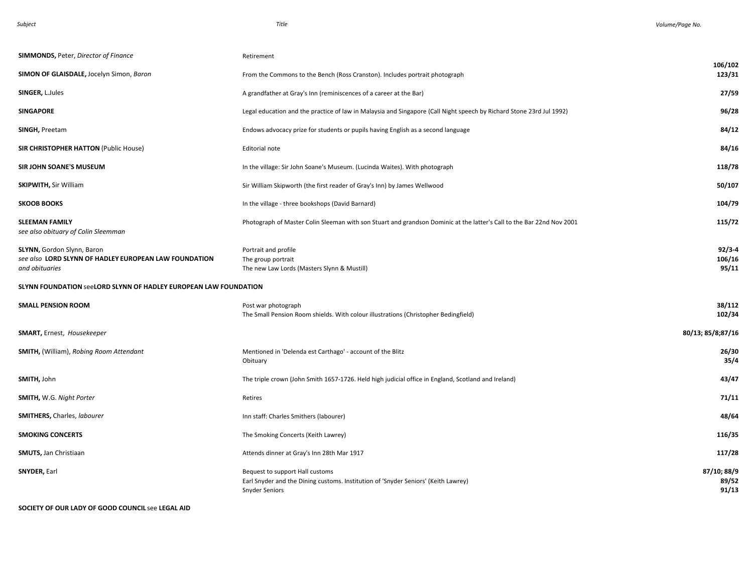| Subject | Title | Volume/Page No. |
| --- | --- | --- |
| **SIMMONDS,** Peter, *Director of Finance* | Retirement | **106/102** |
| **SIMON OF GLAISDALE,** Jocelyn Simon, *Baron* | From the Commons to the Bench (Ross Cranston). Includes portrait photograph | **123/31** |
| **SINGER,** L.Jules | A grandfather at Gray's Inn (reminiscences of a career at the Bar) | **27/59** |
| **SINGAPORE** | Legal education and the practice of law in Malaysia and Singapore (Call Night speech by Richard Stone 23rd Jul 1992) | **96/28** |
| **SINGH,** Preetam | Endows advocacy prize for students or pupils having English as a second language | **84/12** |
| **SIR CHRISTOPHER HATTON** (Public House) | Editorial note | **84/16** |
| **SIR JOHN SOANE'S MUSEUM** | In the village: Sir John Soane's Museum. (Lucinda Waites). With photograph | **118/78** |
| **SKIPWITH,** Sir William | Sir William Skipworth (the first reader of Gray's Inn) by James Wellwood | **50/107** |
| **SKOOB BOOKS** | In the village - three bookshops (David Barnard) | **104/79** |
| **SLEEMAN FAMILY**<br>*see also obituary of Colin Sleemman* | Photograph of Master Colin Sleeman with son Stuart and grandson Dominic at the latter's Call to the Bar 22nd Nov 2001 | **115/72** |
| **SLYNN,** Gordon Slynn, Baron<br>*see also* **LORD SLYNN OF HADLEY EUROPEAN LAW FOUNDATION**<br>*and obituaries* | Portrait and profile<br>The group portrait<br>The new Law Lords (Masters Slynn & Mustill) | **92/3-4**<br>**106/16**<br>**95/11** |
| **SLYNN FOUNDATION** see**LORD SLYNN OF HADLEY EUROPEAN LAW FOUNDATION** | | |
| **SMALL PENSION ROOM** | Post war photograph<br>The Small Pension Room shields. With colour illustrations (Christopher Bedingfield) | **38/112**<br>**102/34** |
| **SMART,** Ernest, *Housekeeper* | | **80/13; 85/8;87/16** |
| **SMITH,** (William), *Robing Room Attendant* | Mentioned in 'Delenda est Carthago' - account of the Blitz<br>Obituary | **26/30**<br>**35/4** |
| **SMITH,** John | The triple crown (John Smith 1657-1726. Held high judicial office in England, Scotland and Ireland) | **43/47** |
| **SMITH,** W.G. *Night Porter* | Retires | **71/11** |
| **SMITHERS,** Charles, *labourer* | Inn staff: Charles Smithers (labourer) | **48/64** |
| **SMOKING CONCERTS** | The Smoking Concerts (Keith Lawrey) | **116/35** |
| **SMUTS,** Jan Christiaan | Attends dinner at Gray's Inn 28th Mar 1917 | **117/28** |
| **SNYDER,** Earl | Bequest to support Hall customs<br>Earl Snyder and the Dining customs. Institution of 'Snyder Seniors' (Keith Lawrey)<br>Snyder Seniors | **87/10; 88/9**<br>**89/52**<br>**91/13** |
| **SOCIETY OF OUR LADY OF GOOD COUNCIL** see **LEGAL AID** | | |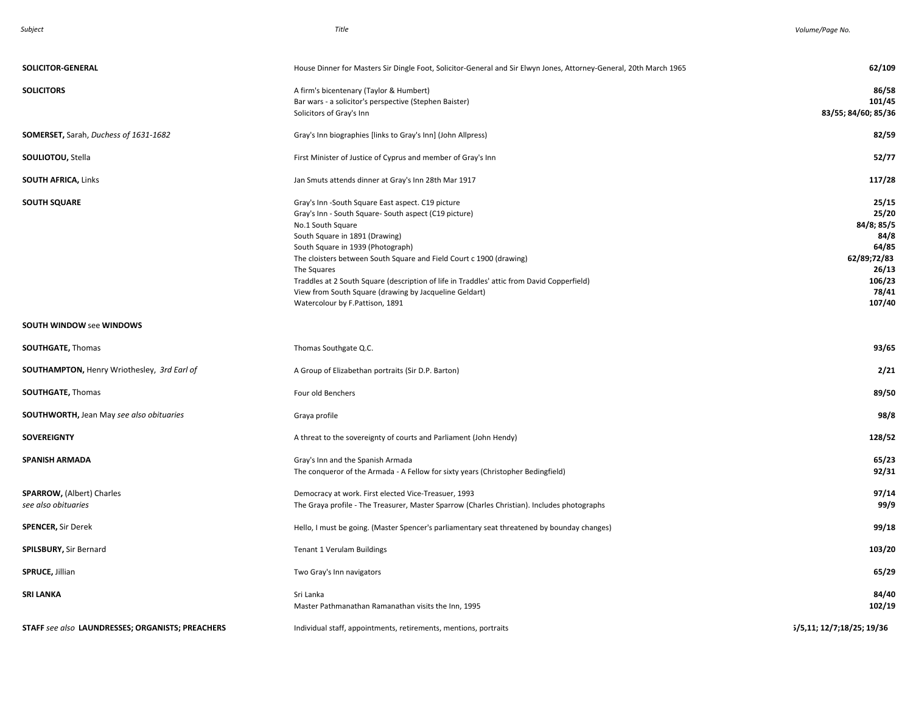| Subject | Title | Volume/Page No. |
|---|---|---|
| **SOLICITOR-GENERAL** | House Dinner for Masters Sir Dingle Foot, Solicitor-General and Sir Elwyn Jones, Attorney-General, 20th March 1965 | **62/109** |
| **SOLICITORS** | A firm's bicentenary (Taylor & Humbert) | **86/58** |
| | Bar wars - a solicitor's perspective (Stephen Baister) | **101/45** |
| | Solicitors of Gray's Inn | **83/55; 84/60; 85/36** |
| **SOMERSET,** Sarah, *Duchess of 1631-1682* | Gray's Inn biographies [links to Gray's Inn] (John Allpress) | **82/59** |
| **SOULIOTOU,** Stella | First Minister of Justice of Cyprus and member of Gray's Inn | **52/77** |
| **SOUTH AFRICA,** Links | Jan Smuts attends dinner at Gray's Inn 28th Mar 1917 | **117/28** |
| **SOUTH SQUARE** | Gray's Inn -South Square East aspect. C19 picture | **25/15** |
| | Gray's Inn - South Square- South aspect (C19 picture) | **25/20** |
| | No.1 South Square | **84/8; 85/5** |
| | South Square in 1891 (Drawing) | **84/8** |
| | South Square in 1939 (Photograph) | **64/85** |
| | The cloisters between South Square and Field Court c 1900 (drawing) | **62/89;72/83** |
| | The Squares | **26/13** |
| | Traddles at 2 South Square (description of life in Traddles' attic from David Copperfield) | **106/23** |
| | View from South Square (drawing by Jacqueline Geldart) | **78/41** |
| | Watercolour by F.Pattison, 1891 | **107/40** |
| **SOUTH WINDOW** see **WINDOWS** | | |
| **SOUTHGATE,** Thomas | Thomas Southgate Q.C. | **93/65** |
| **SOUTHAMPTON,** Henry Wriothesley, *3rd Earl of* | A Group of Elizabethan portraits (Sir D.P. Barton) | **2/21** |
| **SOUTHGATE,** Thomas | Four old Benchers | **89/50** |
| **SOUTHWORTH,** Jean May *see also obituaries* | Graya profile | **98/8** |
| **SOVEREIGNTY** | A threat to the sovereignty of courts and Parliament (John Hendy) | **128/52** |
| **SPANISH ARMADA** | Gray's Inn and the Spanish Armada | **65/23** |
| | The conqueror of the Armada - A Fellow for sixty years (Christopher Bedingfield) | **92/31** |
| **SPARROW,** (Albert) Charles *see also obituaries* | Democracy at work. First elected Vice-Treasuer, 1993 | **97/14** |
| | The Graya profile - The Treasurer, Master Sparrow (Charles Christian). Includes photographs | **99/9** |
| **SPENCER,** Sir Derek | Hello, I must be going. (Master Spencer's parliamentary seat threatened by bounday changes) | **99/18** |
| **SPILSBURY,** Sir Bernard | Tenant 1 Verulam Buildings | **103/20** |
| **SPRUCE,** Jillian | Two Gray's Inn navigators | **65/29** |
| **SRI LANKA** | Sri Lanka | **84/40** |
| | Master Pathmanathan Ramanathan visits the Inn, 1995 | **102/19** |
| **STAFF** *see also* **LAUNDRESSES; ORGANISTS; PREACHERS** | Individual staff, appointments, retirements, mentions, portraits | **;/5,11; 12/7;18/25; 19/36** |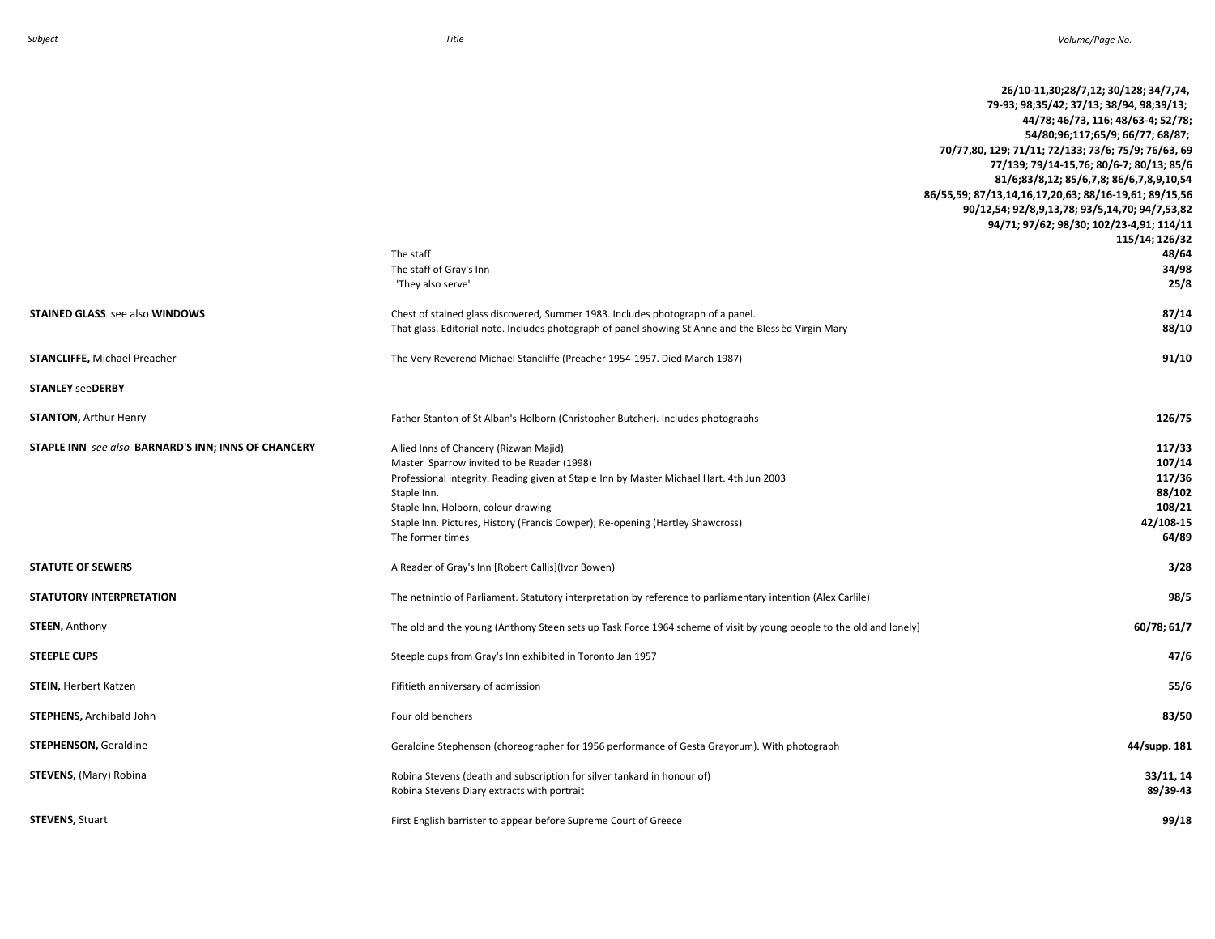| Subject | Title | Volume/Page No. |
|---|---|---|
| | | **26/10-11,30;28/7,12; 30/128; 34/7,74, 79-93; 98;35/42; 37/13; 38/94, 98;39/13; 44/78; 46/73, 116; 48/63-4; 52/78; 54/80;96;117;65/9; 66/77; 68/87; 70/77,80, 129; 71/11; 72/133; 73/6; 75/9; 76/63, 69 77/139; 79/14-15,76; 80/6-7; 80/13; 85/6 81/6;83/8,12; 85/6,7,8; 86/6,7,8,9,10,54 86/55,59; 87/13,14,16,17,20,63; 88/16-19,61; 89/15,56 90/12,54; 92/8,9,13,78; 93/5,14,70; 94/7,53,82 94/71; 97/62; 98/30; 102/23-4,91; 114/11 115/14; 126/32** |
| | The staff | **48/64** |
| | The staff of Gray's Inn | **34/98** |
| | 'They also serve' | **25/8** |
| **STAINED GLASS** see also **WINDOWS** | Chest of stained glass discovered, Summer 1983. Includes photograph of a panel. | **87/14** |
| | That glass. Editorial note. Includes photograph of panel showing St Anne and the Bless èd Virgin Mary | **88/10** |
| **STANCLIFFE,** Michael Preacher | The Very Reverend Michael Stancliffe (Preacher 1954-1957. Died March 1987) | **91/10** |
| **STANLEY** see**DERBY** | | |
| **STANTON,** Arthur Henry | Father Stanton of St Alban's Holborn (Christopher Butcher). Includes photographs | **126/75** |
| **STAPLE INN** *see also* **BARNARD'S INN; INNS OF CHANCERY** | Allied Inns of Chancery (Rizwan Majid) | **117/33** |
| | Master Sparrow invited to be Reader (1998) | **107/14** |
| | Professional integrity. Reading given at Staple Inn by Master Michael Hart. 4th Jun 2003 | **117/36** |
| | Staple Inn. | **88/102** |
| | Staple Inn, Holborn, colour drawing | **108/21** |
| | Staple Inn. Pictures, History (Francis Cowper); Re-opening (Hartley Shawcross) | **42/108-15** |
| | The former times | **64/89** |
| **STATUTE OF SEWERS** | A Reader of Gray's Inn [Robert Callis](Ivor Bowen) | **3/28** |
| **STATUTORY INTERPRETATION** | The netnintio of Parliament. Statutory interpretation by reference to parliamentary intention (Alex Carlile) | **98/5** |
| **STEEN,** Anthony | The old and the young (Anthony Steen sets up Task Force 1964 scheme of visit by young people to the old and lonely] | **60/78; 61/7** |
| **STEEPLE CUPS** | Steeple cups from Gray's Inn exhibited in Toronto Jan 1957 | **47/6** |
| **STEIN,** Herbert Katzen | Fifitieth anniversary of admission | **55/6** |
| **STEPHENS,** Archibald John | Four old benchers | **83/50** |
| **STEPHENSON,** Geraldine | Geraldine Stephenson (choreographer for 1956 performance of Gesta Grayorum). With photograph | **44/supp. 181** |
| **STEVENS,** (Mary) Robina | Robina Stevens (death and subscription for silver tankard in honour of) | **33/11, 14** |
| | Robina Stevens Diary extracts with portrait | **89/39-43** |
| **STEVENS,** Stuart | First English barrister to appear before Supreme Court of Greece | **99/18** |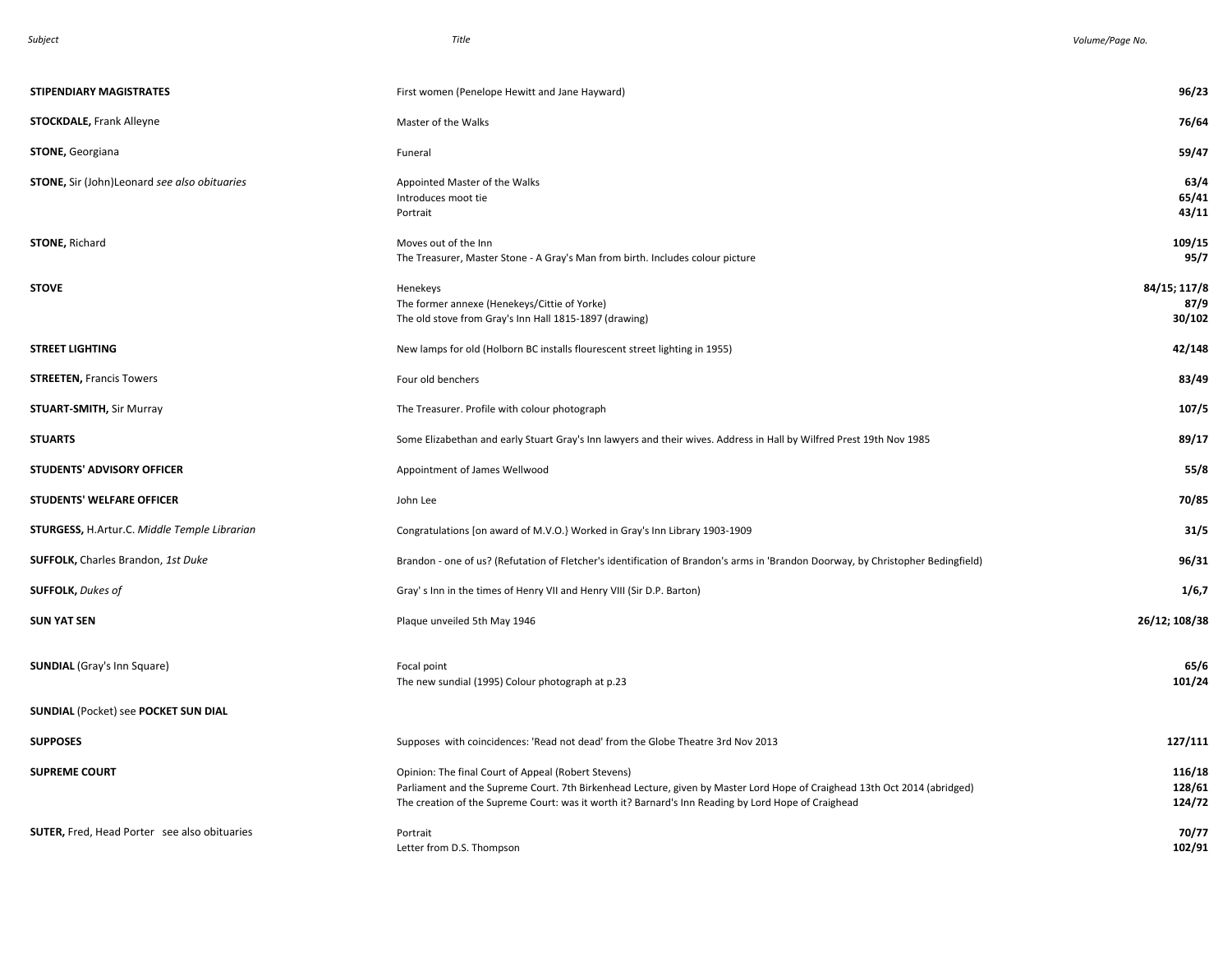| Subject | Title | Volume/Page No. |
|---|---|---|
| **STIPENDIARY MAGISTRATES** | First women (Penelope Hewitt and Jane Hayward) | **96/23** |
| **STOCKDALE,** Frank Alleyne | Master of the Walks | **76/64** |
| **STONE,** Georgiana | Funeral | **59/47** |
| **STONE,** Sir (John)Leonard *see also obituaries* | Appointed Master of the Walks | **63/4** |
| | Introduces moot tie | **65/41** |
| | Portrait | **43/11** |
| **STONE,** Richard | Moves out of the Inn | **109/15** |
| | The Treasurer, Master Stone - A Gray's Man from birth. Includes colour picture | **95/7** |
| **STOVE** | Henekeys | **84/15; 117/8** |
| | The former annexe (Henekeys/Cittie of Yorke) | **87/9** |
| | The old stove from Gray's Inn Hall 1815-1897 (drawing) | **30/102** |
| **STREET LIGHTING** | New lamps for old (Holborn BC installs flourescent street lighting in 1955) | **42/148** |
| **STREETEN,** Francis Towers | Four old benchers | **83/49** |
| **STUART-SMITH,** Sir Murray | The Treasurer. Profile with colour photograph | **107/5** |
| **STUARTS** | Some Elizabethan and early Stuart Gray's Inn lawyers and their wives. Address in Hall by Wilfred Prest 19th Nov 1985 | **89/17** |
| **STUDENTS' ADVISORY OFFICER** | Appointment of James Wellwood | **55/8** |
| **STUDENTS' WELFARE OFFICER** | John Lee | **70/85** |
| **STURGESS,** H.Artur.C. *Middle Temple Librarian* | Congratulations [on award of M.V.O.} Worked in Gray's Inn Library 1903-1909 | **31/5** |
| **SUFFOLK,** Charles Brandon, *1st Duke* | Brandon - one of us? (Refutation of Fletcher's identification of Brandon's arms in 'Brandon Doorway, by Christopher Bedingfield) | **96/31** |
| **SUFFOLK,** *Dukes of* | Gray' s Inn in the times of Henry VII and Henry VIII (Sir D.P. Barton) | **1/6,7** |
| **SUN YAT SEN** | Plaque unveiled 5th May 1946 | **26/12; 108/38** |
| **SUNDIAL** (Gray's Inn Square) | Focal point | **65/6** |
| | The new sundial (1995) Colour photograph at p.23 | **101/24** |
| **SUNDIAL** (Pocket) see **POCKET SUN DIAL** | | |
| **SUPPOSES** | Supposes with coincidences: 'Read not dead' from the Globe Theatre 3rd Nov 2013 | **127/111** |
| **SUPREME COURT** | Opinion: The final Court of Appeal (Robert Stevens) | **116/18** |
| | Parliament and the Supreme Court. 7th Birkenhead Lecture, given by Master Lord Hope of Craighead 13th Oct 2014 (abridged) | **128/61** |
| | The creation of the Supreme Court: was it worth it? Barnard's Inn Reading by Lord Hope of Craighead | **124/72** |
| **SUTER,** Fred, Head Porter see also obituaries | Portrait | **70/77** |
| | Letter from D.S. Thompson | **102/91** |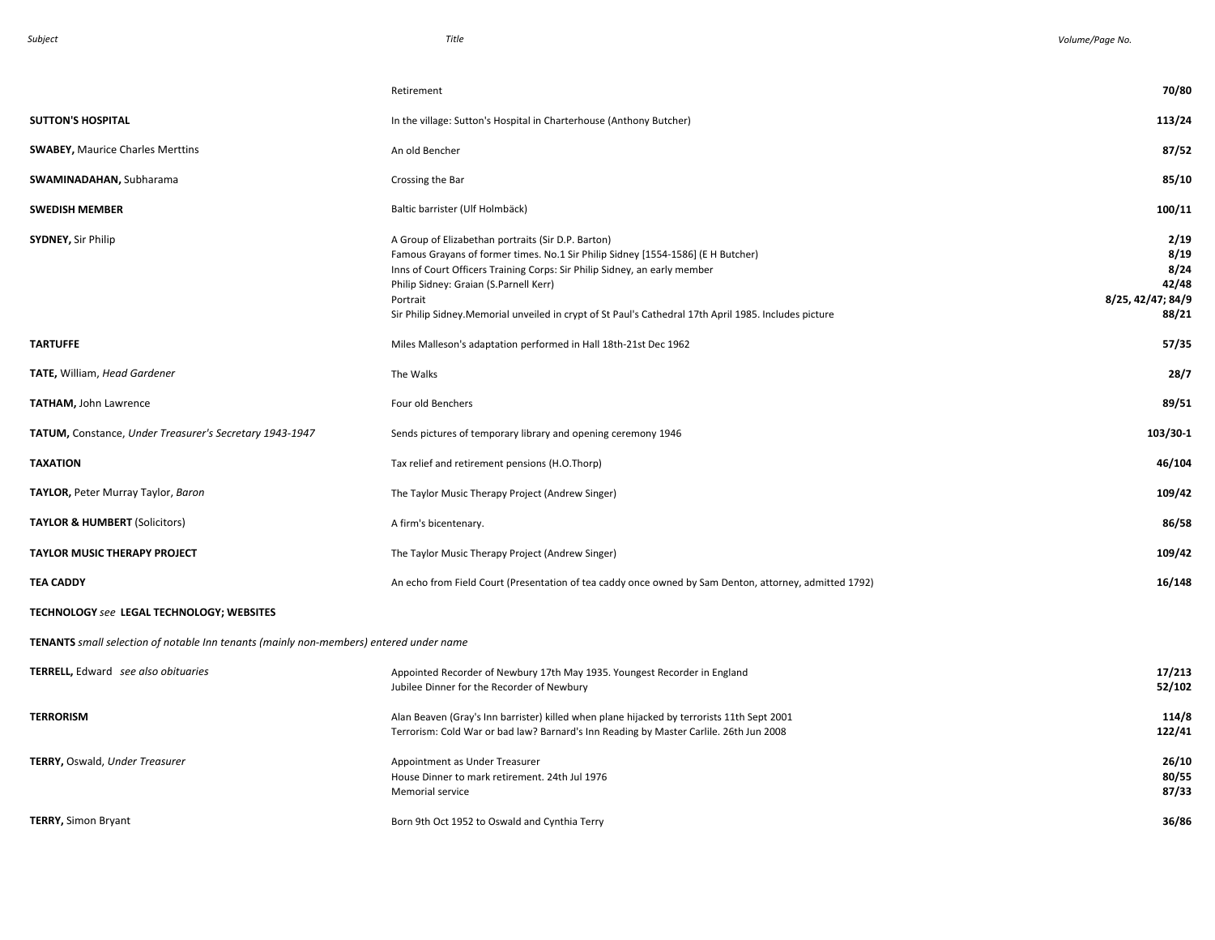| Subject | Title | Volume/Page No. |
|---|---|---|
| | Retirement | **70/80** |
| **SUTTON'S HOSPITAL** | In the village: Sutton's Hospital in Charterhouse (Anthony Butcher) | **113/24** |
| **SWABEY,** Maurice Charles Merttins | An old Bencher | **87/52** |
| **SWAMINADAHAN,** Subharama | Crossing the Bar | **85/10** |
| **SWEDISH MEMBER** | Baltic barrister (Ulf Holmbäck) | **100/11** |
| **SYDNEY,** Sir Philip | A Group of Elizabethan portraits (Sir D.P. Barton) | **2/19** |
| | Famous Grayans of former times. No.1 Sir Philip Sidney [1554-1586] (E H Butcher) | **8/19** |
| | Inns of Court Officers Training Corps: Sir Philip Sidney, an early member | **8/24** |
| | Philip Sidney: Graian (S.Parnell Kerr) | **42/48** |
| | Portrait | **8/25, 42/47; 84/9** |
| | Sir Philip Sidney.Memorial unveiled in crypt of St Paul's Cathedral 17th April 1985. Includes picture | **88/21** |
| **TARTUFFE** | Miles Malleson's adaptation performed in Hall 18th-21st Dec 1962 | **57/35** |
| **TATE,** William, *Head Gardener* | The Walks | **28/7** |
| **TATHAM,** John Lawrence | Four old Benchers | **89/51** |
| **TATUM,** Constance, *Under Treasurer's Secretary 1943-1947* | Sends pictures of temporary library and opening ceremony 1946 | **103/30-1** |
| **TAXATION** | Tax relief and retirement pensions (H.O.Thorp) | **46/104** |
| **TAYLOR,** Peter Murray Taylor, *Baron* | The Taylor Music Therapy Project (Andrew Singer) | **109/42** |
| **TAYLOR & HUMBERT** (Solicitors) | A firm's bicentenary. | **86/58** |
| **TAYLOR MUSIC THERAPY PROJECT** | The Taylor Music Therapy Project (Andrew Singer) | **109/42** |
| **TEA CADDY** | An echo from Field Court (Presentation of tea caddy once owned by Sam Denton, attorney, admitted 1792) | **16/148** |
| **TECHNOLOGY** *see* **LEGAL TECHNOLOGY; WEBSITES** | | |
| **TENANTS** *small selection of notable Inn tenants (mainly non-members) entered under name* | | |
| **TERRELL,** Edward *see also obituaries* | Appointed Recorder of Newbury 17th May 1935. Youngest Recorder in England | **17/213** |
| | Jubilee Dinner for the Recorder of Newbury | **52/102** |
| **TERRORISM** | Alan Beaven (Gray's Inn barrister) killed when plane hijacked by terrorists 11th Sept 2001 | **114/8** |
| | Terrorism: Cold War or bad law? Barnard's Inn Reading by Master Carlile. 26th Jun 2008 | **122/41** |
| **TERRY,** Oswald, *Under Treasurer* | Appointment as Under Treasurer | **26/10** |
| | House Dinner to mark retirement. 24th Jul 1976 | **80/55** |
| | Memorial service | **87/33** |
| **TERRY,** Simon Bryant | Born 9th Oct 1952 to Oswald and Cynthia Terry | **36/86** |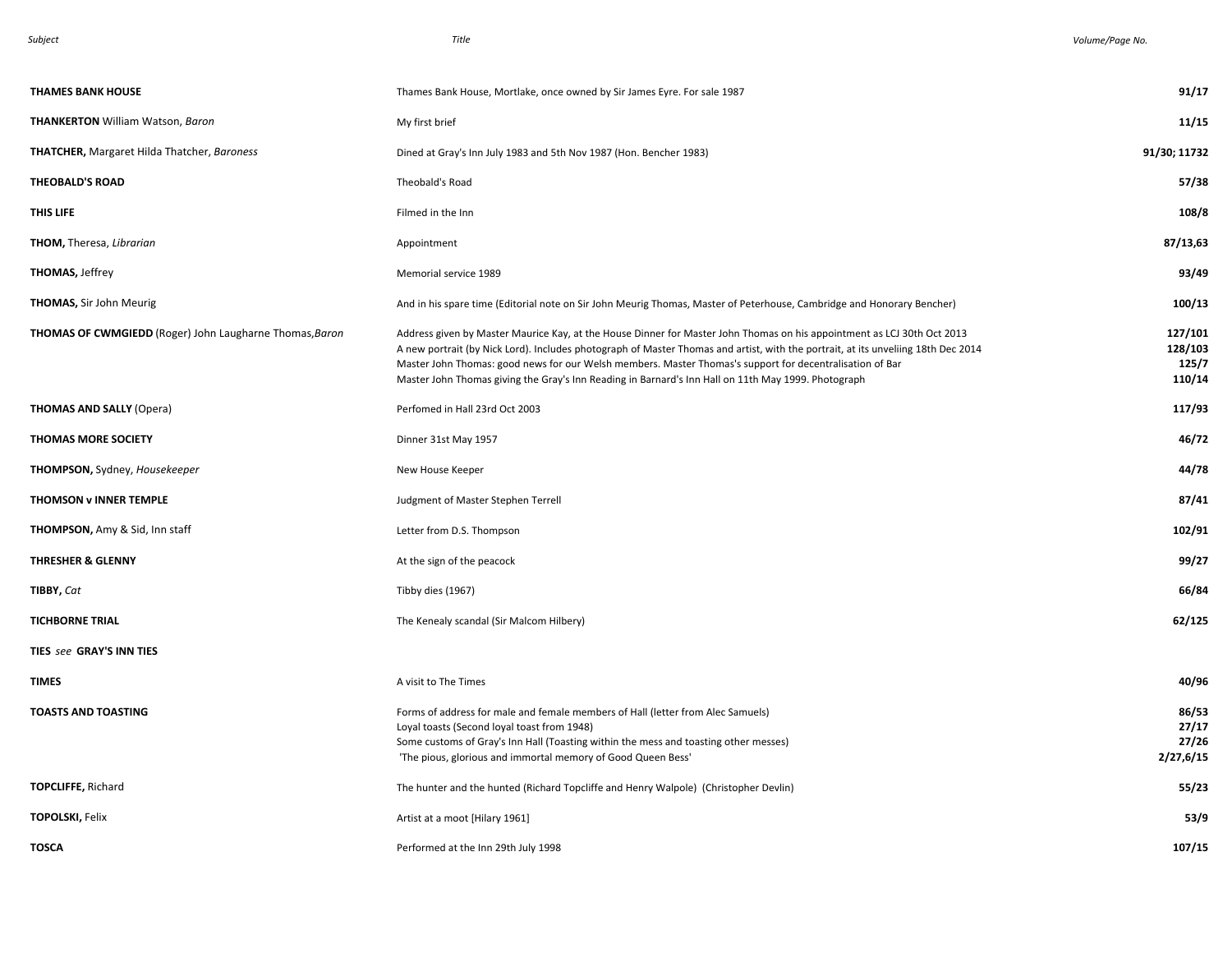| *Subject* | *Title* | *Volume/Page No.* |
|---|---|---|
| **THAMES BANK HOUSE** | Thames Bank House, Mortlake, once owned by Sir James Eyre. For sale 1987 | **91/17** |
| **THANKERTON** William Watson, *Baron* | My first brief | **11/15** |
| **THATCHER,** Margaret Hilda Thatcher, *Baroness* | Dined at Gray's Inn July 1983 and 5th Nov 1987 (Hon. Bencher 1983) | **91/30; 11732** |
| **THEOBALD'S ROAD** | Theobald's Road | **57/38** |
| **THIS LIFE** | Filmed in the Inn | **108/8** |
| **THOM,** Theresa, *Librarian* | Appointment | **87/13,63** |
| **THOMAS,** Jeffrey | Memorial service 1989 | **93/49** |
| **THOMAS,** Sir John Meurig | And in his spare time (Editorial note on Sir John Meurig Thomas, Master of Peterhouse, Cambridge and Honorary Bencher) | **100/13** |
| **THOMAS OF CWMGIEDD** (Roger) John Laugharne Thomas,*Baron* | Address given by Master Maurice Kay, at the House Dinner for Master John Thomas on his appointment as LCJ 30th Oct 2013 | **127/101** |
| | A new portrait (by Nick Lord). Includes photograph of Master Thomas and artist, with the portrait, at its unveiling 18th Dec 2014 | **128/103** |
| | Master John Thomas: good news for our Welsh members. Master Thomas's support for decentralisation of Bar | **125/7** |
| | Master John Thomas giving the Gray's Inn Reading in Barnard's Inn Hall on 11th May 1999. Photograph | **110/14** |
| **THOMAS AND SALLY** (Opera) | Perfomed in Hall 23rd Oct 2003 | **117/93** |
| **THOMAS MORE SOCIETY** | Dinner 31st May 1957 | **46/72** |
| **THOMPSON,** Sydney, *Housekeeper* | New House Keeper | **44/78** |
| **THOMSON v INNER TEMPLE** | Judgment of Master Stephen Terrell | **87/41** |
| **THOMPSON,** Amy & Sid, Inn staff | Letter from D.S. Thompson | **102/91** |
| **THRESHER & GLENNY** | At the sign of the peacock | **99/27** |
| **TIBBY,** *Cat* | Tibby dies (1967) | **66/84** |
| **TICHBORNE TRIAL** | The Kenealy scandal (Sir Malcom Hilbery) | **62/125** |
| **TIES** *see* **GRAY'S INN TIES** | | |
| **TIMES** | A visit to The Times | **40/96** |
| **TOASTS AND TOASTING** | Forms of address for male and female members of Hall (letter from Alec Samuels) | **86/53** |
| | Loyal toasts (Second loyal toast from 1948) | **27/17** |
| | Some customs of Gray's Inn Hall (Toasting within the mess and toasting other messes) | **27/26** |
| | 'The pious, glorious and immortal memory of Good Queen Bess' | **2/27,6/15** |
| **TOPCLIFFE,** Richard | The hunter and the hunted (Richard Topcliffe and Henry Walpole) (Christopher Devlin) | **55/23** |
| **TOPOLSKI,** Felix | Artist at a moot [Hilary 1961] | **53/9** |
| **TOSCA** | Performed at the Inn 29th July 1998 | **107/15** |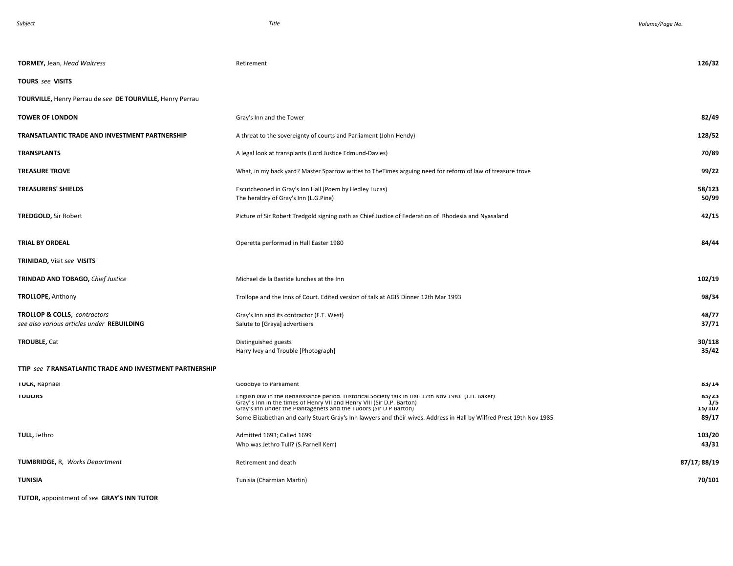| Subject | Title | Volume/Page No. |
|---|---|---|
| **TORMEY,** Jean, *Head Waitress* | Retirement | **126/32** |
| **TOURS** *see* **VISITS** | | |
| **TOURVILLE,** Henry Perrau de *see* **DE TOURVILLE,** Henry Perrau | | |
| **TOWER OF LONDON** | Gray's Inn and the Tower | **82/49** |
| **TRANSATLANTIC TRADE AND INVESTMENT PARTNERSHIP** | A threat to the sovereignty of courts and Parliament (John Hendy) | **128/52** |
| **TRANSPLANTS** | A legal look at transplants (Lord Justice Edmund-Davies) | **70/89** |
| **TREASURE TROVE** | What, in my back yard? Master Sparrow writes to TheTimes arguing need for reform of law of treasure trove | **99/22** |
| **TREASURERS' SHIELDS** | Escutcheoned in Gray's Inn Hall (Poem by Hedley Lucas) | **58/123** |
| | The heraldry of Gray's Inn (L.G.Pine) | **50/99** |
| **TREDGOLD,** Sir Robert | Picture of Sir Robert Tredgold signing oath as Chief Justice of Federation of Rhodesia and Nyasaland | **42/15** |
| **TRIAL BY ORDEAL** | Operetta performed in Hall Easter 1980 | **84/44** |
| **TRINIDAD,** Visit *see* **VISITS** | | |
| **TRINDAD AND TOBAGO,** *Chief Justice* | Michael de la Bastide lunches at the Inn | **102/19** |
| **TROLLOPE,** Anthony | Trollope and the Inns of Court. Edited version of talk at AGIS Dinner 12th Mar 1993 | **98/34** |
| **TROLLOP & COLLS,** *contractors* | Gray's Inn and its contractor (F.T. West) | **48/77** |
| *see also various articles under* **REBUILDING** | Salute to [Graya] advertisers | **37/71** |
| **TROUBLE,** Cat | Distinguished guests | **30/118** |
| | Harry Ivey and Trouble [Photograph] | **35/42** |
| **TTIP** *see* **TRANSATLANTIC TRADE AND INVESTMENT PARTNERSHIP** | | |
| **TUCK,** Raphael | Goodbye to Parliament | **83/14** |
| **TUDORS** | English law in the Renaisssance period. Historical Society talk in Hall 17th Nov 1981 (J.H. Baker) | **85/23** |
| | Gray's Inn in the times of Henry VII and Henry VIII (Sir D.P. Barton) | **1/5** |
| | Gray's Inn under the Plantagenets and the Tudors (Sir D P Barton) | **15/107** |
| | Some Elizabethan and early Stuart Gray's Inn lawyers and their wives. Address in Hall by Wilfred Prest 19th Nov 1985 | **89/17** |
| **TULL,** Jethro | Admitted 1693; Called 1699 | **103/20** |
| | Who was Jethro Tull? (S.Parnell Kerr) | **43/31** |
| **TUMBRIDGE,** R, *Works Department* | Retirement and death | **87/17; 88/19** |
| **TUNISIA** | Tunisia (Charmian Martin) | **70/101** |
| **TUTOR,** appointment of *see* **GRAY'S INN TUTOR** | | |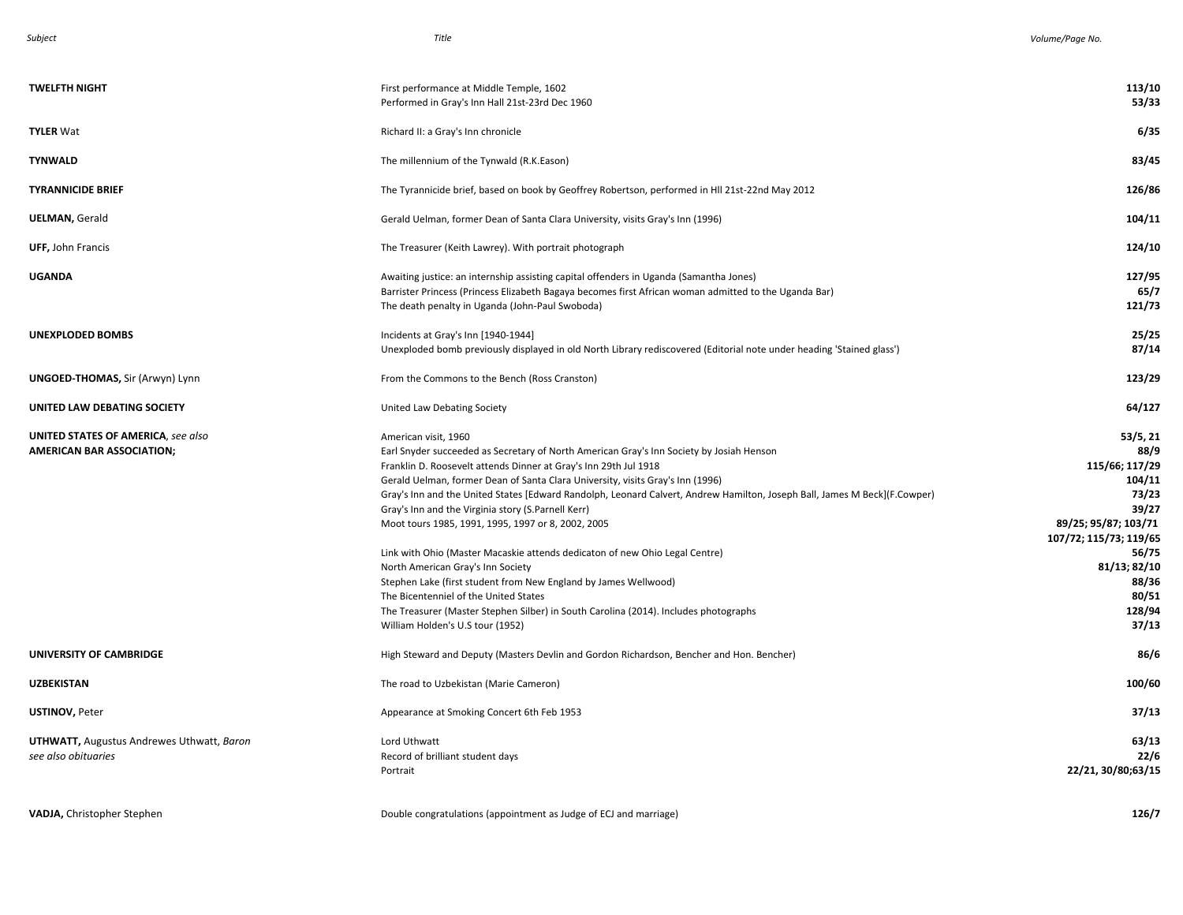| Subject | Title | Volume/Page No. |
|---|---|---|
| **TWELFTH NIGHT** | First performance at Middle Temple, 1602 | **113/10** |
| | Performed in Gray's Inn Hall 21st-23rd Dec 1960 | **53/33** |
| **TYLER** Wat | Richard II: a Gray's Inn chronicle | **6/35** |
| **TYNWALD** | The millennium of the Tynwald (R.K.Eason) | **83/45** |
| **TYRANNICIDE BRIEF** | The Tyrannicide brief, based on book by Geoffrey Robertson, performed in Hll 21st-22nd May 2012 | **126/86** |
| **UELMAN,** Gerald | Gerald Uelman, former Dean of Santa Clara University, visits Gray's Inn (1996) | **104/11** |
| **UFF,** John Francis | The Treasurer (Keith Lawrey). With portrait photograph | **124/10** |
| **UGANDA** | Awaiting justice: an internship assisting capital offenders in Uganda (Samantha Jones) | **127/95** |
| | Barrister Princess (Princess Elizabeth Bagaya becomes first African woman admitted to the Uganda Bar) | **65/7** |
| | The death penalty in Uganda (John-Paul Swoboda) | **121/73** |
| **UNEXPLODED BOMBS** | Incidents at Gray's Inn [1940-1944] | **25/25** |
| | Unexploded bomb previously displayed in old North Library rediscovered (Editorial note under heading 'Stained glass') | **87/14** |
| **UNGOED-THOMAS,** Sir (Arwyn) Lynn | From the Commons to the Bench (Ross Cranston) | **123/29** |
| **UNITED LAW DEBATING SOCIETY** | United Law Debating Society | **64/127** |
| **UNITED STATES OF AMERICA,** *see also* **AMERICAN BAR ASSOCIATION;** | American visit, 1960 | **53/5, 21** |
| | Earl Snyder succeeded as Secretary of North American Gray's Inn Society by Josiah Henson | **88/9** |
| | Franklin D. Roosevelt attends Dinner at Gray's Inn 29th Jul 1918 | **115/66; 117/29** |
| | Gerald Uelman, former Dean of Santa Clara University, visits Gray's Inn (1996) | **104/11** |
| | Gray's Inn and the United States [Edward Randolph, Leonard Calvert, Andrew Hamilton, Joseph Ball, James M Beck](F.Cowper) | **73/23** |
| | Gray's Inn and the Virginia story (S.Parnell Kerr) | **39/27** |
| | Moot tours 1985, 1991, 1995, 1997 or 8, 2002, 2005 | **89/25; 95/87; 103/71 107/72; 115/73; 119/65** |
| | Link with Ohio (Master Macaskie attends dedicaton of new Ohio Legal Centre) | **56/75** |
| | North American Gray's Inn Society | **81/13; 82/10** |
| | Stephen Lake (first student from New England by James Wellwood) | **88/36** |
| | The Bicentenniel of the United States | **80/51** |
| | The Treasurer (Master Stephen Silber) in South Carolina (2014). Includes photographs | **128/94** |
| | William Holden's U.S tour (1952) | **37/13** |
| **UNIVERSITY OF CAMBRIDGE** | High Steward and Deputy (Masters Devlin and Gordon Richardson, Bencher and Hon. Bencher) | **86/6** |
| **UZBEKISTAN** | The road to Uzbekistan (Marie Cameron) | **100/60** |
| **USTINOV,** Peter | Appearance at Smoking Concert 6th Feb 1953 | **37/13** |
| **UTHWATT,** Augustus Andrewes Uthwatt, *Baron see also obituaries* | Lord Uthwatt | **63/13** |
| | Record of brilliant student days | **22/6** |
| | Portrait | **22/21, 30/80;63/15** |
| **VADJA,** Christopher Stephen | Double congratulations (appointment as Judge of ECJ and marriage) | **126/7** |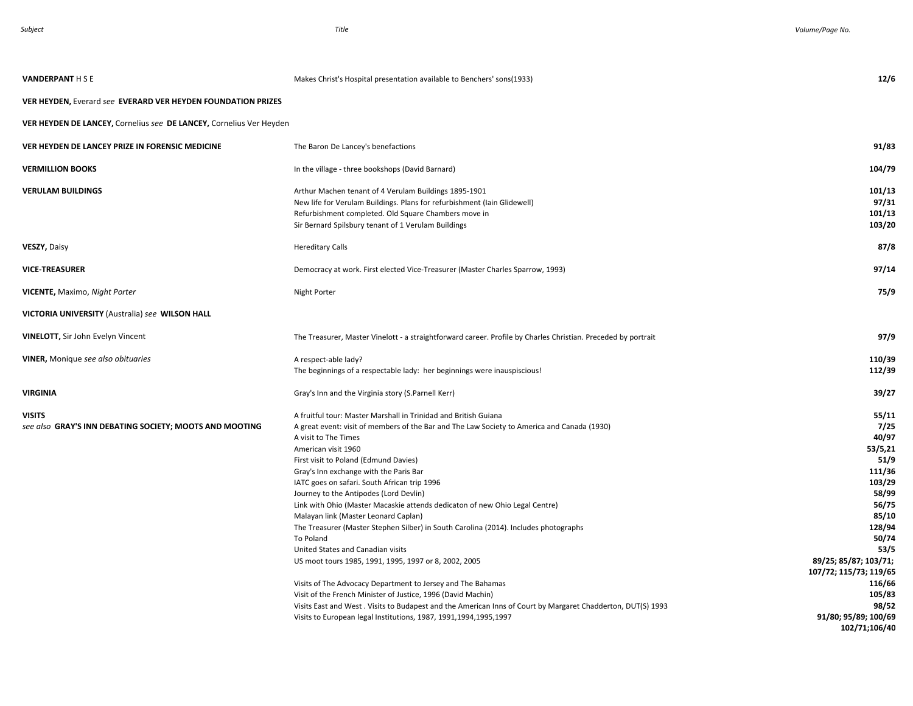| Subject | Title | Volume/Page No. |
|---|---|---|
| **VANDERPANT** H S E | Makes Christ's Hospital presentation available to Benchers' sons(1933) | **12/6** |
| **VER HEYDEN,** Everard *see* **EVERARD VER HEYDEN FOUNDATION PRIZES** | | |
| **VER HEYDEN DE LANCEY,** Cornelius *see* **DE LANCEY,** Cornelius Ver Heyden | | |
| **VER HEYDEN DE LANCEY PRIZE IN FORENSIC MEDICINE** | The Baron De Lancey's benefactions | **91/83** |
| **VERMILLION BOOKS** | In the village - three bookshops (David Barnard) | **104/79** |
| **VERULAM BUILDINGS** | Arthur Machen tenant of 4 Verulam Buildings 1895-1901 | **101/13** |
| | New life for Verulam Buildings. Plans for refurbishment (Iain Glidewell) | **97/31** |
| | Refurbishment completed. Old Square Chambers move in | **101/13** |
| | Sir Bernard Spilsbury tenant of 1 Verulam Buildings | **103/20** |
| **VESZY,** Daisy | Hereditary Calls | **87/8** |
| **VICE-TREASURER** | Democracy at work. First elected Vice-Treasurer (Master Charles Sparrow, 1993) | **97/14** |
| **VICENTE,** Maximo, *Night Porter* | Night Porter | **75/9** |
| **VICTORIA UNIVERSITY** (Australia) *see* **WILSON HALL** | | |
| **VINELOTT,** Sir John Evelyn Vincent | The Treasurer, Master Vinelott - a straightforward career. Profile by Charles Christian. Preceded by portrait | **97/9** |
| **VINER,** Monique *see also obituaries* | A respect-able lady? | **110/39** |
| | The beginnings of a respectable lady: her beginnings were inauspiscious! | **112/39** |
| **VIRGINIA** | Gray's Inn and the Virginia story (S.Parnell Kerr) | **39/27** |
| **VISITS** *see also* **GRAY'S INN DEBATING SOCIETY; MOOTS AND MOOTING** | A fruitful tour: Master Marshall in Trinidad and British Guiana | **55/11** |
| | A great event: visit of members of the Bar and The Law Society to America and Canada (1930) | **7/25** |
| | A visit to The Times | **40/97** |
| | American visit 1960 | **53/5,21** |
| | First visit to Poland (Edmund Davies) | **51/9** |
| | Gray's Inn exchange with the Paris Bar | **111/36** |
| | IATC goes on safari. South African trip 1996 | **103/29** |
| | Journey to the Antipodes (Lord Devlin) | **58/99** |
| | Link with Ohio (Master Macaskie attends dedicaton of new Ohio Legal Centre) | **56/75** |
| | Malayan link (Master Leonard Caplan) | **85/10** |
| | The Treasurer (Master Stephen Silber) in South Carolina (2014). Includes photographs | **128/94** |
| | To Poland | **50/74** |
| | United States and Canadian visits | **53/5** |
| | US moot tours 1985, 1991, 1995, 1997 or 8, 2002, 2005 | **89/25; 85/87; 103/71; 107/72; 115/73; 119/65** |
| | Visits of The Advocacy Department to Jersey and The Bahamas | **116/66** |
| | Visit of the French Minister of Justice, 1996 (David Machin) | **105/83** |
| | Visits East and West . Visits to Budapest and the American Inns of Court by Margaret Chadderton, DUT(S) 1993 | **98/52** |
| | Visits to European legal Institutions, 1987, 1991,1994,1995,1997 | **91/80; 95/89; 100/69 102/71;106/40** |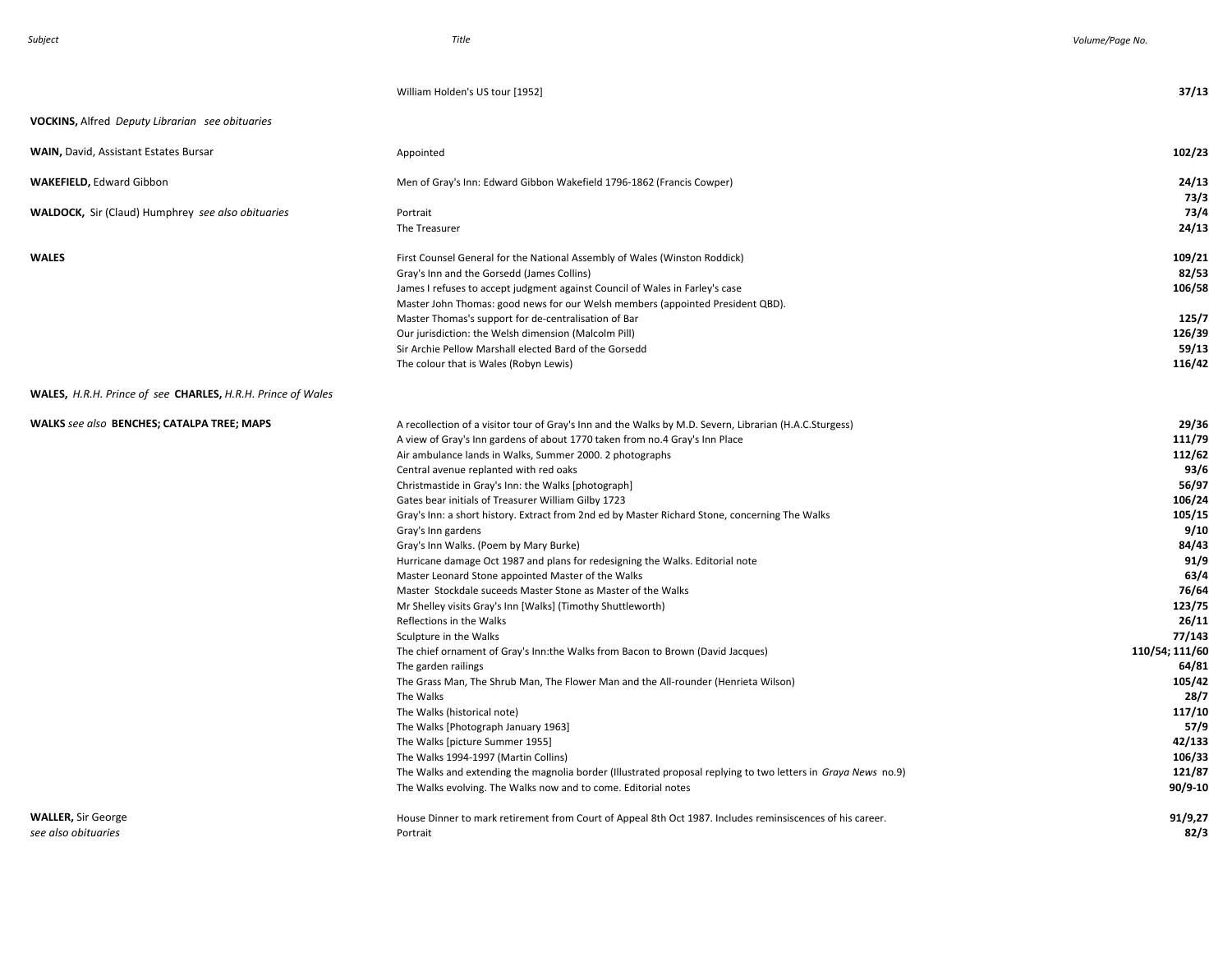| Subject | Title | Volume/Page No. |
|---|---|---|
| | William Holden's US tour [1952] | **37/13** |
| **VOCKINS,** Alfred *Deputy Librarian see obituaries* | | |
| **WAIN,** David, Assistant Estates Bursar | Appointed | **102/23** |
| **WAKEFIELD,** Edward Gibbon | Men of Gray's Inn: Edward Gibbon Wakefield 1796-1862 (Francis Cowper) | **24/13** |
| | | **73/3** |
| **WALDOCK,** Sir (Claud) Humphrey *see also obituaries* | Portrait | **73/4** |
| | The Treasurer | **24/13** |
| **WALES** | First Counsel General for the National Assembly of Wales (Winston Roddick) | **109/21** |
| | Gray's Inn and the Gorsedd (James Collins) | **82/53** |
| | James I refuses to accept judgment against Council of Wales in Farley's case | **106/58** |
| | Master John Thomas: good news for our Welsh members (appointed President QBD). | |
| | Master Thomas's support for de-centralisation of Bar | **125/7** |
| | Our jurisdiction: the Welsh dimension (Malcolm Pill) | **126/39** |
| | Sir Archie Pellow Marshall elected Bard of the Gorsedd | **59/13** |
| | The colour that is Wales (Robyn Lewis) | **116/42** |
| **WALES,** *H.R.H. Prince of see* **CHARLES,** *H.R.H. Prince of Wales* | | |
| **WALKS** *see also* **BENCHES; CATALPA TREE; MAPS** | A recollection of a visitor tour of Gray's Inn and the Walks by M.D. Severn, Librarian (H.A.C.Sturgess) | **29/36** |
| | A view of Gray's Inn gardens of about 1770 taken from no.4 Gray's Inn Place | **111/79** |
| | Air ambulance lands in Walks, Summer 2000. 2 photographs | **112/62** |
| | Central avenue replanted with red oaks | **93/6** |
| | Christmastide in Gray's Inn: the Walks [photograph] | **56/97** |
| | Gates bear initials of Treasurer William Gilby 1723 | **106/24** |
| | Gray's Inn: a short history. Extract from 2nd ed by Master Richard Stone, concerning The Walks | **105/15** |
| | Gray's Inn gardens | **9/10** |
| | Gray's Inn Walks. (Poem by Mary Burke) | **84/43** |
| | Hurricane damage Oct 1987 and plans for redesigning the Walks. Editorial note | **91/9** |
| | Master Leonard Stone appointed Master of the Walks | **63/4** |
| | Master Stockdale suceeds Master Stone as Master of the Walks | **76/64** |
| | Mr Shelley visits Gray's Inn [Walks] (Timothy Shuttleworth) | **123/75** |
| | Reflections in the Walks | **26/11** |
| | Sculpture in the Walks | **77/143** |
| | The chief ornament of Gray's Inn:the Walks from Bacon to Brown (David Jacques) | **110/54; 111/60** |
| | The garden railings | **64/81** |
| | The Grass Man, The Shrub Man, The Flower Man and the All-rounder (Henrieta Wilson) | **105/42** |
| | The Walks | **28/7** |
| | The Walks (historical note) | **117/10** |
| | The Walks [Photograph January 1963] | **57/9** |
| | The Walks [picture Summer 1955] | **42/133** |
| | The Walks 1994-1997 (Martin Collins) | **106/33** |
| | The Walks and extending the magnolia border (Illustrated proposal replying to two letters in *Graya News* no.9) | **121/87** |
| | The Walks evolving. The Walks now and to come. Editorial notes | **90/9-10** |
| **WALLER,** Sir George | House Dinner to mark retirement from Court of Appeal 8th Oct 1987. Includes reminsiscences of his career. | **91/9,27** |
| *see also obituaries* | Portrait | **82/3** |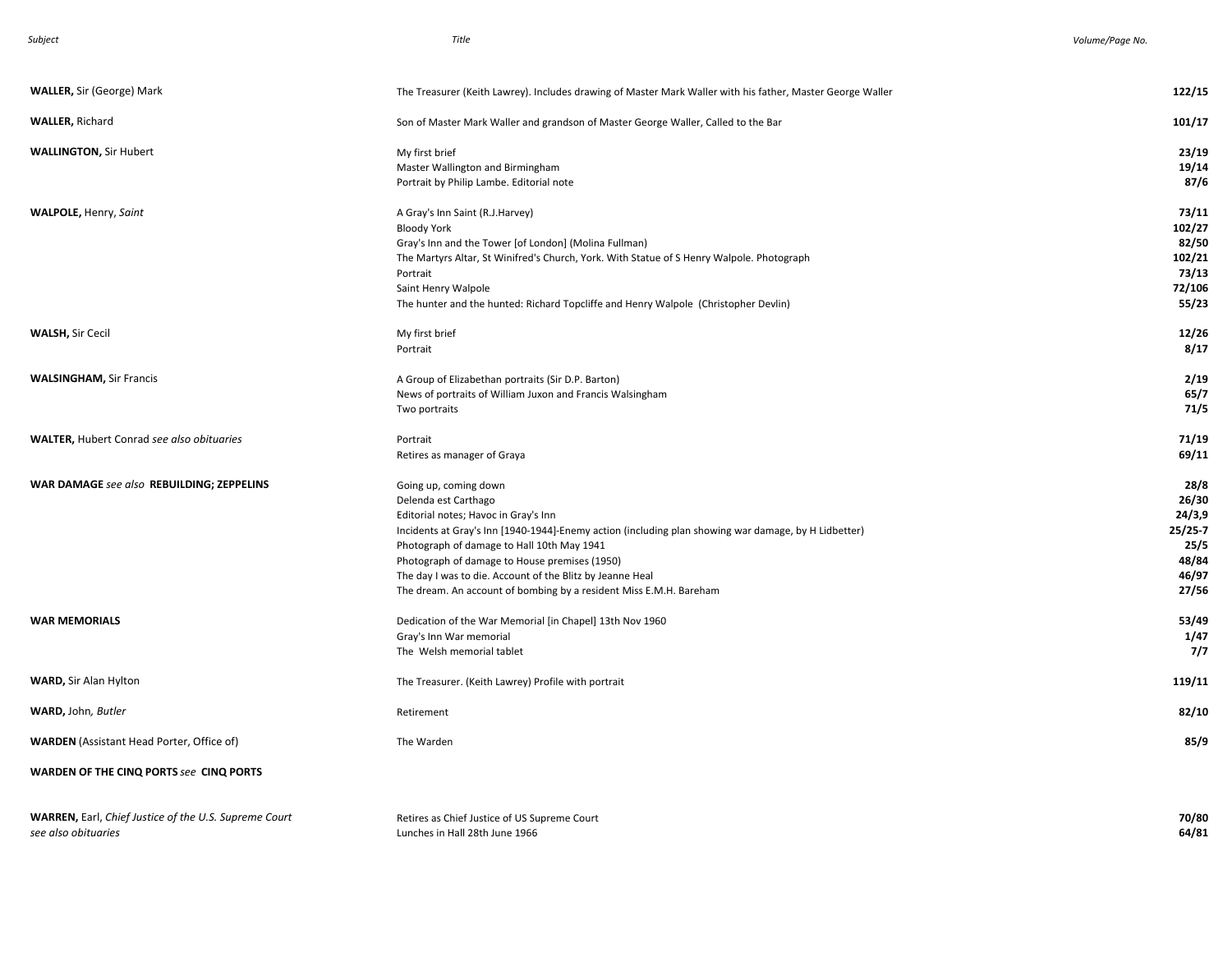| Subject | Title | Volume/Page No. |
|---|---|---|
| **WALLER,** Sir (George) Mark | The Treasurer (Keith Lawrey). Includes drawing of Master Mark Waller with his father, Master George Waller | **122/15** |
| **WALLER,** Richard | Son of Master Mark Waller and grandson of Master George Waller, Called to the Bar | **101/17** |
| **WALLINGTON,** Sir Hubert | My first brief | **23/19** |
| | Master Wallington and Birmingham | **19/14** |
| | Portrait by Philip Lambe. Editorial note | **87/6** |
| **WALPOLE,** Henry, *Saint* | A Gray's Inn Saint (R.J.Harvey) | **73/11** |
| | Bloody York | **102/27** |
| | Gray's Inn and the Tower [of London] (Molina Fullman) | **82/50** |
| | The Martyrs Altar, St Winifred's Church, York. With Statue of S Henry Walpole. Photograph | **102/21** |
| | Portrait | **73/13** |
| | Saint Henry Walpole | **72/106** |
| | The hunter and the hunted: Richard Topcliffe and Henry Walpole (Christopher Devlin) | **55/23** |
| **WALSH,** Sir Cecil | My first brief | **12/26** |
| | Portrait | **8/17** |
| **WALSINGHAM,** Sir Francis | A Group of Elizabethan portraits (Sir D.P. Barton) | **2/19** |
| | News of portraits of William Juxon and Francis Walsingham | **65/7** |
| | Two portraits | **71/5** |
| **WALTER,** Hubert Conrad *see also obituaries* | Portrait | **71/19** |
| | Retires as manager of Graya | **69/11** |
| **WAR DAMAGE** *see also* **REBUILDING; ZEPPELINS** | Going up, coming down | **28/8** |
| | Delenda est Carthago | **26/30** |
| | Editorial notes; Havoc in Gray's Inn | **24/3,9** |
| | Incidents at Gray's Inn [1940-1944]-Enemy action (including plan showing war damage, by H Lidbetter) | **25/25-7** |
| | Photograph of damage to Hall 10th May 1941 | **25/5** |
| | Photograph of damage to House premises (1950) | **48/84** |
| | The day I was to die. Account of the Blitz by Jeanne Heal | **46/97** |
| | The dream. An account of bombing by a resident Miss E.M.H. Bareham | **27/56** |
| **WAR MEMORIALS** | Dedication of the War Memorial [in Chapel] 13th Nov 1960 | **53/49** |
| | Gray's Inn War memorial | **1/47** |
| | The Welsh memorial tablet | **7/7** |
| **WARD,** Sir Alan Hylton | The Treasurer. (Keith Lawrey) Profile with portrait | **119/11** |
| **WARD,** John*, Butler* | Retirement | **82/10** |
| **WARDEN** (Assistant Head Porter, Office of) | The Warden | **85/9** |
| **WARDEN OF THE CINQ PORTS** *see* **CINQ PORTS** | | |
| **WARREN,** Earl, *Chief Justice of the U.S. Supreme Court* | Retires as Chief Justice of US Supreme Court | **70/80** |
| *see also obituaries* | Lunches in Hall 28th June 1966 | **64/81** |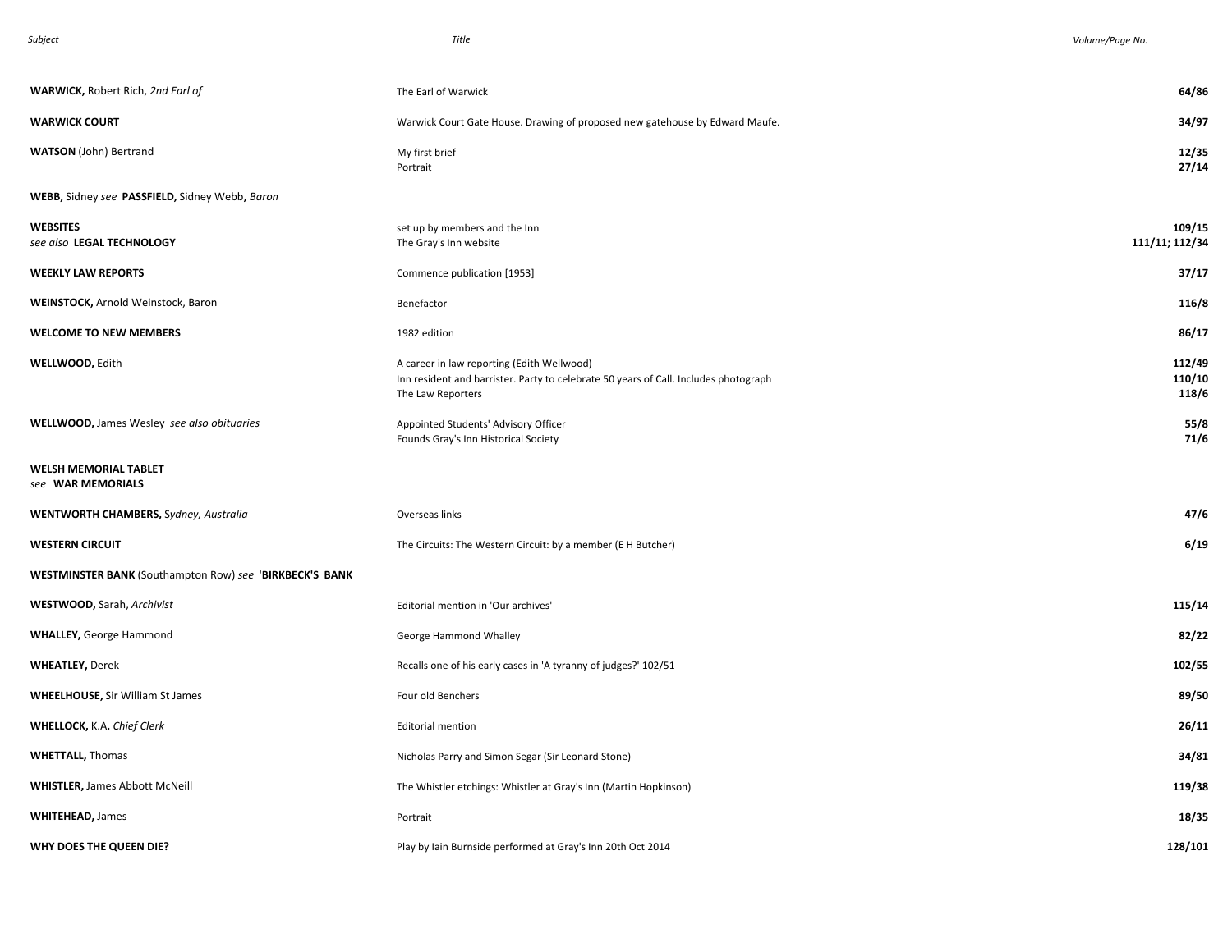| Subject | Title | Volume/Page No. |
| --- | --- | --- |
| **WARWICK,** Robert Rich, *2nd Earl of* | The Earl of Warwick | **64/86** |
| **WARWICK COURT** | Warwick Court Gate House. Drawing of proposed new gatehouse by Edward Maufe. | **34/97** |
| **WATSON** (John) Bertrand | My first brief | **12/35** |
| | Portrait | **27/14** |
| **WEBB,** Sidney *see* **PASSFIELD,** Sidney Webb**,** *Baron* | | |
| **WEBSITES** | set up by members and the Inn | **109/15** |
| *see also* **LEGAL TECHNOLOGY** | The Gray's Inn website | **111/11; 112/34** |
| **WEEKLY LAW REPORTS** | Commence publication [1953] | **37/17** |
| **WEINSTOCK,** Arnold Weinstock, Baron | Benefactor | **116/8** |
| **WELCOME TO NEW MEMBERS** | 1982 edition | **86/17** |
| **WELLWOOD,** Edith | A career in law reporting (Edith Wellwood) | **112/49** |
| | Inn resident and barrister. Party to celebrate 50 years of Call. Includes photograph | **110/10** |
| | The Law Reporters | **118/6** |
| **WELLWOOD,** James Wesley *see also obituaries* | Appointed Students' Advisory Officer | **55/8** |
| | Founds Gray's Inn Historical Society | **71/6** |
| **WELSH MEMORIAL TABLET** *see* **WAR MEMORIALS** | | |
| **WENTWORTH CHAMBERS,** *Sydney, Australia* | Overseas links | **47/6** |
| **WESTERN CIRCUIT** | The Circuits: The Western Circuit: by a member (E H Butcher) | **6/19** |
| **WESTMINSTER BANK** (Southampton Row) *see* **'BIRKBECK'S BANK** | | |
| **WESTWOOD,** Sarah, *Archivist* | Editorial mention in 'Our archives' | **115/14** |
| **WHALLEY,** George Hammond | George Hammond Whalley | **82/22** |
| **WHEATLEY,** Derek | Recalls one of his early cases in 'A tyranny of judges?' 102/51 | **102/55** |
| **WHEELHOUSE,** Sir William St James | Four old Benchers | **89/50** |
| **WHELLOCK,** K.A**.** *Chief Clerk* | Editorial mention | **26/11** |
| **WHETTALL,** Thomas | Nicholas Parry and Simon Segar (Sir Leonard Stone) | **34/81** |
| **WHISTLER,** James Abbott McNeill | The Whistler etchings: Whistler at Gray's Inn (Martin Hopkinson) | **119/38** |
| **WHITEHEAD,** James | Portrait | **18/35** |
| **WHY DOES THE QUEEN DIE?** | Play by Iain Burnside performed at Gray's Inn 20th Oct 2014 | **128/101** |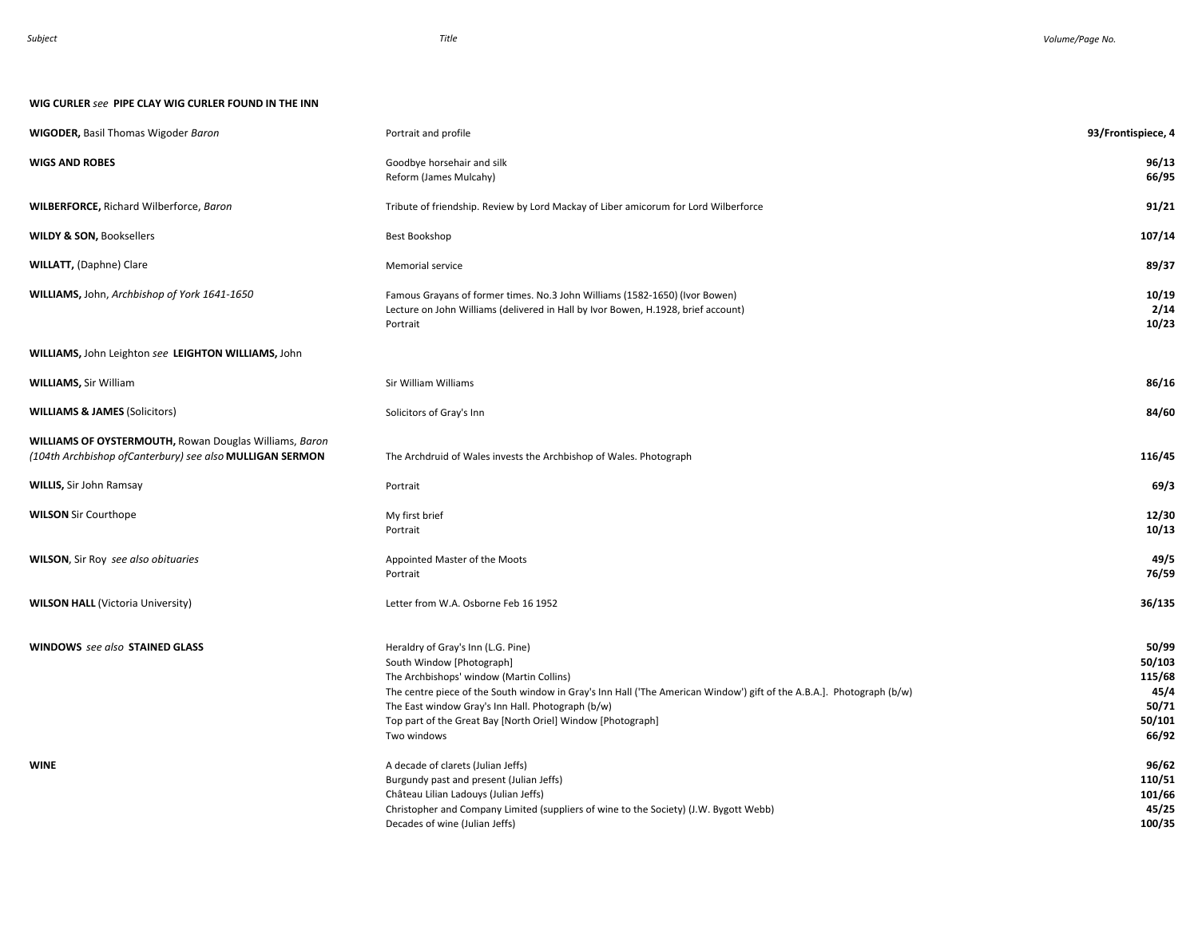| Subject | Title | Volume/Page No. |
|---|---|---|
| **WIG CURLER** *see* **PIPE CLAY WIG CURLER FOUND IN THE INN** | | |
| **WIGODER,** Basil Thomas Wigoder *Baron* | Portrait and profile | **93/Frontispiece, 4** |
| **WIGS AND ROBES** | Goodbye horsehair and silk | **96/13** |
| | Reform (James Mulcahy) | **66/95** |
| **WILBERFORCE,** Richard Wilberforce, *Baron* | Tribute of friendship. Review by Lord Mackay of Liber amicorum for Lord Wilberforce | **91/21** |
| **WILDY & SON,** Booksellers | Best Bookshop | **107/14** |
| **WILLATT,** (Daphne) Clare | Memorial service | **89/37** |
| **WILLIAMS,** John, *Archbishop of York 1641-1650* | Famous Grayans of former times. No.3 John Williams (1582-1650) (Ivor Bowen) | **10/19** |
| | Lecture on John Williams (delivered in Hall by Ivor Bowen, H.1928, brief account) | **2/14** |
| | Portrait | **10/23** |
| **WILLIAMS,** John Leighton *see* **LEIGHTON WILLIAMS,** John | | |
| **WILLIAMS,** Sir William | Sir William Williams | **86/16** |
| **WILLIAMS & JAMES** (Solicitors) | Solicitors of Gray's Inn | **84/60** |
| **WILLIAMS OF OYSTERMOUTH,** Rowan Douglas Williams, *Baron (104th Archbishop ofCanterbury) see also* **MULLIGAN SERMON** | The Archdruid of Wales invests the Archbishop of Wales. Photograph | **116/45** |
| **WILLIS,** Sir John Ramsay | Portrait | **69/3** |
| **WILSON** Sir Courthope | My first brief | **12/30** |
| | Portrait | **10/13** |
| **WILSON**, Sir Roy *see also obituaries* | Appointed Master of the Moots | **49/5** |
| | Portrait | **76/59** |
| **WILSON HALL** (Victoria University) | Letter from W.A. Osborne Feb 16 1952 | **36/135** |
| **WINDOWS** *see also* **STAINED GLASS** | Heraldry of Gray's Inn (L.G. Pine) | **50/99** |
| | South Window [Photograph] | **50/103** |
| | The Archbishops' window (Martin Collins) | **115/68** |
| | The centre piece of the South window in Gray's Inn Hall ('The American Window') gift of the A.B.A.]. Photograph (b/w) | **45/4** |
| | The East window Gray's Inn Hall. Photograph (b/w) | **50/71** |
| | Top part of the Great Bay [North Oriel] Window [Photograph] | **50/101** |
| | Two windows | **66/92** |
| **WINE** | A decade of clarets (Julian Jeffs) | **96/62** |
| | Burgundy past and present (Julian Jeffs) | **110/51** |
| | Château Lilian Ladouys (Julian Jeffs) | **101/66** |
| | Christopher and Company Limited (suppliers of wine to the Society) (J.W. Bygott Webb) | **45/25** |
| | Decades of wine (Julian Jeffs) | **100/35** |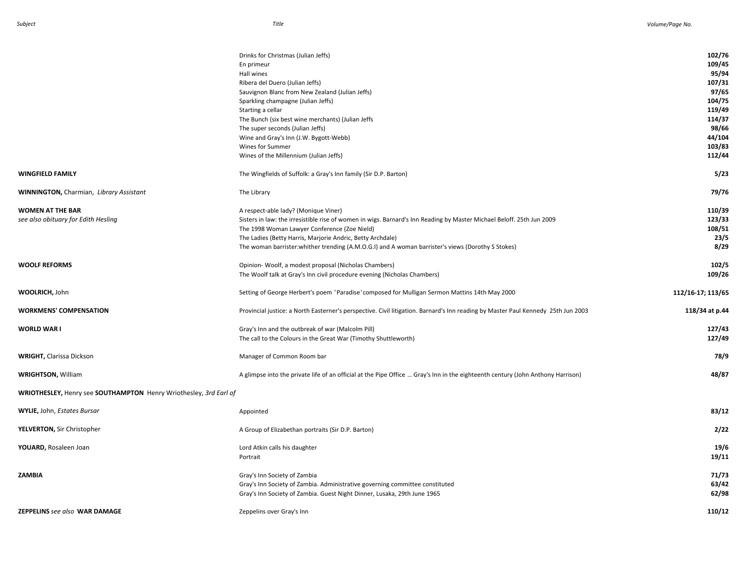| Subject | Title | Volume/Page No. |
|---|---|---|
| | Drinks for Christmas (Julian Jeffs) | **102/76** |
| | En primeur | **109/45** |
| | Hall wines | **95/94** |
| | Ribera del Duero (Julian Jeffs) | **107/31** |
| | Sauvignon Blanc from New Zealand (Julian Jeffs) | **97/65** |
| | Sparkling champagne (Julian Jeffs) | **104/75** |
| | Starting a cellar | **119/49** |
| | The Bunch (six best wine merchants) (Julian Jeffs | **114/37** |
| | The super seconds (Julian Jeffs) | **98/66** |
| | Wine and Gray's Inn (J.W. Bygott-Webb) | **44/104** |
| | Wines for Summer | **103/83** |
| | Wines of the Millennium (Julian Jeffs) | **112/44** |
| **WINGFIELD FAMILY** | The Wingfields of Suffolk: a Gray's Inn family (Sir D.P. Barton) | **5/23** |
| **WINNINGTON,** Charmian, *Library Assistant* | The Library | **79/76** |
| **WOMEN AT THE BAR** | A respect-able lady? (Monique Viner) | **110/39** |
| *see also obituary for Edith Hesling* | Sisters in law: the irresistible rise of women in wigs. Barnard's Inn Reading by Master Michael Beloff. 25th Jun 2009 | **123/33** |
| | The 1998 Woman Lawyer Conference (Zoe Nield) | **108/51** |
| | The Ladies (Betty Harris, Marjorie Andric, Betty Archdale) | **23/5** |
| | The woman barrister:whither trending (A.M.O.G.I) and A woman barrister's views (Dorothy S Stokes) | **8/29** |
| **WOOLF REFORMS** | Opinion- Woolf, a modest proposal (Nicholas Chambers) | **102/5** |
| | The Woolf talk at Gray's Inn civil procedure evening (Nicholas Chambers) | **109/26** |
| **WOOLRICH,** John | Setting of George Herbert's poem *'Paradise'* composed for Mulligan Sermon Mattins 14th May 2000 | **112/16-17; 113/65** |
| **WORKMENS' COMPENSATION** | Provincial justice: a North Easterner's perspective. Civil litigation. Barnard's Inn reading by Master Paul Kennedy 25th Jun 2003 | **118/34 at p.44** |
| **WORLD WAR I** | Gray's Inn and the outbreak of war (Malcolm Pill) | **127/43** |
| | The call to the Colours in the Great War (Timothy Shuttleworth) | **127/49** |
| **WRIGHT,** Clarissa Dickson | Manager of Common Room bar | **78/9** |
| **WRIGHTSON,** William | A glimpse into the private life of an official at the Pipe Office … Gray's Inn in the eighteenth century (John Anthony Harrison) | **48/87** |
| **WRIOTHESLEY,** Henry see **SOUTHAMPTON** Henry Wriothesley, *3rd Earl of* | | |
| **WYLIE,** John, *Estates Bursar* | Appointed | **83/12** |
| **YELVERTON,** Sir Christopher | A Group of Elizabethan portraits (Sir D.P. Barton) | **2/22** |
| **YOUARD,** Rosaleen Joan | Lord Atkin calls his daughter | **19/6** |
| | Portrait | **19/11** |
| **ZAMBIA** | Gray's Inn Society of Zambia | **71/73** |
| | Gray's Inn Society of Zambia. Administrative governing committee constituted | **63/42** |
| | Gray's Inn Society of Zambia. Guest Night Dinner, Lusaka, 29th June 1965 | **62/98** |
| **ZEPPELINS** *see also* **WAR DAMAGE** | Zeppelins over Gray's Inn | **110/12** |